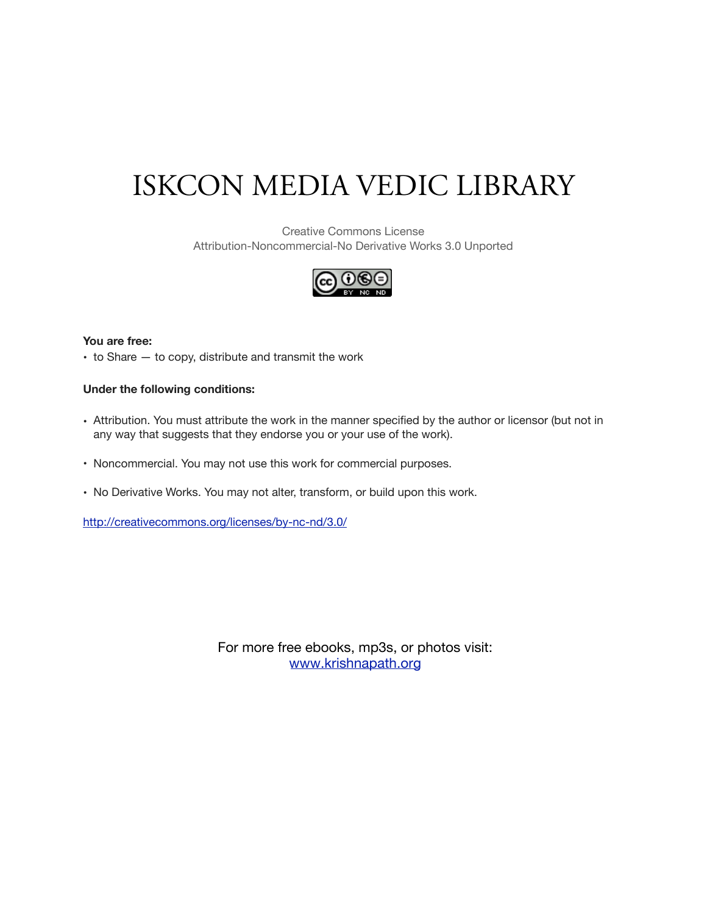# ISKCON MEDIA VEDIC LIBRARY

Creative Commons License
Attribution-Noncommercial-No Derivative Works 3.0 Unported

**You are free:**

- to Share — to copy, distribute and transmit the work

**Under the following conditions:**

- Attribution. You must attribute the work in the manner specified by the author or licensor (but not in any way that suggests that they endorse you or your use of the work).
- Noncommercial. You may not use this work for commercial purposes.
- No Derivative Works. You may not alter, transform, or build upon this work.

http://creativecommons.org/licenses/by-nc-nd/3.0/

For more free ebooks, mp3s, or photos visit:
www.krishnapath.org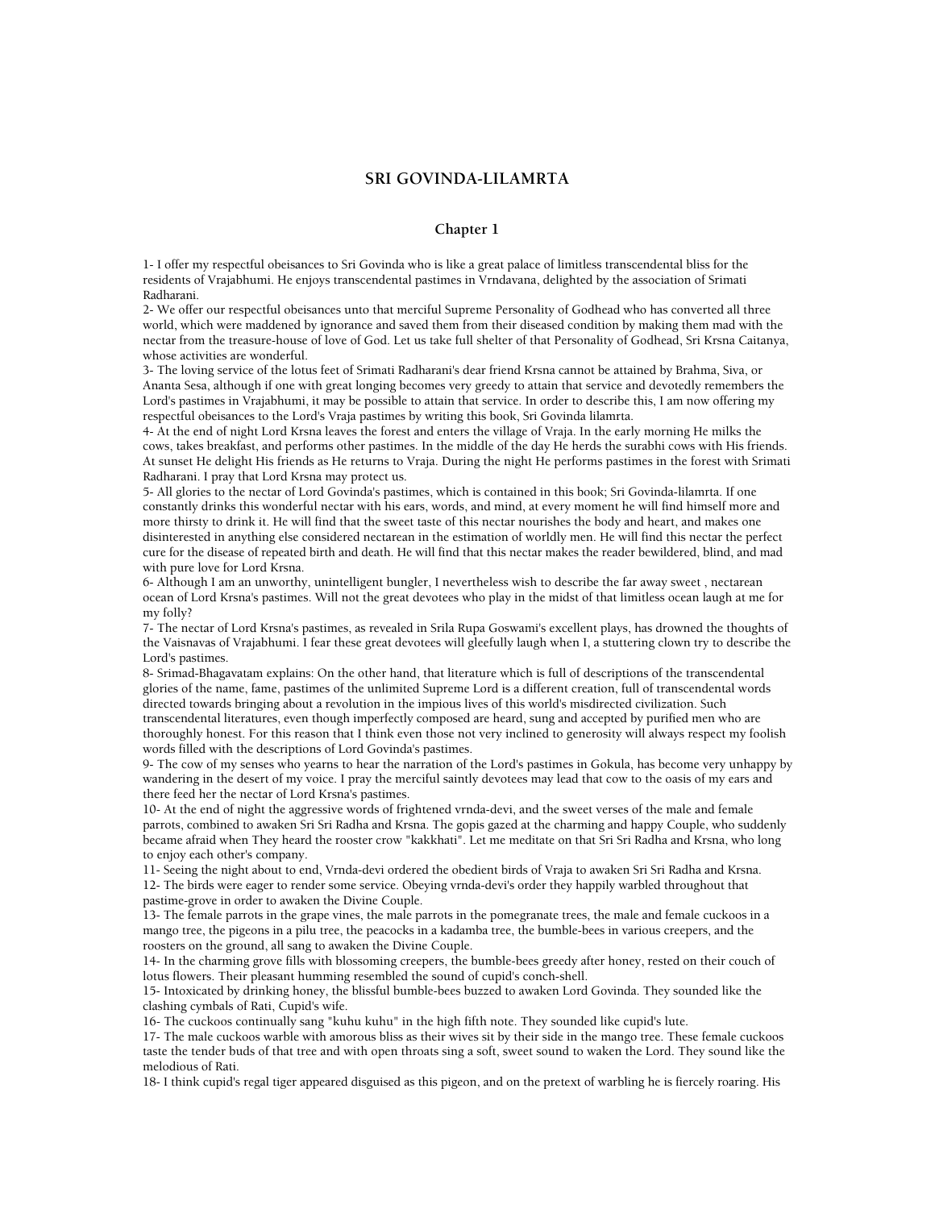## SRI GOVINDA-LILAMRTA

### Chapter 1

1- I offer my respectful obeisances to Sri Govinda who is like a great palace of limitless transcendental bliss for the residents of Vrajabhumi. He enjoys transcendental pastimes in Vrndavana, delighted by the association of Srimati Radharani.

2- We offer our respectful obeisances unto that merciful Supreme Personality of Godhead who has converted all three world, which were maddened by ignorance and saved them from their diseased condition by making them mad with the nectar from the treasure-house of love of God. Let us take full shelter of that Personality of Godhead, Sri Krsna Caitanya, whose activities are wonderful.

3- The loving service of the lotus feet of Srimati Radharani's dear friend Krsna cannot be attained by Brahma, Siva, or Ananta Sesa, although if one with great longing becomes very greedy to attain that service and devotedly remembers the Lord's pastimes in Vrajabhumi, it may be possible to attain that service. In order to describe this, I am now offering my respectful obeisances to the Lord's Vraja pastimes by writing this book, Sri Govinda lilamrta.

4- At the end of night Lord Krsna leaves the forest and enters the village of Vraja. In the early morning He milks the cows, takes breakfast, and performs other pastimes. In the middle of the day He herds the surabhi cows with His friends. At sunset He delight His friends as He returns to Vraja. During the night He performs pastimes in the forest with Srimati Radharani. I pray that Lord Krsna may protect us.

5- All glories to the nectar of Lord Govinda's pastimes, which is contained in this book; Sri Govinda-lilamrta. If one constantly drinks this wonderful nectar with his ears, words, and mind, at every moment he will find himself more and more thirsty to drink it. He will find that the sweet taste of this nectar nourishes the body and heart, and makes one disinterested in anything else considered nectarean in the estimation of worldly men. He will find this nectar the perfect cure for the disease of repeated birth and death. He will find that this nectar makes the reader bewildered, blind, and mad with pure love for Lord Krsna.

6- Although I am an unworthy, unintelligent bungler, I nevertheless wish to describe the far away sweet , nectarean ocean of Lord Krsna's pastimes. Will not the great devotees who play in the midst of that limitless ocean laugh at me for my folly?

7- The nectar of Lord Krsna's pastimes, as revealed in Srila Rupa Goswami's excellent plays, has drowned the thoughts of the Vaisnavas of Vrajabhumi. I fear these great devotees will gleefully laugh when I, a stuttering clown try to describe the Lord's pastimes.

8- Srimad-Bhagavatam explains: On the other hand, that literature which is full of descriptions of the transcendental glories of the name, fame, pastimes of the unlimited Supreme Lord is a different creation, full of transcendental words directed towards bringing about a revolution in the impious lives of this world's misdirected civilization. Such transcendental literatures, even though imperfectly composed are heard, sung and accepted by purified men who are thoroughly honest. For this reason that I think even those not very inclined to generosity will always respect my foolish words filled with the descriptions of Lord Govinda's pastimes.

9- The cow of my senses who yearns to hear the narration of the Lord's pastimes in Gokula, has become very unhappy by wandering in the desert of my voice. I pray the merciful saintly devotees may lead that cow to the oasis of my ears and there feed her the nectar of Lord Krsna's pastimes.

10- At the end of night the aggressive words of frightened vrnda-devi, and the sweet verses of the male and female parrots, combined to awaken Sri Sri Radha and Krsna. The gopis gazed at the charming and happy Couple, who suddenly became afraid when They heard the rooster crow "kakkhati". Let me meditate on that Sri Sri Radha and Krsna, who long to enjoy each other's company.

11- Seeing the night about to end, Vrnda-devi ordered the obedient birds of Vraja to awaken Sri Sri Radha and Krsna.

12- The birds were eager to render some service. Obeying vrnda-devi's order they happily warbled throughout that pastime-grove in order to awaken the Divine Couple.

13- The female parrots in the grape vines, the male parrots in the pomegranate trees, the male and female cuckoos in a mango tree, the pigeons in a pilu tree, the peacocks in a kadamba tree, the bumble-bees in various creepers, and the roosters on the ground, all sang to awaken the Divine Couple.

14- In the charming grove fills with blossoming creepers, the bumble-bees greedy after honey, rested on their couch of lotus flowers. Their pleasant humming resembled the sound of cupid's conch-shell.

15- Intoxicated by drinking honey, the blissful bumble-bees buzzed to awaken Lord Govinda. They sounded like the clashing cymbals of Rati, Cupid's wife.

16- The cuckoos continually sang "kuhu kuhu" in the high fifth note. They sounded like cupid's lute.

17- The male cuckoos warble with amorous bliss as their wives sit by their side in the mango tree. These female cuckoos taste the tender buds of that tree and with open throats sing a soft, sweet sound to waken the Lord. They sound like the melodious of Rati.

18- I think cupid's regal tiger appeared disguised as this pigeon, and on the pretext of warbling he is fiercely roaring. His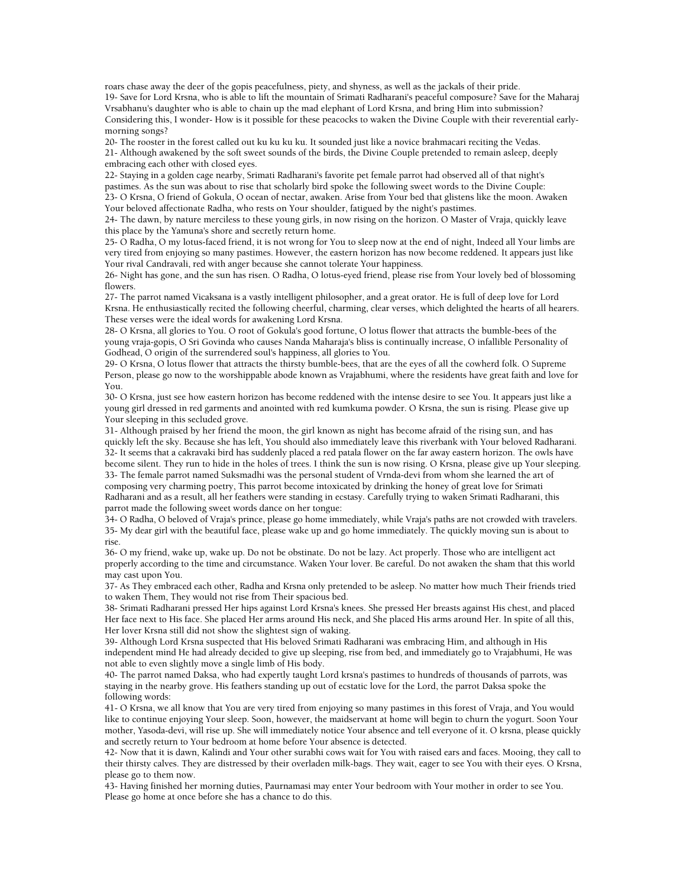roars chase away the deer of the gopis peacefulness, piety, and shyness, as well as the jackals of their pride.

19- Save for Lord Krsna, who is able to lift the mountain of Srimati Radharani's peaceful composure? Save for the Maharaj Vrsabhanu's daughter who is able to chain up the mad elephant of Lord Krsna, and bring Him into submission? Considering this, I wonder- How is it possible for these peacocks to waken the Divine Couple with their reverential early-morning songs?

20- The rooster in the forest called out ku ku ku ku. It sounded just like a novice brahmacari reciting the Vedas.

21- Although awakened by the soft sweet sounds of the birds, the Divine Couple pretended to remain asleep, deeply embracing each other with closed eyes.

22- Staying in a golden cage nearby, Srimati Radharani's favorite pet female parrot had observed all of that night's pastimes. As the sun was about to rise that scholarly bird spoke the following sweet words to the Divine Couple:

23- O Krsna, O friend of Gokula, O ocean of nectar, awaken. Arise from Your bed that glistens like the moon. Awaken Your beloved affectionate Radha, who rests on Your shoulder, fatigued by the night's pastimes.

24- The dawn, by nature merciless to these young girls, in now rising on the horizon. O Master of Vraja, quickly leave this place by the Yamuna's shore and secretly return home.

25- O Radha, O my lotus-faced friend, it is not wrong for You to sleep now at the end of night, Indeed all Your limbs are very tired from enjoying so many pastimes. However, the eastern horizon has now become reddened. It appears just like Your rival Candravali, red with anger because she cannot tolerate Your happiness.

26- Night has gone, and the sun has risen. O Radha, O lotus-eyed friend, please rise from Your lovely bed of blossoming flowers.

27- The parrot named Vicaksana is a vastly intelligent philosopher, and a great orator. He is full of deep love for Lord Krsna. He enthusiastically recited the following cheerful, charming, clear verses, which delighted the hearts of all hearers. These verses were the ideal words for awakening Lord Krsna.

28- O Krsna, all glories to You. O root of Gokula's good fortune, O lotus flower that attracts the bumble-bees of the young vraja-gopis, O Sri Govinda who causes Nanda Maharaja's bliss is continually increase, O infallible Personality of Godhead, O origin of the surrendered soul's happiness, all glories to You.

29- O Krsna, O lotus flower that attracts the thirsty bumble-bees, that are the eyes of all the cowherd folk. O Supreme Person, please go now to the worshippable abode known as Vrajabhumi, where the residents have great faith and love for You.

30- O Krsna, just see how eastern horizon has become reddened with the intense desire to see You. It appears just like a young girl dressed in red garments and anointed with red kumkuma powder. O Krsna, the sun is rising. Please give up Your sleeping in this secluded grove.

31- Although praised by her friend the moon, the girl known as night has become afraid of the rising sun, and has quickly left the sky. Because she has left, You should also immediately leave this riverbank with Your beloved Radharani.

32- It seems that a cakravaki bird has suddenly placed a red patala flower on the far away eastern horizon. The owls have become silent. They run to hide in the holes of trees. I think the sun is now rising. O Krsna, please give up Your sleeping.

33- The female parrot named Suksmadhi was the personal student of Vrnda-devi from whom she learned the art of composing very charming poetry, This parrot become intoxicated by drinking the honey of great love for Srimati Radharani and as a result, all her feathers were standing in ecstasy. Carefully trying to waken Srimati Radharani, this parrot made the following sweet words dance on her tongue:

34- O Radha, O beloved of Vraja's prince, please go home immediately, while Vraja's paths are not crowded with travelers.

35- My dear girl with the beautiful face, please wake up and go home immediately. The quickly moving sun is about to rise.

36- O my friend, wake up, wake up. Do not be obstinate. Do not be lazy. Act properly. Those who are intelligent act properly according to the time and circumstance. Waken Your lover. Be careful. Do not awaken the sham that this world may cast upon You.

37- As They embraced each other, Radha and Krsna only pretended to be asleep. No matter how much Their friends tried to waken Them, They would not rise from Their spacious bed.

38- Srimati Radharani pressed Her hips against Lord Krsna's knees. She pressed Her breasts against His chest, and placed Her face next to His face. She placed Her arms around His neck, and She placed His arms around Her. In spite of all this, Her lover Krsna still did not show the slightest sign of waking.

39- Although Lord Krsna suspected that His beloved Srimati Radharani was embracing Him, and although in His independent mind He had already decided to give up sleeping, rise from bed, and immediately go to Vrajabhumi, He was not able to even slightly move a single limb of His body.

40- The parrot named Daksa, who had expertly taught Lord krsna's pastimes to hundreds of thousands of parrots, was staying in the nearby grove. His feathers standing up out of ecstatic love for the Lord, the parrot Daksa spoke the following words:

41- O Krsna, we all know that You are very tired from enjoying so many pastimes in this forest of Vraja, and You would like to continue enjoying Your sleep. Soon, however, the maidservant at home will begin to churn the yogurt. Soon Your mother, Yasoda-devi, will rise up. She will immediately notice Your absence and tell everyone of it. O krsna, please quickly and secretly return to Your bedroom at home before Your absence is detected.

42- Now that it is dawn, Kalindi and Your other surabhi cows wait for You with raised ears and faces. Mooing, they call to their thirsty calves. They are distressed by their overladen milk-bags. They wait, eager to see You with their eyes. O Krsna, please go to them now.

43- Having finished her morning duties, Paurnamasi may enter Your bedroom with Your mother in order to see You. Please go home at once before she has a chance to do this.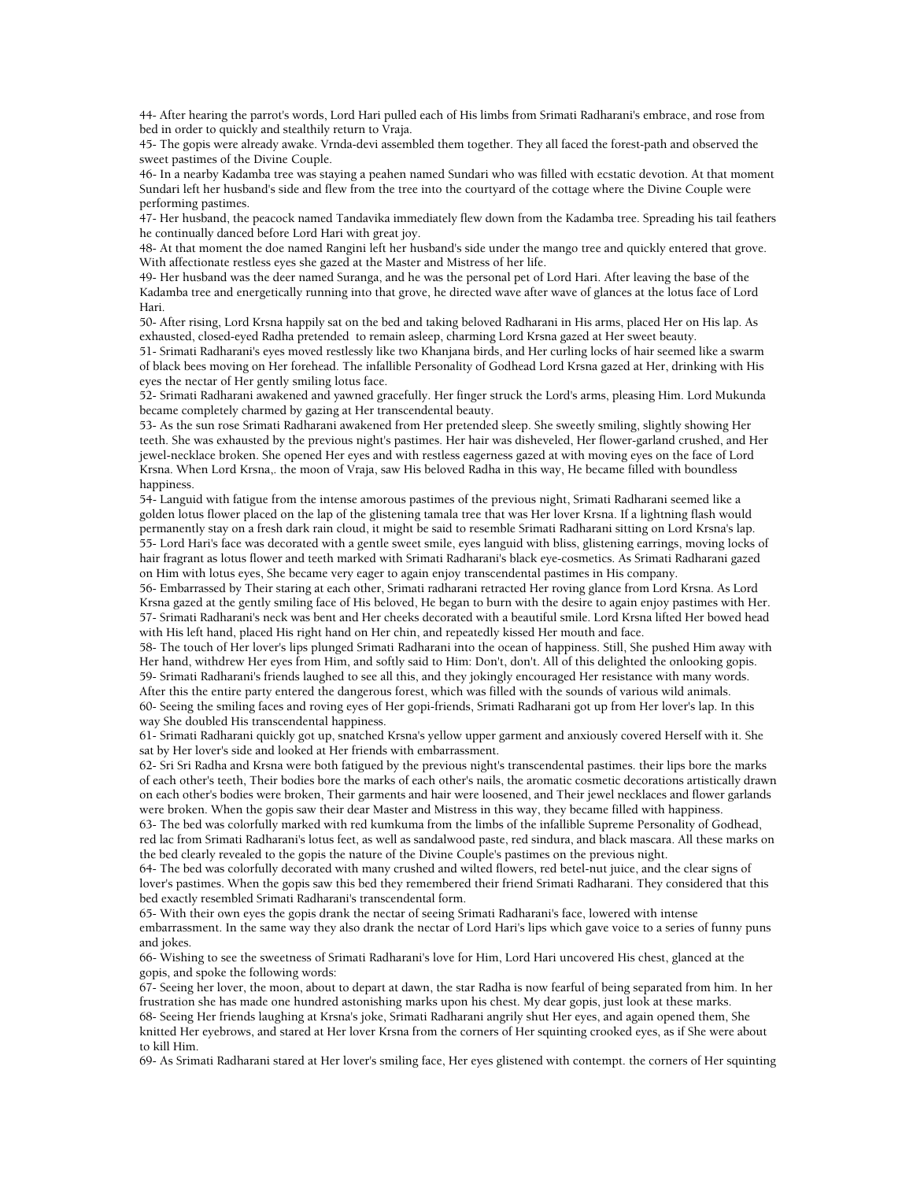44- After hearing the parrot's words, Lord Hari pulled each of His limbs from Srimati Radharani's embrace, and rose from bed in order to quickly and stealthily return to Vraja.

45- The gopis were already awake. Vrnda-devi assembled them together. They all faced the forest-path and observed the sweet pastimes of the Divine Couple.

46- In a nearby Kadamba tree was staying a peahen named Sundari who was filled with ecstatic devotion. At that moment Sundari left her husband's side and flew from the tree into the courtyard of the cottage where the Divine Couple were performing pastimes.

47- Her husband, the peacock named Tandavika immediately flew down from the Kadamba tree. Spreading his tail feathers he continually danced before Lord Hari with great joy.

48- At that moment the doe named Rangini left her husband's side under the mango tree and quickly entered that grove. With affectionate restless eyes she gazed at the Master and Mistress of her life.

49- Her husband was the deer named Suranga, and he was the personal pet of Lord Hari. After leaving the base of the Kadamba tree and energetically running into that grove, he directed wave after wave of glances at the lotus face of Lord Hari.

50- After rising, Lord Krsna happily sat on the bed and taking beloved Radharani in His arms, placed Her on His lap. As exhausted, closed-eyed Radha pretended to remain asleep, charming Lord Krsna gazed at Her sweet beauty.

51- Srimati Radharani's eyes moved restlessly like two Khanjana birds, and Her curling locks of hair seemed like a swarm of black bees moving on Her forehead. The infallible Personality of Godhead Lord Krsna gazed at Her, drinking with His eyes the nectar of Her gently smiling lotus face.

52- Srimati Radharani awakened and yawned gracefully. Her finger struck the Lord's arms, pleasing Him. Lord Mukunda became completely charmed by gazing at Her transcendental beauty.

53- As the sun rose Srimati Radharani awakened from Her pretended sleep. She sweetly smiling, slightly showing Her teeth. She was exhausted by the previous night's pastimes. Her hair was disheveled, Her flower-garland crushed, and Her jewel-necklace broken. She opened Her eyes and with restless eagerness gazed at with moving eyes on the face of Lord Krsna. When Lord Krsna,. the moon of Vraja, saw His beloved Radha in this way, He became filled with boundless happiness.

54- Languid with fatigue from the intense amorous pastimes of the previous night, Srimati Radharani seemed like a golden lotus flower placed on the lap of the glistening tamala tree that was Her lover Krsna. If a lightning flash would permanently stay on a fresh dark rain cloud, it might be said to resemble Srimati Radharani sitting on Lord Krsna's lap.

55- Lord Hari's face was decorated with a gentle sweet smile, eyes languid with bliss, glistening earrings, moving locks of hair fragrant as lotus flower and teeth marked with Srimati Radharani's black eye-cosmetics. As Srimati Radharani gazed on Him with lotus eyes, She became very eager to again enjoy transcendental pastimes in His company.

56- Embarrassed by Their staring at each other, Srimati radharani retracted Her roving glance from Lord Krsna. As Lord Krsna gazed at the gently smiling face of His beloved, He began to burn with the desire to again enjoy pastimes with Her.

57- Srimati Radharani's neck was bent and Her cheeks decorated with a beautiful smile. Lord Krsna lifted Her bowed head with His left hand, placed His right hand on Her chin, and repeatedly kissed Her mouth and face.

58- The touch of Her lover's lips plunged Srimati Radharani into the ocean of happiness. Still, She pushed Him away with Her hand, withdrew Her eyes from Him, and softly said to Him: Don't, don't. All of this delighted the onlooking gopis.

59- Srimati Radharani's friends laughed to see all this, and they jokingly encouraged Her resistance with many words. After this the entire party entered the dangerous forest, which was filled with the sounds of various wild animals.

60- Seeing the smiling faces and roving eyes of Her gopi-friends, Srimati Radharani got up from Her lover's lap. In this way She doubled His transcendental happiness.

61- Srimati Radharani quickly got up, snatched Krsna's yellow upper garment and anxiously covered Herself with it. She sat by Her lover's side and looked at Her friends with embarrassment.

62- Sri Sri Radha and Krsna were both fatigued by the previous night's transcendental pastimes. their lips bore the marks of each other's teeth, Their bodies bore the marks of each other's nails, the aromatic cosmetic decorations artistically drawn on each other's bodies were broken, Their garments and hair were loosened, and Their jewel necklaces and flower garlands were broken. When the gopis saw their dear Master and Mistress in this way, they became filled with happiness.

63- The bed was colorfully marked with red kumkuma from the limbs of the infallible Supreme Personality of Godhead, red lac from Srimati Radharani's lotus feet, as well as sandalwood paste, red sindura, and black mascara. All these marks on the bed clearly revealed to the gopis the nature of the Divine Couple's pastimes on the previous night.

64- The bed was colorfully decorated with many crushed and wilted flowers, red betel-nut juice, and the clear signs of lover's pastimes. When the gopis saw this bed they remembered their friend Srimati Radharani. They considered that this bed exactly resembled Srimati Radharani's transcendental form.

65- With their own eyes the gopis drank the nectar of seeing Srimati Radharani's face, lowered with intense embarrassment. In the same way they also drank the nectar of Lord Hari's lips which gave voice to a series of funny puns and jokes.

66- Wishing to see the sweetness of Srimati Radharani's love for Him, Lord Hari uncovered His chest, glanced at the gopis, and spoke the following words:

67- Seeing her lover, the moon, about to depart at dawn, the star Radha is now fearful of being separated from him. In her frustration she has made one hundred astonishing marks upon his chest. My dear gopis, just look at these marks.

68- Seeing Her friends laughing at Krsna's joke, Srimati Radharani angrily shut Her eyes, and again opened them, She knitted Her eyebrows, and stared at Her lover Krsna from the corners of Her squinting crooked eyes, as if She were about to kill Him.

69- As Srimati Radharani stared at Her lover's smiling face, Her eyes glistened with contempt. the corners of Her squinting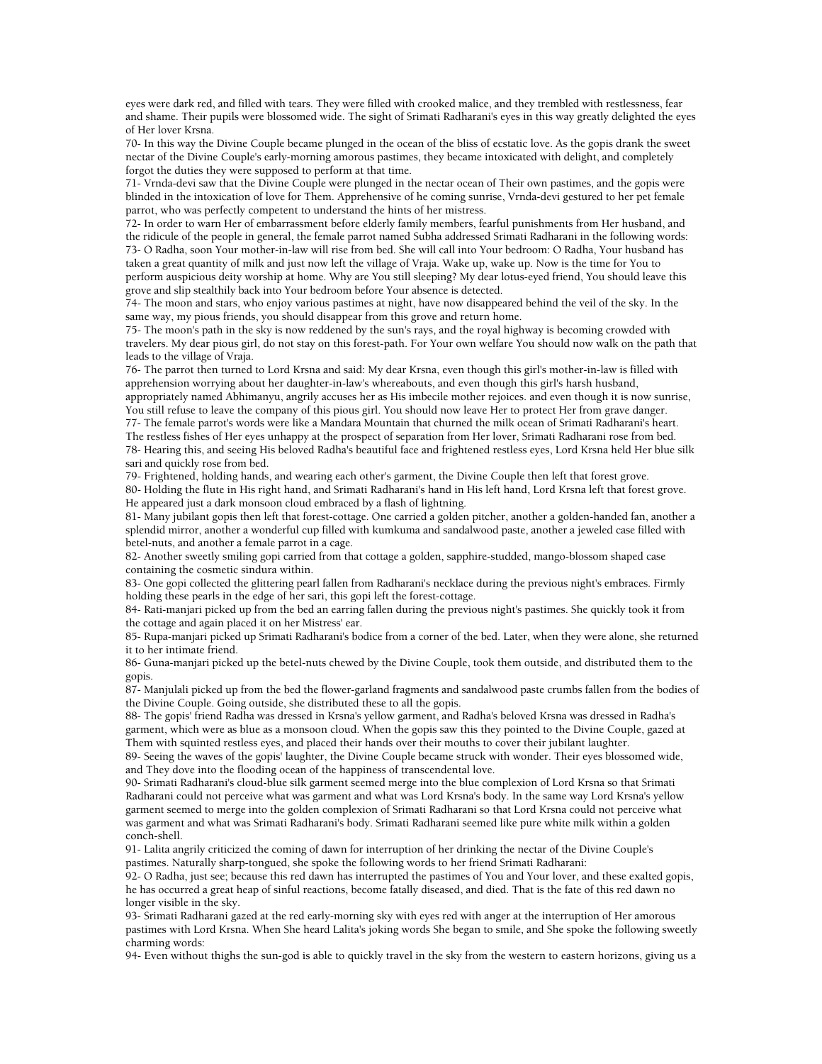eyes were dark red, and filled with tears. They were filled with crooked malice, and they trembled with restlessness, fear and shame. Their pupils were blossomed wide. The sight of Srimati Radharani's eyes in this way greatly delighted the eyes of Her lover Krsna.

70- In this way the Divine Couple became plunged in the ocean of the bliss of ecstatic love. As the gopis drank the sweet nectar of the Divine Couple's early-morning amorous pastimes, they became intoxicated with delight, and completely forgot the duties they were supposed to perform at that time.

71- Vrnda-devi saw that the Divine Couple were plunged in the nectar ocean of Their own pastimes, and the gopis were blinded in the intoxication of love for Them. Apprehensive of he coming sunrise, Vrnda-devi gestured to her pet female parrot, who was perfectly competent to understand the hints of her mistress.

72- In order to warn Her of embarrassment before elderly family members, fearful punishments from Her husband, and the ridicule of the people in general, the female parrot named Subha addressed Srimati Radharani in the following words:

73- O Radha, soon Your mother-in-law will rise from bed. She will call into Your bedroom: O Radha, Your husband has taken a great quantity of milk and just now left the village of Vraja. Wake up, wake up. Now is the time for You to perform auspicious deity worship at home. Why are You still sleeping? My dear lotus-eyed friend, You should leave this grove and slip stealthily back into Your bedroom before Your absence is detected.

74- The moon and stars, who enjoy various pastimes at night, have now disappeared behind the veil of the sky. In the same way, my pious friends, you should disappear from this grove and return home.

75- The moon's path in the sky is now reddened by the sun's rays, and the royal highway is becoming crowded with travelers. My dear pious girl, do not stay on this forest-path. For Your own welfare You should now walk on the path that leads to the village of Vraja.

76- The parrot then turned to Lord Krsna and said: My dear Krsna, even though this girl's mother-in-law is filled with apprehension worrying about her daughter-in-law's whereabouts, and even though this girl's harsh husband, appropriately named Abhimanyu, angrily accuses her as His imbecile mother rejoices. and even though it is now sunrise, You still refuse to leave the company of this pious girl. You should now leave Her to protect Her from grave danger.

77- The female parrot's words were like a Mandara Mountain that churned the milk ocean of Srimati Radharani's heart. The restless fishes of Her eyes unhappy at the prospect of separation from Her lover, Srimati Radharani rose from bed.

78- Hearing this, and seeing His beloved Radha's beautiful face and frightened restless eyes, Lord Krsna held Her blue silk sari and quickly rose from bed.

79- Frightened, holding hands, and wearing each other's garment, the Divine Couple then left that forest grove.

80- Holding the flute in His right hand, and Srimati Radharani's hand in His left hand, Lord Krsna left that forest grove. He appeared just a dark monsoon cloud embraced by a flash of lightning.

81- Many jubilant gopis then left that forest-cottage. One carried a golden pitcher, another a golden-handed fan, another a splendid mirror, another a wonderful cup filled with kumkuma and sandalwood paste, another a jeweled case filled with betel-nuts, and another a female parrot in a cage.

82- Another sweetly smiling gopi carried from that cottage a golden, sapphire-studded, mango-blossom shaped case containing the cosmetic sindura within.

83- One gopi collected the glittering pearl fallen from Radharani's necklace during the previous night's embraces. Firmly holding these pearls in the edge of her sari, this gopi left the forest-cottage.

84- Rati-manjari picked up from the bed an earring fallen during the previous night's pastimes. She quickly took it from the cottage and again placed it on her Mistress' ear.

85- Rupa-manjari picked up Srimati Radharani's bodice from a corner of the bed. Later, when they were alone, she returned it to her intimate friend.

86- Guna-manjari picked up the betel-nuts chewed by the Divine Couple, took them outside, and distributed them to the gopis.

87- Manjulali picked up from the bed the flower-garland fragments and sandalwood paste crumbs fallen from the bodies of the Divine Couple. Going outside, she distributed these to all the gopis.

88- The gopis' friend Radha was dressed in Krsna's yellow garment, and Radha's beloved Krsna was dressed in Radha's garment, which were as blue as a monsoon cloud. When the gopis saw this they pointed to the Divine Couple, gazed at Them with squinted restless eyes, and placed their hands over their mouths to cover their jubilant laughter.

89- Seeing the waves of the gopis' laughter, the Divine Couple became struck with wonder. Their eyes blossomed wide, and They dove into the flooding ocean of the happiness of transcendental love.

90- Srimati Radharani's cloud-blue silk garment seemed merge into the blue complexion of Lord Krsna so that Srimati Radharani could not perceive what was garment and what was Lord Krsna's body. In the same way Lord Krsna's yellow garment seemed to merge into the golden complexion of Srimati Radharani so that Lord Krsna could not perceive what was garment and what was Srimati Radharani's body. Srimati Radharani seemed like pure white milk within a golden conch-shell.

91- Lalita angrily criticized the coming of dawn for interruption of her drinking the nectar of the Divine Couple's pastimes. Naturally sharp-tongued, she spoke the following words to her friend Srimati Radharani:

92- O Radha, just see; because this red dawn has interrupted the pastimes of You and Your lover, and these exalted gopis, he has occurred a great heap of sinful reactions, become fatally diseased, and died. That is the fate of this red dawn no longer visible in the sky.

93- Srimati Radharani gazed at the red early-morning sky with eyes red with anger at the interruption of Her amorous pastimes with Lord Krsna. When She heard Lalita's joking words She began to smile, and She spoke the following sweetly charming words:

94- Even without thighs the sun-god is able to quickly travel in the sky from the western to eastern horizons, giving us a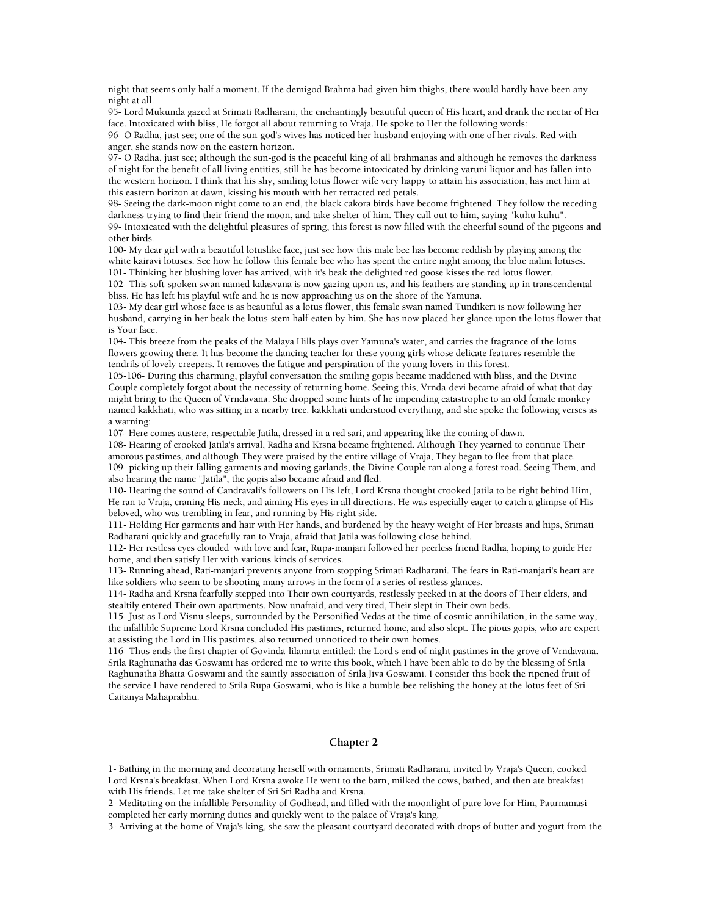night that seems only half a moment. If the demigod Brahma had given him thighs, there would hardly have been any night at all.

95- Lord Mukunda gazed at Srimati Radharani, the enchantingly beautiful queen of His heart, and drank the nectar of Her face. Intoxicated with bliss, He forgot all about returning to Vraja. He spoke to Her the following words:

96- O Radha, just see; one of the sun-god's wives has noticed her husband enjoying with one of her rivals. Red with anger, she stands now on the eastern horizon.

97- O Radha, just see; although the sun-god is the peaceful king of all brahmanas and although he removes the darkness of night for the benefit of all living entities, still he has become intoxicated by drinking varuni liquor and has fallen into the western horizon. I think that his shy, smiling lotus flower wife very happy to attain his association, has met him at this eastern horizon at dawn, kissing his mouth with her retracted red petals.

98- Seeing the dark-moon night come to an end, the black cakora birds have become frightened. They follow the receding darkness trying to find their friend the moon, and take shelter of him. They call out to him, saying "kuhu kuhu".

99- Intoxicated with the delightful pleasures of spring, this forest is now filled with the cheerful sound of the pigeons and other birds.

100- My dear girl with a beautiful lotuslike face, just see how this male bee has become reddish by playing among the white kairavi lotuses. See how he follow this female bee who has spent the entire night among the blue nalini lotuses.

101- Thinking her blushing lover has arrived, with it's beak the delighted red goose kisses the red lotus flower.

102- This soft-spoken swan named kalasvana is now gazing upon us, and his feathers are standing up in transcendental bliss. He has left his playful wife and he is now approaching us on the shore of the Yamuna.

103- My dear girl whose face is as beautiful as a lotus flower, this female swan named Tundikeri is now following her husband, carrying in her beak the lotus-stem half-eaten by him. She has now placed her glance upon the lotus flower that is Your face.

104- This breeze from the peaks of the Malaya Hills plays over Yamuna's water, and carries the fragrance of the lotus flowers growing there. It has become the dancing teacher for these young girls whose delicate features resemble the tendrils of lovely creepers. It removes the fatigue and perspiration of the young lovers in this forest.

105-106- During this charming, playful conversation the smiling gopis became maddened with bliss, and the Divine Couple completely forgot about the necessity of returning home. Seeing this, Vrnda-devi became afraid of what that day might bring to the Queen of Vrndavana. She dropped some hints of he impending catastrophe to an old female monkey named kakkhati, who was sitting in a nearby tree. kakkhati understood everything, and she spoke the following verses as a warning:

107- Here comes austere, respectable Jatila, dressed in a red sari, and appearing like the coming of dawn.

108- Hearing of crooked Jatila's arrival, Radha and Krsna became frightened. Although They yearned to continue Their amorous pastimes, and although They were praised by the entire village of Vraja, They began to flee from that place.

109- picking up their falling garments and moving garlands, the Divine Couple ran along a forest road. Seeing Them, and also hearing the name "Jatila", the gopis also became afraid and fled.

110- Hearing the sound of Candravali's followers on His left, Lord Krsna thought crooked Jatila to be right behind Him, He ran to Vraja, craning His neck, and aiming His eyes in all directions. He was especially eager to catch a glimpse of His beloved, who was trembling in fear, and running by His right side.

111- Holding Her garments and hair with Her hands, and burdened by the heavy weight of Her breasts and hips, Srimati Radharani quickly and gracefully ran to Vraja, afraid that Jatila was following close behind.

112- Her restless eyes clouded with love and fear, Rupa-manjari followed her peerless friend Radha, hoping to guide Her home, and then satisfy Her with various kinds of services.

113- Running ahead, Rati-manjari prevents anyone from stopping Srimati Radharani. The fears in Rati-manjari's heart are like soldiers who seem to be shooting many arrows in the form of a series of restless glances.

114- Radha and Krsna fearfully stepped into Their own courtyards, restlessly peeked in at the doors of Their elders, and stealtily entered Their own apartments. Now unafraid, and very tired, Their slept in Their own beds.

115- Just as Lord Visnu sleeps, surrounded by the Personified Vedas at the time of cosmic annihilation, in the same way, the infallible Supreme Lord Krsna concluded His pastimes, returned home, and also slept. The pious gopis, who are expert at assisting the Lord in His pastimes, also returned unnoticed to their own homes.

116- Thus ends the first chapter of Govinda-lilamrta entitled: the Lord's end of night pastimes in the grove of Vrndavana. Srila Raghunatha das Goswami has ordered me to write this book, which I have been able to do by the blessing of Srila Raghunatha Bhatta Goswami and the saintly association of Srila Jiva Goswami. I consider this book the ripened fruit of the service I have rendered to Srila Rupa Goswami, who is like a bumble-bee relishing the honey at the lotus feet of Sri Caitanya Mahaprabhu.

## Chapter 2

1- Bathing in the morning and decorating herself with ornaments, Srimati Radharani, invited by Vraja's Queen, cooked Lord Krsna's breakfast. When Lord Krsna awoke He went to the barn, milked the cows, bathed, and then ate breakfast with His friends. Let me take shelter of Sri Sri Radha and Krsna.

2- Meditating on the infallible Personality of Godhead, and filled with the moonlight of pure love for Him, Paurnamasi completed her early morning duties and quickly went to the palace of Vraja's king.

3- Arriving at the home of Vraja's king, she saw the pleasant courtyard decorated with drops of butter and yogurt from the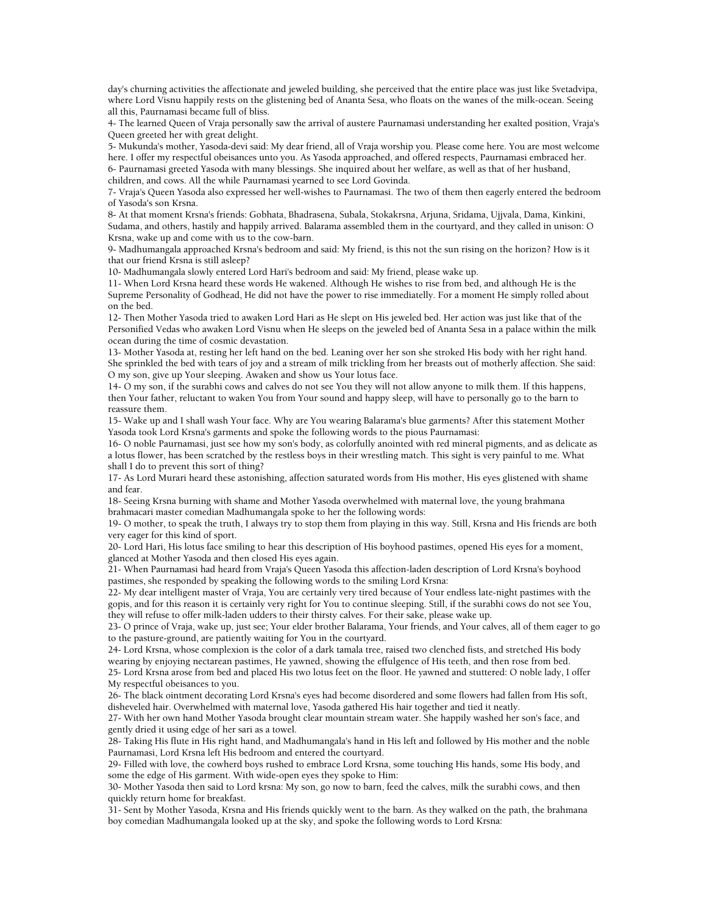day's churning activities the affectionate and jeweled building, she perceived that the entire place was just like Svetadvipa, where Lord Visnu happily rests on the glistening bed of Ananta Sesa, who floats on the wanes of the milk-ocean. Seeing all this, Paurnamasi became full of bliss.

4- The learned Queen of Vraja personally saw the arrival of austere Paurnamasi understanding her exalted position, Vraja's Queen greeted her with great delight.

5- Mukunda's mother, Yasoda-devi said: My dear friend, all of Vraja worship you. Please come here. You are most welcome here. I offer my respectful obeisances unto you. As Yasoda approached, and offered respects, Paurnamasi embraced her.

6- Paurnamasi greeted Yasoda with many blessings. She inquired about her welfare, as well as that of her husband, children, and cows. All the while Paurnamasi yearned to see Lord Govinda.

7- Vraja's Queen Yasoda also expressed her well-wishes to Paurnamasi. The two of them then eagerly entered the bedroom of Yasoda's son Krsna.

8- At that moment Krsna's friends: Gobhata, Bhadrasena, Subala, Stokakrsna, Arjuna, Sridama, Ujjvala, Dama, Kinkini, Sudama, and others, hastily and happily arrived. Balarama assembled them in the courtyard, and they called in unison: O Krsna, wake up and come with us to the cow-barn.

9- Madhumangala approached Krsna's bedroom and said: My friend, is this not the sun rising on the horizon? How is it that our friend Krsna is still asleep?

10- Madhumangala slowly entered Lord Hari's bedroom and said: My friend, please wake up.

11- When Lord Krsna heard these words He wakened. Although He wishes to rise from bed, and although He is the Supreme Personality of Godhead, He did not have the power to rise immediatelly. For a moment He simply rolled about on the bed.

12- Then Mother Yasoda tried to awaken Lord Hari as He slept on His jeweled bed. Her action was just like that of the Personified Vedas who awaken Lord Visnu when He sleeps on the jeweled bed of Ananta Sesa in a palace within the milk ocean during the time of cosmic devastation.

13- Mother Yasoda at, resting her left hand on the bed. Leaning over her son she stroked His body with her right hand. She sprinkled the bed with tears of joy and a stream of milk trickling from her breasts out of motherly affection. She said: O my son, give up Your sleeping. Awaken and show us Your lotus face.

14- O my son, if the surabhi cows and calves do not see You they will not allow anyone to milk them. If this happens, then Your father, reluctant to waken You from Your sound and happy sleep, will have to personally go to the barn to reassure them.

15- Wake up and I shall wash Your face. Why are You wearing Balarama's blue garments? After this statement Mother Yasoda took Lord Krsna's garments and spoke the following words to the pious Paurnamasi:

16- O noble Paurnamasi, just see how my son's body, as colorfully anointed with red mineral pigments, and as delicate as a lotus flower, has been scratched by the restless boys in their wrestling match. This sight is very painful to me. What shall I do to prevent this sort of thing?

17- As Lord Murari heard these astonishing, affection saturated words from His mother, His eyes glistened with shame and fear.

18- Seeing Krsna burning with shame and Mother Yasoda overwhelmed with maternal love, the young brahmana brahmacari master comedian Madhumangala spoke to her the following words:

19- O mother, to speak the truth, I always try to stop them from playing in this way. Still, Krsna and His friends are both very eager for this kind of sport.

20- Lord Hari, His lotus face smiling to hear this description of His boyhood pastimes, opened His eyes for a moment, glanced at Mother Yasoda and then closed His eyes again.

21- When Paurnamasi had heard from Vraja's Queen Yasoda this affection-laden description of Lord Krsna's boyhood pastimes, she responded by speaking the following words to the smiling Lord Krsna:

22- My dear intelligent master of Vraja, You are certainly very tired because of Your endless late-night pastimes with the gopis, and for this reason it is certainly very right for You to continue sleeping. Still, if the surabhi cows do not see You, they will refuse to offer milk-laden udders to their thirsty calves. For their sake, please wake up.

23- O prince of Vraja, wake up, just see; Your elder brother Balarama, Your friends, and Your calves, all of them eager to go to the pasture-ground, are patiently waiting for You in the courtyard.

24- Lord Krsna, whose complexion is the color of a dark tamala tree, raised two clenched fists, and stretched His body wearing by enjoying nectarean pastimes, He yawned, showing the effulgence of His teeth, and then rose from bed.

25- Lord Krsna arose from bed and placed His two lotus feet on the floor. He yawned and stuttered: O noble lady, I offer My respectful obeisances to you.

26- The black ointment decorating Lord Krsna's eyes had become disordered and some flowers had fallen from His soft, disheveled hair. Overwhelmed with maternal love, Yasoda gathered His hair together and tied it neatly.

27- With her own hand Mother Yasoda brought clear mountain stream water. She happily washed her son's face, and gently dried it using edge of her sari as a towel.

28- Taking His flute in His right hand, and Madhumangala's hand in His left and followed by His mother and the noble Paurnamasi, Lord Krsna left His bedroom and entered the courtyard.

29- Filled with love, the cowherd boys rushed to embrace Lord Krsna, some touching His hands, some His body, and some the edge of His garment. With wide-open eyes they spoke to Him:

30- Mother Yasoda then said to Lord krsna: My son, go now to barn, feed the calves, milk the surabhi cows, and then quickly return home for breakfast.

31- Sent by Mother Yasoda, Krsna and His friends quickly went to the barn. As they walked on the path, the brahmana boy comedian Madhumangala looked up at the sky, and spoke the following words to Lord Krsna: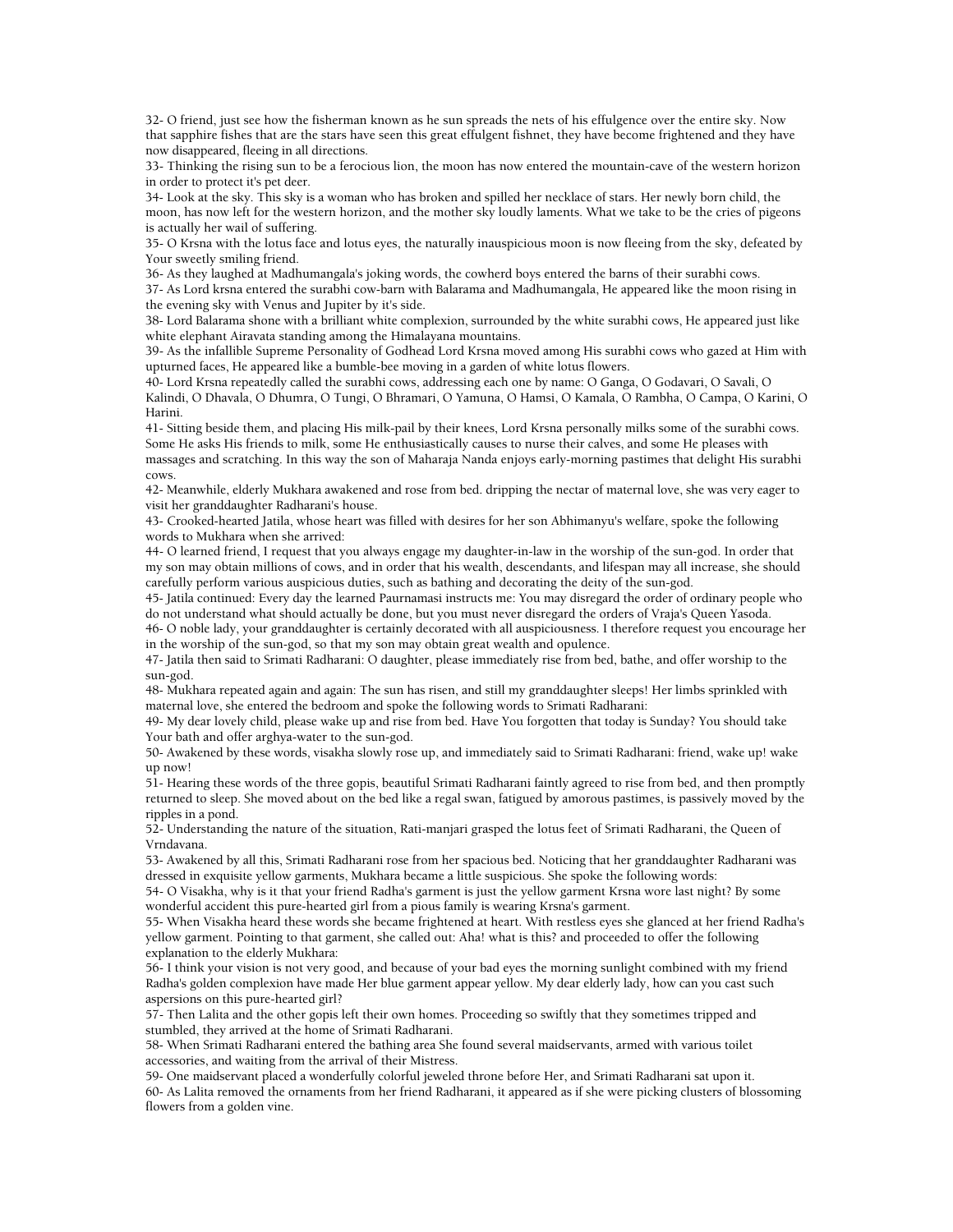32- O friend, just see how the fisherman known as he sun spreads the nets of his effulgence over the entire sky. Now that sapphire fishes that are the stars have seen this great effulgent fishnet, they have become frightened and they have now disappeared, fleeing in all directions.

33- Thinking the rising sun to be a ferocious lion, the moon has now entered the mountain-cave of the western horizon in order to protect it's pet deer.

34- Look at the sky. This sky is a woman who has broken and spilled her necklace of stars. Her newly born child, the moon, has now left for the western horizon, and the mother sky loudly laments. What we take to be the cries of pigeons is actually her wail of suffering.

35- O Krsna with the lotus face and lotus eyes, the naturally inauspicious moon is now fleeing from the sky, defeated by Your sweetly smiling friend.

36- As they laughed at Madhumangala's joking words, the cowherd boys entered the barns of their surabhi cows.

37- As Lord krsna entered the surabhi cow-barn with Balarama and Madhumangala, He appeared like the moon rising in the evening sky with Venus and Jupiter by it's side.

38- Lord Balarama shone with a brilliant white complexion, surrounded by the white surabhi cows, He appeared just like white elephant Airavata standing among the Himalayana mountains.

39- As the infallible Supreme Personality of Godhead Lord Krsna moved among His surabhi cows who gazed at Him with upturned faces, He appeared like a bumble-bee moving in a garden of white lotus flowers.

40- Lord Krsna repeatedly called the surabhi cows, addressing each one by name: O Ganga, O Godavari, O Savali, O Kalindi, O Dhavala, O Dhumra, O Tungi, O Bhramari, O Yamuna, O Hamsi, O Kamala, O Rambha, O Campa, O Karini, O Harini.

41- Sitting beside them, and placing His milk-pail by their knees, Lord Krsna personally milks some of the surabhi cows. Some He asks His friends to milk, some He enthusiastically causes to nurse their calves, and some He pleases with massages and scratching. In this way the son of Maharaja Nanda enjoys early-morning pastimes that delight His surabhi cows.

42- Meanwhile, elderly Mukhara awakened and rose from bed. dripping the nectar of maternal love, she was very eager to visit her granddaughter Radharani's house.

43- Crooked-hearted Jatila, whose heart was filled with desires for her son Abhimanyu's welfare, spoke the following words to Mukhara when she arrived:

44- O learned friend, I request that you always engage my daughter-in-law in the worship of the sun-god. In order that my son may obtain millions of cows, and in order that his wealth, descendants, and lifespan may all increase, she should carefully perform various auspicious duties, such as bathing and decorating the deity of the sun-god.

45- Jatila continued: Every day the learned Paurnamasi instructs me: You may disregard the order of ordinary people who do not understand what should actually be done, but you must never disregard the orders of Vraja's Queen Yasoda.

46- O noble lady, your granddaughter is certainly decorated with all auspiciousness. I therefore request you encourage her in the worship of the sun-god, so that my son may obtain great wealth and opulence.

47- Jatila then said to Srimati Radharani: O daughter, please immediately rise from bed, bathe, and offer worship to the sun-god.

48- Mukhara repeated again and again: The sun has risen, and still my granddaughter sleeps! Her limbs sprinkled with maternal love, she entered the bedroom and spoke the following words to Srimati Radharani:

49- My dear lovely child, please wake up and rise from bed. Have You forgotten that today is Sunday? You should take Your bath and offer arghya-water to the sun-god.

50- Awakened by these words, visakha slowly rose up, and immediately said to Srimati Radharani: friend, wake up! wake up now!

51- Hearing these words of the three gopis, beautiful Srimati Radharani faintly agreed to rise from bed, and then promptly returned to sleep. She moved about on the bed like a regal swan, fatigued by amorous pastimes, is passively moved by the ripples in a pond.

52- Understanding the nature of the situation, Rati-manjari grasped the lotus feet of Srimati Radharani, the Queen of Vrndavana.

53- Awakened by all this, Srimati Radharani rose from her spacious bed. Noticing that her granddaughter Radharani was dressed in exquisite yellow garments, Mukhara became a little suspicious. She spoke the following words:

54- O Visakha, why is it that your friend Radha's garment is just the yellow garment Krsna wore last night? By some wonderful accident this pure-hearted girl from a pious family is wearing Krsna's garment.

55- When Visakha heard these words she became frightened at heart. With restless eyes she glanced at her friend Radha's yellow garment. Pointing to that garment, she called out: Aha! what is this? and proceeded to offer the following explanation to the elderly Mukhara:

56- I think your vision is not very good, and because of your bad eyes the morning sunlight combined with my friend Radha's golden complexion have made Her blue garment appear yellow. My dear elderly lady, how can you cast such aspersions on this pure-hearted girl?

57- Then Lalita and the other gopis left their own homes. Proceeding so swiftly that they sometimes tripped and stumbled, they arrived at the home of Srimati Radharani.

58- When Srimati Radharani entered the bathing area She found several maidservants, armed with various toilet accessories, and waiting from the arrival of their Mistress.

59- One maidservant placed a wonderfully colorful jeweled throne before Her, and Srimati Radharani sat upon it.

60- As Lalita removed the ornaments from her friend Radharani, it appeared as if she were picking clusters of blossoming flowers from a golden vine.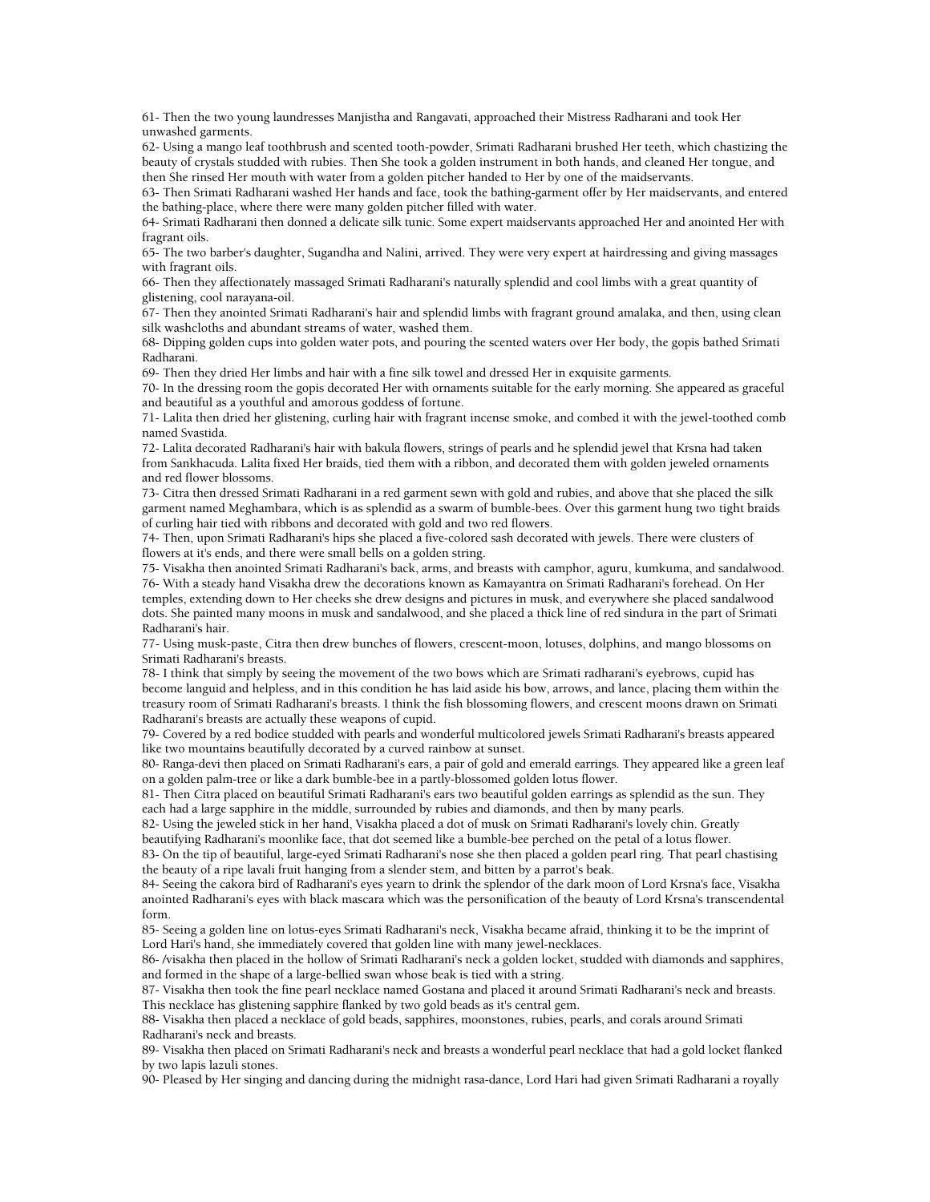61- Then the two young laundresses Manjistha and Rangavati, approached their Mistress Radharani and took Her unwashed garments.

62- Using a mango leaf toothbrush and scented tooth-powder, Srimati Radharani brushed Her teeth, which chastizing the beauty of crystals studded with rubies. Then She took a golden instrument in both hands, and cleaned Her tongue, and then She rinsed Her mouth with water from a golden pitcher handed to Her by one of the maidservants.

63- Then Srimati Radharani washed Her hands and face, took the bathing-garment offer by Her maidservants, and entered the bathing-place, where there were many golden pitcher filled with water.

64- Srimati Radharani then donned a delicate silk tunic. Some expert maidservants approached Her and anointed Her with fragrant oils.

65- The two barber's daughter, Sugandha and Nalini, arrived. They were very expert at hairdressing and giving massages with fragrant oils.

66- Then they affectionately massaged Srimati Radharani's naturally splendid and cool limbs with a great quantity of glistening, cool narayana-oil.

67- Then they anointed Srimati Radharani's hair and splendid limbs with fragrant ground amalaka, and then, using clean silk washcloths and abundant streams of water, washed them.

68- Dipping golden cups into golden water pots, and pouring the scented waters over Her body, the gopis bathed Srimati Radharani.

69- Then they dried Her limbs and hair with a fine silk towel and dressed Her in exquisite garments.

70- In the dressing room the gopis decorated Her with ornaments suitable for the early morning. She appeared as graceful and beautiful as a youthful and amorous goddess of fortune.

71- Lalita then dried her glistening, curling hair with fragrant incense smoke, and combed it with the jewel-toothed comb named Svastida.

72- Lalita decorated Radharani's hair with bakula flowers, strings of pearls and he splendid jewel that Krsna had taken from Sankhacuda. Lalita fixed Her braids, tied them with a ribbon, and decorated them with golden jeweled ornaments and red flower blossoms.

73- Citra then dressed Srimati Radharani in a red garment sewn with gold and rubies, and above that she placed the silk garment named Meghambara, which is as splendid as a swarm of bumble-bees. Over this garment hung two tight braids of curling hair tied with ribbons and decorated with gold and two red flowers.

74- Then, upon Srimati Radharani's hips she placed a five-colored sash decorated with jewels. There were clusters of flowers at it's ends, and there were small bells on a golden string.

75- Visakha then anointed Srimati Radharani's back, arms, and breasts with camphor, aguru, kumkuma, and sandalwood.

76- With a steady hand Visakha drew the decorations known as Kamayantra on Srimati Radharani's forehead. On Her temples, extending down to Her cheeks she drew designs and pictures in musk, and everywhere she placed sandalwood dots. She painted many moons in musk and sandalwood, and she placed a thick line of red sindura in the part of Srimati Radharani's hair.

77- Using musk-paste, Citra then drew bunches of flowers, crescent-moon, lotuses, dolphins, and mango blossoms on Srimati Radharani's breasts.

78- I think that simply by seeing the movement of the two bows which are Srimati radharani's eyebrows, cupid has become languid and helpless, and in this condition he has laid aside his bow, arrows, and lance, placing them within the treasury room of Srimati Radharani's breasts. I think the fish blossoming flowers, and crescent moons drawn on Srimati Radharani's breasts are actually these weapons of cupid.

79- Covered by a red bodice studded with pearls and wonderful multicolored jewels Srimati Radharani's breasts appeared like two mountains beautifully decorated by a curved rainbow at sunset.

80- Ranga-devi then placed on Srimati Radharani's ears, a pair of gold and emerald earrings. They appeared like a green leaf on a golden palm-tree or like a dark bumble-bee in a partly-blossomed golden lotus flower.

81- Then Citra placed on beautiful Srimati Radharani's ears two beautiful golden earrings as splendid as the sun. They each had a large sapphire in the middle, surrounded by rubies and diamonds, and then by many pearls.

82- Using the jeweled stick in her hand, Visakha placed a dot of musk on Srimati Radharani's lovely chin. Greatly beautifying Radharani's moonlike face, that dot seemed like a bumble-bee perched on the petal of a lotus flower.

83- On the tip of beautiful, large-eyed Srimati Radharani's nose she then placed a golden pearl ring. That pearl chastising the beauty of a ripe lavali fruit hanging from a slender stem, and bitten by a parrot's beak.

84- Seeing the cakora bird of Radharani's eyes yearn to drink the splendor of the dark moon of Lord Krsna's face, Visakha anointed Radharani's eyes with black mascara which was the personification of the beauty of Lord Krsna's transcendental form.

85- Seeing a golden line on lotus-eyes Srimati Radharani's neck, Visakha became afraid, thinking it to be the imprint of Lord Hari's hand, she immediately covered that golden line with many jewel-necklaces.

86- /visakha then placed in the hollow of Srimati Radharani's neck a golden locket, studded with diamonds and sapphires, and formed in the shape of a large-bellied swan whose beak is tied with a string.

87- Visakha then took the fine pearl necklace named Gostana and placed it around Srimati Radharani's neck and breasts. This necklace has glistening sapphire flanked by two gold beads as it's central gem.

88- Visakha then placed a necklace of gold beads, sapphires, moonstones, rubies, pearls, and corals around Srimati Radharani's neck and breasts.

89- Visakha then placed on Srimati Radharani's neck and breasts a wonderful pearl necklace that had a gold locket flanked by two lapis lazuli stones.

90- Pleased by Her singing and dancing during the midnight rasa-dance, Lord Hari had given Srimati Radharani a royally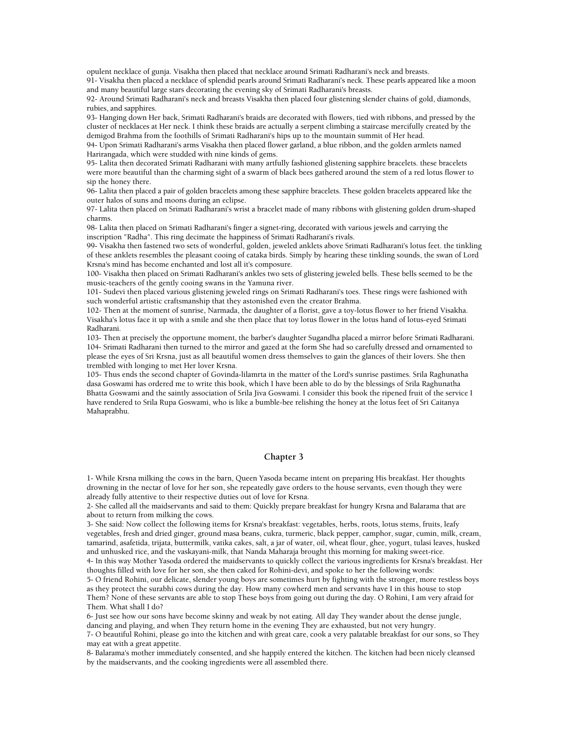opulent necklace of gunja. Visakha then placed that necklace around Srimati Radharani's neck and breasts.

91- Visakha then placed a necklace of splendid pearls around Srimati Radharani's neck. These pearls appeared like a moon and many beautiful large stars decorating the evening sky of Srimati Radharani's breasts.

92- Around Srimati Radharani's neck and breasts Visakha then placed four glistening slender chains of gold, diamonds, rubies, and sapphires.

93- Hanging down Her back, Srimati Radharani's braids are decorated with flowers, tied with ribbons, and pressed by the cluster of necklaces at Her neck. I think these braids are actually a serpent climbing a staircase mercifully created by the demigod Brahma from the foothills of Srimati Radharani's hips up to the mountain summit of Her head.

94- Upon Srimati Radharani's arms Visakha then placed flower garland, a blue ribbon, and the golden armlets named Harirangada, which were studded with nine kinds of gems.

95- Lalita then decorated Srimati Radharani with many artfully fashioned glistening sapphire bracelets. these bracelets were more beautiful than the charming sight of a swarm of black bees gathered around the stem of a red lotus flower to sip the honey there.

96- Lalita then placed a pair of golden bracelets among these sapphire bracelets. These golden bracelets appeared like the outer halos of suns and moons during an eclipse.

97- Lalita then placed on Srimati Radharani's wrist a bracelet made of many ribbons with glistening golden drum-shaped charms.

98- Lalita then placed on Srimati Radharani's finger a signet-ring, decorated with various jewels and carrying the inscription "Radha". This ring decimate the happiness of Srimati Radharani's rivals.

99- Visakha then fastened two sets of wonderful, golden, jeweled anklets above Srimati Radharani's lotus feet. the tinkling of these anklets resembles the pleasant cooing of cataka birds. Simply by hearing these tinkling sounds, the swan of Lord Krsna's mind has become enchanted and lost all it's composure.

100- Visakha then placed on Srimati Radharani's ankles two sets of glistering jeweled bells. These bells seemed to be the music-teachers of the gently cooing swans in the Yamuna river.

101- Sudevi then placed various glistening jeweled rings on Srimati Radharani's toes. These rings were fashioned with such wonderful artistic craftsmanship that they astonished even the creator Brahma.

102- Then at the moment of sunrise, Narmada, the daughter of a florist, gave a toy-lotus flower to her friend Visakha. Visakha's lotus face it up with a smile and she then place that toy lotus flower in the lotus hand of lotus-eyed Srimati Radharani.

103- Then at precisely the opportune moment, the barber's daughter Sugandha placed a mirror before Srimati Radharani.

104- Srimati Radharani then turned to the mirror and gazed at the form She had so carefully dressed and ornamented to please the eyes of Sri Krsna, just as all beautiful women dress themselves to gain the glances of their lovers. She then trembled with longing to met Her lover Krsna.

105- Thus ends the second chapter of Govinda-lilamrta in the matter of the Lord's sunrise pastimes. Srila Raghunatha dasa Goswami has ordered me to write this book, which I have been able to do by the blessings of Srila Raghunatha Bhatta Goswami and the saintly association of Srila Jiva Goswami. I consider this book the ripened fruit of the service I have rendered to Srila Rupa Goswami, who is like a bumble-bee relishing the honey at the lotus feet of Sri Caitanya Mahaprabhu.

## Chapter 3

1- While Krsna milking the cows in the barn, Queen Yasoda became intent on preparing His breakfast. Her thoughts drowning in the nectar of love for her son, she repeatedly gave orders to the house servants, even though they were already fully attentive to their respective duties out of love for Krsna.

2- She called all the maidservants and said to them: Quickly prepare breakfast for hungry Krsna and Balarama that are about to return from milking the cows.

3- She said: Now collect the following items for Krsna's breakfast: vegetables, herbs, roots, lotus stems, fruits, leafy vegetables, fresh and dried ginger, ground masa beans, cukra, turmeric, black pepper, camphor, sugar, cumin, milk, cream, tamarind, asafetida, trijata, buttermilk, vatika cakes, salt, a jar of water, oil, wheat flour, ghee, yogurt, tulasi leaves, husked and unhusked rice, and the vaskayani-milk, that Nanda Maharaja brought this morning for making sweet-rice.

4- In this way Mother Yasoda ordered the maidservants to quickly collect the various ingredients for Krsna's breakfast. Her thoughts filled with love for her son, she then caked for Rohini-devi, and spoke to her the following words:

5- O friend Rohini, our delicate, slender young boys are sometimes hurt by fighting with the stronger, more restless boys as they protect the surabhi cows during the day. How many cowherd men and servants have I in this house to stop Them? None of these servants are able to stop These boys from going out during the day. O Rohini, I am very afraid for Them. What shall I do?

6- Just see how our sons have become skinny and weak by not eating. All day They wander about the dense jungle, dancing and playing, and when They return home in the evening They are exhausted, but not very hungry.

7- O beautiful Rohini, please go into the kitchen and with great care, cook a very palatable breakfast for our sons, so They may eat with a great appetite.

8- Balarama's mother immediately consented, and she happily entered the kitchen. The kitchen had been nicely cleansed by the maidservants, and the cooking ingredients were all assembled there.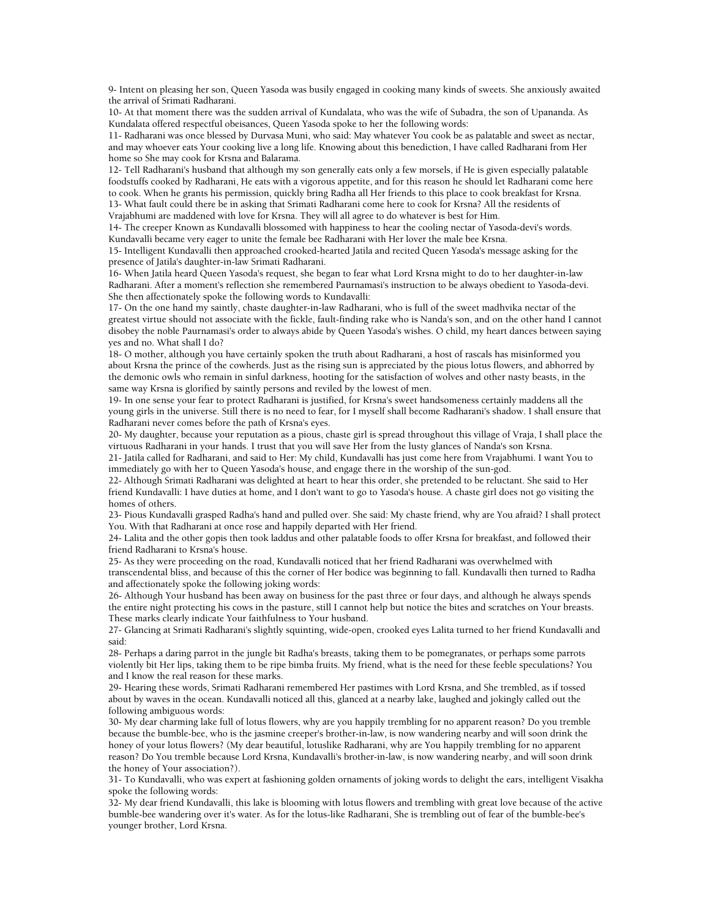9- Intent on pleasing her son, Queen Yasoda was busily engaged in cooking many kinds of sweets. She anxiously awaited the arrival of Srimati Radharani.

10- At that moment there was the sudden arrival of Kundalata, who was the wife of Subadra, the son of Upananda. As Kundalata offered respectful obeisances, Queen Yasoda spoke to her the following words:

11- Radharani was once blessed by Durvasa Muni, who said: May whatever You cook be as palatable and sweet as nectar, and may whoever eats Your cooking live a long life. Knowing about this benediction, I have called Radharani from Her home so She may cook for Krsna and Balarama.

12- Tell Radharani's husband that although my son generally eats only a few morsels, if He is given especially palatable foodstuffs cooked by Radharani, He eats with a vigorous appetite, and for this reason he should let Radharani come here to cook. When he grants his permission, quickly bring Radha all Her friends to this place to cook breakfast for Krsna.

13- What fault could there be in asking that Srimati Radharani come here to cook for Krsna? All the residents of Vrajabhumi are maddened with love for Krsna. They will all agree to do whatever is best for Him.

14- The creeper Known as Kundavalli blossomed with happiness to hear the cooling nectar of Yasoda-devi's words. Kundavalli became very eager to unite the female bee Radharani with Her lover the male bee Krsna.

15- Intelligent Kundavalli then approached crooked-hearted Jatila and recited Queen Yasoda's message asking for the presence of Jatila's daughter-in-law Srimati Radharani.

16- When Jatila heard Queen Yasoda's request, she began to fear what Lord Krsna might to do to her daughter-in-law Radharani. After a moment's reflection she remembered Paurnamasi's instruction to be always obedient to Yasoda-devi. She then affectionately spoke the following words to Kundavalli:

17- On the one hand my saintly, chaste daughter-in-law Radharani, who is full of the sweet madhvika nectar of the greatest virtue should not associate with the fickle, fault-finding rake who is Nanda's son, and on the other hand I cannot disobey the noble Paurnamasi's order to always abide by Queen Yasoda's wishes. O child, my heart dances between saying yes and no. What shall I do?

18- O mother, although you have certainly spoken the truth about Radharani, a host of rascals has misinformed you about Krsna the prince of the cowherds. Just as the rising sun is appreciated by the pious lotus flowers, and abhorred by the demonic owls who remain in sinful darkness, hooting for the satisfaction of wolves and other nasty beasts, in the same way Krsna is glorified by saintly persons and reviled by the lowest of men.

19- In one sense your fear to protect Radharani is justified, for Krsna's sweet handsomeness certainly maddens all the young girls in the universe. Still there is no need to fear, for I myself shall become Radharani's shadow. I shall ensure that Radharani never comes before the path of Krsna's eyes.

20- My daughter, because your reputation as a pious, chaste girl is spread throughout this village of Vraja, I shall place the virtuous Radharani in your hands. I trust that you will save Her from the lusty glances of Nanda's son Krsna.

21- Jatila called for Radharani, and said to Her: My child, Kundavalli has just come here from Vrajabhumi. I want You to immediately go with her to Queen Yasoda's house, and engage there in the worship of the sun-god.

22- Although Srimati Radharani was delighted at heart to hear this order, she pretended to be reluctant. She said to Her friend Kundavalli: I have duties at home, and I don't want to go to Yasoda's house. A chaste girl does not go visiting the homes of others.

23- Pious Kundavalli grasped Radha's hand and pulled over. She said: My chaste friend, why are You afraid? I shall protect You. With that Radharani at once rose and happily departed with Her friend.

24- Lalita and the other gopis then took laddus and other palatable foods to offer Krsna for breakfast, and followed their friend Radharani to Krsna's house.

25- As they were proceeding on the road, Kundavalli noticed that her friend Radharani was overwhelmed with transcendental bliss, and because of this the corner of Her bodice was beginning to fall. Kundavalli then turned to Radha and affectionately spoke the following joking words:

26- Although Your husband has been away on business for the past three or four days, and although he always spends the entire night protecting his cows in the pasture, still I cannot help but notice the bites and scratches on Your breasts. These marks clearly indicate Your faithfulness to Your husband.

27- Glancing at Srimati Radharani's slightly squinting, wide-open, crooked eyes Lalita turned to her friend Kundavalli and said:

28- Perhaps a daring parrot in the jungle bit Radha's breasts, taking them to be pomegranates, or perhaps some parrots violently bit Her lips, taking them to be ripe bimba fruits. My friend, what is the need for these feeble speculations? You and I know the real reason for these marks.

29- Hearing these words, Srimati Radharani remembered Her pastimes with Lord Krsna, and She trembled, as if tossed about by waves in the ocean. Kundavalli noticed all this, glanced at a nearby lake, laughed and jokingly called out the following ambiguous words:

30- My dear charming lake full of lotus flowers, why are you happily trembling for no apparent reason? Do you tremble because the bumble-bee, who is the jasmine creeper's brother-in-law, is now wandering nearby and will soon drink the honey of your lotus flowers? (My dear beautiful, lotuslike Radharani, why are You happily trembling for no apparent reason? Do You tremble because Lord Krsna, Kundavalli's brother-in-law, is now wandering nearby, and will soon drink the honey of Your association?).

31- To Kundavalli, who was expert at fashioning golden ornaments of joking words to delight the ears, intelligent Visakha spoke the following words:

32- My dear friend Kundavalli, this lake is blooming with lotus flowers and trembling with great love because of the active bumble-bee wandering over it's water. As for the lotus-like Radharani, She is trembling out of fear of the bumble-bee's younger brother, Lord Krsna.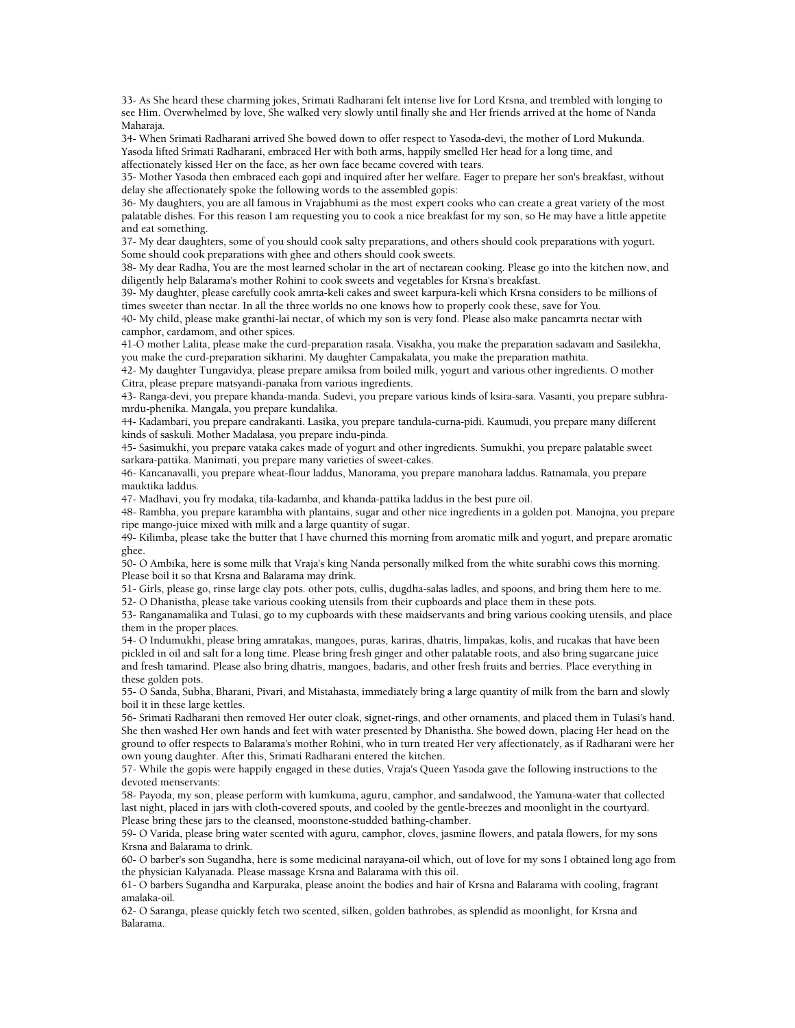33- As She heard these charming jokes, Srimati Radharani felt intense live for Lord Krsna, and trembled with longing to see Him. Overwhelmed by love, She walked very slowly until finally she and Her friends arrived at the home of Nanda Maharaja.

34- When Srimati Radharani arrived She bowed down to offer respect to Yasoda-devi, the mother of Lord Mukunda. Yasoda lifted Srimati Radharani, embraced Her with both arms, happily smelled Her head for a long time, and affectionately kissed Her on the face, as her own face became covered with tears.

35- Mother Yasoda then embraced each gopi and inquired after her welfare. Eager to prepare her son's breakfast, without delay she affectionately spoke the following words to the assembled gopis:

36- My daughters, you are all famous in Vrajabhumi as the most expert cooks who can create a great variety of the most palatable dishes. For this reason I am requesting you to cook a nice breakfast for my son, so He may have a little appetite and eat something.

37- My dear daughters, some of you should cook salty preparations, and others should cook preparations with yogurt. Some should cook preparations with ghee and others should cook sweets.

38- My dear Radha, You are the most learned scholar in the art of nectarean cooking. Please go into the kitchen now, and diligently help Balarama's mother Rohini to cook sweets and vegetables for Krsna's breakfast.

39- My daughter, please carefully cook amrta-keli cakes and sweet karpura-keli which Krsna considers to be millions of times sweeter than nectar. In all the three worlds no one knows how to properly cook these, save for You.

40- My child, please make granthi-lai nectar, of which my son is very fond. Please also make pancamrta nectar with camphor, cardamom, and other spices.

41-O mother Lalita, please make the curd-preparation rasala. Visakha, you make the preparation sadavam and Sasilekha, you make the curd-preparation sikharini. My daughter Campakalata, you make the preparation mathita.

42- My daughter Tungavidya, please prepare amiksa from boiled milk, yogurt and various other ingredients. O mother Citra, please prepare matsyandi-panaka from various ingredients.

43- Ranga-devi, you prepare khanda-manda. Sudevi, you prepare various kinds of ksira-sara. Vasanti, you prepare subhra-mrdu-phenika. Mangala, you prepare kundalika.

44- Kadambari, you prepare candrakanti. Lasika, you prepare tandula-curna-pidi. Kaumudi, you prepare many different kinds of saskuli. Mother Madalasa, you prepare indu-pinda.

45- Sasimukhi, you prepare vataka cakes made of yogurt and other ingredients. Sumukhi, you prepare palatable sweet sarkara-pattika. Manimati, you prepare many varieties of sweet-cakes.

46- Kancanavalli, you prepare wheat-flour laddus, Manorama, you prepare manohara laddus. Ratnamala, you prepare mauktika laddus.

47- Madhavi, you fry modaka, tila-kadamba, and khanda-pattika laddus in the best pure oil.

48- Rambha, you prepare karambha with plantains, sugar and other nice ingredients in a golden pot. Manojna, you prepare ripe mango-juice mixed with milk and a large quantity of sugar.

49- Kilimba, please take the butter that I have churned this morning from aromatic milk and yogurt, and prepare aromatic ghee.

50- O Ambika, here is some milk that Vraja's king Nanda personally milked from the white surabhi cows this morning. Please boil it so that Krsna and Balarama may drink.

51- Girls, please go, rinse large clay pots. other pots, cullis, dugdha-salas ladles, and spoons, and bring them here to me.

52- O Dhanistha, please take various cooking utensils from their cupboards and place them in these pots.

53- Ranganamalika and Tulasi, go to my cupboards with these maidservants and bring various cooking utensils, and place them in the proper places.

54- O Indumukhi, please bring amratakas, mangoes, puras, kariras, dhatris, limpakas, kolis, and rucakas that have been pickled in oil and salt for a long time. Please bring fresh ginger and other palatable roots, and also bring sugarcane juice and fresh tamarind. Please also bring dhatris, mangoes, badaris, and other fresh fruits and berries. Place everything in these golden pots.

55- O Sanda, Subha, Bharani, Pivari, and Mistahasta, immediately bring a large quantity of milk from the barn and slowly boil it in these large kettles.

56- Srimati Radharani then removed Her outer cloak, signet-rings, and other ornaments, and placed them in Tulasi's hand. She then washed Her own hands and feet with water presented by Dhanistha. She bowed down, placing Her head on the ground to offer respects to Balarama's mother Rohini, who in turn treated Her very affectionately, as if Radharani were her own young daughter. After this, Srimati Radharani entered the kitchen.

57- While the gopis were happily engaged in these duties, Vraja's Queen Yasoda gave the following instructions to the devoted menservants:

58- Payoda, my son, please perform with kumkuma, aguru, camphor, and sandalwood, the Yamuna-water that collected last night, placed in jars with cloth-covered spouts, and cooled by the gentle-breezes and moonlight in the courtyard. Please bring these jars to the cleansed, moonstone-studded bathing-chamber.

59- O Varida, please bring water scented with aguru, camphor, cloves, jasmine flowers, and patala flowers, for my sons Krsna and Balarama to drink.

60- O barber's son Sugandha, here is some medicinal narayana-oil which, out of love for my sons I obtained long ago from the physician Kalyanada. Please massage Krsna and Balarama with this oil.

61- O barbers Sugandha and Karpuraka, please anoint the bodies and hair of Krsna and Balarama with cooling, fragrant amalaka-oil.

62- O Saranga, please quickly fetch two scented, silken, golden bathrobes, as splendid as moonlight, for Krsna and Balarama.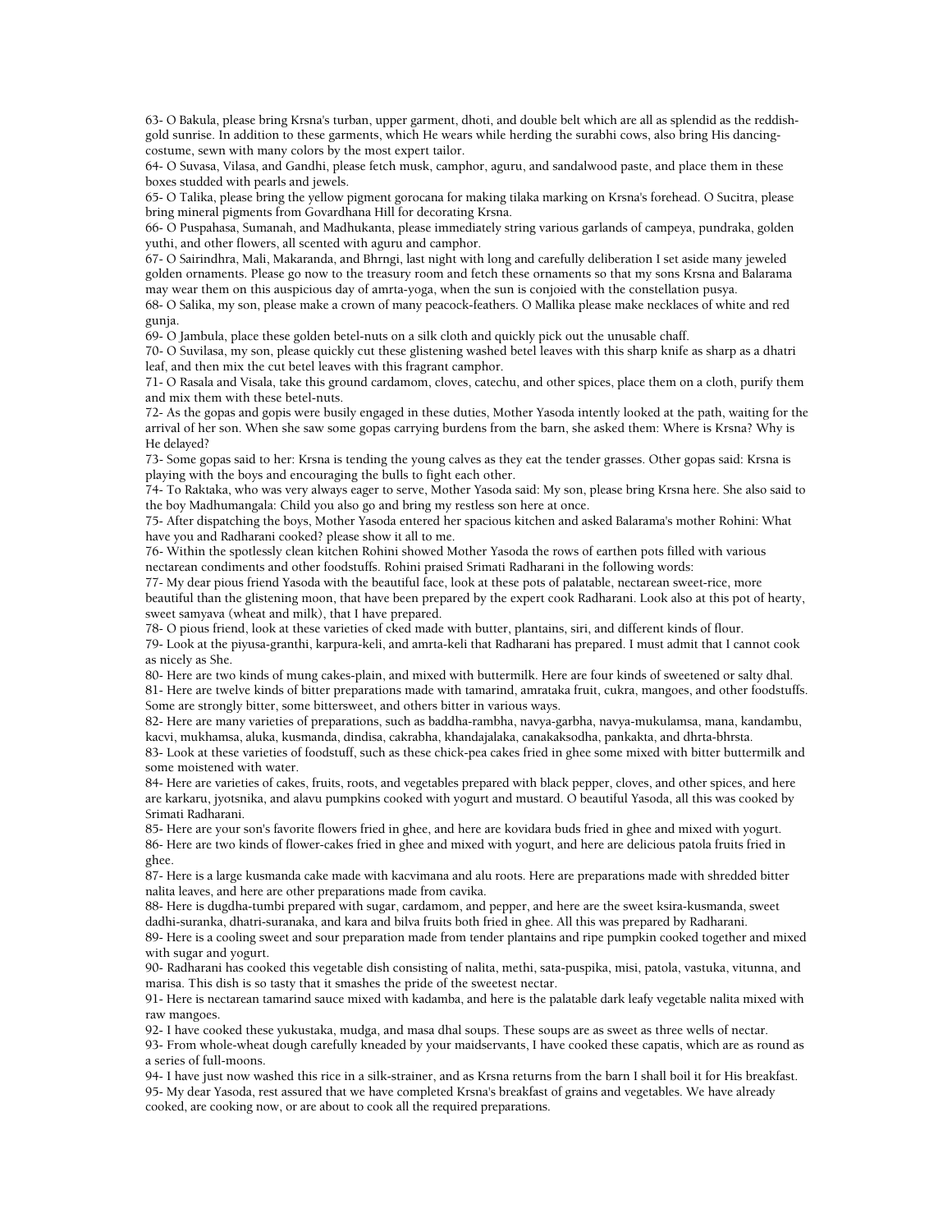63- O Bakula, please bring Krsna's turban, upper garment, dhoti, and double belt which are all as splendid as the reddish-gold sunrise. In addition to these garments, which He wears while herding the surabhi cows, also bring His dancing-costume, sewn with many colors by the most expert tailor.
64- O Suvasa, Vilasa, and Gandhi, please fetch musk, camphor, aguru, and sandalwood paste, and place them in these boxes studded with pearls and jewels.
65- O Talika, please bring the yellow pigment gorocana for making tilaka marking on Krsna's forehead. O Sucitra, please bring mineral pigments from Govardhana Hill for decorating Krsna.
66- O Puspahasa, Sumanah, and Madhukanta, please immediately string various garlands of campeya, pundraka, golden yuthi, and other flowers, all scented with aguru and camphor.
67- O Sairindhra, Mali, Makaranda, and Bhrngi, last night with long and carefully deliberation I set aside many jeweled golden ornaments. Please go now to the treasury room and fetch these ornaments so that my sons Krsna and Balarama may wear them on this auspicious day of amrta-yoga, when the sun is conjoied with the constellation pusya.
68- O Salika, my son, please make a crown of many peacock-feathers. O Mallika please make necklaces of white and red gunja.
69- O Jambula, place these golden betel-nuts on a silk cloth and quickly pick out the unusable chaff.
70- O Suvilasa, my son, please quickly cut these glistening washed betel leaves with this sharp knife as sharp as a dhatri leaf, and then mix the cut betel leaves with this fragrant camphor.
71- O Rasala and Visala, take this ground cardamom, cloves, catechu, and other spices, place them on a cloth, purify them and mix them with these betel-nuts.
72- As the gopas and gopis were busily engaged in these duties, Mother Yasoda intently looked at the path, waiting for the arrival of her son. When she saw some gopas carrying burdens from the barn, she asked them: Where is Krsna? Why is He delayed?
73- Some gopas said to her: Krsna is tending the young calves as they eat the tender grasses. Other gopas said: Krsna is playing with the boys and encouraging the bulls to fight each other.
74- To Raktaka, who was very always eager to serve, Mother Yasoda said: My son, please bring Krsna here. She also said to the boy Madhumangala: Child you also go and bring my restless son here at once.
75- After dispatching the boys, Mother Yasoda entered her spacious kitchen and asked Balarama's mother Rohini: What have you and Radharani cooked? please show it all to me.
76- Within the spotlessly clean kitchen Rohini showed Mother Yasoda the rows of earthen pots filled with various nectarean condiments and other foodstuffs. Rohini praised Srimati Radharani in the following words:
77- My dear pious friend Yasoda with the beautiful face, look at these pots of palatable, nectarean sweet-rice, more beautiful than the glistening moon, that have been prepared by the expert cook Radharani. Look also at this pot of hearty, sweet samyava (wheat and milk), that I have prepared.
78- O pious friend, look at these varieties of cked made with butter, plantains, siri, and different kinds of flour.
79- Look at the piyusa-granthi, karpura-keli, and amrta-keli that Radharani has prepared. I must admit that I cannot cook as nicely as She.
80- Here are two kinds of mung cakes-plain, and mixed with buttermilk. Here are four kinds of sweetened or salty dhal.
81- Here are twelve kinds of bitter preparations made with tamarind, amrataka fruit, cukra, mangoes, and other foodstuffs. Some are strongly bitter, some bittersweet, and others bitter in various ways.
82- Here are many varieties of preparations, such as baddha-rambha, navya-garbha, navya-mukulamsa, mana, kandambu, kacvi, mukhamsa, aluka, kusmanda, dindisa, cakrabha, khandajalaka, canakaksodha, pankakta, and dhrta-bhrsta.
83- Look at these varieties of foodstuff, such as these chick-pea cakes fried in ghee some mixed with bitter buttermilk and some moistened with water.
84- Here are varieties of cakes, fruits, roots, and vegetables prepared with black pepper, cloves, and other spices, and here are karkaru, jyotsnika, and alavu pumpkins cooked with yogurt and mustard. O beautiful Yasoda, all this was cooked by Srimati Radharani.
85- Here are your son's favorite flowers fried in ghee, and here are kovidara buds fried in ghee and mixed with yogurt.
86- Here are two kinds of flower-cakes fried in ghee and mixed with yogurt, and here are delicious patola fruits fried in ghee.
87- Here is a large kusmanda cake made with kacvimana and alu roots. Here are preparations made with shredded bitter nalita leaves, and here are other preparations made from cavika.
88- Here is dugdha-tumbi prepared with sugar, cardamom, and pepper, and here are the sweet ksira-kusmanda, sweet dadhi-suranka, dhatri-suranaka, and kara and bilva fruits both fried in ghee. All this was prepared by Radharani.
89- Here is a cooling sweet and sour preparation made from tender plantains and ripe pumpkin cooked together and mixed with sugar and yogurt.
90- Radharani has cooked this vegetable dish consisting of nalita, methi, sata-puspika, misi, patola, vastuka, vitunna, and marisa. This dish is so tasty that it smashes the pride of the sweetest nectar.
91- Here is nectarean tamarind sauce mixed with kadamba, and here is the palatable dark leafy vegetable nalita mixed with raw mangoes.
92- I have cooked these yukustaka, mudga, and masa dhal soups. These soups are as sweet as three wells of nectar.
93- From whole-wheat dough carefully kneaded by your maidservants, I have cooked these capatis, which are as round as a series of full-moons.
94- I have just now washed this rice in a silk-strainer, and as Krsna returns from the barn I shall boil it for His breakfast.
95- My dear Yasoda, rest assured that we have completed Krsna's breakfast of grains and vegetables. We have already cooked, are cooking now, or are about to cook all the required preparations.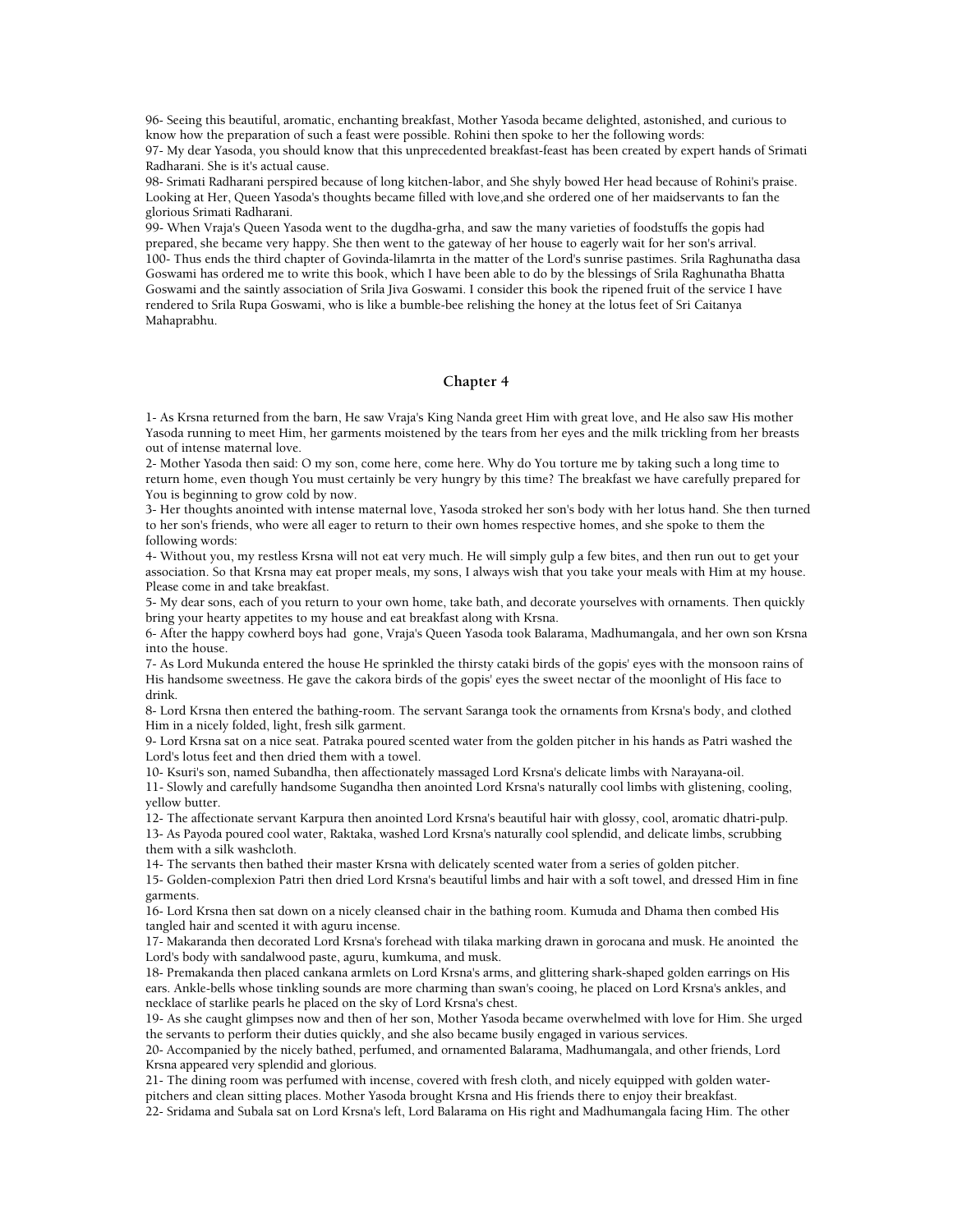96- Seeing this beautiful, aromatic, enchanting breakfast, Mother Yasoda became delighted, astonished, and curious to know how the preparation of such a feast were possible. Rohini then spoke to her the following words:
97- My dear Yasoda, you should know that this unprecedented breakfast-feast has been created by expert hands of Srimati Radharani. She is it's actual cause.
98- Srimati Radharani perspired because of long kitchen-labor, and She shyly bowed Her head because of Rohini's praise. Looking at Her, Queen Yasoda's thoughts became filled with love,and she ordered one of her maidservants to fan the glorious Srimati Radharani.
99- When Vraja's Queen Yasoda went to the dugdha-grha, and saw the many varieties of foodstuffs the gopis had prepared, she became very happy. She then went to the gateway of her house to eagerly wait for her son's arrival.
100- Thus ends the third chapter of Govinda-lilamrta in the matter of the Lord's sunrise pastimes. Srila Raghunatha dasa Goswami has ordered me to write this book, which I have been able to do by the blessings of Srila Raghunatha Bhatta Goswami and the saintly association of Srila Jiva Goswami. I consider this book the ripened fruit of the service I have rendered to Srila Rupa Goswami, who is like a bumble-bee relishing the honey at the lotus feet of Sri Caitanya Mahaprabhu.

## Chapter 4

1- As Krsna returned from the barn, He saw Vraja's King Nanda greet Him with great love, and He also saw His mother Yasoda running to meet Him, her garments moistened by the tears from her eyes and the milk trickling from her breasts out of intense maternal love.
2- Mother Yasoda then said: O my son, come here, come here. Why do You torture me by taking such a long time to return home, even though You must certainly be very hungry by this time? The breakfast we have carefully prepared for You is beginning to grow cold by now.
3- Her thoughts anointed with intense maternal love, Yasoda stroked her son's body with her lotus hand. She then turned to her son's friends, who were all eager to return to their own homes respective homes, and she spoke to them the following words:
4- Without you, my restless Krsna will not eat very much. He will simply gulp a few bites, and then run out to get your association. So that Krsna may eat proper meals, my sons, I always wish that you take your meals with Him at my house. Please come in and take breakfast.
5- My dear sons, each of you return to your own home, take bath, and decorate yourselves with ornaments. Then quickly bring your hearty appetites to my house and eat breakfast along with Krsna.
6- After the happy cowherd boys had gone, Vraja's Queen Yasoda took Balarama, Madhumangala, and her own son Krsna into the house.
7- As Lord Mukunda entered the house He sprinkled the thirsty cataki birds of the gopis' eyes with the monsoon rains of His handsome sweetness. He gave the cakora birds of the gopis' eyes the sweet nectar of the moonlight of His face to drink.
8- Lord Krsna then entered the bathing-room. The servant Saranga took the ornaments from Krsna's body, and clothed Him in a nicely folded, light, fresh silk garment.
9- Lord Krsna sat on a nice seat. Patraka poured scented water from the golden pitcher in his hands as Patri washed the Lord's lotus feet and then dried them with a towel.
10- Ksuri's son, named Subandha, then affectionately massaged Lord Krsna's delicate limbs with Narayana-oil.
11- Slowly and carefully handsome Sugandha then anointed Lord Krsna's naturally cool limbs with glistening, cooling, yellow butter.
12- The affectionate servant Karpura then anointed Lord Krsna's beautiful hair with glossy, cool, aromatic dhatri-pulp.
13- As Payoda poured cool water, Raktaka, washed Lord Krsna's naturally cool splendid, and delicate limbs, scrubbing them with a silk washcloth.
14- The servants then bathed their master Krsna with delicately scented water from a series of golden pitcher.
15- Golden-complexion Patri then dried Lord Krsna's beautiful limbs and hair with a soft towel, and dressed Him in fine garments.
16- Lord Krsna then sat down on a nicely cleansed chair in the bathing room. Kumuda and Dhama then combed His tangled hair and scented it with aguru incense.
17- Makaranda then decorated Lord Krsna's forehead with tilaka marking drawn in gorocana and musk. He anointed the Lord's body with sandalwood paste, aguru, kumkuma, and musk.
18- Premakanda then placed cankana armlets on Lord Krsna's arms, and glittering shark-shaped golden earrings on His ears. Ankle-bells whose tinkling sounds are more charming than swan's cooing, he placed on Lord Krsna's ankles, and necklace of starlike pearls he placed on the sky of Lord Krsna's chest.
19- As she caught glimpses now and then of her son, Mother Yasoda became overwhelmed with love for Him. She urged the servants to perform their duties quickly, and she also became busily engaged in various services.
20- Accompanied by the nicely bathed, perfumed, and ornamented Balarama, Madhumangala, and other friends, Lord Krsna appeared very splendid and glorious.
21- The dining room was perfumed with incense, covered with fresh cloth, and nicely equipped with golden water-pitchers and clean sitting places. Mother Yasoda brought Krsna and His friends there to enjoy their breakfast.
22- Sridama and Subala sat on Lord Krsna's left, Lord Balarama on His right and Madhumangala facing Him. The other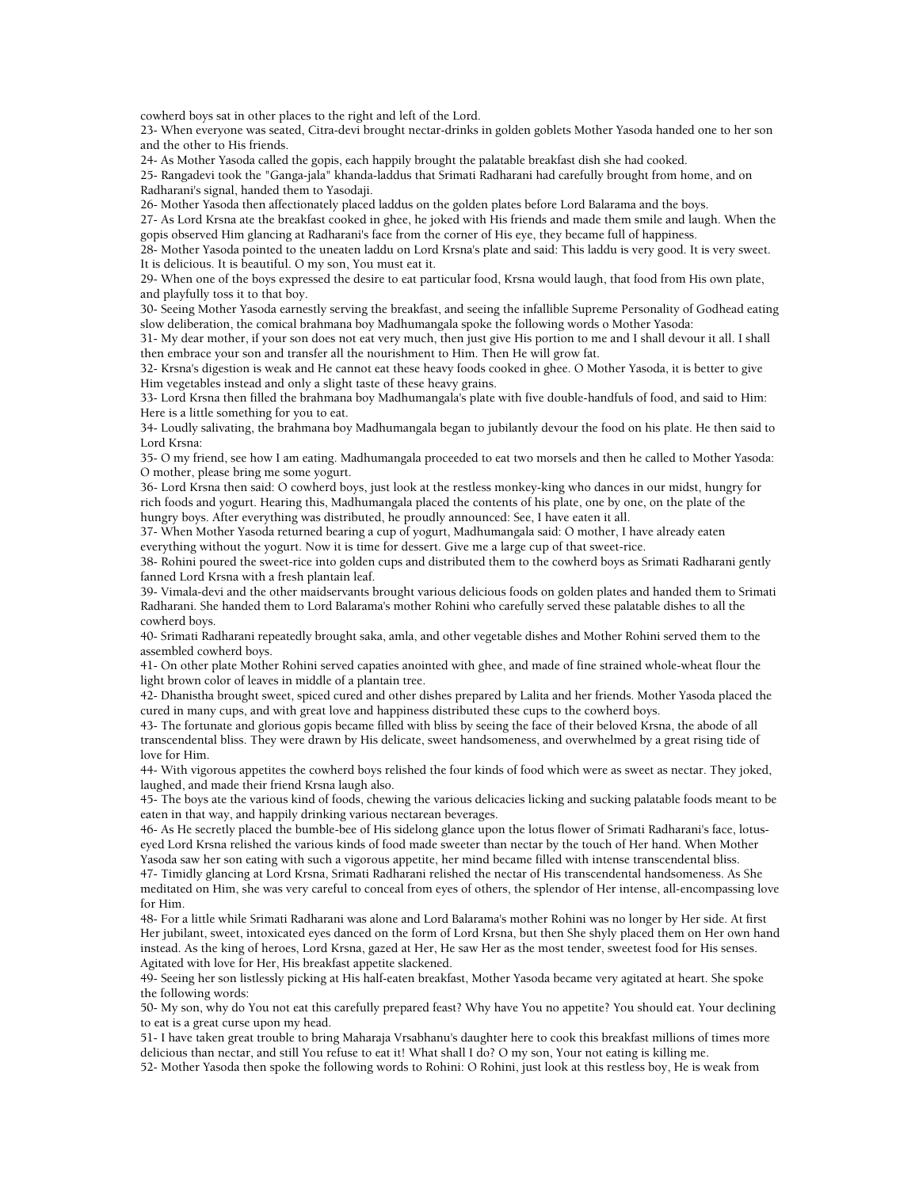cowherd boys sat in other places to the right and left of the Lord.

23- When everyone was seated, Citra-devi brought nectar-drinks in golden goblets Mother Yasoda handed one to her son and the other to His friends.

24- As Mother Yasoda called the gopis, each happily brought the palatable breakfast dish she had cooked.

25- Rangadevi took the "Ganga-jala" khanda-laddus that Srimati Radharani had carefully brought from home, and on Radharani's signal, handed them to Yasodaji.

26- Mother Yasoda then affectionately placed laddus on the golden plates before Lord Balarama and the boys.

27- As Lord Krsna ate the breakfast cooked in ghee, he joked with His friends and made them smile and laugh. When the gopis observed Him glancing at Radharani's face from the corner of His eye, they became full of happiness.

28- Mother Yasoda pointed to the uneaten laddu on Lord Krsna's plate and said: This laddu is very good. It is very sweet. It is delicious. It is beautiful. O my son, You must eat it.

29- When one of the boys expressed the desire to eat particular food, Krsna would laugh, that food from His own plate, and playfully toss it to that boy.

30- Seeing Mother Yasoda earnestly serving the breakfast, and seeing the infallible Supreme Personality of Godhead eating slow deliberation, the comical brahmana boy Madhumangala spoke the following words o Mother Yasoda:

31- My dear mother, if your son does not eat very much, then just give His portion to me and I shall devour it all. I shall then embrace your son and transfer all the nourishment to Him. Then He will grow fat.

32- Krsna's digestion is weak and He cannot eat these heavy foods cooked in ghee. O Mother Yasoda, it is better to give Him vegetables instead and only a slight taste of these heavy grains.

33- Lord Krsna then filled the brahmana boy Madhumangala's plate with five double-handfuls of food, and said to Him: Here is a little something for you to eat.

34- Loudly salivating, the brahmana boy Madhumangala began to jubilantly devour the food on his plate. He then said to Lord Krsna:

35- O my friend, see how I am eating. Madhumangala proceeded to eat two morsels and then he called to Mother Yasoda: O mother, please bring me some yogurt.

36- Lord Krsna then said: O cowherd boys, just look at the restless monkey-king who dances in our midst, hungry for rich foods and yogurt. Hearing this, Madhumangala placed the contents of his plate, one by one, on the plate of the hungry boys. After everything was distributed, he proudly announced: See, I have eaten it all.

37- When Mother Yasoda returned bearing a cup of yogurt, Madhumangala said: O mother, I have already eaten everything without the yogurt. Now it is time for dessert. Give me a large cup of that sweet-rice.

38- Rohini poured the sweet-rice into golden cups and distributed them to the cowherd boys as Srimati Radharani gently fanned Lord Krsna with a fresh plantain leaf.

39- Vimala-devi and the other maidservants brought various delicious foods on golden plates and handed them to Srimati Radharani. She handed them to Lord Balarama's mother Rohini who carefully served these palatable dishes to all the cowherd boys.

40- Srimati Radharani repeatedly brought saka, amla, and other vegetable dishes and Mother Rohini served them to the assembled cowherd boys.

41- On other plate Mother Rohini served capaties anointed with ghee, and made of fine strained whole-wheat flour the light brown color of leaves in middle of a plantain tree.

42- Dhanistha brought sweet, spiced cured and other dishes prepared by Lalita and her friends. Mother Yasoda placed the cured in many cups, and with great love and happiness distributed these cups to the cowherd boys.

43- The fortunate and glorious gopis became filled with bliss by seeing the face of their beloved Krsna, the abode of all transcendental bliss. They were drawn by His delicate, sweet handsomeness, and overwhelmed by a great rising tide of love for Him.

44- With vigorous appetites the cowherd boys relished the four kinds of food which were as sweet as nectar. They joked, laughed, and made their friend Krsna laugh also.

45- The boys ate the various kind of foods, chewing the various delicacies licking and sucking palatable foods meant to be eaten in that way, and happily drinking various nectarean beverages.

46- As He secretly placed the bumble-bee of His sidelong glance upon the lotus flower of Srimati Radharani's face, lotus-eyed Lord Krsna relished the various kinds of food made sweeter than nectar by the touch of Her hand. When Mother Yasoda saw her son eating with such a vigorous appetite, her mind became filled with intense transcendental bliss.

47- Timidly glancing at Lord Krsna, Srimati Radharani relished the nectar of His transcendental handsomeness. As She meditated on Him, she was very careful to conceal from eyes of others, the splendor of Her intense, all-encompassing love for Him.

48- For a little while Srimati Radharani was alone and Lord Balarama's mother Rohini was no longer by Her side. At first Her jubilant, sweet, intoxicated eyes danced on the form of Lord Krsna, but then She shyly placed them on Her own hand instead. As the king of heroes, Lord Krsna, gazed at Her, He saw Her as the most tender, sweetest food for His senses. Agitated with love for Her, His breakfast appetite slackened.

49- Seeing her son listlessly picking at His half-eaten breakfast, Mother Yasoda became very agitated at heart. She spoke the following words:

50- My son, why do You not eat this carefully prepared feast? Why have You no appetite? You should eat. Your declining to eat is a great curse upon my head.

51- I have taken great trouble to bring Maharaja Vrsabhanu's daughter here to cook this breakfast millions of times more delicious than nectar, and still You refuse to eat it! What shall I do? O my son, Your not eating is killing me.

52- Mother Yasoda then spoke the following words to Rohini: O Rohini, just look at this restless boy, He is weak from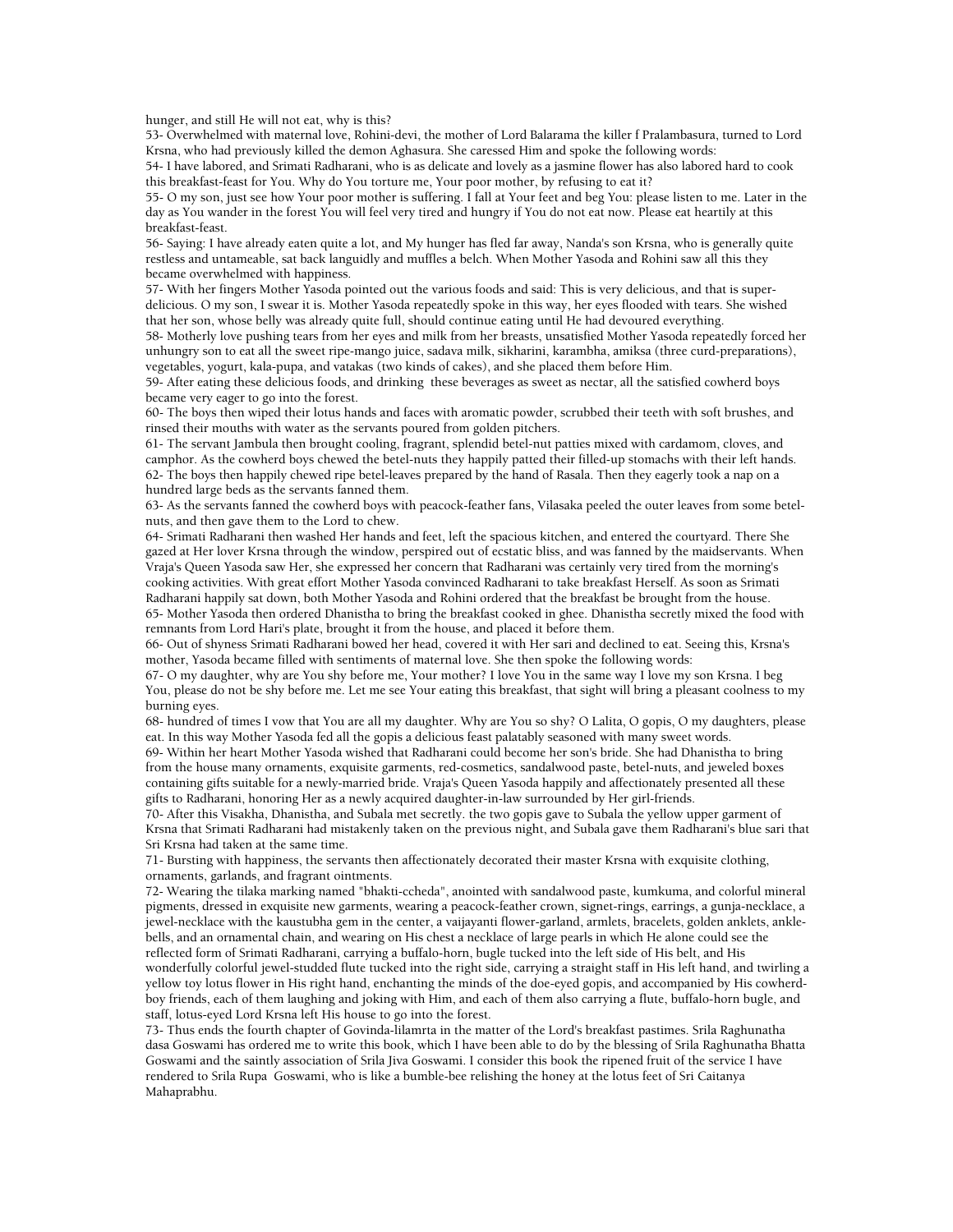hunger, and still He will not eat, why is this?

53- Overwhelmed with maternal love, Rohini-devi, the mother of Lord Balarama the killer f Pralambasura, turned to Lord Krsna, who had previously killed the demon Aghasura. She caressed Him and spoke the following words:

54- I have labored, and Srimati Radharani, who is as delicate and lovely as a jasmine flower has also labored hard to cook this breakfast-feast for You. Why do You torture me, Your poor mother, by refusing to eat it?

55- O my son, just see how Your poor mother is suffering. I fall at Your feet and beg You: please listen to me. Later in the day as You wander in the forest You will feel very tired and hungry if You do not eat now. Please eat heartily at this breakfast-feast.

56- Saying: I have already eaten quite a lot, and My hunger has fled far away, Nanda's son Krsna, who is generally quite restless and untameable, sat back languidly and muffles a belch. When Mother Yasoda and Rohini saw all this they became overwhelmed with happiness.

57- With her fingers Mother Yasoda pointed out the various foods and said: This is very delicious, and that is super-delicious. O my son, I swear it is. Mother Yasoda repeatedly spoke in this way, her eyes flooded with tears. She wished that her son, whose belly was already quite full, should continue eating until He had devoured everything.

58- Motherly love pushing tears from her eyes and milk from her breasts, unsatisfied Mother Yasoda repeatedly forced her unhungry son to eat all the sweet ripe-mango juice, sadava milk, sikharini, karambha, amiksa (three curd-preparations), vegetables, yogurt, kala-pupa, and vatakas (two kinds of cakes), and she placed them before Him.

59- After eating these delicious foods, and drinking these beverages as sweet as nectar, all the satisfied cowherd boys became very eager to go into the forest.

60- The boys then wiped their lotus hands and faces with aromatic powder, scrubbed their teeth with soft brushes, and rinsed their mouths with water as the servants poured from golden pitchers.

61- The servant Jambula then brought cooling, fragrant, splendid betel-nut patties mixed with cardamom, cloves, and camphor. As the cowherd boys chewed the betel-nuts they happily patted their filled-up stomachs with their left hands.

62- The boys then happily chewed ripe betel-leaves prepared by the hand of Rasala. Then they eagerly took a nap on a hundred large beds as the servants fanned them.

63- As the servants fanned the cowherd boys with peacock-feather fans, Vilasaka peeled the outer leaves from some betel-nuts, and then gave them to the Lord to chew.

64- Srimati Radharani then washed Her hands and feet, left the spacious kitchen, and entered the courtyard. There She gazed at Her lover Krsna through the window, perspired out of ecstatic bliss, and was fanned by the maidservants. When Vraja's Queen Yasoda saw Her, she expressed her concern that Radharani was certainly very tired from the morning's cooking activities. With great effort Mother Yasoda convinced Radharani to take breakfast Herself. As soon as Srimati Radharani happily sat down, both Mother Yasoda and Rohini ordered that the breakfast be brought from the house.

65- Mother Yasoda then ordered Dhanistha to bring the breakfast cooked in ghee. Dhanistha secretly mixed the food with remnants from Lord Hari's plate, brought it from the house, and placed it before them.

66- Out of shyness Srimati Radharani bowed her head, covered it with Her sari and declined to eat. Seeing this, Krsna's mother, Yasoda became filled with sentiments of maternal love. She then spoke the following words:

67- O my daughter, why are You shy before me, Your mother? I love You in the same way I love my son Krsna. I beg You, please do not be shy before me. Let me see Your eating this breakfast, that sight will bring a pleasant coolness to my burning eyes.

68- hundred of times I vow that You are all my daughter. Why are You so shy? O Lalita, O gopis, O my daughters, please eat. In this way Mother Yasoda fed all the gopis a delicious feast palatably seasoned with many sweet words.

69- Within her heart Mother Yasoda wished that Radharani could become her son's bride. She had Dhanistha to bring from the house many ornaments, exquisite garments, red-cosmetics, sandalwood paste, betel-nuts, and jeweled boxes containing gifts suitable for a newly-married bride. Vraja's Queen Yasoda happily and affectionately presented all these gifts to Radharani, honoring Her as a newly acquired daughter-in-law surrounded by Her girl-friends.

70- After this Visakha, Dhanistha, and Subala met secretly. the two gopis gave to Subala the yellow upper garment of Krsna that Srimati Radharani had mistakenly taken on the previous night, and Subala gave them Radharani's blue sari that Sri Krsna had taken at the same time.

71- Bursting with happiness, the servants then affectionately decorated their master Krsna with exquisite clothing, ornaments, garlands, and fragrant ointments.

72- Wearing the tilaka marking named "bhakti-ccheda", anointed with sandalwood paste, kumkuma, and colorful mineral pigments, dressed in exquisite new garments, wearing a peacock-feather crown, signet-rings, earrings, a gunja-necklace, a jewel-necklace with the kaustubha gem in the center, a vaijayanti flower-garland, armlets, bracelets, golden anklets, ankle-bells, and an ornamental chain, and wearing on His chest a necklace of large pearls in which He alone could see the reflected form of Srimati Radharani, carrying a buffalo-horn, bugle tucked into the left side of His belt, and His wonderfully colorful jewel-studded flute tucked into the right side, carrying a straight staff in His left hand, and twirling a yellow toy lotus flower in His right hand, enchanting the minds of the doe-eyed gopis, and accompanied by His cowherd-boy friends, each of them laughing and joking with Him, and each of them also carrying a flute, buffalo-horn bugle, and staff, lotus-eyed Lord Krsna left His house to go into the forest.

73- Thus ends the fourth chapter of Govinda-lilamrta in the matter of the Lord's breakfast pastimes. Srila Raghunatha dasa Goswami has ordered me to write this book, which I have been able to do by the blessing of Srila Raghunatha Bhatta Goswami and the saintly association of Srila Jiva Goswami. I consider this book the ripened fruit of the service I have rendered to Srila Rupa Goswami, who is like a bumble-bee relishing the honey at the lotus feet of Sri Caitanya Mahaprabhu.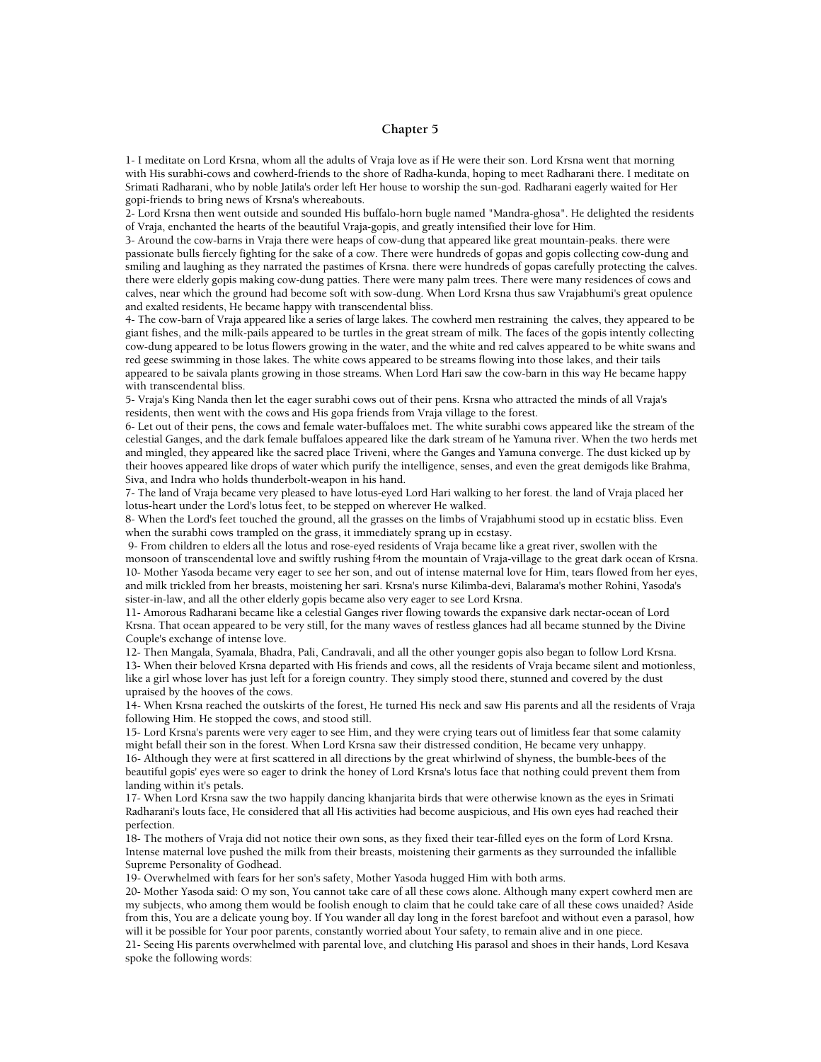## Chapter 5

1- I meditate on Lord Krsna, whom all the adults of Vraja love as if He were their son. Lord Krsna went that morning with His surabhi-cows and cowherd-friends to the shore of Radha-kunda, hoping to meet Radharani there. I meditate on Srimati Radharani, who by noble Jatila's order left Her house to worship the sun-god. Radharani eagerly waited for Her gopi-friends to bring news of Krsna's whereabouts.

2- Lord Krsna then went outside and sounded His buffalo-horn bugle named "Mandra-ghosa". He delighted the residents of Vraja, enchanted the hearts of the beautiful Vraja-gopis, and greatly intensified their love for Him.

3- Around the cow-barns in Vraja there were heaps of cow-dung that appeared like great mountain-peaks. there were passionate bulls fiercely fighting for the sake of a cow. There were hundreds of gopas and gopis collecting cow-dung and smiling and laughing as they narrated the pastimes of Krsna. there were hundreds of gopas carefully protecting the calves. there were elderly gopis making cow-dung patties. There were many palm trees. There were many residences of cows and calves, near which the ground had become soft with sow-dung. When Lord Krsna thus saw Vrajabhumi's great opulence and exalted residents, He became happy with transcendental bliss.

4- The cow-barn of Vraja appeared like a series of large lakes. The cowherd men restraining  the calves, they appeared to be giant fishes, and the milk-pails appeared to be turtles in the great stream of milk. The faces of the gopis intently collecting cow-dung appeared to be lotus flowers growing in the water, and the white and red calves appeared to be white swans and red geese swimming in those lakes. The white cows appeared to be streams flowing into those lakes, and their tails appeared to be saivala plants growing in those streams. When Lord Hari saw the cow-barn in this way He became happy with transcendental bliss.

5- Vraja's King Nanda then let the eager surabhi cows out of their pens. Krsna who attracted the minds of all Vraja's residents, then went with the cows and His gopa friends from Vraja village to the forest.

6- Let out of their pens, the cows and female water-buffaloes met. The white surabhi cows appeared like the stream of the celestial Ganges, and the dark female buffaloes appeared like the dark stream of he Yamuna river. When the two herds met and mingled, they appeared like the sacred place Triveni, where the Ganges and Yamuna converge. The dust kicked up by their hooves appeared like drops of water which purify the intelligence, senses, and even the great demigods like Brahma, Siva, and Indra who holds thunderbolt-weapon in his hand.

7- The land of Vraja became very pleased to have lotus-eyed Lord Hari walking to her forest. the land of Vraja placed her lotus-heart under the Lord's lotus feet, to be stepped on wherever He walked.

8- When the Lord's feet touched the ground, all the grasses on the limbs of Vrajabhumi stood up in ecstatic bliss. Even when the surabhi cows trampled on the grass, it immediately sprang up in ecstasy.

9- From children to elders all the lotus and rose-eyed residents of Vraja became like a great river, swollen with the monsoon of transcendental love and swiftly rushing f4rom the mountain of Vraja-village to the great dark ocean of Krsna.

10- Mother Yasoda became very eager to see her son, and out of intense maternal love for Him, tears flowed from her eyes, and milk trickled from her breasts, moistening her sari. Krsna's nurse Kilimba-devi, Balarama's mother Rohini, Yasoda's sister-in-law, and all the other elderly gopis became also very eager to see Lord Krsna.

11- Amorous Radharani became like a celestial Ganges river flowing towards the expansive dark nectar-ocean of Lord Krsna. That ocean appeared to be very still, for the many waves of restless glances had all became stunned by the Divine Couple's exchange of intense love.

12- Then Mangala, Syamala, Bhadra, Pali, Candravali, and all the other younger gopis also began to follow Lord Krsna.

13- When their beloved Krsna departed with His friends and cows, all the residents of Vraja became silent and motionless, like a girl whose lover has just left for a foreign country. They simply stood there, stunned and covered by the dust upraised by the hooves of the cows.

14- When Krsna reached the outskirts of the forest, He turned His neck and saw His parents and all the residents of Vraja following Him. He stopped the cows, and stood still.

15- Lord Krsna's parents were very eager to see Him, and they were crying tears out of limitless fear that some calamity might befall their son in the forest. When Lord Krsna saw their distressed condition, He became very unhappy.

16- Although they were at first scattered in all directions by the great whirlwind of shyness, the bumble-bees of the beautiful gopis' eyes were so eager to drink the honey of Lord Krsna's lotus face that nothing could prevent them from landing within it's petals.

17- When Lord Krsna saw the two happily dancing khanjarita birds that were otherwise known as the eyes in Srimati Radharani's louts face, He considered that all His activities had become auspicious, and His own eyes had reached their perfection.

18- The mothers of Vraja did not notice their own sons, as they fixed their tear-filled eyes on the form of Lord Krsna. Intense maternal love pushed the milk from their breasts, moistening their garments as they surrounded the infallible Supreme Personality of Godhead.

19- Overwhelmed with fears for her son's safety, Mother Yasoda hugged Him with both arms.

20- Mother Yasoda said: O my son, You cannot take care of all these cows alone. Although many expert cowherd men are my subjects, who among them would be foolish enough to claim that he could take care of all these cows unaided? Aside from this, You are a delicate young boy. If You wander all day long in the forest barefoot and without even a parasol, how will it be possible for Your poor parents, constantly worried about Your safety, to remain alive and in one piece.

21- Seeing His parents overwhelmed with parental love, and clutching His parasol and shoes in their hands, Lord Kesava spoke the following words: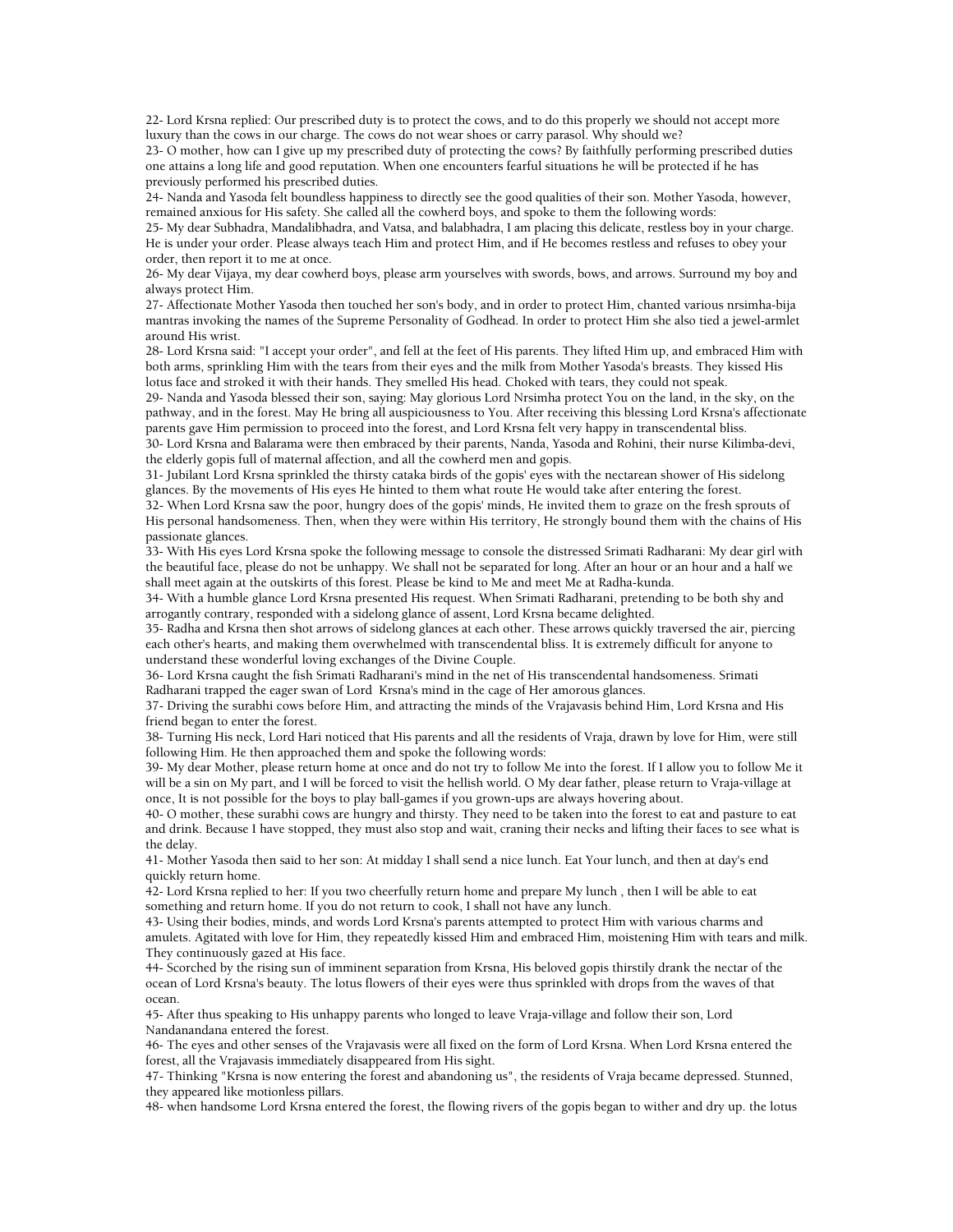22- Lord Krsna replied: Our prescribed duty is to protect the cows, and to do this properly we should not accept more luxury than the cows in our charge. The cows do not wear shoes or carry parasol. Why should we?

23- O mother, how can I give up my prescribed duty of protecting the cows? By faithfully performing prescribed duties one attains a long life and good reputation. When one encounters fearful situations he will be protected if he has previously performed his prescribed duties.

24- Nanda and Yasoda felt boundless happiness to directly see the good qualities of their son. Mother Yasoda, however, remained anxious for His safety. She called all the cowherd boys, and spoke to them the following words:

25- My dear Subhadra, Mandalibhadra, and Vatsa, and balabhadra, I am placing this delicate, restless boy in your charge. He is under your order. Please always teach Him and protect Him, and if He becomes restless and refuses to obey your order, then report it to me at once.

26- My dear Vijaya, my dear cowherd boys, please arm yourselves with swords, bows, and arrows. Surround my boy and always protect Him.

27- Affectionate Mother Yasoda then touched her son's body, and in order to protect Him, chanted various nrsimha-bija mantras invoking the names of the Supreme Personality of Godhead. In order to protect Him she also tied a jewel-armlet around His wrist.

28- Lord Krsna said: "I accept your order", and fell at the feet of His parents. They lifted Him up, and embraced Him with both arms, sprinkling Him with the tears from their eyes and the milk from Mother Yasoda's breasts. They kissed His lotus face and stroked it with their hands. They smelled His head. Choked with tears, they could not speak.

29- Nanda and Yasoda blessed their son, saying: May glorious Lord Nrsimha protect You on the land, in the sky, on the pathway, and in the forest. May He bring all auspiciousness to You. After receiving this blessing Lord Krsna's affectionate parents gave Him permission to proceed into the forest, and Lord Krsna felt very happy in transcendental bliss.

30- Lord Krsna and Balarama were then embraced by their parents, Nanda, Yasoda and Rohini, their nurse Kilimba-devi, the elderly gopis full of maternal affection, and all the cowherd men and gopis.

31- Jubilant Lord Krsna sprinkled the thirsty cataka birds of the gopis' eyes with the nectarean shower of His sidelong glances. By the movements of His eyes He hinted to them what route He would take after entering the forest.

32- When Lord Krsna saw the poor, hungry does of the gopis' minds, He invited them to graze on the fresh sprouts of His personal handsomeness. Then, when they were within His territory, He strongly bound them with the chains of His passionate glances.

33- With His eyes Lord Krsna spoke the following message to console the distressed Srimati Radharani: My dear girl with the beautiful face, please do not be unhappy. We shall not be separated for long. After an hour or an hour and a half we shall meet again at the outskirts of this forest. Please be kind to Me and meet Me at Radha-kunda.

34- With a humble glance Lord Krsna presented His request. When Srimati Radharani, pretending to be both shy and arrogantly contrary, responded with a sidelong glance of assent, Lord Krsna became delighted.

35- Radha and Krsna then shot arrows of sidelong glances at each other. These arrows quickly traversed the air, piercing each other's hearts, and making them overwhelmed with transcendental bliss. It is extremely difficult for anyone to understand these wonderful loving exchanges of the Divine Couple.

36- Lord Krsna caught the fish Srimati Radharani's mind in the net of His transcendental handsomeness. Srimati Radharani trapped the eager swan of Lord Krsna's mind in the cage of Her amorous glances.

37- Driving the surabhi cows before Him, and attracting the minds of the Vrajavasis behind Him, Lord Krsna and His friend began to enter the forest.

38- Turning His neck, Lord Hari noticed that His parents and all the residents of Vraja, drawn by love for Him, were still following Him. He then approached them and spoke the following words:

39- My dear Mother, please return home at once and do not try to follow Me into the forest. If I allow you to follow Me it will be a sin on My part, and I will be forced to visit the hellish world. O My dear father, please return to Vraja-village at once, It is not possible for the boys to play ball-games if you grown-ups are always hovering about.

40- O mother, these surabhi cows are hungry and thirsty. They need to be taken into the forest to eat and pasture to eat and drink. Because I have stopped, they must also stop and wait, craning their necks and lifting their faces to see what is the delay.

41- Mother Yasoda then said to her son: At midday I shall send a nice lunch. Eat Your lunch, and then at day's end quickly return home.

42- Lord Krsna replied to her: If you two cheerfully return home and prepare My lunch , then I will be able to eat something and return home. If you do not return to cook, I shall not have any lunch.

43- Using their bodies, minds, and words Lord Krsna's parents attempted to protect Him with various charms and amulets. Agitated with love for Him, they repeatedly kissed Him and embraced Him, moistening Him with tears and milk. They continuously gazed at His face.

44- Scorched by the rising sun of imminent separation from Krsna, His beloved gopis thirstily drank the nectar of the ocean of Lord Krsna's beauty. The lotus flowers of their eyes were thus sprinkled with drops from the waves of that ocean.

45- After thus speaking to His unhappy parents who longed to leave Vraja-village and follow their son, Lord Nandanandana entered the forest.

46- The eyes and other senses of the Vrajavasis were all fixed on the form of Lord Krsna. When Lord Krsna entered the forest, all the Vrajavasis immediately disappeared from His sight.

47- Thinking "Krsna is now entering the forest and abandoning us", the residents of Vraja became depressed. Stunned, they appeared like motionless pillars.

48- when handsome Lord Krsna entered the forest, the flowing rivers of the gopis began to wither and dry up. the lotus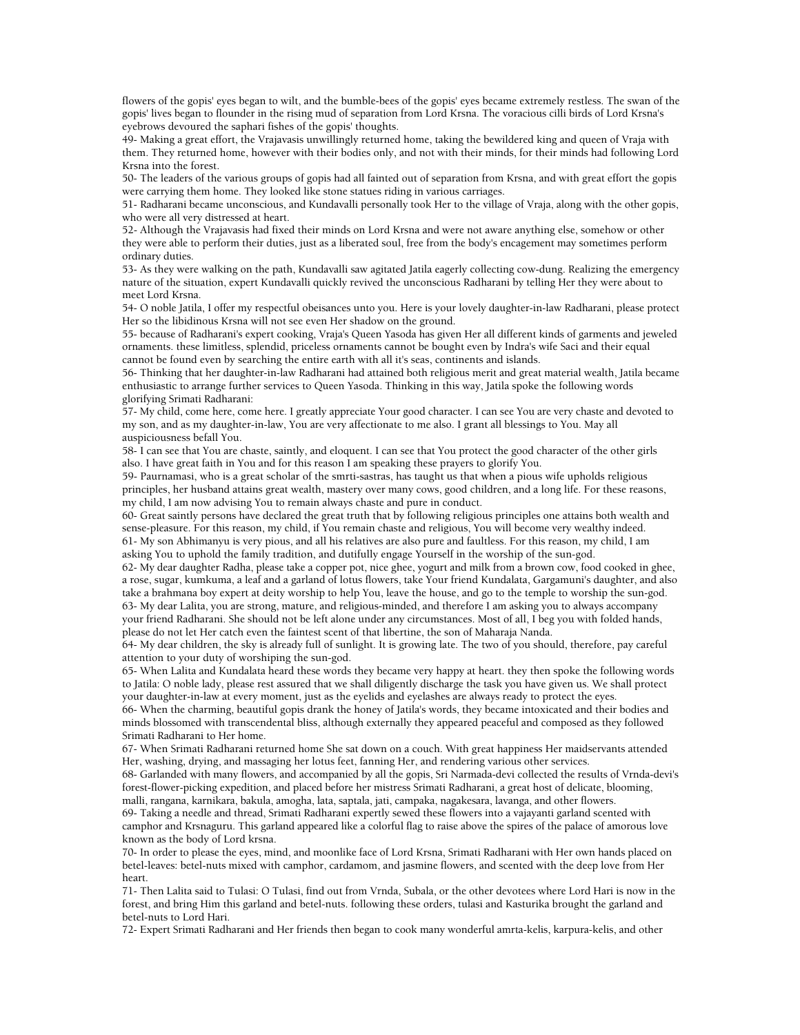flowers of the gopis' eyes began to wilt, and the bumble-bees of the gopis' eyes became extremely restless. The swan of the gopis' lives began to flounder in the rising mud of separation from Lord Krsna. The voracious cilli birds of Lord Krsna's eyebrows devoured the saphari fishes of the gopis' thoughts.

49- Making a great effort, the Vrajavasis unwillingly returned home, taking the bewildered king and queen of Vraja with them. They returned home, however with their bodies only, and not with their minds, for their minds had following Lord Krsna into the forest.

50- The leaders of the various groups of gopis had all fainted out of separation from Krsna, and with great effort the gopis were carrying them home. They looked like stone statues riding in various carriages.

51- Radharani became unconscious, and Kundavalli personally took Her to the village of Vraja, along with the other gopis, who were all very distressed at heart.

52- Although the Vrajavasis had fixed their minds on Lord Krsna and were not aware anything else, somehow or other they were able to perform their duties, just as a liberated soul, free from the body's encagement may sometimes perform ordinary duties.

53- As they were walking on the path, Kundavalli saw agitated Jatila eagerly collecting cow-dung. Realizing the emergency nature of the situation, expert Kundavalli quickly revived the unconscious Radharani by telling Her they were about to meet Lord Krsna.

54- O noble Jatila, I offer my respectful obeisances unto you. Here is your lovely daughter-in-law Radharani, please protect Her so the libidinous Krsna will not see even Her shadow on the ground.

55- because of Radharani's expert cooking, Vraja's Queen Yasoda has given Her all different kinds of garments and jeweled ornaments. these limitless, splendid, priceless ornaments cannot be bought even by Indra's wife Saci and their equal cannot be found even by searching the entire earth with all it's seas, continents and islands.

56- Thinking that her daughter-in-law Radharani had attained both religious merit and great material wealth, Jatila became enthusiastic to arrange further services to Queen Yasoda. Thinking in this way, Jatila spoke the following words glorifying Srimati Radharani:

57- My child, come here, come here. I greatly appreciate Your good character. I can see You are very chaste and devoted to my son, and as my daughter-in-law, You are very affectionate to me also. I grant all blessings to You. May all auspiciousness befall You.

58- I can see that You are chaste, saintly, and eloquent. I can see that You protect the good character of the other girls also. I have great faith in You and for this reason I am speaking these prayers to glorify You.

59- Paurnamasi, who is a great scholar of the smrti-sastras, has taught us that when a pious wife upholds religious principles, her husband attains great wealth, mastery over many cows, good children, and a long life. For these reasons, my child, I am now advising You to remain always chaste and pure in conduct.

60- Great saintly persons have declared the great truth that by following religious principles one attains both wealth and sense-pleasure. For this reason, my child, if You remain chaste and religious, You will become very wealthy indeed.

61- My son Abhimanyu is very pious, and all his relatives are also pure and faultless. For this reason, my child, I am asking You to uphold the family tradition, and dutifully engage Yourself in the worship of the sun-god.

62- My dear daughter Radha, please take a copper pot, nice ghee, yogurt and milk from a brown cow, food cooked in ghee, a rose, sugar, kumkuma, a leaf and a garland of lotus flowers, take Your friend Kundalata, Gargamuni's daughter, and also take a brahmana boy expert at deity worship to help You, leave the house, and go to the temple to worship the sun-god.

63- My dear Lalita, you are strong, mature, and religious-minded, and therefore I am asking you to always accompany your friend Radharani. She should not be left alone under any circumstances. Most of all, I beg you with folded hands, please do not let Her catch even the faintest scent of that libertine, the son of Maharaja Nanda.

64- My dear children, the sky is already full of sunlight. It is growing late. The two of you should, therefore, pay careful attention to your duty of worshiping the sun-god.

65- When Lalita and Kundalata heard these words they became very happy at heart. they then spoke the following words to Jatila: O noble lady, please rest assured that we shall diligently discharge the task you have given us. We shall protect your daughter-in-law at every moment, just as the eyelids and eyelashes are always ready to protect the eyes.

66- When the charming, beautiful gopis drank the honey of Jatila's words, they became intoxicated and their bodies and minds blossomed with transcendental bliss, although externally they appeared peaceful and composed as they followed Srimati Radharani to Her home.

67- When Srimati Radharani returned home She sat down on a couch. With great happiness Her maidservants attended Her, washing, drying, and massaging her lotus feet, fanning Her, and rendering various other services.

68- Garlanded with many flowers, and accompanied by all the gopis, Sri Narmada-devi collected the results of Vrnda-devi's forest-flower-picking expedition, and placed before her mistress Srimati Radharani, a great host of delicate, blooming, malli, rangana, karnikara, bakula, amogha, lata, saptala, jati, campaka, nagakesara, lavanga, and other flowers.

69- Taking a needle and thread, Srimati Radharani expertly sewed these flowers into a vajayanti garland scented with camphor and Krsnaguru. This garland appeared like a colorful flag to raise above the spires of the palace of amorous love known as the body of Lord krsna.

70- In order to please the eyes, mind, and moonlike face of Lord Krsna, Srimati Radharani with Her own hands placed on betel-leaves: betel-nuts mixed with camphor, cardamom, and jasmine flowers, and scented with the deep love from Her heart.

71- Then Lalita said to Tulasi: O Tulasi, find out from Vrnda, Subala, or the other devotees where Lord Hari is now in the forest, and bring Him this garland and betel-nuts. following these orders, tulasi and Kasturika brought the garland and betel-nuts to Lord Hari.

72- Expert Srimati Radharani and Her friends then began to cook many wonderful amrta-kelis, karpura-kelis, and other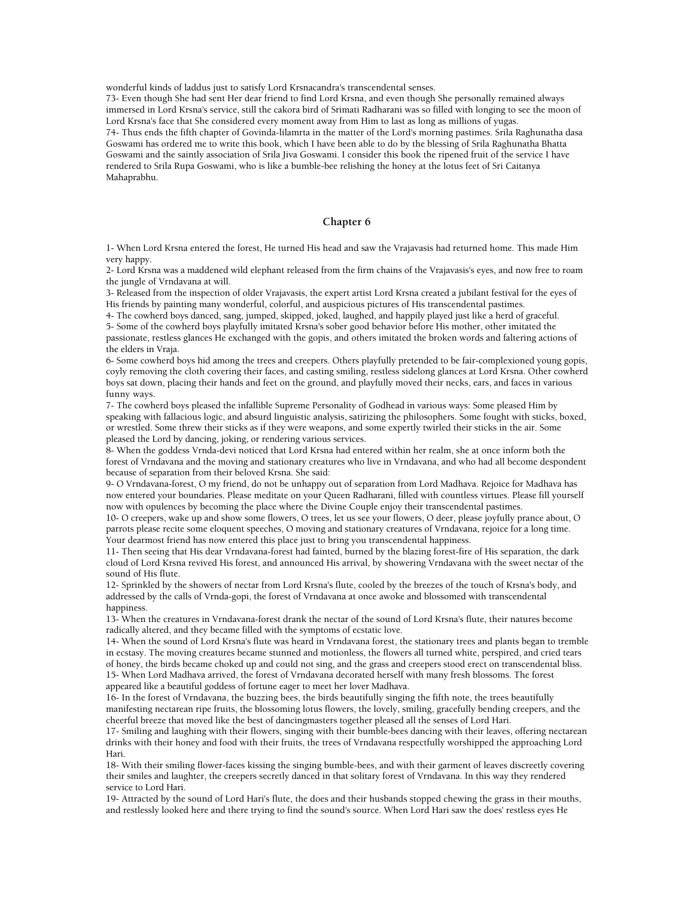wonderful kinds of laddus just to satisfy Lord Krsnacandra's transcendental senses.

73- Even though She had sent Her dear friend to find Lord Krsna, and even though She personally remained always immersed in Lord Krsna's service, still the cakora bird of Srimati Radharani was so filled with longing to see the moon of Lord Krsna's face that She considered every moment away from Him to last as long as millions of yugas.

74- Thus ends the fifth chapter of Govinda-lilamrta in the matter of the Lord's morning pastimes. Srila Raghunatha dasa Goswami has ordered me to write this book, which I have been able to do by the blessing of Srila Raghunatha Bhatta Goswami and the saintly association of Srila Jiva Goswami. I consider this book the ripened fruit of the service I have rendered to Srila Rupa Goswami, who is like a bumble-bee relishing the honey at the lotus feet of Sri Caitanya Mahaprabhu.

## Chapter 6

1- When Lord Krsna entered the forest, He turned His head and saw the Vrajavasis had returned home. This made Him very happy.

2- Lord Krsna was a maddened wild elephant released from the firm chains of the Vrajavasis's eyes, and now free to roam the jungle of Vrndavana at will.

3- Released from the inspection of older Vrajavasis, the expert artist Lord Krsna created a jubilant festival for the eyes of His friends by painting many wonderful, colorful, and auspicious pictures of His transcendental pastimes.

4- The cowherd boys danced, sang, jumped, skipped, joked, laughed, and happily played just like a herd of graceful.

5- Some of the cowherd boys playfully imitated Krsna's sober good behavior before His mother, other imitated the passionate, restless glances He exchanged with the gopis, and others imitated the broken words and faltering actions of the elders in Vraja.

6- Some cowherd boys hid among the trees and creepers. Others playfully pretended to be fair-complexioned young gopis, coyly removing the cloth covering their faces, and casting smiling, restless sidelong glances at Lord Krsna. Other cowherd boys sat down, placing their hands and feet on the ground, and playfully moved their necks, ears, and faces in various funny ways.

7- The cowherd boys pleased the infallible Supreme Personality of Godhead in various ways: Some pleased Him by speaking with fallacious logic, and absurd linguistic analysis, satirizing the philosophers. Some fought with sticks, boxed, or wrestled. Some threw their sticks as if they were weapons, and some expertly twirled their sticks in the air. Some pleased the Lord by dancing, joking, or rendering various services.

8- When the goddess Vrnda-devi noticed that Lord Krsna had entered within her realm, she at once inform both the forest of Vrndavana and the moving and stationary creatures who live in Vrndavana, and who had all become despondent because of separation from their beloved Krsna. She said:

9- O Vrndavana-forest, O my friend, do not be unhappy out of separation from Lord Madhava. Rejoice for Madhava has now entered your boundaries. Please meditate on your Queen Radharani, filled with countless virtues. Please fill yourself now with opulences by becoming the place where the Divine Couple enjoy their transcendental pastimes.

10- O creepers, wake up and show some flowers, O trees, let us see your flowers, O deer, please joyfully prance about, O parrots please recite some eloquent speeches, O moving and stationary creatures of Vrndavana, rejoice for a long time. Your dearmost friend has now entered this place just to bring you transcendental happiness.

11- Then seeing that His dear Vrndavana-forest had fainted, burned by the blazing forest-fire of His separation, the dark cloud of Lord Krsna revived His forest, and announced His arrival, by showering Vrndavana with the sweet nectar of the sound of His flute.

12- Sprinkled by the showers of nectar from Lord Krsna's flute, cooled by the breezes of the touch of Krsna's body, and addressed by the calls of Vrnda-gopi, the forest of Vrndavana at once awoke and blossomed with transcendental happiness.

13- When the creatures in Vrndavana-forest drank the nectar of the sound of Lord Krsna's flute, their natures become radically altered, and they became filled with the symptoms of ecstatic love.

14- When the sound of Lord Krsna's flute was heard in Vrndavana forest, the stationary trees and plants began to tremble in ecstasy. The moving creatures became stunned and motionless, the flowers all turned white, perspired, and cried tears of honey, the birds became choked up and could not sing, and the grass and creepers stood erect on transcendental bliss.

15- When Lord Madhava arrived, the forest of Vrndavana decorated herself with many fresh blossoms. The forest appeared like a beautiful goddess of fortune eager to meet her lover Madhava.

16- In the forest of Vrndavana, the buzzing bees, the birds beautifully singing the fifth note, the trees beautifully manifesting nectarean ripe fruits, the blossoming lotus flowers, the lovely, smiling, gracefully bending creepers, and the cheerful breeze that moved like the best of dancingmasters together pleased all the senses of Lord Hari.

17- Smiling and laughing with their flowers, singing with their bumble-bees dancing with their leaves, offering nectarean drinks with their honey and food with their fruits, the trees of Vrndavana respectfully worshipped the approaching Lord Hari.

18- With their smiling flower-faces kissing the singing bumble-bees, and with their garment of leaves discreetly covering their smiles and laughter, the creepers secretly danced in that solitary forest of Vrndavana. In this way they rendered service to Lord Hari.

19- Attracted by the sound of Lord Hari's flute, the does and their husbands stopped chewing the grass in their mouths, and restlessly looked here and there trying to find the sound's source. When Lord Hari saw the does' restless eyes He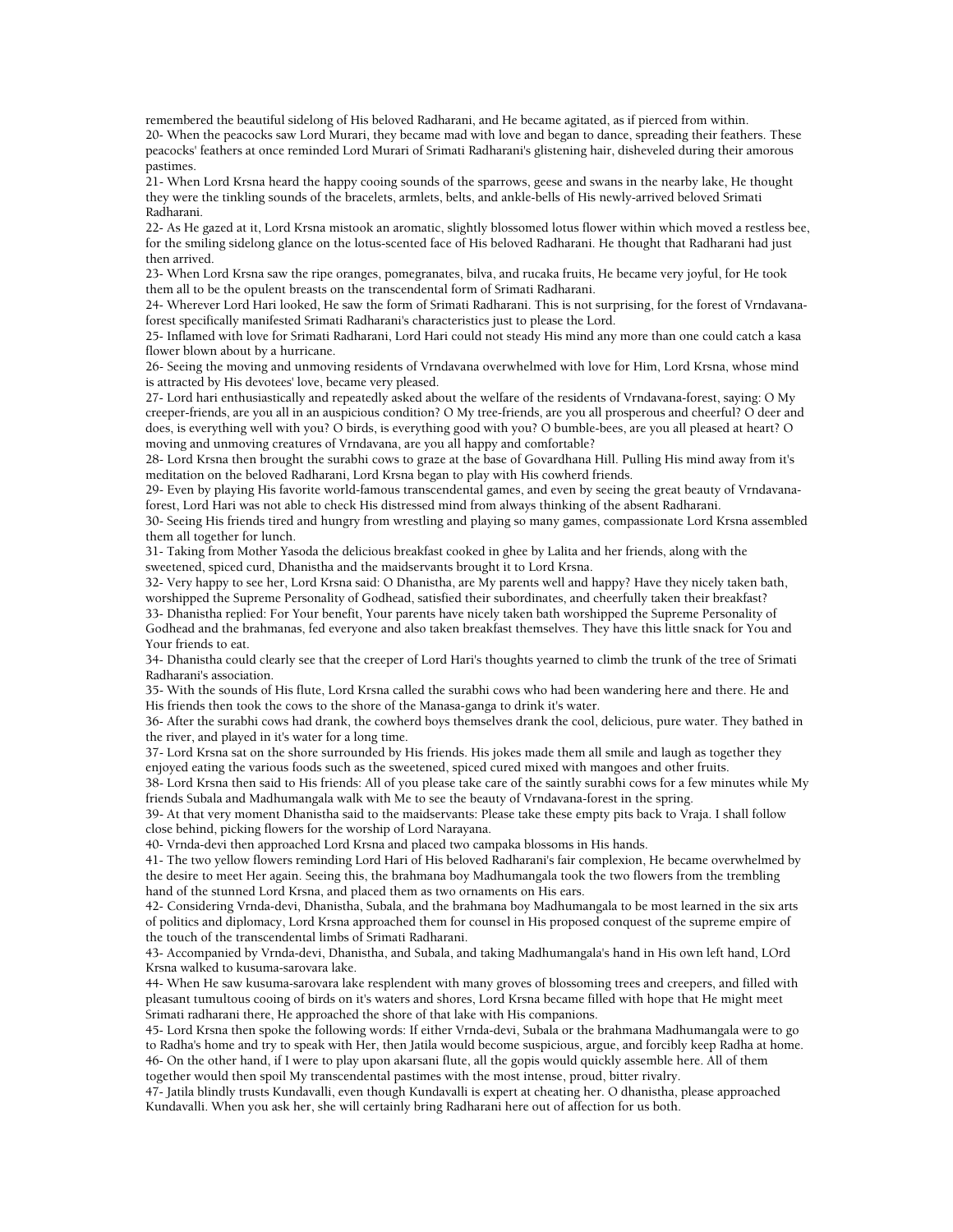remembered the beautiful sidelong of His beloved Radharani, and He became agitated, as if pierced from within.

20- When the peacocks saw Lord Murari, they became mad with love and began to dance, spreading their feathers. These peacocks' feathers at once reminded Lord Murari of Srimati Radharani's glistening hair, disheveled during their amorous pastimes.

21- When Lord Krsna heard the happy cooing sounds of the sparrows, geese and swans in the nearby lake, He thought they were the tinkling sounds of the bracelets, armlets, belts, and ankle-bells of His newly-arrived beloved Srimati Radharani.

22- As He gazed at it, Lord Krsna mistook an aromatic, slightly blossomed lotus flower within which moved a restless bee, for the smiling sidelong glance on the lotus-scented face of His beloved Radharani. He thought that Radharani had just then arrived.

23- When Lord Krsna saw the ripe oranges, pomegranates, bilva, and rucaka fruits, He became very joyful, for He took them all to be the opulent breasts on the transcendental form of Srimati Radharani.

24- Wherever Lord Hari looked, He saw the form of Srimati Radharani. This is not surprising, for the forest of Vrndavana-forest specifically manifested Srimati Radharani's characteristics just to please the Lord.

25- Inflamed with love for Srimati Radharani, Lord Hari could not steady His mind any more than one could catch a kasa flower blown about by a hurricane.

26- Seeing the moving and unmoving residents of Vrndavana overwhelmed with love for Him, Lord Krsna, whose mind is attracted by His devotees' love, became very pleased.

27- Lord hari enthusiastically and repeatedly asked about the welfare of the residents of Vrndavana-forest, saying: O My creeper-friends, are you all in an auspicious condition? O My tree-friends, are you all prosperous and cheerful? O deer and does, is everything well with you? O birds, is everything good with you? O bumble-bees, are you all pleased at heart? O moving and unmoving creatures of Vrndavana, are you all happy and comfortable?

28- Lord Krsna then brought the surabhi cows to graze at the base of Govardhana Hill. Pulling His mind away from it's meditation on the beloved Radharani, Lord Krsna began to play with His cowherd friends.

29- Even by playing His favorite world-famous transcendental games, and even by seeing the great beauty of Vrndavana-forest, Lord Hari was not able to check His distressed mind from always thinking of the absent Radharani.

30- Seeing His friends tired and hungry from wrestling and playing so many games, compassionate Lord Krsna assembled them all together for lunch.

31- Taking from Mother Yasoda the delicious breakfast cooked in ghee by Lalita and her friends, along with the sweetened, spiced curd, Dhanistha and the maidservants brought it to Lord Krsna.

32- Very happy to see her, Lord Krsna said: O Dhanistha, are My parents well and happy? Have they nicely taken bath, worshipped the Supreme Personality of Godhead, satisfied their subordinates, and cheerfully taken their breakfast?

33- Dhanistha replied: For Your benefit, Your parents have nicely taken bath worshipped the Supreme Personality of Godhead and the brahmanas, fed everyone and also taken breakfast themselves. They have this little snack for You and Your friends to eat.

34- Dhanistha could clearly see that the creeper of Lord Hari's thoughts yearned to climb the trunk of the tree of Srimati Radharani's association.

35- With the sounds of His flute, Lord Krsna called the surabhi cows who had been wandering here and there. He and His friends then took the cows to the shore of the Manasa-ganga to drink it's water.

36- After the surabhi cows had drank, the cowherd boys themselves drank the cool, delicious, pure water. They bathed in the river, and played in it's water for a long time.

37- Lord Krsna sat on the shore surrounded by His friends. His jokes made them all smile and laugh as together they enjoyed eating the various foods such as the sweetened, spiced cured mixed with mangoes and other fruits.

38- Lord Krsna then said to His friends: All of you please take care of the saintly surabhi cows for a few minutes while My friends Subala and Madhumangala walk with Me to see the beauty of Vrndavana-forest in the spring.

39- At that very moment Dhanistha said to the maidservants: Please take these empty pits back to Vraja. I shall follow close behind, picking flowers for the worship of Lord Narayana.

40- Vrnda-devi then approached Lord Krsna and placed two campaka blossoms in His hands.

41- The two yellow flowers reminding Lord Hari of His beloved Radharani's fair complexion, He became overwhelmed by the desire to meet Her again. Seeing this, the brahmana boy Madhumangala took the two flowers from the trembling hand of the stunned Lord Krsna, and placed them as two ornaments on His ears.

42- Considering Vrnda-devi, Dhanistha, Subala, and the brahmana boy Madhumangala to be most learned in the six arts of politics and diplomacy, Lord Krsna approached them for counsel in His proposed conquest of the supreme empire of the touch of the transcendental limbs of Srimati Radharani.

43- Accompanied by Vrnda-devi, Dhanistha, and Subala, and taking Madhumangala's hand in His own left hand, LOrd Krsna walked to kusuma-sarovara lake.

44- When He saw kusuma-sarovara lake resplendent with many groves of blossoming trees and creepers, and filled with pleasant tumultous cooing of birds on it's waters and shores, Lord Krsna became filled with hope that He might meet Srimati radharani there, He approached the shore of that lake with His companions.

45- Lord Krsna then spoke the following words: If either Vrnda-devi, Subala or the brahmana Madhumangala were to go to Radha's home and try to speak with Her, then Jatila would become suspicious, argue, and forcibly keep Radha at home.

46- On the other hand, if I were to play upon akarsani flute, all the gopis would quickly assemble here. All of them together would then spoil My transcendental pastimes with the most intense, proud, bitter rivalry.

47- Jatila blindly trusts Kundavalli, even though Kundavalli is expert at cheating her. O dhanistha, please approached Kundavalli. When you ask her, she will certainly bring Radharani here out of affection for us both.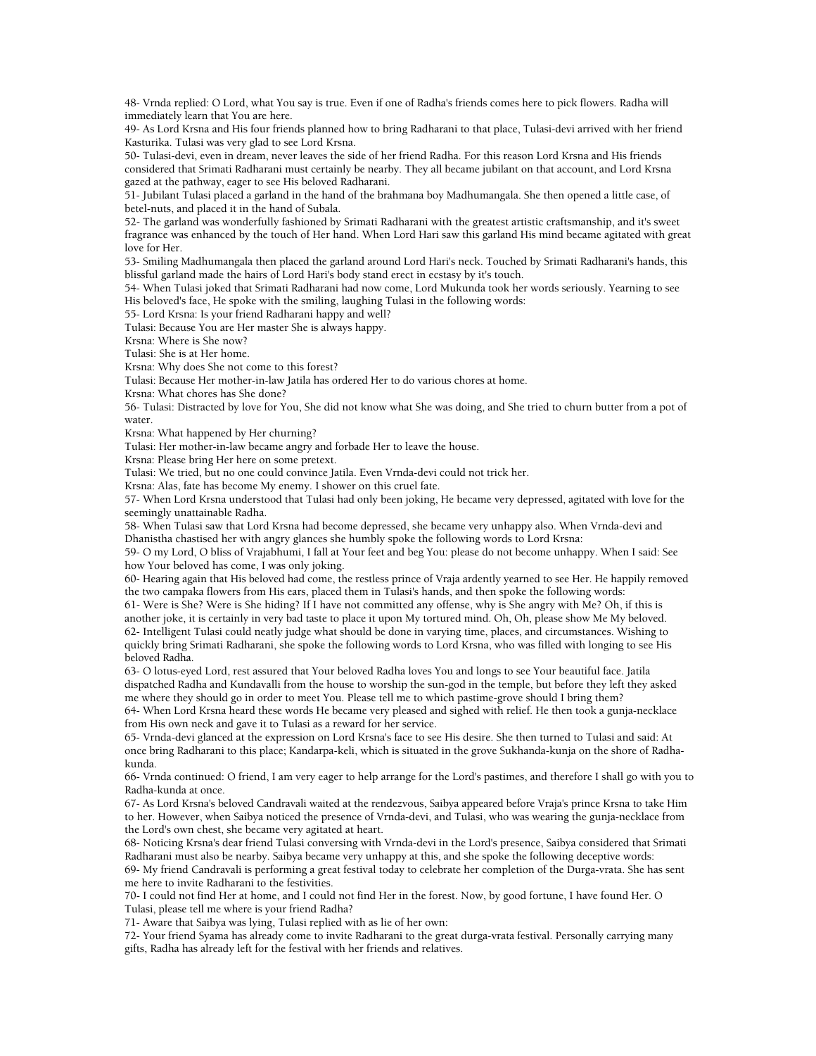48- Vrnda replied: O Lord, what You say is true. Even if one of Radha's friends comes here to pick flowers. Radha will immediately learn that You are here.

49- As Lord Krsna and His four friends planned how to bring Radharani to that place, Tulasi-devi arrived with her friend Kasturika. Tulasi was very glad to see Lord Krsna.

50- Tulasi-devi, even in dream, never leaves the side of her friend Radha. For this reason Lord Krsna and His friends considered that Srimati Radharani must certainly be nearby. They all became jubilant on that account, and Lord Krsna gazed at the pathway, eager to see His beloved Radharani.

51- Jubilant Tulasi placed a garland in the hand of the brahmana boy Madhumangala. She then opened a little case, of betel-nuts, and placed it in the hand of Subala.

52- The garland was wonderfully fashioned by Srimati Radharani with the greatest artistic craftsmanship, and it's sweet fragrance was enhanced by the touch of Her hand. When Lord Hari saw this garland His mind became agitated with great love for Her.

53- Smiling Madhumangala then placed the garland around Lord Hari's neck. Touched by Srimati Radharani's hands, this blissful garland made the hairs of Lord Hari's body stand erect in ecstasy by it's touch.

54- When Tulasi joked that Srimati Radharani had now come, Lord Mukunda took her words seriously. Yearning to see His beloved's face, He spoke with the smiling, laughing Tulasi in the following words:

55- Lord Krsna: Is your friend Radharani happy and well?

Tulasi: Because You are Her master She is always happy.

Krsna: Where is She now?

Tulasi: She is at Her home.

Krsna: Why does She not come to this forest?

Tulasi: Because Her mother-in-law Jatila has ordered Her to do various chores at home.

Krsna: What chores has She done?

56- Tulasi: Distracted by love for You, She did not know what She was doing, and She tried to churn butter from a pot of water.

Krsna: What happened by Her churning?

Tulasi: Her mother-in-law became angry and forbade Her to leave the house.

Krsna: Please bring Her here on some pretext.

Tulasi: We tried, but no one could convince Jatila. Even Vrnda-devi could not trick her.

Krsna: Alas, fate has become My enemy. I shower on this cruel fate.

57- When Lord Krsna understood that Tulasi had only been joking, He became very depressed, agitated with love for the seemingly unattainable Radha.

58- When Tulasi saw that Lord Krsna had become depressed, she became very unhappy also. When Vrnda-devi and Dhanistha chastised her with angry glances she humbly spoke the following words to Lord Krsna:

59- O my Lord, O bliss of Vrajabhumi, I fall at Your feet and beg You: please do not become unhappy. When I said: See how Your beloved has come, I was only joking.

60- Hearing again that His beloved had come, the restless prince of Vraja ardently yearned to see Her. He happily removed the two campaka flowers from His ears, placed them in Tulasi's hands, and then spoke the following words:

61- Were is She? Were is She hiding? If I have not committed any offense, why is She angry with Me? Oh, if this is another joke, it is certainly in very bad taste to place it upon My tortured mind. Oh, Oh, please show Me My beloved.

62- Intelligent Tulasi could neatly judge what should be done in varying time, places, and circumstances. Wishing to quickly bring Srimati Radharani, she spoke the following words to Lord Krsna, who was filled with longing to see His beloved Radha.

63- O lotus-eyed Lord, rest assured that Your beloved Radha loves You and longs to see Your beautiful face. Jatila dispatched Radha and Kundavalli from the house to worship the sun-god in the temple, but before they left they asked me where they should go in order to meet You. Please tell me to which pastime-grove should I bring them?

64- When Lord Krsna heard these words He became very pleased and sighed with relief. He then took a gunja-necklace from His own neck and gave it to Tulasi as a reward for her service.

65- Vrnda-devi glanced at the expression on Lord Krsna's face to see His desire. She then turned to Tulasi and said: At once bring Radharani to this place; Kandarpa-keli, which is situated in the grove Sukhanda-kunja on the shore of Radha-kunda.

66- Vrnda continued: O friend, I am very eager to help arrange for the Lord's pastimes, and therefore I shall go with you to Radha-kunda at once.

67- As Lord Krsna's beloved Candravali waited at the rendezvous, Saibya appeared before Vraja's prince Krsna to take Him to her. However, when Saibya noticed the presence of Vrnda-devi, and Tulasi, who was wearing the gunja-necklace from the Lord's own chest, she became very agitated at heart.

68- Noticing Krsna's dear friend Tulasi conversing with Vrnda-devi in the Lord's presence, Saibya considered that Srimati Radharani must also be nearby. Saibya became very unhappy at this, and she spoke the following deceptive words:

69- My friend Candravali is performing a great festival today to celebrate her completion of the Durga-vrata. She has sent me here to invite Radharani to the festivities.

70- I could not find Her at home, and I could not find Her in the forest. Now, by good fortune, I have found Her. O Tulasi, please tell me where is your friend Radha?

71- Aware that Saibya was lying, Tulasi replied with as lie of her own:

72- Your friend Syama has already come to invite Radharani to the great durga-vrata festival. Personally carrying many gifts, Radha has already left for the festival with her friends and relatives.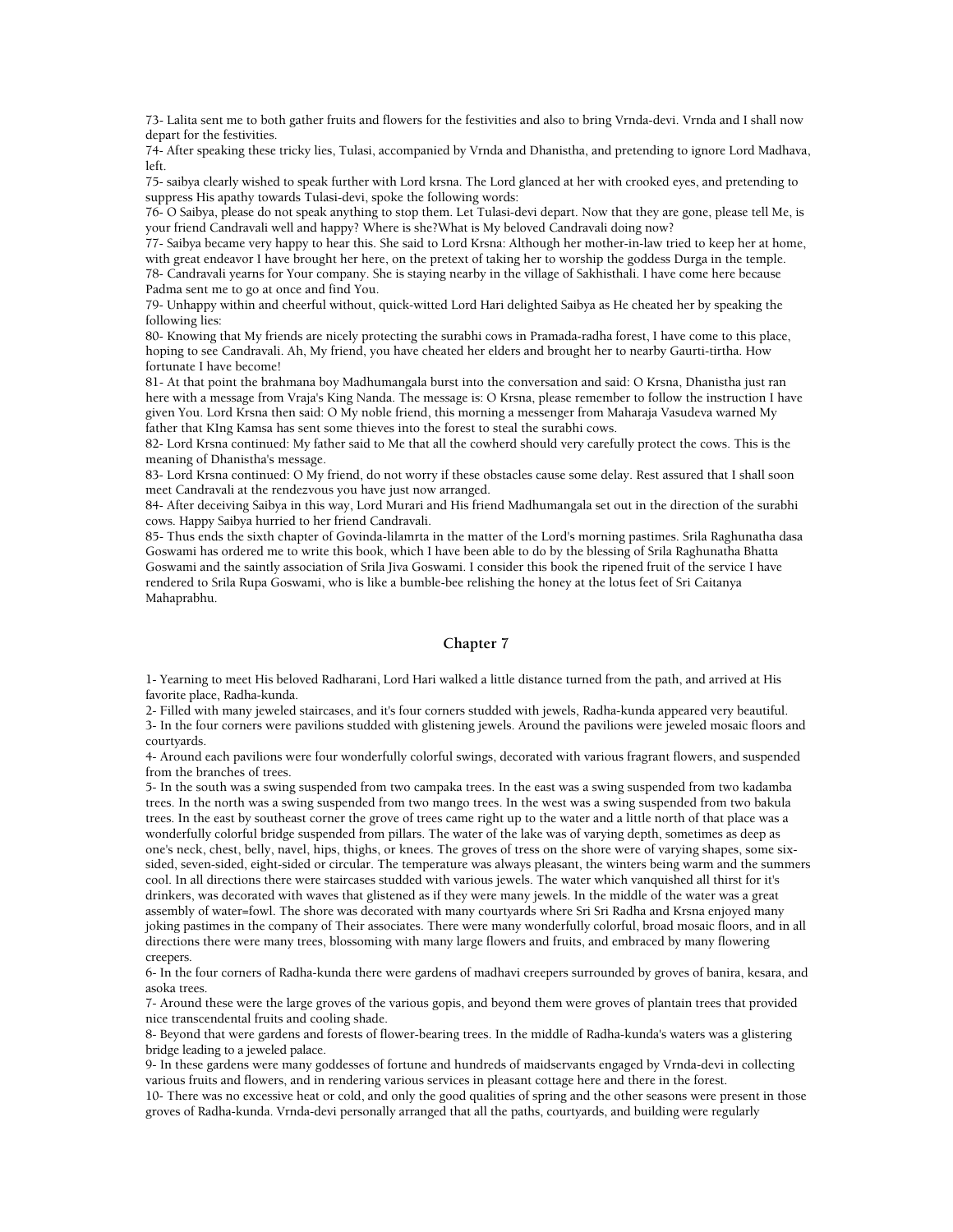73- Lalita sent me to both gather fruits and flowers for the festivities and also to bring Vrnda-devi. Vrnda and I shall now depart for the festivities.

74- After speaking these tricky lies, Tulasi, accompanied by Vrnda and Dhanistha, and pretending to ignore Lord Madhava, left.

75- saibya clearly wished to speak further with Lord krsna. The Lord glanced at her with crooked eyes, and pretending to suppress His apathy towards Tulasi-devi, spoke the following words:

76- O Saibya, please do not speak anything to stop them. Let Tulasi-devi depart. Now that they are gone, please tell Me, is your friend Candravali well and happy? Where is she?What is My beloved Candravali doing now?

77- Saibya became very happy to hear this. She said to Lord Krsna: Although her mother-in-law tried to keep her at home, with great endeavor I have brought her here, on the pretext of taking her to worship the goddess Durga in the temple.

78- Candravali yearns for Your company. She is staying nearby in the village of Sakhisthali. I have come here because Padma sent me to go at once and find You.

79- Unhappy within and cheerful without, quick-witted Lord Hari delighted Saibya as He cheated her by speaking the following lies:

80- Knowing that My friends are nicely protecting the surabhi cows in Pramada-radha forest, I have come to this place, hoping to see Candravali. Ah, My friend, you have cheated her elders and brought her to nearby Gaurti-tirtha. How fortunate I have become!

81- At that point the brahmana boy Madhumangala burst into the conversation and said: O Krsna, Dhanistha just ran here with a message from Vraja's King Nanda. The message is: O Krsna, please remember to follow the instruction I have given You. Lord Krsna then said: O My noble friend, this morning a messenger from Maharaja Vasudeva warned My father that KIng Kamsa has sent some thieves into the forest to steal the surabhi cows.

82- Lord Krsna continued: My father said to Me that all the cowherd should very carefully protect the cows. This is the meaning of Dhanistha's message.

83- Lord Krsna continued: O My friend, do not worry if these obstacles cause some delay. Rest assured that I shall soon meet Candravali at the rendezvous you have just now arranged.

84- After deceiving Saibya in this way, Lord Murari and His friend Madhumangala set out in the direction of the surabhi cows. Happy Saibya hurried to her friend Candravali.

85- Thus ends the sixth chapter of Govinda-lilamrta in the matter of the Lord's morning pastimes. Srila Raghunatha dasa Goswami has ordered me to write this book, which I have been able to do by the blessing of Srila Raghunatha Bhatta Goswami and the saintly association of Srila Jiva Goswami. I consider this book the ripened fruit of the service I have rendered to Srila Rupa Goswami, who is like a bumble-bee relishing the honey at the lotus feet of Sri Caitanya Mahaprabhu.

## Chapter 7

1- Yearning to meet His beloved Radharani, Lord Hari walked a little distance turned from the path, and arrived at His favorite place, Radha-kunda.

2- Filled with many jeweled staircases, and it's four corners studded with jewels, Radha-kunda appeared very beautiful.

3- In the four corners were pavilions studded with glistening jewels. Around the pavilions were jeweled mosaic floors and courtyards.

4- Around each pavilions were four wonderfully colorful swings, decorated with various fragrant flowers, and suspended from the branches of trees.

5- In the south was a swing suspended from two campaka trees. In the east was a swing suspended from two kadamba trees. In the north was a swing suspended from two mango trees. In the west was a swing suspended from two bakula trees. In the east by southeast corner the grove of trees came right up to the water and a little north of that place was a wonderfully colorful bridge suspended from pillars. The water of the lake was of varying depth, sometimes as deep as one's neck, chest, belly, navel, hips, thighs, or knees. The groves of tress on the shore were of varying shapes, some six-sided, seven-sided, eight-sided or circular. The temperature was always pleasant, the winters being warm and the summers cool. In all directions there were staircases studded with various jewels. The water which vanquished all thirst for it's drinkers, was decorated with waves that glistened as if they were many jewels. In the middle of the water was a great assembly of water=fowl. The shore was decorated with many courtyards where Sri Sri Radha and Krsna enjoyed many joking pastimes in the company of Their associates. There were many wonderfully colorful, broad mosaic floors, and in all directions there were many trees, blossoming with many large flowers and fruits, and embraced by many flowering creepers.

6- In the four corners of Radha-kunda there were gardens of madhavi creepers surrounded by groves of banira, kesara, and asoka trees.

7- Around these were the large groves of the various gopis, and beyond them were groves of plantain trees that provided nice transcendental fruits and cooling shade.

8- Beyond that were gardens and forests of flower-bearing trees. In the middle of Radha-kunda's waters was a glistering bridge leading to a jeweled palace.

9- In these gardens were many goddesses of fortune and hundreds of maidservants engaged by Vrnda-devi in collecting various fruits and flowers, and in rendering various services in pleasant cottage here and there in the forest.

10- There was no excessive heat or cold, and only the good qualities of spring and the other seasons were present in those groves of Radha-kunda. Vrnda-devi personally arranged that all the paths, courtyards, and building were regularly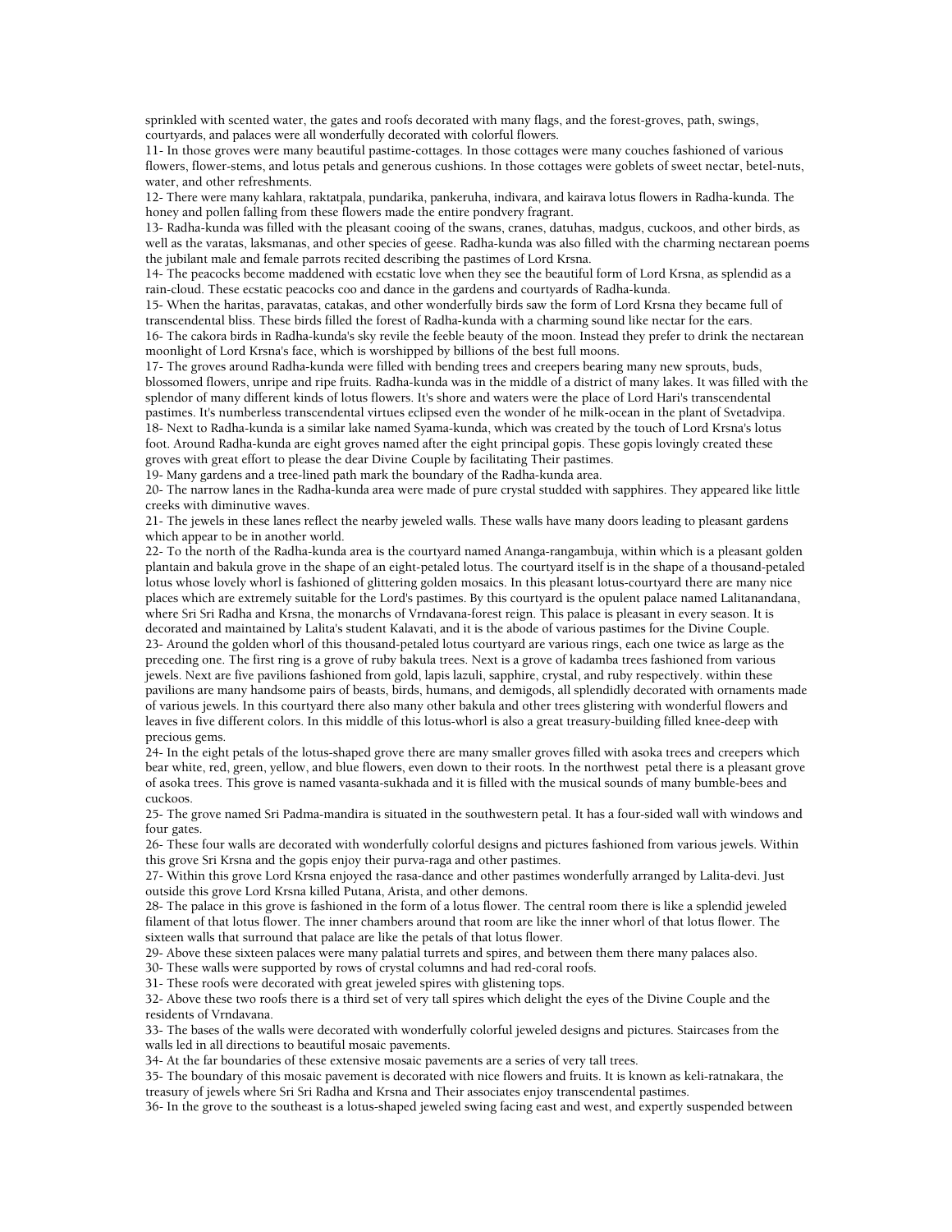sprinkled with scented water, the gates and roofs decorated with many flags, and the forest-groves, path, swings, courtyards, and palaces were all wonderfully decorated with colorful flowers.

11- In those groves were many beautiful pastime-cottages. In those cottages were many couches fashioned of various flowers, flower-stems, and lotus petals and generous cushions. In those cottages were goblets of sweet nectar, betel-nuts, water, and other refreshments.

12- There were many kahlara, raktatpala, pundarika, pankeruha, indivara, and kairava lotus flowers in Radha-kunda. The honey and pollen falling from these flowers made the entire pondvery fragrant.

13- Radha-kunda was filled with the pleasant cooing of the swans, cranes, datuhas, madgus, cuckoos, and other birds, as well as the varatas, laksmanas, and other species of geese. Radha-kunda was also filled with the charming nectarean poems the jubilant male and female parrots recited describing the pastimes of Lord Krsna.

14- The peacocks become maddened with ecstatic love when they see the beautiful form of Lord Krsna, as splendid as a rain-cloud. These ecstatic peacocks coo and dance in the gardens and courtyards of Radha-kunda.

15- When the haritas, paravatas, catakas, and other wonderfully birds saw the form of Lord Krsna they became full of transcendental bliss. These birds filled the forest of Radha-kunda with a charming sound like nectar for the ears.

16- The cakora birds in Radha-kunda's sky revile the feeble beauty of the moon. Instead they prefer to drink the nectarean moonlight of Lord Krsna's face, which is worshipped by billions of the best full moons.

17- The groves around Radha-kunda were filled with bending trees and creepers bearing many new sprouts, buds, blossomed flowers, unripe and ripe fruits. Radha-kunda was in the middle of a district of many lakes. It was filled with the splendor of many different kinds of lotus flowers. It's shore and waters were the place of Lord Hari's transcendental pastimes. It's numberless transcendental virtues eclipsed even the wonder of he milk-ocean in the plant of Svetadvipa.

18- Next to Radha-kunda is a similar lake named Syama-kunda, which was created by the touch of Lord Krsna's lotus foot. Around Radha-kunda are eight groves named after the eight principal gopis. These gopis lovingly created these groves with great effort to please the dear Divine Couple by facilitating Their pastimes.

19- Many gardens and a tree-lined path mark the boundary of the Radha-kunda area.

20- The narrow lanes in the Radha-kunda area were made of pure crystal studded with sapphires. They appeared like little creeks with diminutive waves.

21- The jewels in these lanes reflect the nearby jeweled walls. These walls have many doors leading to pleasant gardens which appear to be in another world.

22- To the north of the Radha-kunda area is the courtyard named Ananga-rangambuja, within which is a pleasant golden plantain and bakula grove in the shape of an eight-petaled lotus. The courtyard itself is in the shape of a thousand-petaled lotus whose lovely whorl is fashioned of glittering golden mosaics. In this pleasant lotus-courtyard there are many nice places which are extremely suitable for the Lord's pastimes. By this courtyard is the opulent palace named Lalitanandana, where Sri Sri Radha and Krsna, the monarchs of Vrndavana-forest reign. This palace is pleasant in every season. It is decorated and maintained by Lalita's student Kalavati, and it is the abode of various pastimes for the Divine Couple.

23- Around the golden whorl of this thousand-petaled lotus courtyard are various rings, each one twice as large as the preceding one. The first ring is a grove of ruby bakula trees. Next is a grove of kadamba trees fashioned from various jewels. Next are five pavilions fashioned from gold, lapis lazuli, sapphire, crystal, and ruby respectively. within these pavilions are many handsome pairs of beasts, birds, humans, and demigods, all splendidly decorated with ornaments made of various jewels. In this courtyard there also many other bakula and other trees glistering with wonderful flowers and leaves in five different colors. In this middle of this lotus-whorl is also a great treasury-building filled knee-deep with precious gems.

24- In the eight petals of the lotus-shaped grove there are many smaller groves filled with asoka trees and creepers which bear white, red, green, yellow, and blue flowers, even down to their roots. In the northwest petal there is a pleasant grove of asoka trees. This grove is named vasanta-sukhada and it is filled with the musical sounds of many bumble-bees and cuckoos.

25- The grove named Sri Padma-mandira is situated in the southwestern petal. It has a four-sided wall with windows and four gates.

26- These four walls are decorated with wonderfully colorful designs and pictures fashioned from various jewels. Within this grove Sri Krsna and the gopis enjoy their purva-raga and other pastimes.

27- Within this grove Lord Krsna enjoyed the rasa-dance and other pastimes wonderfully arranged by Lalita-devi. Just outside this grove Lord Krsna killed Putana, Arista, and other demons.

28- The palace in this grove is fashioned in the form of a lotus flower. The central room there is like a splendid jeweled filament of that lotus flower. The inner chambers around that room are like the inner whorl of that lotus flower. The sixteen walls that surround that palace are like the petals of that lotus flower.

29- Above these sixteen palaces were many palatial turrets and spires, and between them there many palaces also.

30- These walls were supported by rows of crystal columns and had red-coral roofs.

31- These roofs were decorated with great jeweled spires with glistening tops.

32- Above these two roofs there is a third set of very tall spires which delight the eyes of the Divine Couple and the residents of Vrndavana.

33- The bases of the walls were decorated with wonderfully colorful jeweled designs and pictures. Staircases from the walls led in all directions to beautiful mosaic pavements.

34- At the far boundaries of these extensive mosaic pavements are a series of very tall trees.

35- The boundary of this mosaic pavement is decorated with nice flowers and fruits. It is known as keli-ratnakara, the treasury of jewels where Sri Sri Radha and Krsna and Their associates enjoy transcendental pastimes.

36- In the grove to the southeast is a lotus-shaped jeweled swing facing east and west, and expertly suspended between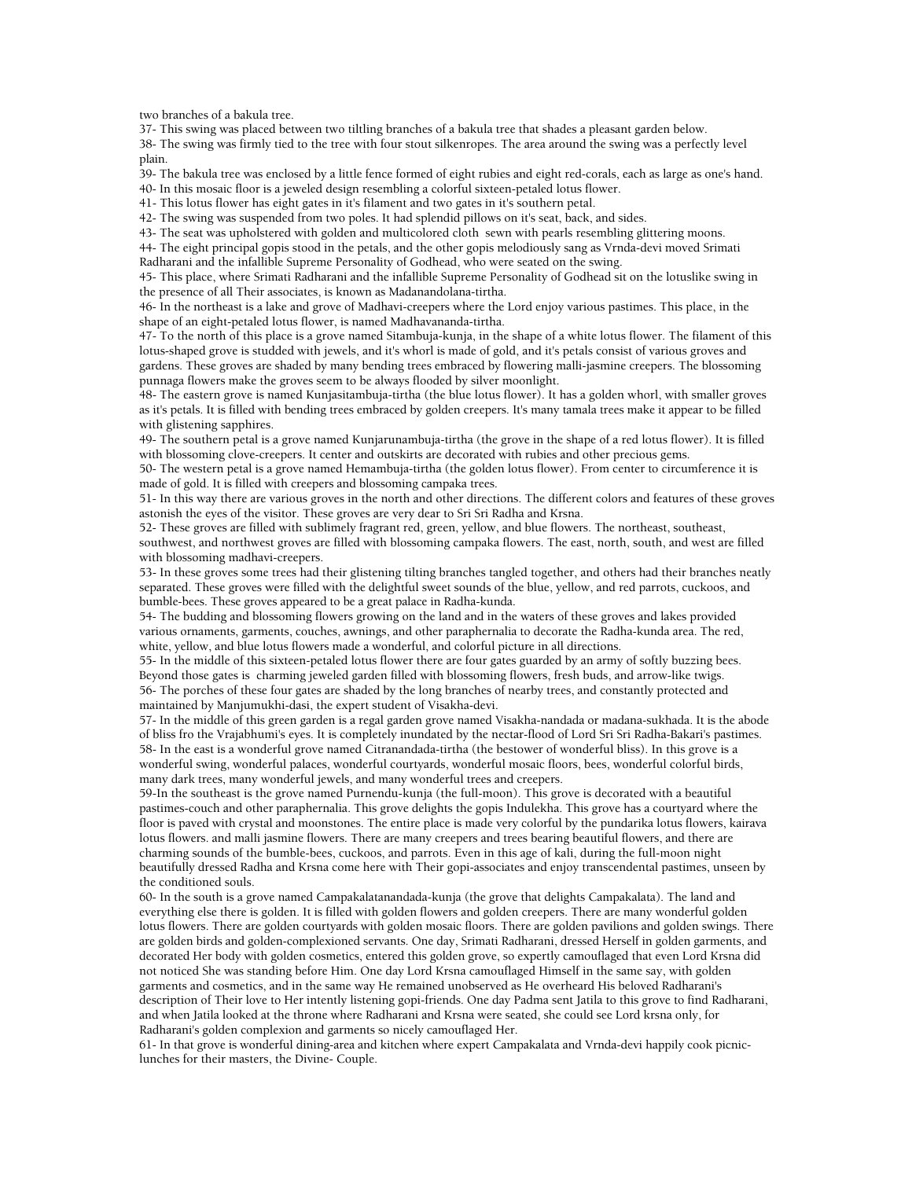two branches of a bakula tree.

37- This swing was placed between two tiltling branches of a bakula tree that shades a pleasant garden below.

38- The swing was firmly tied to the tree with four stout silkenropes. The area around the swing was a perfectly level plain.

39- The bakula tree was enclosed by a little fence formed of eight rubies and eight red-corals, each as large as one's hand.

40- In this mosaic floor is a jeweled design resembling a colorful sixteen-petaled lotus flower.

41- This lotus flower has eight gates in it's filament and two gates in it's southern petal.

42- The swing was suspended from two poles. It had splendid pillows on it's seat, back, and sides.

43- The seat was upholstered with golden and multicolored cloth sewn with pearls resembling glittering moons.

44- The eight principal gopis stood in the petals, and the other gopis melodiously sang as Vrnda-devi moved Srimati Radharani and the infallible Supreme Personality of Godhead, who were seated on the swing.

45- This place, where Srimati Radharani and the infallible Supreme Personality of Godhead sit on the lotuslike swing in the presence of all Their associates, is known as Madanandolana-tirtha.

46- In the northeast is a lake and grove of Madhavi-creepers where the Lord enjoy various pastimes. This place, in the shape of an eight-petaled lotus flower, is named Madhavananda-tirtha.

47- To the north of this place is a grove named Sitambuja-kunja, in the shape of a white lotus flower. The filament of this lotus-shaped grove is studded with jewels, and it's whorl is made of gold, and it's petals consist of various groves and gardens. These groves are shaded by many bending trees embraced by flowering malli-jasmine creepers. The blossoming punnaga flowers make the groves seem to be always flooded by silver moonlight.

48- The eastern grove is named Kunjasitambuja-tirtha (the blue lotus flower). It has a golden whorl, with smaller groves as it's petals. It is filled with bending trees embraced by golden creepers. It's many tamala trees make it appear to be filled with glistening sapphires.

49- The southern petal is a grove named Kunjarunambuja-tirtha (the grove in the shape of a red lotus flower). It is filled with blossoming clove-creepers. It center and outskirts are decorated with rubies and other precious gems.

50- The western petal is a grove named Hemambuja-tirtha (the golden lotus flower). From center to circumference it is made of gold. It is filled with creepers and blossoming campaka trees.

51- In this way there are various groves in the north and other directions. The different colors and features of these groves astonish the eyes of the visitor. These groves are very dear to Sri Sri Radha and Krsna.

52- These groves are filled with sublimely fragrant red, green, yellow, and blue flowers. The northeast, southeast, southwest, and northwest groves are filled with blossoming campaka flowers. The east, north, south, and west are filled with blossoming madhavi-creepers.

53- In these groves some trees had their glistening tilting branches tangled together, and others had their branches neatly separated. These groves were filled with the delightful sweet sounds of the blue, yellow, and red parrots, cuckoos, and bumble-bees. These groves appeared to be a great palace in Radha-kunda.

54- The budding and blossoming flowers growing on the land and in the waters of these groves and lakes provided various ornaments, garments, couches, awnings, and other paraphernalia to decorate the Radha-kunda area. The red, white, yellow, and blue lotus flowers made a wonderful, and colorful picture in all directions.

55- In the middle of this sixteen-petaled lotus flower there are four gates guarded by an army of softly buzzing bees. Beyond those gates is charming jeweled garden filled with blossoming flowers, fresh buds, and arrow-like twigs.

56- The porches of these four gates are shaded by the long branches of nearby trees, and constantly protected and maintained by Manjumukhi-dasi, the expert student of Visakha-devi.

57- In the middle of this green garden is a regal garden grove named Visakha-nandada or madana-sukhada. It is the abode of bliss fro the Vrajabhumi's eyes. It is completely inundated by the nectar-flood of Lord Sri Sri Radha-Bakari's pastimes.

58- In the east is a wonderful grove named Citranandada-tirtha (the bestower of wonderful bliss). In this grove is a wonderful swing, wonderful palaces, wonderful courtyards, wonderful mosaic floors, bees, wonderful colorful birds, many dark trees, many wonderful jewels, and many wonderful trees and creepers.

59-In the southeast is the grove named Purnendu-kunja (the full-moon). This grove is decorated with a beautiful pastimes-couch and other paraphernalia. This grove delights the gopis Indulekha. This grove has a courtyard where the floor is paved with crystal and moonstones. The entire place is made very colorful by the pundarika lotus flowers, kairava lotus flowers. and malli jasmine flowers. There are many creepers and trees bearing beautiful flowers, and there are charming sounds of the bumble-bees, cuckoos, and parrots. Even in this age of kali, during the full-moon night beautifully dressed Radha and Krsna come here with Their gopi-associates and enjoy transcendental pastimes, unseen by the conditioned souls.

60- In the south is a grove named Campakalatanandada-kunja (the grove that delights Campakalata). The land and everything else there is golden. It is filled with golden flowers and golden creepers. There are many wonderful golden lotus flowers. There are golden courtyards with golden mosaic floors. There are golden pavilions and golden swings. There are golden birds and golden-complexioned servants. One day, Srimati Radharani, dressed Herself in golden garments, and decorated Her body with golden cosmetics, entered this golden grove, so expertly camouflaged that even Lord Krsna did not noticed She was standing before Him. One day Lord Krsna camouflaged Himself in the same say, with golden garments and cosmetics, and in the same way He remained unobserved as He overheard His beloved Radharani's description of Their love to Her intently listening gopi-friends. One day Padma sent Jatila to this grove to find Radharani, and when Jatila looked at the throne where Radharani and Krsna were seated, she could see Lord krsna only, for Radharani's golden complexion and garments so nicely camouflaged Her.

61- In that grove is wonderful dining-area and kitchen where expert Campakalata and Vrnda-devi happily cook picnic-lunches for their masters, the Divine- Couple.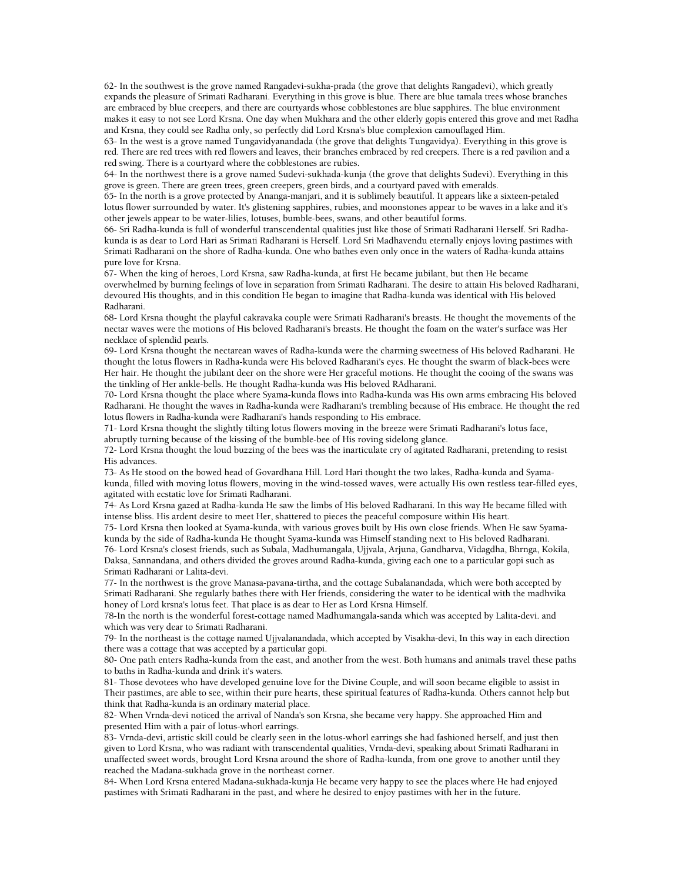62- In the southwest is the grove named Rangadevi-sukha-prada (the grove that delights Rangadevi), which greatly expands the pleasure of Srimati Radharani. Everything in this grove is blue. There are blue tamala trees whose branches are embraced by blue creepers, and there are courtyards whose cobblestones are blue sapphires. The blue environment makes it easy to not see Lord Krsna. One day when Mukhara and the other elderly gopis entered this grove and met Radha and Krsna, they could see Radha only, so perfectly did Lord Krsna's blue complexion camouflaged Him.

63- In the west is a grove named Tungavidyanandada (the grove that delights Tungavidya). Everything in this grove is red. There are red trees with red flowers and leaves, their branches embraced by red creepers. There is a red pavilion and a red swing. There is a courtyard where the cobblestones are rubies.

64- In the northwest there is a grove named Sudevi-sukhada-kunja (the grove that delights Sudevi). Everything in this grove is green. There are green trees, green creepers, green birds, and a courtyard paved with emeralds.

65- In the north is a grove protected by Ananga-manjari, and it is sublimely beautiful. It appears like a sixteen-petaled lotus flower surrounded by water. It's glistening sapphires, rubies, and moonstones appear to be waves in a lake and it's other jewels appear to be water-lilies, lotuses, bumble-bees, swans, and other beautiful forms.

66- Sri Radha-kunda is full of wonderful transcendental qualities just like those of Srimati Radharani Herself. Sri Radha-kunda is as dear to Lord Hari as Srimati Radharani is Herself. Lord Sri Madhavendu eternally enjoys loving pastimes with Srimati Radharani on the shore of Radha-kunda. One who bathes even only once in the waters of Radha-kunda attains pure love for Krsna.

67- When the king of heroes, Lord Krsna, saw Radha-kunda, at first He became jubilant, but then He became overwhelmed by burning feelings of love in separation from Srimati Radharani. The desire to attain His beloved Radharani, devoured His thoughts, and in this condition He began to imagine that Radha-kunda was identical with His beloved Radharani.

68- Lord Krsna thought the playful cakravaka couple were Srimati Radharani's breasts. He thought the movements of the nectar waves were the motions of His beloved Radharani's breasts. He thought the foam on the water's surface was Her necklace of splendid pearls.

69- Lord Krsna thought the nectarean waves of Radha-kunda were the charming sweetness of His beloved Radharani. He thought the lotus flowers in Radha-kunda were His beloved Radharani's eyes. He thought the swarm of black-bees were Her hair. He thought the jubilant deer on the shore were Her graceful motions. He thought the cooing of the swans was the tinkling of Her ankle-bells. He thought Radha-kunda was His beloved RAdharani.

70- Lord Krsna thought the place where Syama-kunda flows into Radha-kunda was His own arms embracing His beloved Radharani. He thought the waves in Radha-kunda were Radharani's trembling because of His embrace. He thought the red lotus flowers in Radha-kunda were Radharani's hands responding to His embrace.

71- Lord Krsna thought the slightly tilting lotus flowers moving in the breeze were Srimati Radharani's lotus face, abruptly turning because of the kissing of the bumble-bee of His roving sidelong glance.

72- Lord Krsna thought the loud buzzing of the bees was the inarticulate cry of agitated Radharani, pretending to resist His advances.

73- As He stood on the bowed head of Govardhana Hill. Lord Hari thought the two lakes, Radha-kunda and Syama-kunda, filled with moving lotus flowers, moving in the wind-tossed waves, were actually His own restless tear-filled eyes, agitated with ecstatic love for Srimati Radharani.

74- As Lord Krsna gazed at Radha-kunda He saw the limbs of His beloved Radharani. In this way He became filled with intense bliss. His ardent desire to meet Her, shattered to pieces the peaceful composure within His heart.

75- Lord Krsna then looked at Syama-kunda, with various groves built by His own close friends. When He saw Syama-kunda by the side of Radha-kunda He thought Syama-kunda was Himself standing next to His beloved Radharani.

76- Lord Krsna's closest friends, such as Subala, Madhumangala, Ujjvala, Arjuna, Gandharva, Vidagdha, Bhrnga, Kokila, Daksa, Sannandana, and others divided the groves around Radha-kunda, giving each one to a particular gopi such as Srimati Radharani or Lalita-devi.

77- In the northwest is the grove Manasa-pavana-tirtha, and the cottage Subalanandada, which were both accepted by Srimati Radharani. She regularly bathes there with Her friends, considering the water to be identical with the madhvika honey of Lord krsna's lotus feet. That place is as dear to Her as Lord Krsna Himself.

78-In the north is the wonderful forest-cottage named Madhumangala-sanda which was accepted by Lalita-devi. and which was very dear to Srimati Radharani.

79- In the northeast is the cottage named Ujjvalanandada, which accepted by Visakha-devi, In this way in each direction there was a cottage that was accepted by a particular gopi.

80- One path enters Radha-kunda from the east, and another from the west. Both humans and animals travel these paths to baths in Radha-kunda and drink it's waters.

81- Those devotees who have developed genuine love for the Divine Couple, and will soon became eligible to assist in Their pastimes, are able to see, within their pure hearts, these spiritual features of Radha-kunda. Others cannot help but think that Radha-kunda is an ordinary material place.

82- When Vrnda-devi noticed the arrival of Nanda's son Krsna, she became very happy. She approached Him and presented Him with a pair of lotus-whorl earrings.

83- Vrnda-devi, artistic skill could be clearly seen in the lotus-whorl earrings she had fashioned herself, and just then given to Lord Krsna, who was radiant with transcendental qualities, Vrnda-devi, speaking about Srimati Radharani in unaffected sweet words, brought Lord Krsna around the shore of Radha-kunda, from one grove to another until they reached the Madana-sukhada grove in the northeast corner.

84- When Lord Krsna entered Madana-sukhada-kunja He became very happy to see the places where He had enjoyed pastimes with Srimati Radharani in the past, and where he desired to enjoy pastimes with her in the future.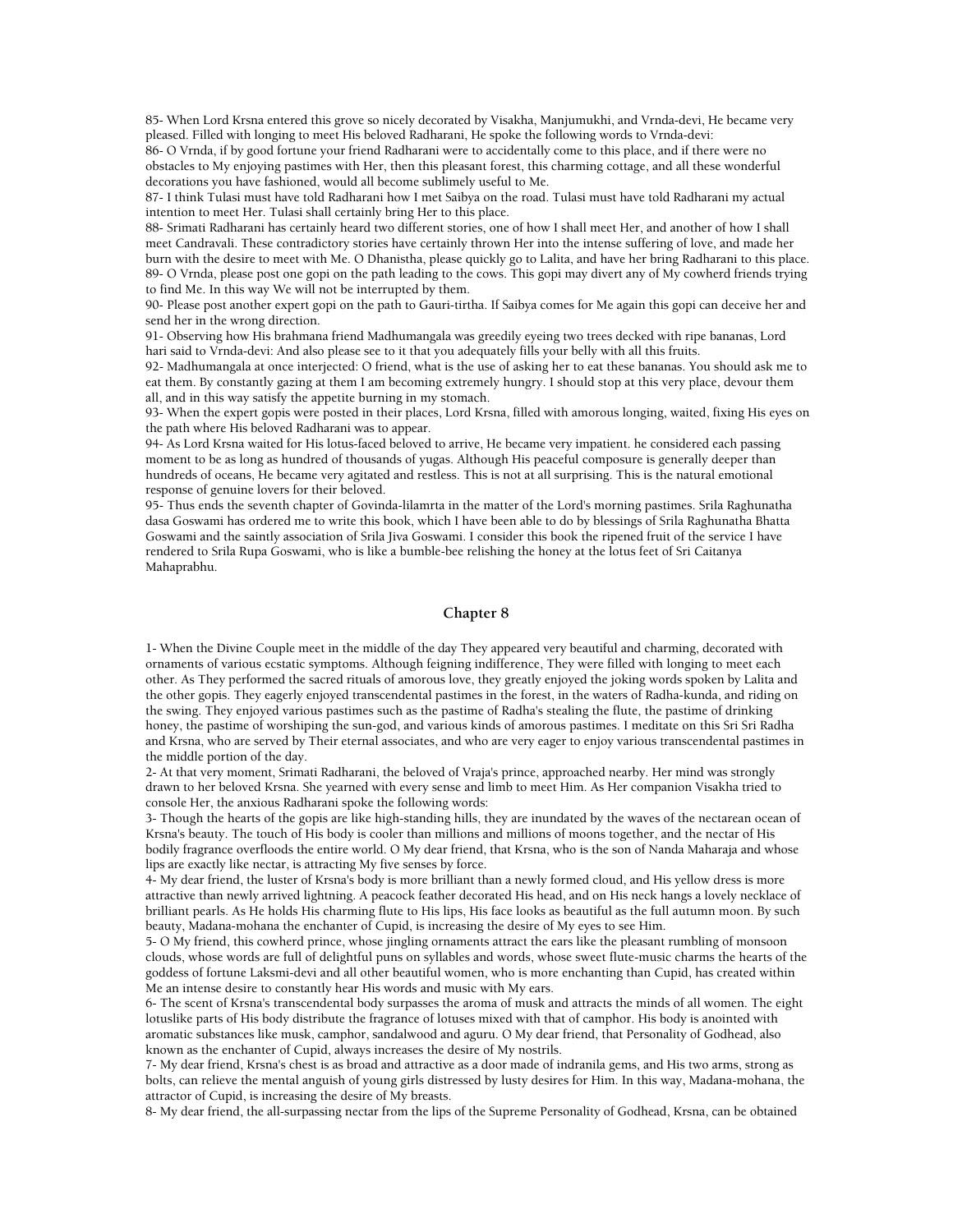85- When Lord Krsna entered this grove so nicely decorated by Visakha, Manjumukhi, and Vrnda-devi, He became very pleased. Filled with longing to meet His beloved Radharani, He spoke the following words to Vrnda-devi:

86- O Vrnda, if by good fortune your friend Radharani were to accidentally come to this place, and if there were no obstacles to My enjoying pastimes with Her, then this pleasant forest, this charming cottage, and all these wonderful decorations you have fashioned, would all become sublimely useful to Me.

87- I think Tulasi must have told Radharani how I met Saibya on the road. Tulasi must have told Radharani my actual intention to meet Her. Tulasi shall certainly bring Her to this place.

88- Srimati Radharani has certainly heard two different stories, one of how I shall meet Her, and another of how I shall meet Candravali. These contradictory stories have certainly thrown Her into the intense suffering of love, and made her burn with the desire to meet with Me. O Dhanistha, please quickly go to Lalita, and have her bring Radharani to this place.

89- O Vrnda, please post one gopi on the path leading to the cows. This gopi may divert any of My cowherd friends trying to find Me. In this way We will not be interrupted by them.

90- Please post another expert gopi on the path to Gauri-tirtha. If Saibya comes for Me again this gopi can deceive her and send her in the wrong direction.

91- Observing how His brahmana friend Madhumangala was greedily eyeing two trees decked with ripe bananas, Lord hari said to Vrnda-devi: And also please see to it that you adequately fills your belly with all this fruits.

92- Madhumangala at once interjected: O friend, what is the use of asking her to eat these bananas. You should ask me to eat them. By constantly gazing at them I am becoming extremely hungry. I should stop at this very place, devour them all, and in this way satisfy the appetite burning in my stomach.

93- When the expert gopis were posted in their places, Lord Krsna, filled with amorous longing, waited, fixing His eyes on the path where His beloved Radharani was to appear.

94- As Lord Krsna waited for His lotus-faced beloved to arrive, He became very impatient. he considered each passing moment to be as long as hundred of thousands of yugas. Although His peaceful composure is generally deeper than hundreds of oceans, He became very agitated and restless. This is not at all surprising. This is the natural emotional response of genuine lovers for their beloved.

95- Thus ends the seventh chapter of Govinda-lilamrta in the matter of the Lord's morning pastimes. Srila Raghunatha dasa Goswami has ordered me to write this book, which I have been able to do by blessings of Srila Raghunatha Bhatta Goswami and the saintly association of Srila Jiva Goswami. I consider this book the ripened fruit of the service I have rendered to Srila Rupa Goswami, who is like a bumble-bee relishing the honey at the lotus feet of Sri Caitanya Mahaprabhu.

## Chapter 8

1- When the Divine Couple meet in the middle of the day They appeared very beautiful and charming, decorated with ornaments of various ecstatic symptoms. Although feigning indifference, They were filled with longing to meet each other. As They performed the sacred rituals of amorous love, they greatly enjoyed the joking words spoken by Lalita and the other gopis. They eagerly enjoyed transcendental pastimes in the forest, in the waters of Radha-kunda, and riding on the swing. They enjoyed various pastimes such as the pastime of Radha's stealing the flute, the pastime of drinking honey, the pastime of worshiping the sun-god, and various kinds of amorous pastimes. I meditate on this Sri Sri Radha and Krsna, who are served by Their eternal associates, and who are very eager to enjoy various transcendental pastimes in the middle portion of the day.

2- At that very moment, Srimati Radharani, the beloved of Vraja's prince, approached nearby. Her mind was strongly drawn to her beloved Krsna. She yearned with every sense and limb to meet Him. As Her companion Visakha tried to console Her, the anxious Radharani spoke the following words:

3- Though the hearts of the gopis are like high-standing hills, they are inundated by the waves of the nectarean ocean of Krsna's beauty. The touch of His body is cooler than millions and millions of moons together, and the nectar of His bodily fragrance overfloods the entire world. O My dear friend, that Krsna, who is the son of Nanda Maharaja and whose lips are exactly like nectar, is attracting My five senses by force.

4- My dear friend, the luster of Krsna's body is more brilliant than a newly formed cloud, and His yellow dress is more attractive than newly arrived lightning. A peacock feather decorated His head, and on His neck hangs a lovely necklace of brilliant pearls. As He holds His charming flute to His lips, His face looks as beautiful as the full autumn moon. By such beauty, Madana-mohana the enchanter of Cupid, is increasing the desire of My eyes to see Him.

5- O My friend, this cowherd prince, whose jingling ornaments attract the ears like the pleasant rumbling of monsoon clouds, whose words are full of delightful puns on syllables and words, whose sweet flute-music charms the hearts of the goddess of fortune Laksmi-devi and all other beautiful women, who is more enchanting than Cupid, has created within Me an intense desire to constantly hear His words and music with My ears.

6- The scent of Krsna's transcendental body surpasses the aroma of musk and attracts the minds of all women. The eight lotuslike parts of His body distribute the fragrance of lotuses mixed with that of camphor. His body is anointed with aromatic substances like musk, camphor, sandalwood and aguru. O My dear friend, that Personality of Godhead, also known as the enchanter of Cupid, always increases the desire of My nostrils.

7- My dear friend, Krsna's chest is as broad and attractive as a door made of indranila gems, and His two arms, strong as bolts, can relieve the mental anguish of young girls distressed by lusty desires for Him. In this way, Madana-mohana, the attractor of Cupid, is increasing the desire of My breasts.

8- My dear friend, the all-surpassing nectar from the lips of the Supreme Personality of Godhead, Krsna, can be obtained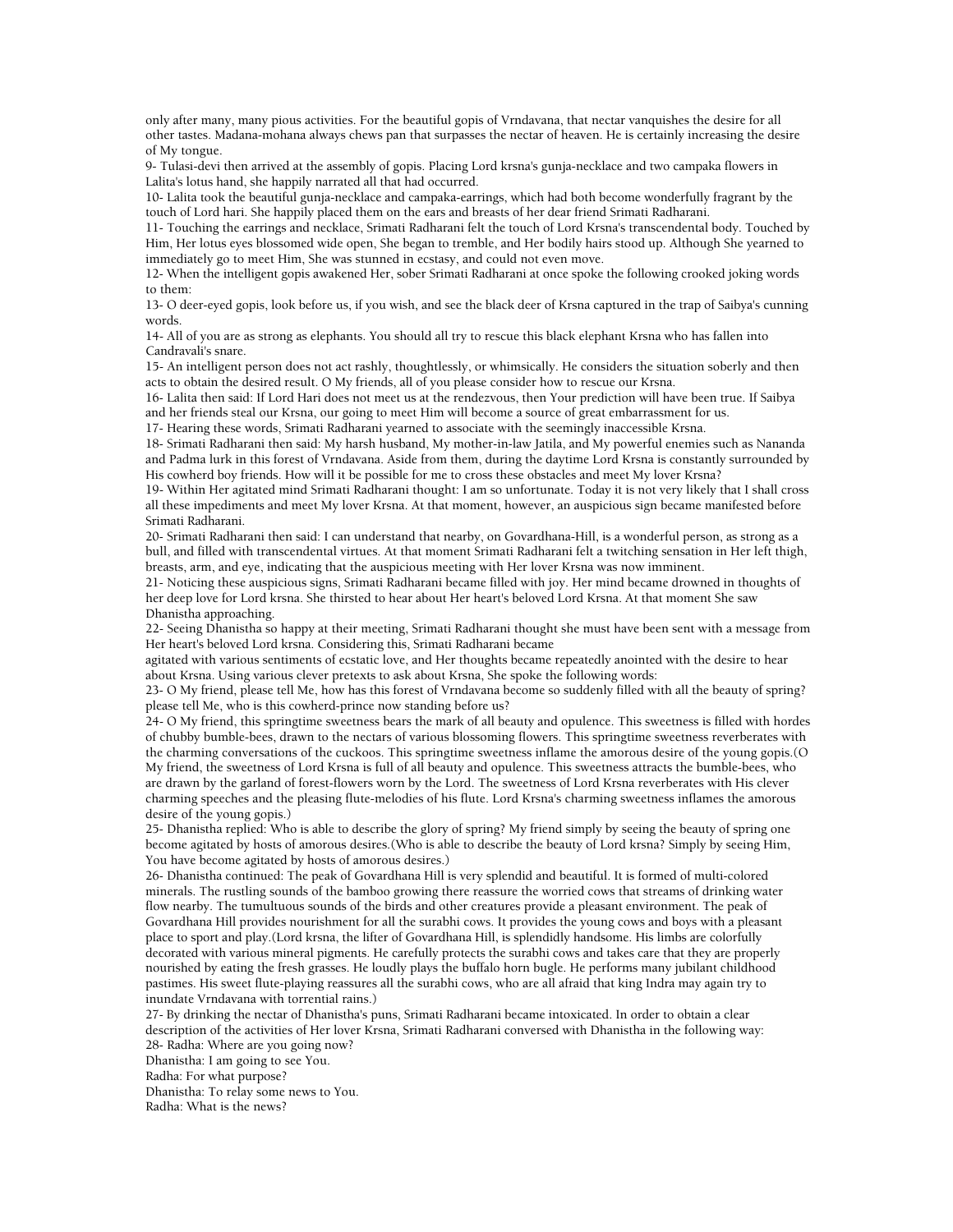only after many, many pious activities. For the beautiful gopis of Vrndavana, that nectar vanquishes the desire for all other tastes. Madana-mohana always chews pan that surpasses the nectar of heaven. He is certainly increasing the desire of My tongue.

9- Tulasi-devi then arrived at the assembly of gopis. Placing Lord krsna's gunja-necklace and two campaka flowers in Lalita's lotus hand, she happily narrated all that had occurred.

10- Lalita took the beautiful gunja-necklace and campaka-earrings, which had both become wonderfully fragrant by the touch of Lord hari. She happily placed them on the ears and breasts of her dear friend Srimati Radharani.

11- Touching the earrings and necklace, Srimati Radharani felt the touch of Lord Krsna's transcendental body. Touched by Him, Her lotus eyes blossomed wide open, She began to tremble, and Her bodily hairs stood up. Although She yearned to immediately go to meet Him, She was stunned in ecstasy, and could not even move.

12- When the intelligent gopis awakened Her, sober Srimati Radharani at once spoke the following crooked joking words to them:

13- O deer-eyed gopis, look before us, if you wish, and see the black deer of Krsna captured in the trap of Saibya's cunning words.

14- All of you are as strong as elephants. You should all try to rescue this black elephant Krsna who has fallen into Candravali's snare.

15- An intelligent person does not act rashly, thoughtlessly, or whimsically. He considers the situation soberly and then acts to obtain the desired result. O My friends, all of you please consider how to rescue our Krsna.

16- Lalita then said: If Lord Hari does not meet us at the rendezvous, then Your prediction will have been true. If Saibya and her friends steal our Krsna, our going to meet Him will become a source of great embarrassment for us.

17- Hearing these words, Srimati Radharani yearned to associate with the seemingly inaccessible Krsna.

18- Srimati Radharani then said: My harsh husband, My mother-in-law Jatila, and My powerful enemies such as Nananda and Padma lurk in this forest of Vrndavana. Aside from them, during the daytime Lord Krsna is constantly surrounded by His cowherd boy friends. How will it be possible for me to cross these obstacles and meet My lover Krsna?

19- Within Her agitated mind Srimati Radharani thought: I am so unfortunate. Today it is not very likely that I shall cross all these impediments and meet My lover Krsna. At that moment, however, an auspicious sign became manifested before Srimati Radharani.

20- Srimati Radharani then said: I can understand that nearby, on Govardhana-Hill, is a wonderful person, as strong as a bull, and filled with transcendental virtues. At that moment Srimati Radharani felt a twitching sensation in Her left thigh, breasts, arm, and eye, indicating that the auspicious meeting with Her lover Krsna was now imminent.

21- Noticing these auspicious signs, Srimati Radharani became filled with joy. Her mind became drowned in thoughts of her deep love for Lord krsna. She thirsted to hear about Her heart's beloved Lord Krsna. At that moment She saw Dhanistha approaching.

22- Seeing Dhanistha so happy at their meeting, Srimati Radharani thought she must have been sent with a message from Her heart's beloved Lord krsna. Considering this, Srimati Radharani became agitated with various sentiments of ecstatic love, and Her thoughts became repeatedly anointed with the desire to hear about Krsna. Using various clever pretexts to ask about Krsna, She spoke the following words:

23- O My friend, please tell Me, how has this forest of Vrndavana become so suddenly filled with all the beauty of spring? please tell Me, who is this cowherd-prince now standing before us?

24- O My friend, this springtime sweetness bears the mark of all beauty and opulence. This sweetness is filled with hordes of chubby bumble-bees, drawn to the nectars of various blossoming flowers. This springtime sweetness reverberates with the charming conversations of the cuckoos. This springtime sweetness inflame the amorous desire of the young gopis.(O My friend, the sweetness of Lord Krsna is full of all beauty and opulence. This sweetness attracts the bumble-bees, who are drawn by the garland of forest-flowers worn by the Lord. The sweetness of Lord Krsna reverberates with His clever charming speeches and the pleasing flute-melodies of his flute. Lord Krsna's charming sweetness inflames the amorous desire of the young gopis.)

25- Dhanistha replied: Who is able to describe the glory of spring? My friend simply by seeing the beauty of spring one become agitated by hosts of amorous desires.(Who is able to describe the beauty of Lord krsna? Simply by seeing Him, You have become agitated by hosts of amorous desires.)

26- Dhanistha continued: The peak of Govardhana Hill is very splendid and beautiful. It is formed of multi-colored minerals. The rustling sounds of the bamboo growing there reassure the worried cows that streams of drinking water flow nearby. The tumultuous sounds of the birds and other creatures provide a pleasant environment. The peak of Govardhana Hill provides nourishment for all the surabhi cows. It provides the young cows and boys with a pleasant place to sport and play.(Lord krsna, the lifter of Govardhana Hill, is splendidly handsome. His limbs are colorfully decorated with various mineral pigments. He carefully protects the surabhi cows and takes care that they are properly nourished by eating the fresh grasses. He loudly plays the buffalo horn bugle. He performs many jubilant childhood pastimes. His sweet flute-playing reassures all the surabhi cows, who are all afraid that king Indra may again try to inundate Vrndavana with torrential rains.)

27- By drinking the nectar of Dhanistha's puns, Srimati Radharani became intoxicated. In order to obtain a clear description of the activities of Her lover Krsna, Srimati Radharani conversed with Dhanistha in the following way:

28- Radha: Where are you going now?

Dhanistha: I am going to see You.

Radha: For what purpose?

Dhanistha: To relay some news to You.

Radha: What is the news?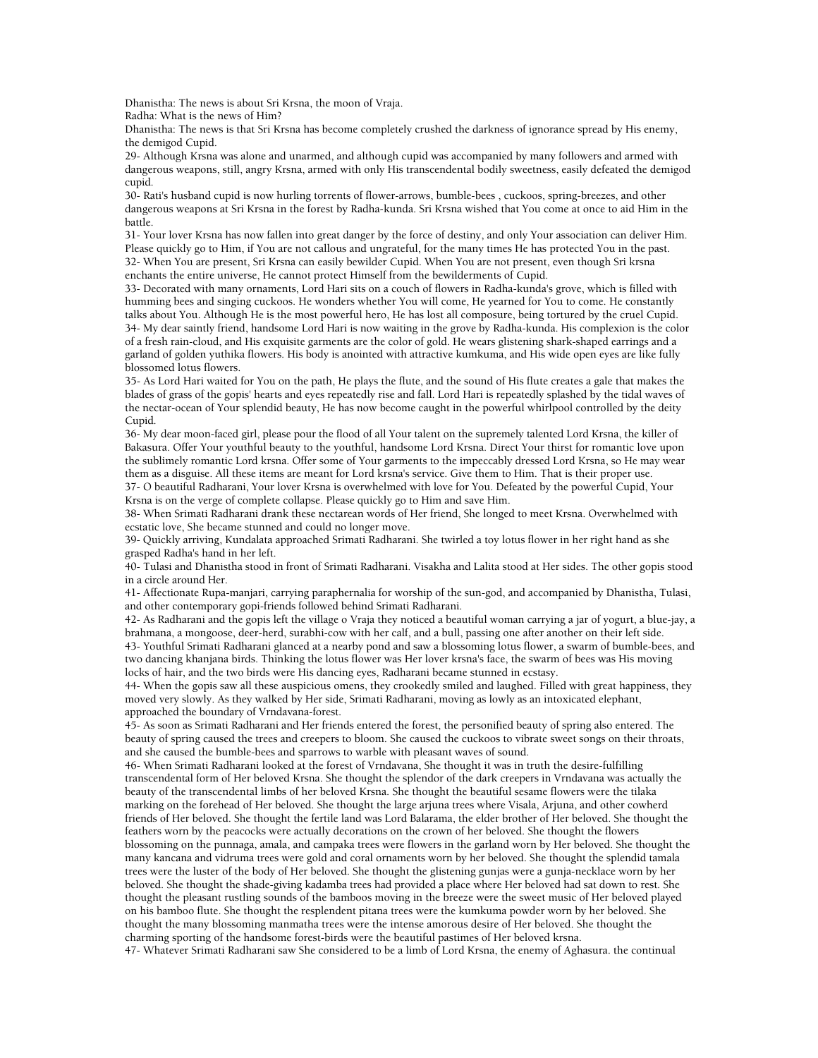Dhanistha: The news is about Sri Krsna, the moon of Vraja.
Radha: What is the news of Him?
Dhanistha: The news is that Sri Krsna has become completely crushed the darkness of ignorance spread by His enemy, the demigod Cupid.

29- Although Krsna was alone and unarmed, and although cupid was accompanied by many followers and armed with dangerous weapons, still, angry Krsna, armed with only His transcendental bodily sweetness, easily defeated the demigod cupid.

30- Rati's husband cupid is now hurling torrents of flower-arrows, bumble-bees , cuckoos, spring-breezes, and other dangerous weapons at Sri Krsna in the forest by Radha-kunda. Sri Krsna wished that You come at once to aid Him in the battle.

31- Your lover Krsna has now fallen into great danger by the force of destiny, and only Your association can deliver Him. Please quickly go to Him, if You are not callous and ungrateful, for the many times He has protected You in the past.

32- When You are present, Sri Krsna can easily bewilder Cupid. When You are not present, even though Sri krsna enchants the entire universe, He cannot protect Himself from the bewilderments of Cupid.

33- Decorated with many ornaments, Lord Hari sits on a couch of flowers in Radha-kunda's grove, which is filled with humming bees and singing cuckoos. He wonders whether You will come, He yearned for You to come. He constantly talks about You. Although He is the most powerful hero, He has lost all composure, being tortured by the cruel Cupid.

34- My dear saintly friend, handsome Lord Hari is now waiting in the grove by Radha-kunda. His complexion is the color of a fresh rain-cloud, and His exquisite garments are the color of gold. He wears glistening shark-shaped earrings and a garland of golden yuthika flowers. His body is anointed with attractive kumkuma, and His wide open eyes are like fully blossomed lotus flowers.

35- As Lord Hari waited for You on the path, He plays the flute, and the sound of His flute creates a gale that makes the blades of grass of the gopis' hearts and eyes repeatedly rise and fall. Lord Hari is repeatedly splashed by the tidal waves of the nectar-ocean of Your splendid beauty, He has now become caught in the powerful whirlpool controlled by the deity Cupid.

36- My dear moon-faced girl, please pour the flood of all Your talent on the supremely talented Lord Krsna, the killer of Bakasura. Offer Your youthful beauty to the youthful, handsome Lord Krsna. Direct Your thirst for romantic love upon the sublimely romantic Lord krsna. Offer some of Your garments to the impeccably dressed Lord Krsna, so He may wear them as a disguise. All these items are meant for Lord krsna's service. Give them to Him. That is their proper use.

37- O beautiful Radharani, Your lover Krsna is overwhelmed with love for You. Defeated by the powerful Cupid, Your Krsna is on the verge of complete collapse. Please quickly go to Him and save Him.

38- When Srimati Radharani drank these nectarean words of Her friend, She longed to meet Krsna. Overwhelmed with ecstatic love, She became stunned and could no longer move.

39- Quickly arriving, Kundalata approached Srimati Radharani. She twirled a toy lotus flower in her right hand as she grasped Radha's hand in her left.

40- Tulasi and Dhanistha stood in front of Srimati Radharani. Visakha and Lalita stood at Her sides. The other gopis stood in a circle around Her.

41- Affectionate Rupa-manjari, carrying paraphernalia for worship of the sun-god, and accompanied by Dhanistha, Tulasi, and other contemporary gopi-friends followed behind Srimati Radharani.

42- As Radharani and the gopis left the village o Vraja they noticed a beautiful woman carrying a jar of yogurt, a blue-jay, a brahmana, a mongoose, deer-herd, surabhi-cow with her calf, and a bull, passing one after another on their left side.

43- Youthful Srimati Radharani glanced at a nearby pond and saw a blossoming lotus flower, a swarm of bumble-bees, and two dancing khanjana birds. Thinking the lotus flower was Her lover krsna's face, the swarm of bees was His moving locks of hair, and the two birds were His dancing eyes, Radharani became stunned in ecstasy.

44- When the gopis saw all these auspicious omens, they crookedly smiled and laughed. Filled with great happiness, they moved very slowly. As they walked by Her side, Srimati Radharani, moving as lowly as an intoxicated elephant, approached the boundary of Vrndavana-forest.

45- As soon as Srimati Radharani and Her friends entered the forest, the personified beauty of spring also entered. The beauty of spring caused the trees and creepers to bloom. She caused the cuckoos to vibrate sweet songs on their throats, and she caused the bumble-bees and sparrows to warble with pleasant waves of sound.

46- When Srimati Radharani looked at the forest of Vrndavana, She thought it was in truth the desire-fulfilling transcendental form of Her beloved Krsna. She thought the splendor of the dark creepers in Vrndavana was actually the beauty of the transcendental limbs of her beloved Krsna. She thought the beautiful sesame flowers were the tilaka marking on the forehead of Her beloved. She thought the large arjuna trees where Visala, Arjuna, and other cowherd friends of Her beloved. She thought the fertile land was Lord Balarama, the elder brother of Her beloved. She thought the feathers worn by the peacocks were actually decorations on the crown of her beloved. She thought the flowers blossoming on the punnaga, amala, and campaka trees were flowers in the garland worn by Her beloved. She thought the many kancana and vidruma trees were gold and coral ornaments worn by her beloved. She thought the splendid tamala trees were the luster of the body of Her beloved. She thought the glistening gunjas were a gunja-necklace worn by her beloved. She thought the shade-giving kadamba trees had provided a place where Her beloved had sat down to rest. She thought the pleasant rustling sounds of the bamboos moving in the breeze were the sweet music of Her beloved played on his bamboo flute. She thought the resplendent pitana trees were the kumkuma powder worn by her beloved. She thought the many blossoming manmatha trees were the intense amorous desire of Her beloved. She thought the charming sporting of the handsome forest-birds were the beautiful pastimes of Her beloved krsna.

47- Whatever Srimati Radharani saw She considered to be a limb of Lord Krsna, the enemy of Aghasura. the continual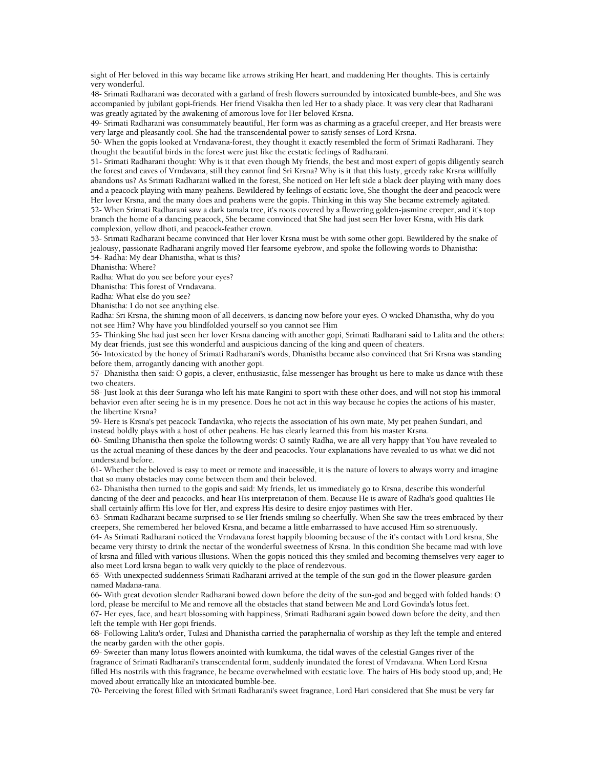sight of Her beloved in this way became like arrows striking Her heart, and maddening Her thoughts. This is certainly very wonderful.

48- Srimati Radharani was decorated with a garland of fresh flowers surrounded by intoxicated bumble-bees, and She was accompanied by jubilant gopi-friends. Her friend Visakha then led Her to a shady place. It was very clear that Radharani was greatly agitated by the awakening of amorous love for Her beloved Krsna.

49- Srimati Radharani was consummately beautiful, Her form was as charming as a graceful creeper, and Her breasts were very large and pleasantly cool. She had the transcendental power to satisfy senses of Lord Krsna.

50- When the gopis looked at Vrndavana-forest, they thought it exactly resembled the form of Srimati Radharani. They thought the beautiful birds in the forest were just like the ecstatic feelings of Radharani.

51- Srimati Radharani thought: Why is it that even though My friends, the best and most expert of gopis diligently search the forest and caves of Vrndavana, still they cannot find Sri Krsna? Why is it that this lusty, greedy rake Krsna willfully abandons us? As Srimati Radharani walked in the forest, She noticed on Her left side a black deer playing with many does and a peacock playing with many peahens. Bewildered by feelings of ecstatic love, She thought the deer and peacock were Her lover Krsna, and the many does and peahens were the gopis. Thinking in this way She became extremely agitated.

52- When Srimati Radharani saw a dark tamala tree, it's roots covered by a flowering golden-jasmine creeper, and it's top branch the home of a dancing peacock, She became convinced that She had just seen Her lover Krsna, with His dark complexion, yellow dhoti, and peacock-feather crown.

53- Srimati Radharani became convinced that Her lover Krsna must be with some other gopi. Bewildered by the snake of jealousy, passionate Radharani angrily moved Her fearsome eyebrow, and spoke the following words to Dhanistha:

54- Radha: My dear Dhanistha, what is this?

Dhanistha: Where?

Radha: What do you see before your eyes?

Dhanistha: This forest of Vrndavana.

Radha: What else do you see?

Dhanistha: I do not see anything else.

Radha: Sri Krsna, the shining moon of all deceivers, is dancing now before your eyes. O wicked Dhanistha, why do you not see Him? Why have you blindfolded yourself so you cannot see Him

55- Thinking She had just seen her lover Krsna dancing with another gopi, Srimati Radharani said to Lalita and the others: My dear friends, just see this wonderful and auspicious dancing of the king and queen of cheaters.

56- Intoxicated by the honey of Srimati Radharani's words, Dhanistha became also convinced that Sri Krsna was standing before them, arrogantly dancing with another gopi.

57- Dhanistha then said: O gopis, a clever, enthusiastic, false messenger has brought us here to make us dance with these two cheaters.

58- Just look at this deer Suranga who left his mate Rangini to sport with these other does, and will not stop his immoral behavior even after seeing he is in my presence. Does he not act in this way because he copies the actions of his master, the libertine Krsna?

59- Here is Krsna's pet peacock Tandavika, who rejects the association of his own mate, My pet peahen Sundari, and instead boldly plays with a host of other peahens. He has clearly learned this from his master Krsna.

60- Smiling Dhanistha then spoke the following words: O saintly Radha, we are all very happy that You have revealed to us the actual meaning of these dances by the deer and peacocks. Your explanations have revealed to us what we did not understand before.

61- Whether the beloved is easy to meet or remote and inacessible, it is the nature of lovers to always worry and imagine that so many obstacles may come between them and their beloved.

62- Dhanistha then turned to the gopis and said: My friends, let us immediately go to Krsna, describe this wonderful dancing of the deer and peacocks, and hear His interpretation of them. Because He is aware of Radha's good qualities He shall certainly affirm His love for Her, and express His desire to desire enjoy pastimes with Her.

63- Srimati Radharani became surprised to se Her friends smiling so cheerfully. When She saw the trees embraced by their creepers, She remembered her beloved Krsna, and became a little embarrassed to have accused Him so strenuously.

64- As Srimati Radharani noticed the Vrndavana forest happily blooming because of the it's contact with Lord krsna, She became very thirsty to drink the nectar of the wonderful sweetness of Krsna. In this condition She became mad with love of krsna and filled with various illusions. When the gopis noticed this they smiled and becoming themselves very eager to also meet Lord krsna began to walk very quickly to the place of rendezvous.

65- With unexpected suddenness Srimati Radharani arrived at the temple of the sun-god in the flower pleasure-garden named Madana-rana.

66- With great devotion slender Radharani bowed down before the deity of the sun-god and begged with folded hands: O lord, please be merciful to Me and remove all the obstacles that stand between Me and Lord Govinda's lotus feet.

67- Her eyes, face, and heart blossoming with happiness, Srimati Radharani again bowed down before the deity, and then left the temple with Her gopi friends.

68- Following Lalita's order, Tulasi and Dhanistha carried the paraphernalia of worship as they left the temple and entered the nearby garden with the other gopis.

69- Sweeter than many lotus flowers anointed with kumkuma, the tidal waves of the celestial Ganges river of the fragrance of Srimati Radharani's transcendental form, suddenly inundated the forest of Vrndavana. When Lord Krsna filled His nostrils with this fragrance, he became overwhelmed with ecstatic love. The hairs of His body stood up, and; He moved about erratically like an intoxicated bumble-bee.

70- Perceiving the forest filled with Srimati Radharani's sweet fragrance, Lord Hari considered that She must be very far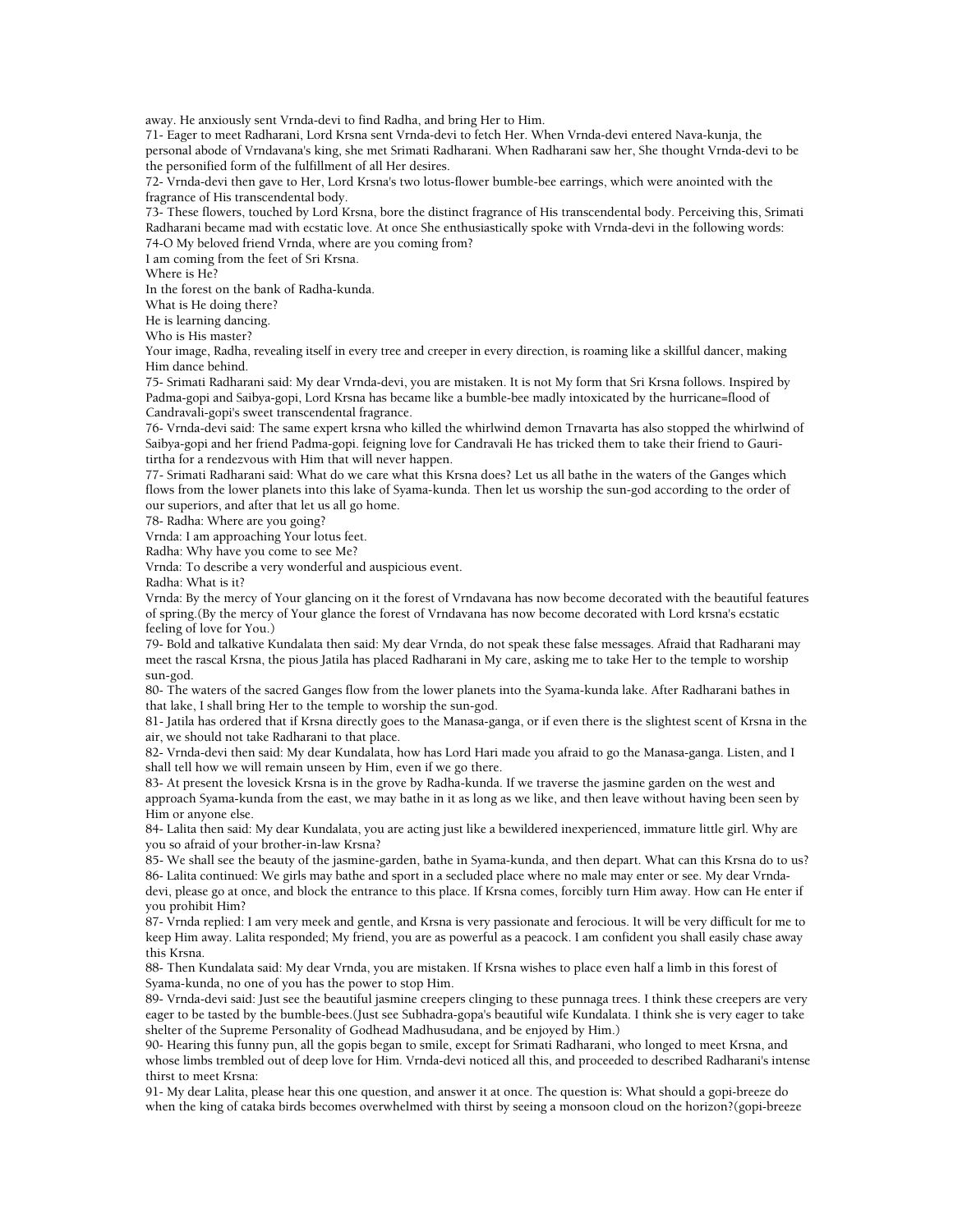away. He anxiously sent Vrnda-devi to find Radha, and bring Her to Him.

71- Eager to meet Radharani, Lord Krsna sent Vrnda-devi to fetch Her. When Vrnda-devi entered Nava-kunja, the personal abode of Vrndavana's king, she met Srimati Radharani. When Radharani saw her, She thought Vrnda-devi to be the personified form of the fulfillment of all Her desires.

72- Vrnda-devi then gave to Her, Lord Krsna's two lotus-flower bumble-bee earrings, which were anointed with the fragrance of His transcendental body.

73- These flowers, touched by Lord Krsna, bore the distinct fragrance of His transcendental body. Perceiving this, Srimati Radharani became mad with ecstatic love. At once She enthusiastically spoke with Vrnda-devi in the following words:

74-O My beloved friend Vrnda, where are you coming from?

I am coming from the feet of Sri Krsna.

Where is He?

In the forest on the bank of Radha-kunda.

What is He doing there?

He is learning dancing.

Who is His master?

Your image, Radha, revealing itself in every tree and creeper in every direction, is roaming like a skillful dancer, making Him dance behind.

75- Srimati Radharani said: My dear Vrnda-devi, you are mistaken. It is not My form that Sri Krsna follows. Inspired by Padma-gopi and Saibya-gopi, Lord Krsna has became like a bumble-bee madly intoxicated by the hurricane=flood of Candravali-gopi's sweet transcendental fragrance.

76- Vrnda-devi said: The same expert krsna who killed the whirlwind demon Trnavarta has also stopped the whirlwind of Saibya-gopi and her friend Padma-gopi. feigning love for Candravali He has tricked them to take their friend to Gauri-tirtha for a rendezvous with Him that will never happen.

77- Srimati Radharani said: What do we care what this Krsna does? Let us all bathe in the waters of the Ganges which flows from the lower planets into this lake of Syama-kunda. Then let us worship the sun-god according to the order of our superiors, and after that let us all go home.

78- Radha: Where are you going?

Vrnda: I am approaching Your lotus feet.

Radha: Why have you come to see Me?

Vrnda: To describe a very wonderful and auspicious event.

Radha: What is it?

Vrnda: By the mercy of Your glancing on it the forest of Vrndavana has now become decorated with the beautiful features of spring.(By the mercy of Your glance the forest of Vrndavana has now become decorated with Lord krsna's ecstatic feeling of love for You.)

79- Bold and talkative Kundalata then said: My dear Vrnda, do not speak these false messages. Afraid that Radharani may meet the rascal Krsna, the pious Jatila has placed Radharani in My care, asking me to take Her to the temple to worship sun-god.

80- The waters of the sacred Ganges flow from the lower planets into the Syama-kunda lake. After Radharani bathes in that lake, I shall bring Her to the temple to worship the sun-god.

81- Jatila has ordered that if Krsna directly goes to the Manasa-ganga, or if even there is the slightest scent of Krsna in the air, we should not take Radharani to that place.

82- Vrnda-devi then said: My dear Kundalata, how has Lord Hari made you afraid to go the Manasa-ganga. Listen, and I shall tell how we will remain unseen by Him, even if we go there.

83- At present the lovesick Krsna is in the grove by Radha-kunda. If we traverse the jasmine garden on the west and approach Syama-kunda from the east, we may bathe in it as long as we like, and then leave without having been seen by Him or anyone else.

84- Lalita then said: My dear Kundalata, you are acting just like a bewildered inexperienced, immature little girl. Why are you so afraid of your brother-in-law Krsna?

85- We shall see the beauty of the jasmine-garden, bathe in Syama-kunda, and then depart. What can this Krsna do to us?

86- Lalita continued: We girls may bathe and sport in a secluded place where no male may enter or see. My dear Vrnda-devi, please go at once, and block the entrance to this place. If Krsna comes, forcibly turn Him away. How can He enter if you prohibit Him?

87- Vrnda replied: I am very meek and gentle, and Krsna is very passionate and ferocious. It will be very difficult for me to keep Him away. Lalita responded; My friend, you are as powerful as a peacock. I am confident you shall easily chase away this Krsna.

88- Then Kundalata said: My dear Vrnda, you are mistaken. If Krsna wishes to place even half a limb in this forest of Syama-kunda, no one of you has the power to stop Him.

89- Vrnda-devi said: Just see the beautiful jasmine creepers clinging to these punnaga trees. I think these creepers are very eager to be tasted by the bumble-bees.(Just see Subhadra-gopa's beautiful wife Kundalata. I think she is very eager to take shelter of the Supreme Personality of Godhead Madhusudana, and be enjoyed by Him.)

90- Hearing this funny pun, all the gopis began to smile, except for Srimati Radharani, who longed to meet Krsna, and whose limbs trembled out of deep love for Him. Vrnda-devi noticed all this, and proceeded to described Radharani's intense thirst to meet Krsna:

91- My dear Lalita, please hear this one question, and answer it at once. The question is: What should a gopi-breeze do when the king of cataka birds becomes overwhelmed with thirst by seeing a monsoon cloud on the horizon?(gopi-breeze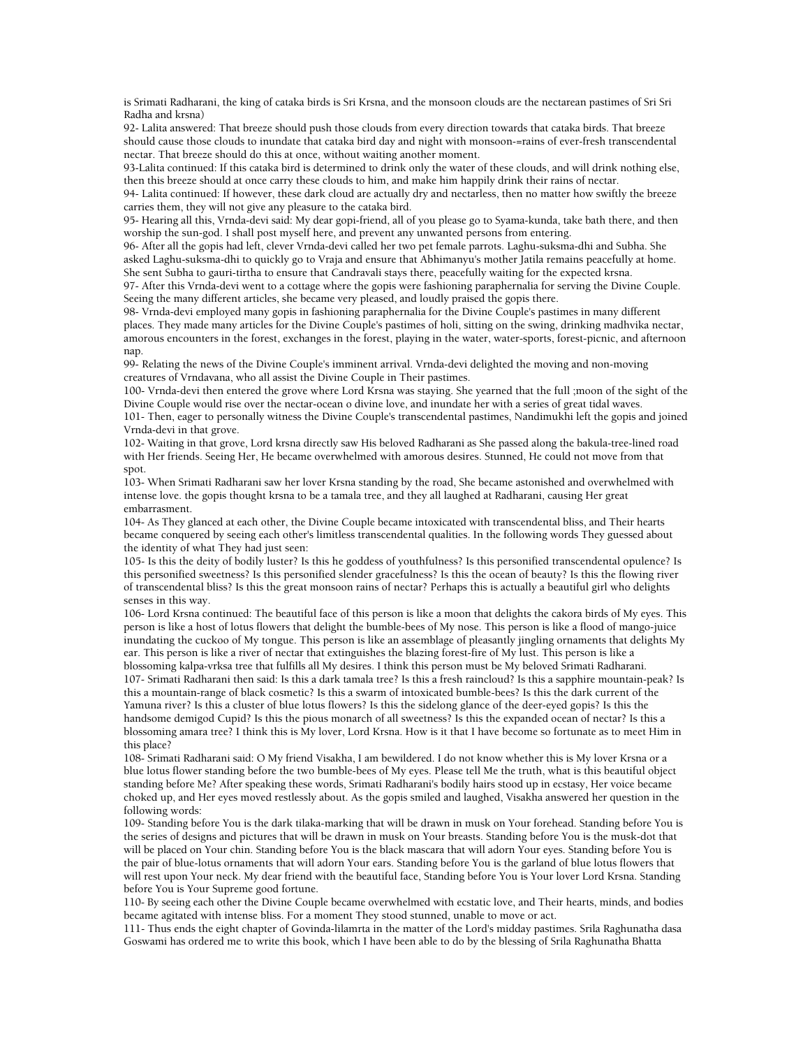is Srimati Radharani, the king of cataka birds is Sri Krsna, and the monsoon clouds are the nectarean pastimes of Sri Sri Radha and krsna)

92- Lalita answered: That breeze should push those clouds from every direction towards that cataka birds. That breeze should cause those clouds to inundate that cataka bird day and night with monsoon-=rains of ever-fresh transcendental nectar. That breeze should do this at once, without waiting another moment.

93-Lalita continued: If this cataka bird is determined to drink only the water of these clouds, and will drink nothing else, then this breeze should at once carry these clouds to him, and make him happily drink their rains of nectar.

94- Lalita continued: If however, these dark cloud are actually dry and nectarless, then no matter how swiftly the breeze carries them, they will not give any pleasure to the cataka bird.

95- Hearing all this, Vrnda-devi said: My dear gopi-friend, all of you please go to Syama-kunda, take bath there, and then worship the sun-god. I shall post myself here, and prevent any unwanted persons from entering.

96- After all the gopis had left, clever Vrnda-devi called her two pet female parrots. Laghu-suksma-dhi and Subha. She asked Laghu-suksma-dhi to quickly go to Vraja and ensure that Abhimanyu's mother Jatila remains peacefully at home. She sent Subha to gauri-tirtha to ensure that Candravali stays there, peacefully waiting for the expected krsna.

97- After this Vrnda-devi went to a cottage where the gopis were fashioning paraphernalia for serving the Divine Couple. Seeing the many different articles, she became very pleased, and loudly praised the gopis there.

98- Vrnda-devi employed many gopis in fashioning paraphernalia for the Divine Couple's pastimes in many different places. They made many articles for the Divine Couple's pastimes of holi, sitting on the swing, drinking madhvika nectar, amorous encounters in the forest, exchanges in the forest, playing in the water, water-sports, forest-picnic, and afternoon nap.

99- Relating the news of the Divine Couple's imminent arrival. Vrnda-devi delighted the moving and non-moving creatures of Vrndavana, who all assist the Divine Couple in Their pastimes.

100- Vrnda-devi then entered the grove where Lord Krsna was staying. She yearned that the full ;moon of the sight of the Divine Couple would rise over the nectar-ocean o divine love, and inundate her with a series of great tidal waves.

101- Then, eager to personally witness the Divine Couple's transcendental pastimes, Nandimukhi left the gopis and joined Vrnda-devi in that grove.

102- Waiting in that grove, Lord krsna directly saw His beloved Radharani as She passed along the bakula-tree-lined road with Her friends. Seeing Her, He became overwhelmed with amorous desires. Stunned, He could not move from that spot.

103- When Srimati Radharani saw her lover Krsna standing by the road, She became astonished and overwhelmed with intense love. the gopis thought krsna to be a tamala tree, and they all laughed at Radharani, causing Her great embarrasment.

104- As They glanced at each other, the Divine Couple became intoxicated with transcendental bliss, and Their hearts became conquered by seeing each other's limitless transcendental qualities. In the following words They guessed about the identity of what They had just seen:

105- Is this the deity of bodily luster? Is this he goddess of youthfulness? Is this personified transcendental opulence? Is this personified sweetness? Is this personified slender gracefulness? Is this the ocean of beauty? Is this the flowing river of transcendental bliss? Is this the great monsoon rains of nectar? Perhaps this is actually a beautiful girl who delights senses in this way.

106- Lord Krsna continued: The beautiful face of this person is like a moon that delights the cakora birds of My eyes. This person is like a host of lotus flowers that delight the bumble-bees of My nose. This person is like a flood of mango-juice inundating the cuckoo of My tongue. This person is like an assemblage of pleasantly jingling ornaments that delights My ear. This person is like a river of nectar that extinguishes the blazing forest-fire of My lust. This person is like a blossoming kalpa-vrksa tree that fulfills all My desires. I think this person must be My beloved Srimati Radharani.

107- Srimati Radharani then said: Is this a dark tamala tree? Is this a fresh raincloud? Is this a sapphire mountain-peak? Is this a mountain-range of black cosmetic? Is this a swarm of intoxicated bumble-bees? Is this the dark current of the Yamuna river? Is this a cluster of blue lotus flowers? Is this the sidelong glance of the deer-eyed gopis? Is this the handsome demigod Cupid? Is this the pious monarch of all sweetness? Is this the expanded ocean of nectar? Is this a blossoming amara tree? I think this is My lover, Lord Krsna. How is it that I have become so fortunate as to meet Him in this place?

108- Srimati Radharani said: O My friend Visakha, I am bewildered. I do not know whether this is My lover Krsna or a blue lotus flower standing before the two bumble-bees of My eyes. Please tell Me the truth, what is this beautiful object standing before Me? After speaking these words, Srimati Radharani's bodily hairs stood up in ecstasy, Her voice became choked up, and Her eyes moved restlessly about. As the gopis smiled and laughed, Visakha answered her question in the following words:

109- Standing before You is the dark tilaka-marking that will be drawn in musk on Your forehead. Standing before You is the series of designs and pictures that will be drawn in musk on Your breasts. Standing before You is the musk-dot that will be placed on Your chin. Standing before You is the black mascara that will adorn Your eyes. Standing before You is the pair of blue-lotus ornaments that will adorn Your ears. Standing before You is the garland of blue lotus flowers that will rest upon Your neck. My dear friend with the beautiful face, Standing before You is Your lover Lord Krsna. Standing before You is Your Supreme good fortune.

110- By seeing each other the Divine Couple became overwhelmed with ecstatic love, and Their hearts, minds, and bodies became agitated with intense bliss. For a moment They stood stunned, unable to move or act.

111- Thus ends the eight chapter of Govinda-lilamrta in the matter of the Lord's midday pastimes. Srila Raghunatha dasa Goswami has ordered me to write this book, which I have been able to do by the blessing of Srila Raghunatha Bhatta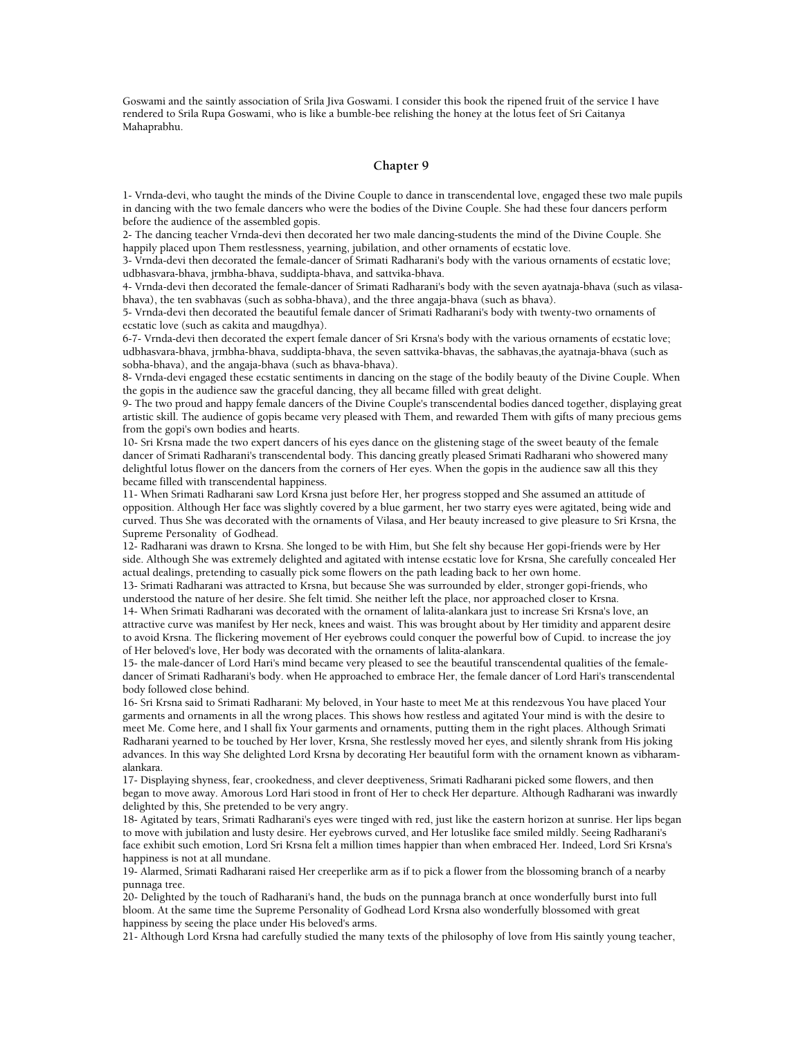Goswami and the saintly association of Srila Jiva Goswami. I consider this book the ripened fruit of the service I have rendered to Srila Rupa Goswami, who is like a bumble-bee relishing the honey at the lotus feet of Sri Caitanya Mahaprabhu.

## Chapter 9

1- Vrnda-devi, who taught the minds of the Divine Couple to dance in transcendental love, engaged these two male pupils in dancing with the two female dancers who were the bodies of the Divine Couple. She had these four dancers perform before the audience of the assembled gopis.

2- The dancing teacher Vrnda-devi then decorated her two male dancing-students the mind of the Divine Couple. She happily placed upon Them restlessness, yearning, jubilation, and other ornaments of ecstatic love.

3- Vrnda-devi then decorated the female-dancer of Srimati Radharani's body with the various ornaments of ecstatic love; udbhasvara-bhava, jrmbha-bhava, suddipta-bhava, and sattvika-bhava.

4- Vrnda-devi then decorated the female-dancer of Srimati Radharani's body with the seven ayatnaja-bhava (such as vilasa-bhava), the ten svabhavas (such as sobha-bhava), and the three angaja-bhava (such as bhava).

5- Vrnda-devi then decorated the beautiful female dancer of Srimati Radharani's body with twenty-two ornaments of ecstatic love (such as cakita and maugdhya).

6-7- Vrnda-devi then decorated the expert female dancer of Sri Krsna's body with the various ornaments of ecstatic love; udbhasvara-bhava, jrmbha-bhava, suddipta-bhava, the seven sattvika-bhavas, the sabhavas,the ayatnaja-bhava (such as sobha-bhava), and the angaja-bhava (such as bhava-bhava).

8- Vrnda-devi engaged these ecstatic sentiments in dancing on the stage of the bodily beauty of the Divine Couple. When the gopis in the audience saw the graceful dancing, they all became filled with great delight.

9- The two proud and happy female dancers of the Divine Couple's transcendental bodies danced together, displaying great artistic skill. The audience of gopis became very pleased with Them, and rewarded Them with gifts of many precious gems from the gopi's own bodies and hearts.

10- Sri Krsna made the two expert dancers of his eyes dance on the glistening stage of the sweet beauty of the female dancer of Srimati Radharani's transcendental body. This dancing greatly pleased Srimati Radharani who showered many delightful lotus flower on the dancers from the corners of Her eyes. When the gopis in the audience saw all this they became filled with transcendental happiness.

11- When Srimati Radharani saw Lord Krsna just before Her, her progress stopped and She assumed an attitude of opposition. Although Her face was slightly covered by a blue garment, her two starry eyes were agitated, being wide and curved. Thus She was decorated with the ornaments of Vilasa, and Her beauty increased to give pleasure to Sri Krsna, the Supreme Personality of Godhead.

12- Radharani was drawn to Krsna. She longed to be with Him, but She felt shy because Her gopi-friends were by Her side. Although She was extremely delighted and agitated with intense ecstatic love for Krsna, She carefully concealed Her actual dealings, pretending to casually pick some flowers on the path leading back to her own home.

13- Srimati Radharani was attracted to Krsna, but because She was surrounded by elder, stronger gopi-friends, who understood the nature of her desire. She felt timid. She neither left the place, nor approached closer to Krsna.

14- When Srimati Radharani was decorated with the ornament of lalita-alankara just to increase Sri Krsna's love, an attractive curve was manifest by Her neck, knees and waist. This was brought about by Her timidity and apparent desire to avoid Krsna. The flickering movement of Her eyebrows could conquer the powerful bow of Cupid. to increase the joy of Her beloved's love, Her body was decorated with the ornaments of lalita-alankara.

15- the male-dancer of Lord Hari's mind became very pleased to see the beautiful transcendental qualities of the female-dancer of Srimati Radharani's body. when He approached to embrace Her, the female dancer of Lord Hari's transcendental body followed close behind.

16- Sri Krsna said to Srimati Radharani: My beloved, in Your haste to meet Me at this rendezvous You have placed Your garments and ornaments in all the wrong places. This shows how restless and agitated Your mind is with the desire to meet Me. Come here, and I shall fix Your garments and ornaments, putting them in the right places. Although Srimati Radharani yearned to be touched by Her lover, Krsna, She restlessly moved her eyes, and silently shrank from His joking advances. In this way She delighted Lord Krsna by decorating Her beautiful form with the ornament known as vibharam-alankara.

17- Displaying shyness, fear, crookedness, and clever deeptiveness, Srimati Radharani picked some flowers, and then began to move away. Amorous Lord Hari stood in front of Her to check Her departure. Although Radharani was inwardly delighted by this, She pretended to be very angry.

18- Agitated by tears, Srimati Radharani's eyes were tinged with red, just like the eastern horizon at sunrise. Her lips began to move with jubilation and lusty desire. Her eyebrows curved, and Her lotuslike face smiled mildly. Seeing Radharani's face exhibit such emotion, Lord Sri Krsna felt a million times happier than when embraced Her. Indeed, Lord Sri Krsna's happiness is not at all mundane.

19- Alarmed, Srimati Radharani raised Her creeperlike arm as if to pick a flower from the blossoming branch of a nearby punnaga tree.

20- Delighted by the touch of Radharani's hand, the buds on the punnaga branch at once wonderfully burst into full bloom. At the same time the Supreme Personality of Godhead Lord Krsna also wonderfully blossomed with great happiness by seeing the place under His beloved's arms.

21- Although Lord Krsna had carefully studied the many texts of the philosophy of love from His saintly young teacher,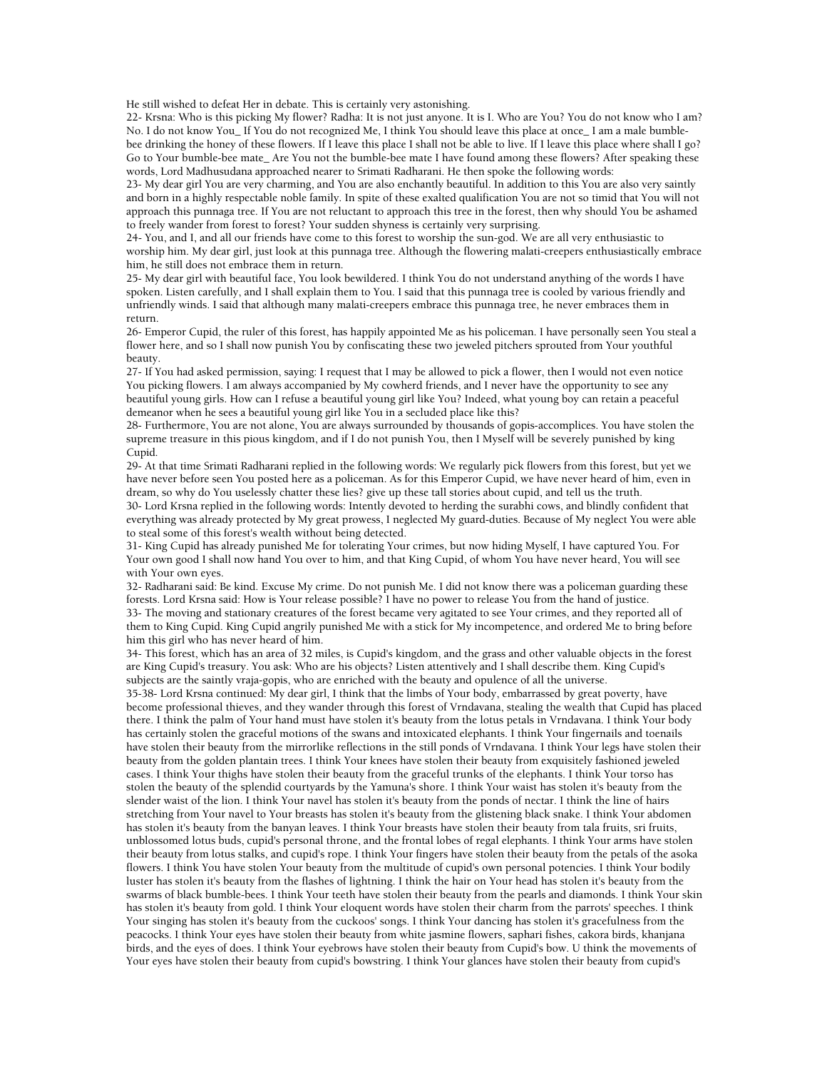He still wished to defeat Her in debate. This is certainly very astonishing.

22- Krsna: Who is this picking My flower? Radha: It is not just anyone. It is I. Who are You? You do not know who I am? No. I do not know You_ If You do not recognized Me, I think You should leave this place at once_ I am a male bumble-bee drinking the honey of these flowers. If I leave this place I shall not be able to live. If I leave this place where shall I go? Go to Your bumble-bee mate_ Are You not the bumble-bee mate I have found among these flowers? After speaking these words, Lord Madhusudana approached nearer to Srimati Radharani. He then spoke the following words:

23- My dear girl You are very charming, and You are also enchantly beautiful. In addition to this You are also very saintly and born in a highly respectable noble family. In spite of these exalted qualification You are not so timid that You will not approach this punnaga tree. If You are not reluctant to approach this tree in the forest, then why should You be ashamed to freely wander from forest to forest? Your sudden shyness is certainly very surprising.

24- You, and I, and all our friends have come to this forest to worship the sun-god. We are all very enthusiastic to worship him. My dear girl, just look at this punnaga tree. Although the flowering malati-creepers enthusiastically embrace him, he still does not embrace them in return.

25- My dear girl with beautiful face, You look bewildered. I think You do not understand anything of the words I have spoken. Listen carefully, and I shall explain them to You. I said that this punnaga tree is cooled by various friendly and unfriendly winds. I said that although many malati-creepers embrace this punnaga tree, he never embraces them in return.

26- Emperor Cupid, the ruler of this forest, has happily appointed Me as his policeman. I have personally seen You steal a flower here, and so I shall now punish You by confiscating these two jeweled pitchers sprouted from Your youthful beauty.

27- If You had asked permission, saying: I request that I may be allowed to pick a flower, then I would not even notice You picking flowers. I am always accompanied by My cowherd friends, and I never have the opportunity to see any beautiful young girls. How can I refuse a beautiful young girl like You? Indeed, what young boy can retain a peaceful demeanor when he sees a beautiful young girl like You in a secluded place like this?

28- Furthermore, You are not alone, You are always surrounded by thousands of gopis-accomplices. You have stolen the supreme treasure in this pious kingdom, and if I do not punish You, then I Myself will be severely punished by king Cupid.

29- At that time Srimati Radharani replied in the following words: We regularly pick flowers from this forest, but yet we have never before seen You posted here as a policeman. As for this Emperor Cupid, we have never heard of him, even in dream, so why do You uselessly chatter these lies? give up these tall stories about cupid, and tell us the truth.

30- Lord Krsna replied in the following words: Intently devoted to herding the surabhi cows, and blindly confident that everything was already protected by My great prowess, I neglected My guard-duties. Because of My neglect You were able to steal some of this forest's wealth without being detected.

31- King Cupid has already punished Me for tolerating Your crimes, but now hiding Myself, I have captured You. For Your own good I shall now hand You over to him, and that King Cupid, of whom You have never heard, You will see with Your own eyes.

32- Radharani said: Be kind. Excuse My crime. Do not punish Me. I did not know there was a policeman guarding these forests. Lord Krsna said: How is Your release possible? I have no power to release You from the hand of justice.

33- The moving and stationary creatures of the forest became very agitated to see Your crimes, and they reported all of them to King Cupid. King Cupid angrily punished Me with a stick for My incompetence, and ordered Me to bring before him this girl who has never heard of him.

34- This forest, which has an area of 32 miles, is Cupid's kingdom, and the grass and other valuable objects in the forest are King Cupid's treasury. You ask: Who are his objects? Listen attentively and I shall describe them. King Cupid's subjects are the saintly vraja-gopis, who are enriched with the beauty and opulence of all the universe.

35-38- Lord Krsna continued: My dear girl, I think that the limbs of Your body, embarrassed by great poverty, have become professional thieves, and they wander through this forest of Vrndavana, stealing the wealth that Cupid has placed there. I think the palm of Your hand must have stolen it's beauty from the lotus petals in Vrndavana. I think Your body has certainly stolen the graceful motions of the swans and intoxicated elephants. I think Your fingernails and toenails have stolen their beauty from the mirrorlike reflections in the still ponds of Vrndavana. I think Your legs have stolen their beauty from the golden plantain trees. I think Your knees have stolen their beauty from exquisitely fashioned jeweled cases. I think Your thighs have stolen their beauty from the graceful trunks of the elephants. I think Your torso has stolen the beauty of the splendid courtyards by the Yamuna's shore. I think Your waist has stolen it's beauty from the slender waist of the lion. I think Your navel has stolen it's beauty from the ponds of nectar. I think the line of hairs stretching from Your navel to Your breasts has stolen it's beauty from the glistening black snake. I think Your abdomen has stolen it's beauty from the banyan leaves. I think Your breasts have stolen their beauty from tala fruits, sri fruits, unblossomed lotus buds, cupid's personal throne, and the frontal lobes of regal elephants. I think Your arms have stolen their beauty from lotus stalks, and cupid's rope. I think Your fingers have stolen their beauty from the petals of the asoka flowers. I think You have stolen Your beauty from the multitude of cupid's own personal potencies. I think Your bodily luster has stolen it's beauty from the flashes of lightning. I think the hair on Your head has stolen it's beauty from the swarms of black bumble-bees. I think Your teeth have stolen their beauty from the pearls and diamonds. I think Your skin has stolen it's beauty from gold. I think Your eloquent words have stolen their charm from the parrots' speeches. I think Your singing has stolen it's beauty from the cuckoos' songs. I think Your dancing has stolen it's gracefulness from the peacocks. I think Your eyes have stolen their beauty from white jasmine flowers, saphari fishes, cakora birds, khanjana birds, and the eyes of does. I think Your eyebrows have stolen their beauty from Cupid's bow. U think the movements of Your eyes have stolen their beauty from cupid's bowstring. I think Your glances have stolen their beauty from cupid's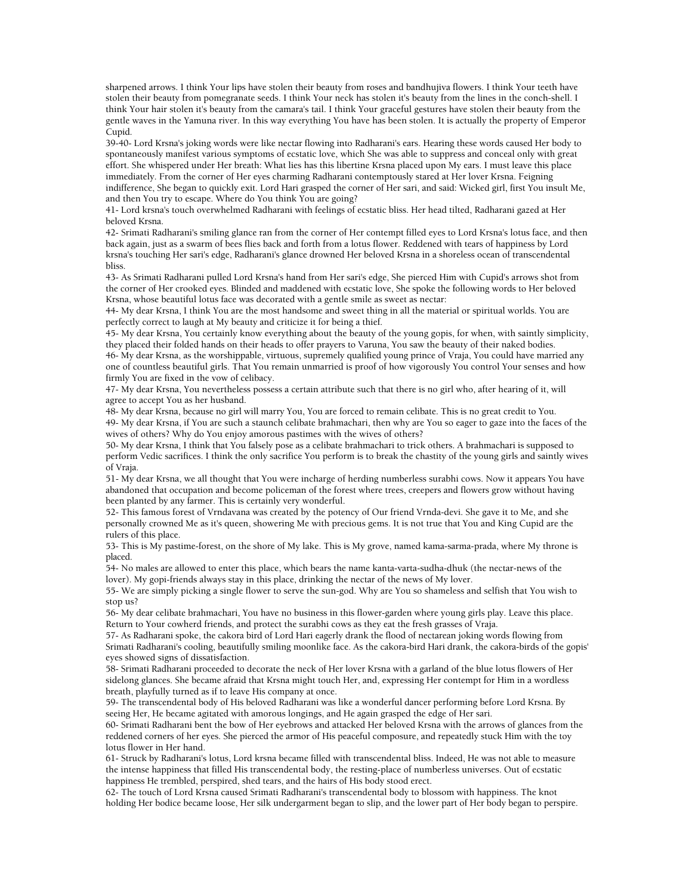sharpened arrows. I think Your lips have stolen their beauty from roses and bandhujiva flowers. I think Your teeth have stolen their beauty from pomegranate seeds. I think Your neck has stolen it's beauty from the lines in the conch-shell. I think Your hair stolen it's beauty from the camara's tail. I think Your graceful gestures have stolen their beauty from the gentle waves in the Yamuna river. In this way everything You have has been stolen. It is actually the property of Emperor Cupid.

39-40- Lord Krsna's joking words were like nectar flowing into Radharani's ears. Hearing these words caused Her body to spontaneously manifest various symptoms of ecstatic love, which She was able to suppress and conceal only with great effort. She whispered under Her breath: What lies has this libertine Krsna placed upon My ears. I must leave this place immediately. From the corner of Her eyes charming Radharani contemptously stared at Her lover Krsna. Feigning indifference, She began to quickly exit. Lord Hari grasped the corner of Her sari, and said: Wicked girl, first You insult Me, and then You try to escape. Where do You think You are going?

41- Lord krsna's touch overwhelmed Radharani with feelings of ecstatic bliss. Her head tilted, Radharani gazed at Her beloved Krsna.

42- Srimati Radharani's smiling glance ran from the corner of Her contempt filled eyes to Lord Krsna's lotus face, and then back again, just as a swarm of bees flies back and forth from a lotus flower. Reddened with tears of happiness by Lord krsna's touching Her sari's edge, Radharani's glance drowned Her beloved Krsna in a shoreless ocean of transcendental bliss.

43- As Srimati Radharani pulled Lord Krsna's hand from Her sari's edge, She pierced Him with Cupid's arrows shot from the corner of Her crooked eyes. Blinded and maddened with ecstatic love, She spoke the following words to Her beloved Krsna, whose beautiful lotus face was decorated with a gentle smile as sweet as nectar:

44- My dear Krsna, I think You are the most handsome and sweet thing in all the material or spiritual worlds. You are perfectly correct to laugh at My beauty and criticize it for being a thief.

45- My dear Krsna, You certainly know everything about the beauty of the young gopis, for when, with saintly simplicity, they placed their folded hands on their heads to offer prayers to Varuna, You saw the beauty of their naked bodies.

46- My dear Krsna, as the worshippable, virtuous, supremely qualified young prince of Vraja, You could have married any one of countless beautiful girls. That You remain unmarried is proof of how vigorously You control Your senses and how firmly You are fixed in the vow of celibacy.

47- My dear Krsna, You nevertheless possess a certain attribute such that there is no girl who, after hearing of it, will agree to accept You as her husband.

48- My dear Krsna, because no girl will marry You, You are forced to remain celibate. This is no great credit to You.

49- My dear Krsna, if You are such a staunch celibate brahmachari, then why are You so eager to gaze into the faces of the wives of others? Why do You enjoy amorous pastimes with the wives of others?

50- My dear Krsna, I think that You falsely pose as a celibate brahmachari to trick others. A brahmachari is supposed to perform Vedic sacrifices. I think the only sacrifice You perform is to break the chastity of the young girls and saintly wives of Vraja.

51- My dear Krsna, we all thought that You were incharge of herding numberless surabhi cows. Now it appears You have abandoned that occupation and become policeman of the forest where trees, creepers and flowers grow without having been planted by any farmer. This is certainly very wonderful.

52- This famous forest of Vrndavana was created by the potency of Our friend Vrnda-devi. She gave it to Me, and she personally crowned Me as it's queen, showering Me with precious gems. It is not true that You and King Cupid are the rulers of this place.

53- This is My pastime-forest, on the shore of My lake. This is My grove, named kama-sarma-prada, where My throne is placed.

54- No males are allowed to enter this place, which bears the name kanta-varta-sudha-dhuk (the nectar-news of the lover). My gopi-friends always stay in this place, drinking the nectar of the news of My lover.

55- We are simply picking a single flower to serve the sun-god. Why are You so shameless and selfish that You wish to stop us?

56- My dear celibate brahmachari, You have no business in this flower-garden where young girls play. Leave this place. Return to Your cowherd friends, and protect the surabhi cows as they eat the fresh grasses of Vraja.

57- As Radharani spoke, the cakora bird of Lord Hari eagerly drank the flood of nectarean joking words flowing from Srimati Radharani's cooling, beautifully smiling moonlike face. As the cakora-bird Hari drank, the cakora-birds of the gopis' eyes showed signs of dissatisfaction.

58- Srimati Radharani proceeded to decorate the neck of Her lover Krsna with a garland of the blue lotus flowers of Her sidelong glances. She became afraid that Krsna might touch Her, and, expressing Her contempt for Him in a wordless breath, playfully turned as if to leave His company at once.

59- The transcendental body of His beloved Radharani was like a wonderful dancer performing before Lord Krsna. By seeing Her, He became agitated with amorous longings, and He again grasped the edge of Her sari.

60- Srimati Radharani bent the bow of Her eyebrows and attacked Her beloved Krsna with the arrows of glances from the reddened corners of her eyes. She pierced the armor of His peaceful composure, and repeatedly stuck Him with the toy lotus flower in Her hand.

61- Struck by Radharani's lotus, Lord krsna became filled with transcendental bliss. Indeed, He was not able to measure the intense happiness that filled His transcendental body, the resting-place of numberless universes. Out of ecstatic happiness He trembled, perspired, shed tears, and the hairs of His body stood erect.

62- The touch of Lord Krsna caused Srimati Radharani's transcendental body to blossom with happiness. The knot holding Her bodice became loose, Her silk undergarment began to slip, and the lower part of Her body began to perspire.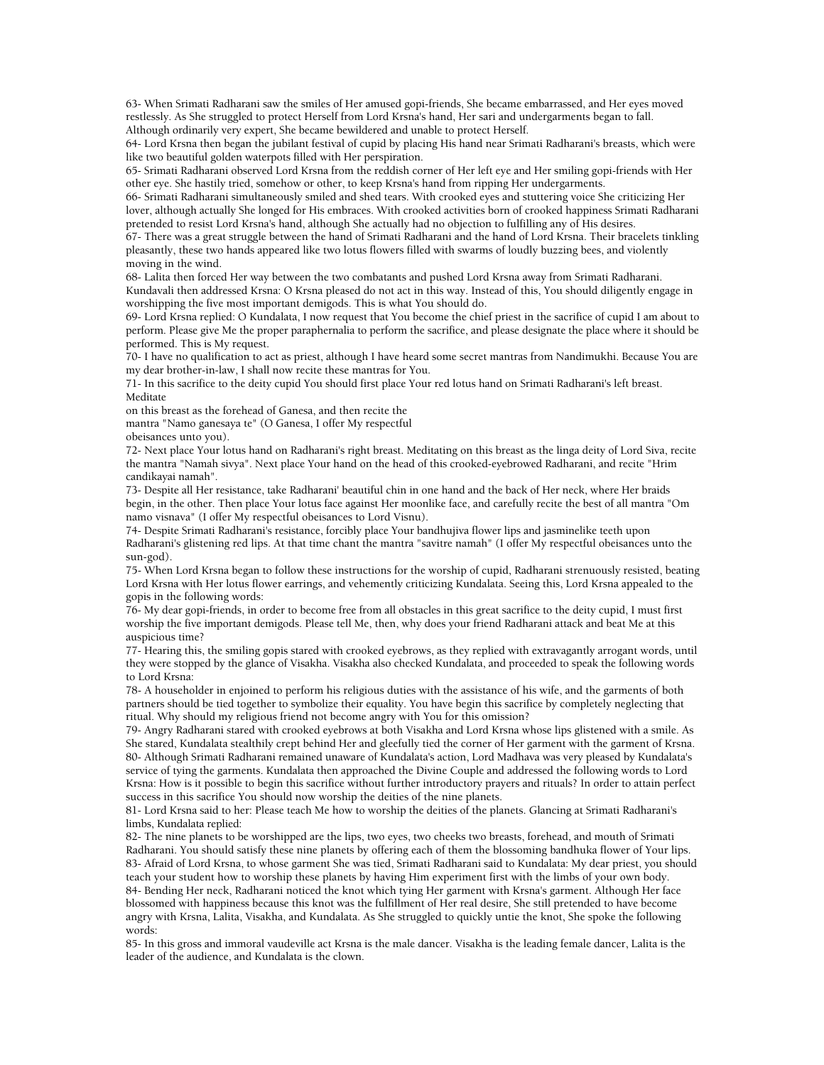63- When Srimati Radharani saw the smiles of Her amused gopi-friends, She became embarrassed, and Her eyes moved restlessly. As She struggled to protect Herself from Lord Krsna's hand, Her sari and undergarments began to fall. Although ordinarily very expert, She became bewildered and unable to protect Herself.

64- Lord Krsna then began the jubilant festival of cupid by placing His hand near Srimati Radharani's breasts, which were like two beautiful golden waterpots filled with Her perspiration.

65- Srimati Radharani observed Lord Krsna from the reddish corner of Her left eye and Her smiling gopi-friends with Her other eye. She hastily tried, somehow or other, to keep Krsna's hand from ripping Her undergarments.

66- Srimati Radharani simultaneously smiled and shed tears. With crooked eyes and stuttering voice She criticizing Her lover, although actually She longed for His embraces. With crooked activities born of crooked happiness Srimati Radharani pretended to resist Lord Krsna's hand, although She actually had no objection to fulfilling any of His desires.

67- There was a great struggle between the hand of Srimati Radharani and the hand of Lord Krsna. Their bracelets tinkling pleasantly, these two hands appeared like two lotus flowers filled with swarms of loudly buzzing bees, and violently moving in the wind.

68- Lalita then forced Her way between the two combatants and pushed Lord Krsna away from Srimati Radharani. Kundavali then addressed Krsna: O Krsna pleased do not act in this way. Instead of this, You should diligently engage in worshipping the five most important demigods. This is what You should do.

69- Lord Krsna replied: O Kundalata, I now request that You become the chief priest in the sacrifice of cupid I am about to perform. Please give Me the proper paraphernalia to perform the sacrifice, and please designate the place where it should be performed. This is My request.

70- I have no qualification to act as priest, although I have heard some secret mantras from Nandimukhi. Because You are my dear brother-in-law, I shall now recite these mantras for You.

71- In this sacrifice to the deity cupid You should first place Your red lotus hand on Srimati Radharani's left breast. Meditate on this breast as the forehead of Ganesa, and then recite the mantra "Namo ganesaya te" (O Ganesa, I offer My respectful obeisances unto you).

72- Next place Your lotus hand on Radharani's right breast. Meditating on this breast as the linga deity of Lord Siva, recite the mantra "Namah sivya". Next place Your hand on the head of this crooked-eyebrowed Radharani, and recite "Hrim candikayai namah".

73- Despite all Her resistance, take Radharani' beautiful chin in one hand and the back of Her neck, where Her braids begin, in the other. Then place Your lotus face against Her moonlike face, and carefully recite the best of all mantra "Om namo visnava" (I offer My respectful obeisances to Lord Visnu).

74- Despite Srimati Radharani's resistance, forcibly place Your bandhujiva flower lips and jasminelike teeth upon Radharani's glistening red lips. At that time chant the mantra "savitre namah" (I offer My respectful obeisances unto the sun-god).

75- When Lord Krsna began to follow these instructions for the worship of cupid, Radharani strenuously resisted, beating Lord Krsna with Her lotus flower earrings, and vehemently criticizing Kundalata. Seeing this, Lord Krsna appealed to the gopis in the following words:

76- My dear gopi-friends, in order to become free from all obstacles in this great sacrifice to the deity cupid, I must first worship the five important demigods. Please tell Me, then, why does your friend Radharani attack and beat Me at this auspicious time?

77- Hearing this, the smiling gopis stared with crooked eyebrows, as they replied with extravagantly arrogant words, until they were stopped by the glance of Visakha. Visakha also checked Kundalata, and proceeded to speak the following words to Lord Krsna:

78- A householder in enjoined to perform his religious duties with the assistance of his wife, and the garments of both partners should be tied together to symbolize their equality. You have begin this sacrifice by completely neglecting that ritual. Why should my religious friend not become angry with You for this omission?

79- Angry Radharani stared with crooked eyebrows at both Visakha and Lord Krsna whose lips glistened with a smile. As She stared, Kundalata stealthily crept behind Her and gleefully tied the corner of Her garment with the garment of Krsna.

80- Although Srimati Radharani remained unaware of Kundalata's action, Lord Madhava was very pleased by Kundalata's service of tying the garments. Kundalata then approached the Divine Couple and addressed the following words to Lord Krsna: How is it possible to begin this sacrifice without further introductory prayers and rituals? In order to attain perfect success in this sacrifice You should now worship the deities of the nine planets.

81- Lord Krsna said to her: Please teach Me how to worship the deities of the planets. Glancing at Srimati Radharani's limbs, Kundalata replied:

82- The nine planets to be worshipped are the lips, two eyes, two cheeks two breasts, forehead, and mouth of Srimati Radharani. You should satisfy these nine planets by offering each of them the blossoming bandhuka flower of Your lips.

83- Afraid of Lord Krsna, to whose garment She was tied, Srimati Radharani said to Kundalata: My dear priest, you should teach your student how to worship these planets by having Him experiment first with the limbs of your own body.

84- Bending Her neck, Radharani noticed the knot which tying Her garment with Krsna's garment. Although Her face blossomed with happiness because this knot was the fulfillment of Her real desire, She still pretended to have become angry with Krsna, Lalita, Visakha, and Kundalata. As She struggled to quickly untie the knot, She spoke the following words:

85- In this gross and immoral vaudeville act Krsna is the male dancer. Visakha is the leading female dancer, Lalita is the leader of the audience, and Kundalata is the clown.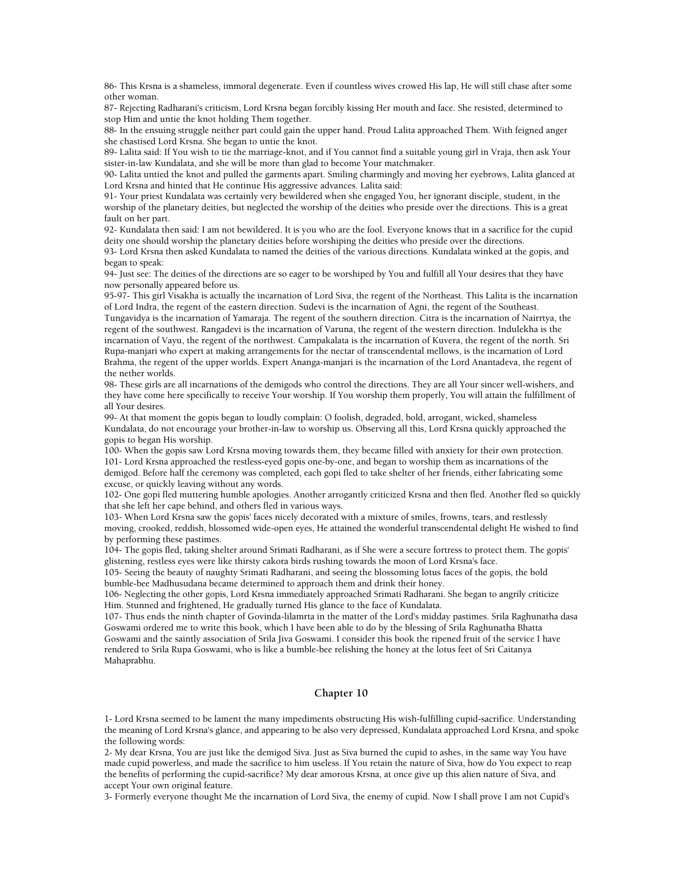86- This Krsna is a shameless, immoral degenerate. Even if countless wives crowed His lap, He will still chase after some other woman.

87- Rejecting Radharani's criticism, Lord Krsna began forcibly kissing Her mouth and face. She resisted, determined to stop Him and untie the knot holding Them together.

88- In the ensuing struggle neither part could gain the upper hand. Proud Lalita approached Them. With feigned anger she chastised Lord Krsna. She began to untie the knot.

89- Lalita said: If You wish to tie the marriage-knot, and if You cannot find a suitable young girl in Vraja, then ask Your sister-in-law Kundalata, and she will be more than glad to become Your matchmaker.

90- Lalita untied the knot and pulled the garments apart. Smiling charmingly and moving her eyebrows, Lalita glanced at Lord Krsna and hinted that He continue His aggressive advances. Lalita said:

91- Your priest Kundalata was certainly very bewildered when she engaged You, her ignorant disciple, student, in the worship of the planetary deities, but neglected the worship of the deities who preside over the directions. This is a great fault on her part.

92- Kundalata then said: I am not bewildered. It is you who are the fool. Everyone knows that in a sacrifice for the cupid deity one should worship the planetary deities before worshiping the deities who preside over the directions.

93- Lord Krsna then asked Kundalata to named the deities of the various directions. Kundalata winked at the gopis, and began to speak:

94- Just see: The deities of the directions are so eager to be worshiped by You and fulfill all Your desires that they have now personally appeared before us.

95-97- This girl Visakha is actually the incarnation of Lord Siva, the regent of the Northeast. This Lalita is the incarnation of Lord Indra, the regent of the eastern direction. Sudevi is the incarnation of Agni, the regent of the Southeast. Tungavidya is the incarnation of Yamaraja. The regent of the southern direction. Citra is the incarnation of Nairrtya, the regent of the southwest. Rangadevi is the incarnation of Varuna, the regent of the western direction. Indulekha is the incarnation of Vayu, the regent of the northwest. Campakalata is the incarnation of Kuvera, the regent of the north. Sri Rupa-manjari who expert at making arrangements for the nectar of transcendental mellows, is the incarnation of Lord Brahma, the regent of the upper worlds. Expert Ananga-manjari is the incarnation of the Lord Anantadeva, the regent of the nether worlds.

98- These girls are all incarnations of the demigods who control the directions. They are all Your sincer well-wishers, and they have come here specifically to receive Your worship. If You worship them properly, You will attain the fulfillment of all Your desires.

99- At that moment the gopis began to loudly complain: O foolish, degraded, bold, arrogant, wicked, shameless Kundalata, do not encourage your brother-in-law to worship us. Observing all this, Lord Krsna quickly approached the gopis to began His worship.

100- When the gopis saw Lord Krsna moving towards them, they became filled with anxiety for their own protection.

101- Lord Krsna approached the restless-eyed gopis one-by-one, and began to worship them as incarnations of the demigod. Before half the ceremony was completed, each gopi fled to take shelter of her friends, either fabricating some excuse, or quickly leaving without any words.

102- One gopi fled muttering humble apologies. Another arrogantly criticized Krsna and then fled. Another fled so quickly that she left her cape behind, and others fled in various ways.

103- When Lord Krsna saw the gopis' faces nicely decorated with a mixture of smiles, frowns, tears, and restlessly moving, crooked, reddish, blossomed wide-open eyes, He attained the wonderful transcendental delight He wished to find by performing these pastimes.

104- The gopis fled, taking shelter around Srimati Radharani, as if She were a secure fortress to protect them. The gopis' glistening, restless eyes were like thirsty cakora birds rushing towards the moon of Lord Krsna's face.

105- Seeing the beauty of naughty Srimati Radharani, and seeing the blossoming lotus faces of the gopis, the bold bumble-bee Madhusudana became determined to approach them and drink their honey.

106- Neglecting the other gopis, Lord Krsna immediately approached Srimati Radharani. She began to angrily criticize Him. Stunned and frightened, He gradually turned His glance to the face of Kundalata.

107- Thus ends the ninth chapter of Govinda-lilamrta in the matter of the Lord's midday pastimes. Srila Raghunatha dasa Goswami ordered me to write this book, which I have been able to do by the blessing of Srila Raghunatha Bhatta Goswami and the saintly association of Srila Jiva Goswami. I consider this book the ripened fruit of the service I have rendered to Srila Rupa Goswami, who is like a bumble-bee relishing the honey at the lotus feet of Sri Caitanya Mahaprabhu.

## Chapter 10

1- Lord Krsna seemed to be lament the many impediments obstructing His wish-fulfilling cupid-sacrifice. Understanding the meaning of Lord Krsna's glance, and appearing to be also very depressed, Kundalata approached Lord Krsna, and spoke the following words:

2- My dear Krsna, You are just like the demigod Siva. Just as Siva burned the cupid to ashes, in the same way You have made cupid powerless, and made the sacrifice to him useless. If You retain the nature of Siva, how do You expect to reap the benefits of performing the cupid-sacrifice? My dear amorous Krsna, at once give up this alien nature of Siva, and accept Your own original feature.

3- Formerly everyone thought Me the incarnation of Lord Siva, the enemy of cupid. Now I shall prove I am not Cupid's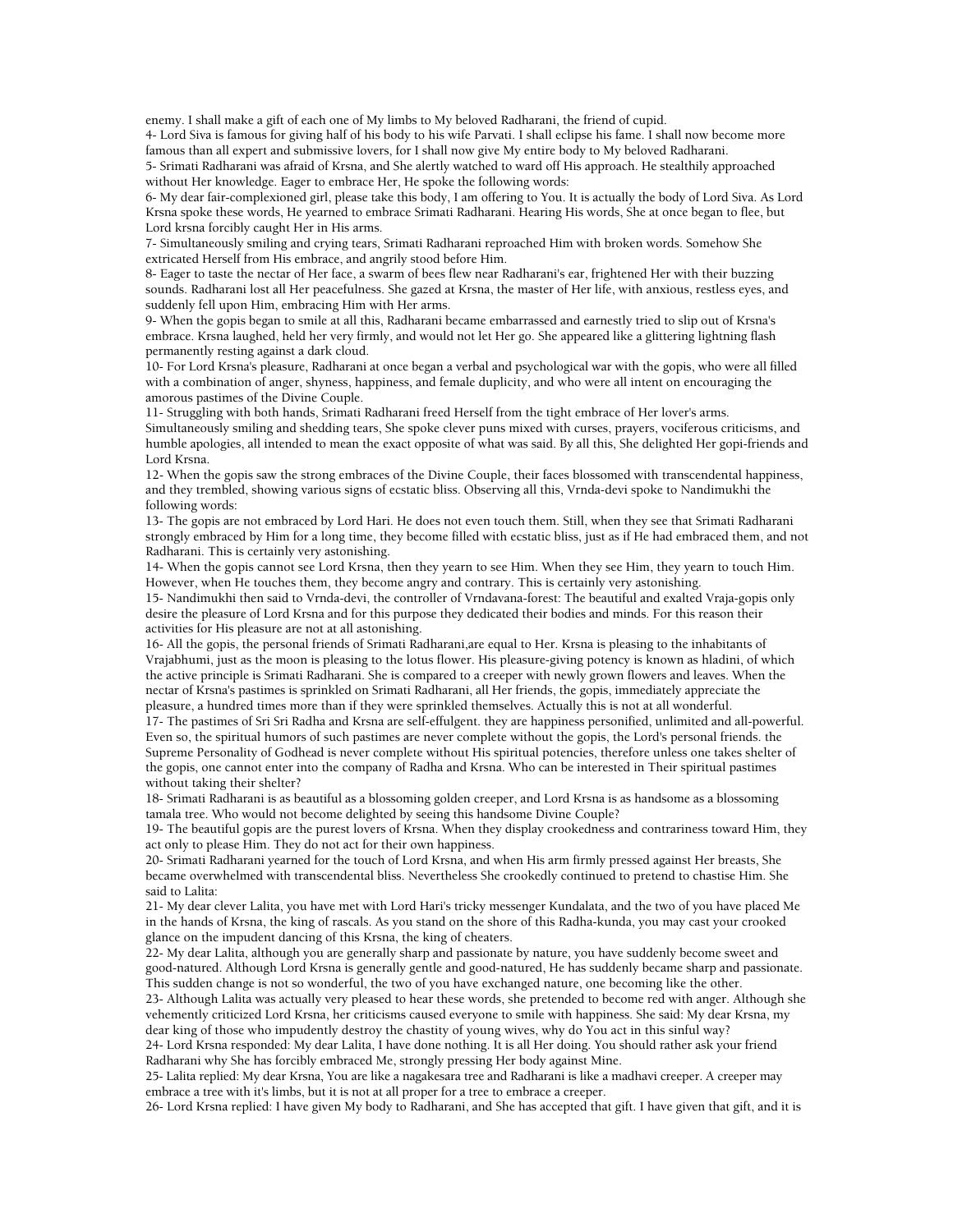enemy. I shall make a gift of each one of My limbs to My beloved Radharani, the friend of cupid.

4- Lord Siva is famous for giving half of his body to his wife Parvati. I shall eclipse his fame. I shall now become more famous than all expert and submissive lovers, for I shall now give My entire body to My beloved Radharani.

5- Srimati Radharani was afraid of Krsna, and She alertly watched to ward off His approach. He stealthily approached without Her knowledge. Eager to embrace Her, He spoke the following words:

6- My dear fair-complexioned girl, please take this body, I am offering to You. It is actually the body of Lord Siva. As Lord Krsna spoke these words, He yearned to embrace Srimati Radharani. Hearing His words, She at once began to flee, but Lord krsna forcibly caught Her in His arms.

7- Simultaneously smiling and crying tears, Srimati Radharani reproached Him with broken words. Somehow She extricated Herself from His embrace, and angrily stood before Him.

8- Eager to taste the nectar of Her face, a swarm of bees flew near Radharani's ear, frightened Her with their buzzing sounds. Radharani lost all Her peacefulness. She gazed at Krsna, the master of Her life, with anxious, restless eyes, and suddenly fell upon Him, embracing Him with Her arms.

9- When the gopis began to smile at all this, Radharani became embarrassed and earnestly tried to slip out of Krsna's embrace. Krsna laughed, held her very firmly, and would not let Her go. She appeared like a glittering lightning flash permanently resting against a dark cloud.

10- For Lord Krsna's pleasure, Radharani at once began a verbal and psychological war with the gopis, who were all filled with a combination of anger, shyness, happiness, and female duplicity, and who were all intent on encouraging the amorous pastimes of the Divine Couple.

11- Struggling with both hands, Srimati Radharani freed Herself from the tight embrace of Her lover's arms. Simultaneously smiling and shedding tears, She spoke clever puns mixed with curses, prayers, vociferous criticisms, and humble apologies, all intended to mean the exact opposite of what was said. By all this, She delighted Her gopi-friends and Lord Krsna.

12- When the gopis saw the strong embraces of the Divine Couple, their faces blossomed with transcendental happiness, and they trembled, showing various signs of ecstatic bliss. Observing all this, Vrnda-devi spoke to Nandimukhi the following words:

13- The gopis are not embraced by Lord Hari. He does not even touch them. Still, when they see that Srimati Radharani strongly embraced by Him for a long time, they become filled with ecstatic bliss, just as if He had embraced them, and not Radharani. This is certainly very astonishing.

14- When the gopis cannot see Lord Krsna, then they yearn to see Him. When they see Him, they yearn to touch Him. However, when He touches them, they become angry and contrary. This is certainly very astonishing.

15- Nandimukhi then said to Vrnda-devi, the controller of Vrndavana-forest: The beautiful and exalted Vraja-gopis only desire the pleasure of Lord Krsna and for this purpose they dedicated their bodies and minds. For this reason their activities for His pleasure are not at all astonishing.

16- All the gopis, the personal friends of Srimati Radharani,are equal to Her. Krsna is pleasing to the inhabitants of Vrajabhumi, just as the moon is pleasing to the lotus flower. His pleasure-giving potency is known as hladini, of which the active principle is Srimati Radharani. She is compared to a creeper with newly grown flowers and leaves. When the nectar of Krsna's pastimes is sprinkled on Srimati Radharani, all Her friends, the gopis, immediately appreciate the pleasure, a hundred times more than if they were sprinkled themselves. Actually this is not at all wonderful.

17- The pastimes of Sri Sri Radha and Krsna are self-effulgent. they are happiness personified, unlimited and all-powerful. Even so, the spiritual humors of such pastimes are never complete without the gopis, the Lord's personal friends. the Supreme Personality of Godhead is never complete without His spiritual potencies, therefore unless one takes shelter of the gopis, one cannot enter into the company of Radha and Krsna. Who can be interested in Their spiritual pastimes without taking their shelter?

18- Srimati Radharani is as beautiful as a blossoming golden creeper, and Lord Krsna is as handsome as a blossoming tamala tree. Who would not become delighted by seeing this handsome Divine Couple?

19- The beautiful gopis are the purest lovers of Krsna. When they display crookedness and contrariness toward Him, they act only to please Him. They do not act for their own happiness.

20- Srimati Radharani yearned for the touch of Lord Krsna, and when His arm firmly pressed against Her breasts, She became overwhelmed with transcendental bliss. Nevertheless She crookedly continued to pretend to chastise Him. She said to Lalita:

21- My dear clever Lalita, you have met with Lord Hari's tricky messenger Kundalata, and the two of you have placed Me in the hands of Krsna, the king of rascals. As you stand on the shore of this Radha-kunda, you may cast your crooked glance on the impudent dancing of this Krsna, the king of cheaters.

22- My dear Lalita, although you are generally sharp and passionate by nature, you have suddenly become sweet and good-natured. Although Lord Krsna is generally gentle and good-natured, He has suddenly became sharp and passionate. This sudden change is not so wonderful, the two of you have exchanged nature, one becoming like the other.

23- Although Lalita was actually very pleased to hear these words, she pretended to become red with anger. Although she vehemently criticized Lord Krsna, her criticisms caused everyone to smile with happiness. She said: My dear Krsna, my dear king of those who impudently destroy the chastity of young wives, why do You act in this sinful way?

24- Lord Krsna responded: My dear Lalita, I have done nothing. It is all Her doing. You should rather ask your friend Radharani why She has forcibly embraced Me, strongly pressing Her body against Mine.

25- Lalita replied: My dear Krsna, You are like a nagakesara tree and Radharani is like a madhavi creeper. A creeper may embrace a tree with it's limbs, but it is not at all proper for a tree to embrace a creeper.

26- Lord Krsna replied: I have given My body to Radharani, and She has accepted that gift. I have given that gift, and it is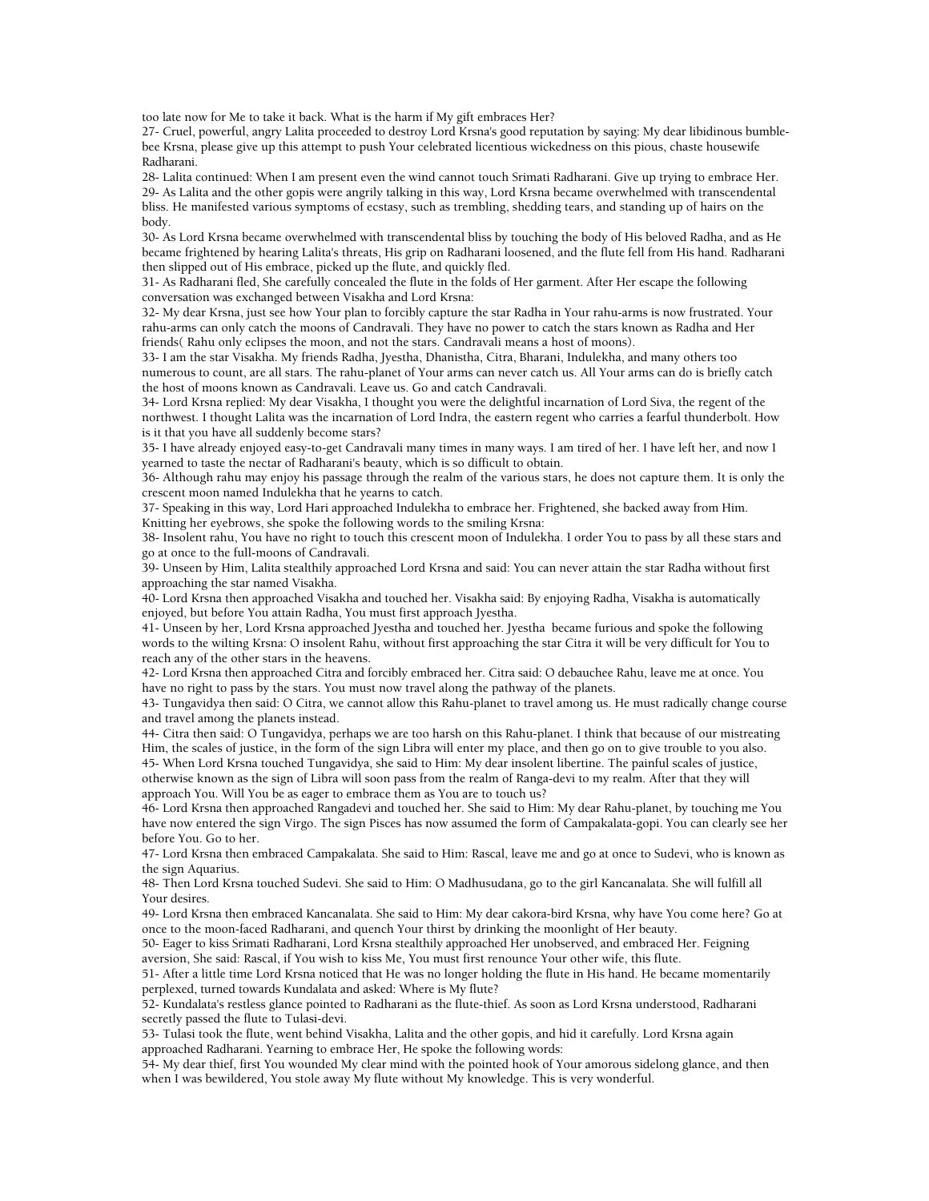too late now for Me to take it back. What is the harm if My gift embraces Her?

27- Cruel, powerful, angry Lalita proceeded to destroy Lord Krsna's good reputation by saying: My dear libidinous bumble-bee Krsna, please give up this attempt to push Your celebrated licentious wickedness on this pious, chaste housewife Radharani.

28- Lalita continued: When I am present even the wind cannot touch Srimati Radharani. Give up trying to embrace Her.

29- As Lalita and the other gopis were angrily talking in this way, Lord Krsna became overwhelmed with transcendental bliss. He manifested various symptoms of ecstasy, such as trembling, shedding tears, and standing up of hairs on the body.

30- As Lord Krsna became overwhelmed with transcendental bliss by touching the body of His beloved Radha, and as He became frightened by hearing Lalita's threats, His grip on Radharani loosened, and the flute fell from His hand. Radharani then slipped out of His embrace, picked up the flute, and quickly fled.

31- As Radharani fled, She carefully concealed the flute in the folds of Her garment. After Her escape the following conversation was exchanged between Visakha and Lord Krsna:

32- My dear Krsna, just see how Your plan to forcibly capture the star Radha in Your rahu-arms is now frustrated. Your rahu-arms can only catch the moons of Candravali. They have no power to catch the stars known as Radha and Her friends( Rahu only eclipses the moon, and not the stars. Candravali means a host of moons).

33- I am the star Visakha. My friends Radha, Jyestha, Dhanistha, Citra, Bharani, Indulekha, and many others too numerous to count, are all stars. The rahu-planet of Your arms can never catch us. All Your arms can do is briefly catch the host of moons known as Candravali. Leave us. Go and catch Candravali.

34- Lord Krsna replied: My dear Visakha, I thought you were the delightful incarnation of Lord Siva, the regent of the northwest. I thought Lalita was the incarnation of Lord Indra, the eastern regent who carries a fearful thunderbolt. How is it that you have all suddenly become stars?

35- I have already enjoyed easy-to-get Candravali many times in many ways. I am tired of her. I have left her, and now I yearned to taste the nectar of Radharani's beauty, which is so difficult to obtain.

36- Although rahu may enjoy his passage through the realm of the various stars, he does not capture them. It is only the crescent moon named Indulekha that he yearns to catch.

37- Speaking in this way, Lord Hari approached Indulekha to embrace her. Frightened, she backed away from Him. Knitting her eyebrows, she spoke the following words to the smiling Krsna:

38- Insolent rahu, You have no right to touch this crescent moon of Indulekha. I order You to pass by all these stars and go at once to the full-moons of Candravali.

39- Unseen by Him, Lalita stealthily approached Lord Krsna and said: You can never attain the star Radha without first approaching the star named Visakha.

40- Lord Krsna then approached Visakha and touched her. Visakha said: By enjoying Radha, Visakha is automatically enjoyed, but before You attain Radha, You must first approach Jyestha.

41- Unseen by her, Lord Krsna approached Jyestha and touched her. Jyestha became furious and spoke the following words to the wilting Krsna: O insolent Rahu, without first approaching the star Citra it will be very difficult for You to reach any of the other stars in the heavens.

42- Lord Krsna then approached Citra and forcibly embraced her. Citra said: O debauchee Rahu, leave me at once. You have no right to pass by the stars. You must now travel along the pathway of the planets.

43- Tungavidya then said: O Citra, we cannot allow this Rahu-planet to travel among us. He must radically change course and travel among the planets instead.

44- Citra then said: O Tungavidya, perhaps we are too harsh on this Rahu-planet. I think that because of our mistreating Him, the scales of justice, in the form of the sign Libra will enter my place, and then go on to give trouble to you also.

45- When Lord Krsna touched Tungavidya, she said to Him: My dear insolent libertine. The painful scales of justice, otherwise known as the sign of Libra will soon pass from the realm of Ranga-devi to my realm. After that they will approach You. Will You be as eager to embrace them as You are to touch us?

46- Lord Krsna then approached Rangadevi and touched her. She said to Him: My dear Rahu-planet, by touching me You have now entered the sign Virgo. The sign Pisces has now assumed the form of Campakalata-gopi. You can clearly see her before You. Go to her.

47- Lord Krsna then embraced Campakalata. She said to Him: Rascal, leave me and go at once to Sudevi, who is known as the sign Aquarius.

48- Then Lord Krsna touched Sudevi. She said to Him: O Madhusudana, go to the girl Kancanalata. She will fulfill all Your desires.

49- Lord Krsna then embraced Kancanalata. She said to Him: My dear cakora-bird Krsna, why have You come here? Go at once to the moon-faced Radharani, and quench Your thirst by drinking the moonlight of Her beauty.

50- Eager to kiss Srimati Radharani, Lord Krsna stealthily approached Her unobserved, and embraced Her. Feigning aversion, She said: Rascal, if You wish to kiss Me, You must first renounce Your other wife, this flute.

51- After a little time Lord Krsna noticed that He was no longer holding the flute in His hand. He became momentarily perplexed, turned towards Kundalata and asked: Where is My flute?

52- Kundalata's restless glance pointed to Radharani as the flute-thief. As soon as Lord Krsna understood, Radharani secretly passed the flute to Tulasi-devi.

53- Tulasi took the flute, went behind Visakha, Lalita and the other gopis, and hid it carefully. Lord Krsna again approached Radharani. Yearning to embrace Her, He spoke the following words:

54- My dear thief, first You wounded My clear mind with the pointed hook of Your amorous sidelong glance, and then when I was bewildered, You stole away My flute without My knowledge. This is very wonderful.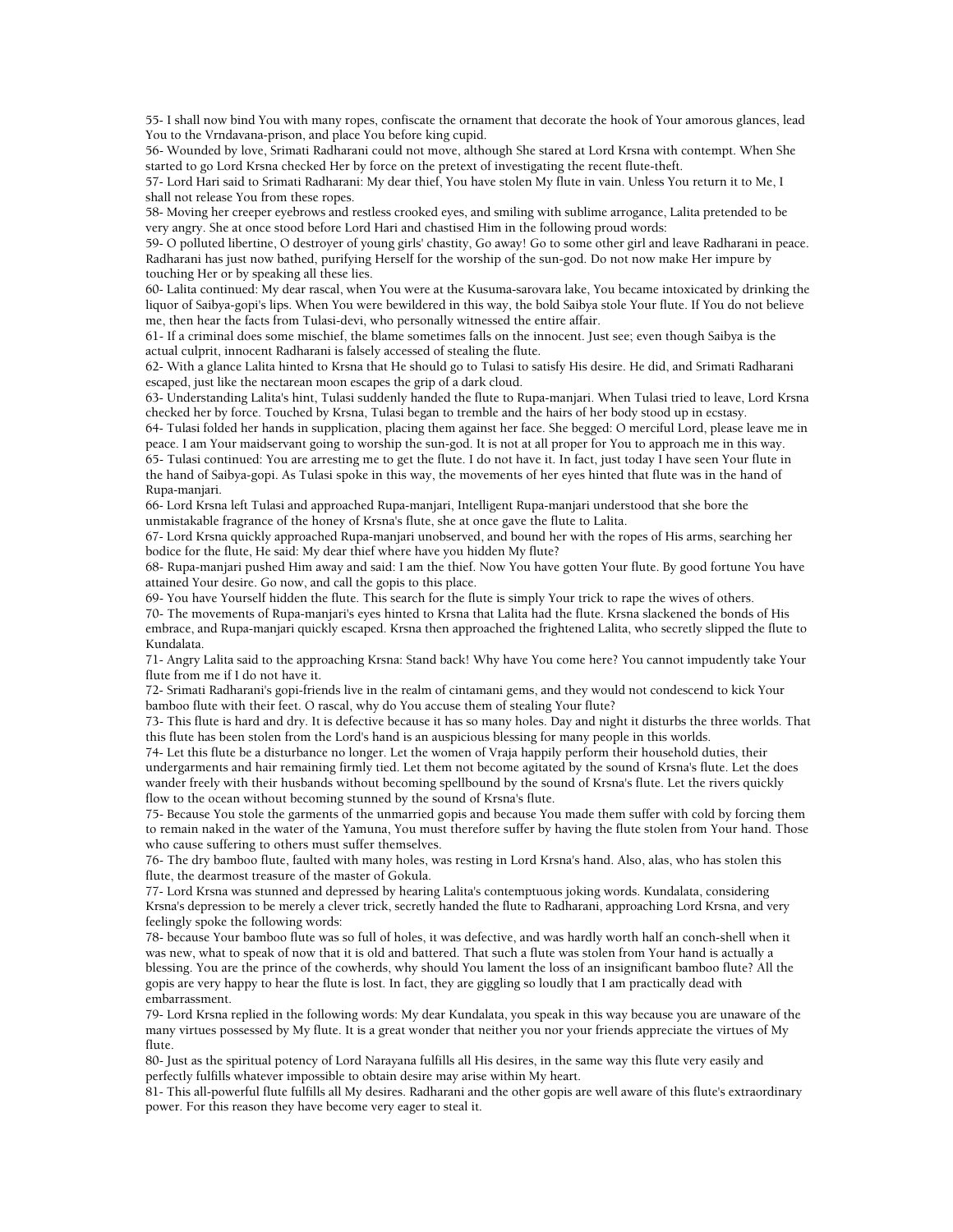55- I shall now bind You with many ropes, confiscate the ornament that decorate the hook of Your amorous glances, lead You to the Vrndavana-prison, and place You before king cupid.

56- Wounded by love, Srimati Radharani could not move, although She stared at Lord Krsna with contempt. When She started to go Lord Krsna checked Her by force on the pretext of investigating the recent flute-theft.

57- Lord Hari said to Srimati Radharani: My dear thief, You have stolen My flute in vain. Unless You return it to Me, I shall not release You from these ropes.

58- Moving her creeper eyebrows and restless crooked eyes, and smiling with sublime arrogance, Lalita pretended to be very angry. She at once stood before Lord Hari and chastised Him in the following proud words:

59- O polluted libertine, O destroyer of young girls' chastity, Go away! Go to some other girl and leave Radharani in peace. Radharani has just now bathed, purifying Herself for the worship of the sun-god. Do not now make Her impure by touching Her or by speaking all these lies.

60- Lalita continued: My dear rascal, when You were at the Kusuma-sarovara lake, You became intoxicated by drinking the liquor of Saibya-gopi's lips. When You were bewildered in this way, the bold Saibya stole Your flute. If You do not believe me, then hear the facts from Tulasi-devi, who personally witnessed the entire affair.

61- If a criminal does some mischief, the blame sometimes falls on the innocent. Just see; even though Saibya is the actual culprit, innocent Radharani is falsely accessed of stealing the flute.

62- With a glance Lalita hinted to Krsna that He should go to Tulasi to satisfy His desire. He did, and Srimati Radharani escaped, just like the nectarean moon escapes the grip of a dark cloud.

63- Understanding Lalita's hint, Tulasi suddenly handed the flute to Rupa-manjari. When Tulasi tried to leave, Lord Krsna checked her by force. Touched by Krsna, Tulasi began to tremble and the hairs of her body stood up in ecstasy.

64- Tulasi folded her hands in supplication, placing them against her face. She begged: O merciful Lord, please leave me in peace. I am Your maidservant going to worship the sun-god. It is not at all proper for You to approach me in this way.

65- Tulasi continued: You are arresting me to get the flute. I do not have it. In fact, just today I have seen Your flute in the hand of Saibya-gopi. As Tulasi spoke in this way, the movements of her eyes hinted that flute was in the hand of Rupa-manjari.

66- Lord Krsna left Tulasi and approached Rupa-manjari, Intelligent Rupa-manjari understood that she bore the unmistakable fragrance of the honey of Krsna's flute, she at once gave the flute to Lalita.

67- Lord Krsna quickly approached Rupa-manjari unobserved, and bound her with the ropes of His arms, searching her bodice for the flute, He said: My dear thief where have you hidden My flute?

68- Rupa-manjari pushed Him away and said: I am the thief. Now You have gotten Your flute. By good fortune You have attained Your desire. Go now, and call the gopis to this place.

69- You have Yourself hidden the flute. This search for the flute is simply Your trick to rape the wives of others.

70- The movements of Rupa-manjari's eyes hinted to Krsna that Lalita had the flute. Krsna slackened the bonds of His embrace, and Rupa-manjari quickly escaped. Krsna then approached the frightened Lalita, who secretly slipped the flute to Kundalata.

71- Angry Lalita said to the approaching Krsna: Stand back! Why have You come here? You cannot impudently take Your flute from me if I do not have it.

72- Srimati Radharani's gopi-friends live in the realm of cintamani gems, and they would not condescend to kick Your bamboo flute with their feet. O rascal, why do You accuse them of stealing Your flute?

73- This flute is hard and dry. It is defective because it has so many holes. Day and night it disturbs the three worlds. That this flute has been stolen from the Lord's hand is an auspicious blessing for many people in this worlds.

74- Let this flute be a disturbance no longer. Let the women of Vraja happily perform their household duties, their undergarments and hair remaining firmly tied. Let them not become agitated by the sound of Krsna's flute. Let the does wander freely with their husbands without becoming spellbound by the sound of Krsna's flute. Let the rivers quickly flow to the ocean without becoming stunned by the sound of Krsna's flute.

75- Because You stole the garments of the unmarried gopis and because You made them suffer with cold by forcing them to remain naked in the water of the Yamuna, You must therefore suffer by having the flute stolen from Your hand. Those who cause suffering to others must suffer themselves.

76- The dry bamboo flute, faulted with many holes, was resting in Lord Krsna's hand. Also, alas, who has stolen this flute, the dearmost treasure of the master of Gokula.

77- Lord Krsna was stunned and depressed by hearing Lalita's contemptuous joking words. Kundalata, considering Krsna's depression to be merely a clever trick, secretly handed the flute to Radharani, approaching Lord Krsna, and very feelingly spoke the following words:

78- because Your bamboo flute was so full of holes, it was defective, and was hardly worth half an conch-shell when it was new, what to speak of now that it is old and battered. That such a flute was stolen from Your hand is actually a blessing. You are the prince of the cowherds, why should You lament the loss of an insignificant bamboo flute? All the gopis are very happy to hear the flute is lost. In fact, they are giggling so loudly that I am practically dead with embarrassment.

79- Lord Krsna replied in the following words: My dear Kundalata, you speak in this way because you are unaware of the many virtues possessed by My flute. It is a great wonder that neither you nor your friends appreciate the virtues of My flute.

80- Just as the spiritual potency of Lord Narayana fulfills all His desires, in the same way this flute very easily and perfectly fulfills whatever impossible to obtain desire may arise within My heart.

81- This all-powerful flute fulfills all My desires. Radharani and the other gopis are well aware of this flute's extraordinary power. For this reason they have become very eager to steal it.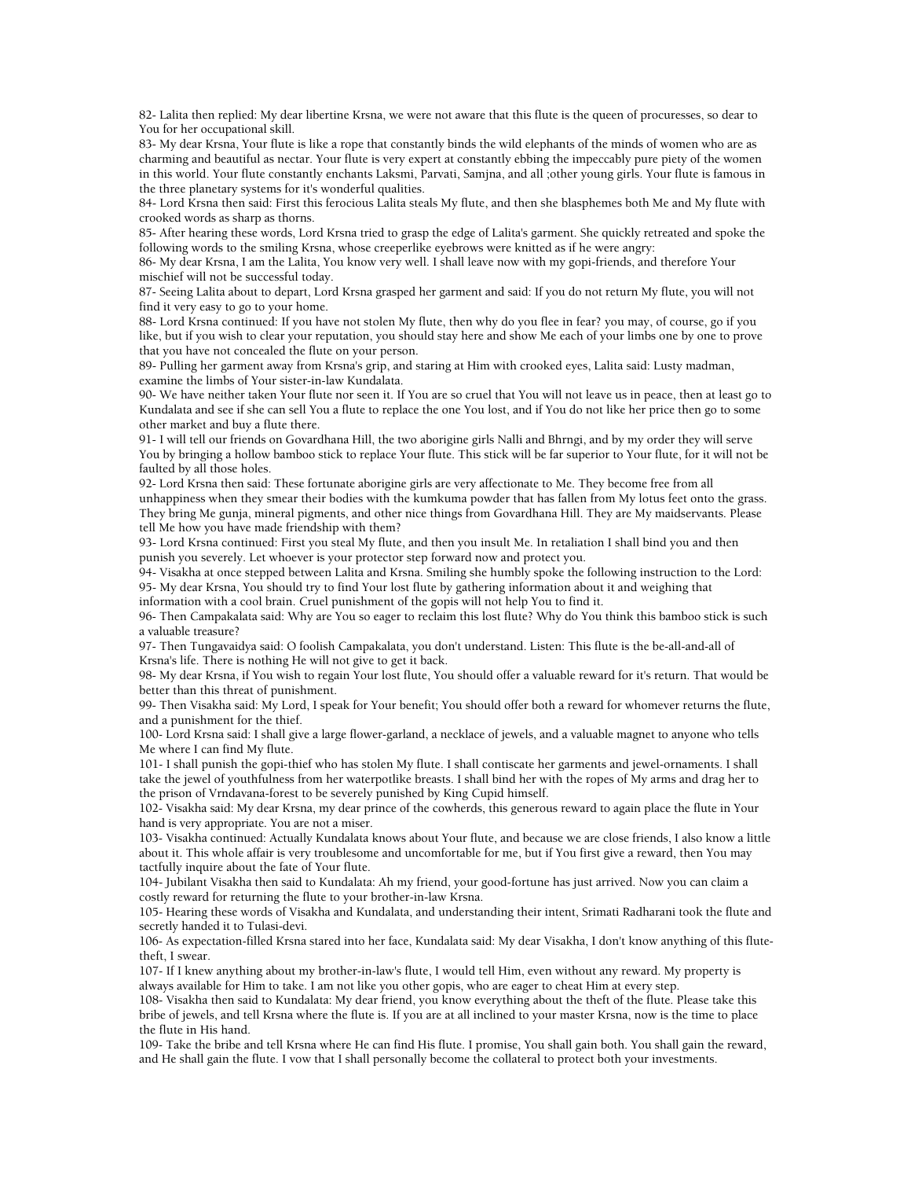82- Lalita then replied: My dear libertine Krsna, we were not aware that this flute is the queen of procuresses, so dear to You for her occupational skill.

83- My dear Krsna, Your flute is like a rope that constantly binds the wild elephants of the minds of women who are as charming and beautiful as nectar. Your flute is very expert at constantly ebbing the impeccably pure piety of the women in this world. Your flute constantly enchants Laksmi, Parvati, Samjna, and all ;other young girls. Your flute is famous in the three planetary systems for it's wonderful qualities.

84- Lord Krsna then said: First this ferocious Lalita steals My flute, and then she blasphemes both Me and My flute with crooked words as sharp as thorns.

85- After hearing these words, Lord Krsna tried to grasp the edge of Lalita's garment. She quickly retreated and spoke the following words to the smiling Krsna, whose creeperlike eyebrows were knitted as if he were angry:

86- My dear Krsna, I am the Lalita, You know very well. I shall leave now with my gopi-friends, and therefore Your mischief will not be successful today.

87- Seeing Lalita about to depart, Lord Krsna grasped her garment and said: If you do not return My flute, you will not find it very easy to go to your home.

88- Lord Krsna continued: If you have not stolen My flute, then why do you flee in fear? you may, of course, go if you like, but if you wish to clear your reputation, you should stay here and show Me each of your limbs one by one to prove that you have not concealed the flute on your person.

89- Pulling her garment away from Krsna's grip, and staring at Him with crooked eyes, Lalita said: Lusty madman, examine the limbs of Your sister-in-law Kundalata.

90- We have neither taken Your flute nor seen it. If You are so cruel that You will not leave us in peace, then at least go to Kundalata and see if she can sell You a flute to replace the one You lost, and if You do not like her price then go to some other market and buy a flute there.

91- I will tell our friends on Govardhana Hill, the two aborigine girls Nalli and Bhrngi, and by my order they will serve You by bringing a hollow bamboo stick to replace Your flute. This stick will be far superior to Your flute, for it will not be faulted by all those holes.

92- Lord Krsna then said: These fortunate aborigine girls are very affectionate to Me. They become free from all unhappiness when they smear their bodies with the kumkuma powder that has fallen from My lotus feet onto the grass. They bring Me gunja, mineral pigments, and other nice things from Govardhana Hill. They are My maidservants. Please tell Me how you have made friendship with them?

93- Lord Krsna continued: First you steal My flute, and then you insult Me. In retaliation I shall bind you and then punish you severely. Let whoever is your protector step forward now and protect you.

94- Visakha at once stepped between Lalita and Krsna. Smiling she humbly spoke the following instruction to the Lord:

95- My dear Krsna, You should try to find Your lost flute by gathering information about it and weighing that information with a cool brain. Cruel punishment of the gopis will not help You to find it.

96- Then Campakalata said: Why are You so eager to reclaim this lost flute? Why do You think this bamboo stick is such a valuable treasure?

97- Then Tungavaidya said: O foolish Campakalata, you don't understand. Listen: This flute is the be-all-and-all of Krsna's life. There is nothing He will not give to get it back.

98- My dear Krsna, if You wish to regain Your lost flute, You should offer a valuable reward for it's return. That would be better than this threat of punishment.

99- Then Visakha said: My Lord, I speak for Your benefit; You should offer both a reward for whomever returns the flute, and a punishment for the thief.

100- Lord Krsna said: I shall give a large flower-garland, a necklace of jewels, and a valuable magnet to anyone who tells Me where I can find My flute.

101- I shall punish the gopi-thief who has stolen My flute. I shall contiscate her garments and jewel-ornaments. I shall take the jewel of youthfulness from her waterpotlike breasts. I shall bind her with the ropes of My arms and drag her to the prison of Vrndavana-forest to be severely punished by King Cupid himself.

102- Visakha said: My dear Krsna, my dear prince of the cowherds, this generous reward to again place the flute in Your hand is very appropriate. You are not a miser.

103- Visakha continued: Actually Kundalata knows about Your flute, and because we are close friends, I also know a little about it. This whole affair is very troublesome and uncomfortable for me, but if You first give a reward, then You may tactfully inquire about the fate of Your flute.

104- Jubilant Visakha then said to Kundalata: Ah my friend, your good-fortune has just arrived. Now you can claim a costly reward for returning the flute to your brother-in-law Krsna.

105- Hearing these words of Visakha and Kundalata, and understanding their intent, Srimati Radharani took the flute and secretly handed it to Tulasi-devi.

106- As expectation-filled Krsna stared into her face, Kundalata said: My dear Visakha, I don't know anything of this flute-theft, I swear.

107- If I knew anything about my brother-in-law's flute, I would tell Him, even without any reward. My property is always available for Him to take. I am not like you other gopis, who are eager to cheat Him at every step.

108- Visakha then said to Kundalata: My dear friend, you know everything about the theft of the flute. Please take this bribe of jewels, and tell Krsna where the flute is. If you are at all inclined to your master Krsna, now is the time to place the flute in His hand.

109- Take the bribe and tell Krsna where He can find His flute. I promise, You shall gain both. You shall gain the reward, and He shall gain the flute. I vow that I shall personally become the collateral to protect both your investments.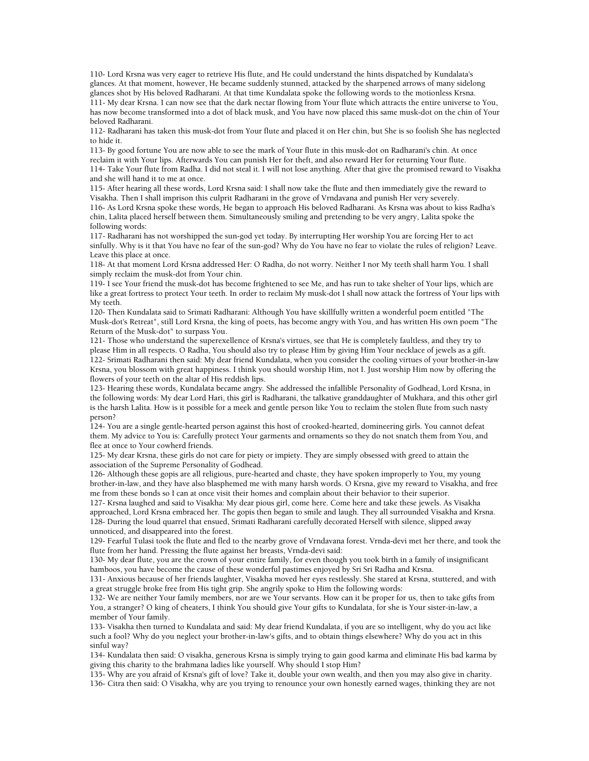110- Lord Krsna was very eager to retrieve His flute, and He could understand the hints dispatched by Kundalata's glances. At that moment, however, He became suddenly stunned, attacked by the sharpened arrows of many sidelong glances shot by His beloved Radharani. At that time Kundalata spoke the following words to the motionless Krsna.
111- My dear Krsna. I can now see that the dark nectar flowing from Your flute which attracts the entire universe to You, has now become transformed into a dot of black musk, and You have now placed this same musk-dot on the chin of Your beloved Radharani.
112- Radharani has taken this musk-dot from Your flute and placed it on Her chin, but She is so foolish She has neglected to hide it.
113- By good fortune You are now able to see the mark of Your flute in this musk-dot on Radharani's chin. At once reclaim it with Your lips. Afterwards You can punish Her for theft, and also reward Her for returning Your flute.
114- Take Your flute from Radha. I did not steal it. I will not lose anything. After that give the promised reward to Visakha and she will hand it to me at once.
115- After hearing all these words, Lord Krsna said: I shall now take the flute and then immediately give the reward to Visakha. Then I shall imprison this culprit Radharani in the grove of Vrndavana and punish Her very severely.
116- As Lord Krsna spoke these words, He began to approach His beloved Radharani. As Krsna was about to kiss Radha's chin, Lalita placed herself between them. Simultaneously smiling and pretending to be very angry, Lalita spoke the following words:
117- Radharani has not worshipped the sun-god yet today. By interrupting Her worship You are forcing Her to act sinfully. Why is it that You have no fear of the sun-god? Why do You have no fear to violate the rules of religion? Leave. Leave this place at once.
118- At that moment Lord Krsna addressed Her: O Radha, do not worry. Neither I nor My teeth shall harm You. I shall simply reclaim the musk-dot from Your chin.
119- I see Your friend the musk-dot has become frightened to see Me, and has run to take shelter of Your lips, which are like a great fortress to protect Your teeth. In order to reclaim My musk-dot I shall now attack the fortress of Your lips with My teeth.
120- Then Kundalata said to Srimati Radharani: Although You have skillfully written a wonderful poem entitled "The Musk-dot's Retreat", still Lord Krsna, the king of poets, has become angry with You, and has written His own poem "The Return of the Musk-dot" to surpass You.
121- Those who understand the superexellence of Krsna's virtues, see that He is completely faultless, and they try to please Him in all respects. O Radha, You should also try to please Him by giving Him Your necklace of jewels as a gift.
122- Srimati Radharani then said: My dear friend Kundalata, when you consider the cooling virtues of your brother-in-law Krsna, you blossom with great happiness. I think you should worship Him, not I. Just worship Him now by offering the flowers of your teeth on the altar of His reddish lips.
123- Hearing these words, Kundalata became angry. She addressed the infallible Personality of Godhead, Lord Krsna, in the following words: My dear Lord Hari, this girl is Radharani, the talkative granddaughter of Mukhara, and this other girl is the harsh Lalita. How is it possible for a meek and gentle person like You to reclaim the stolen flute from such nasty person?
124- You are a single gentle-hearted person against this host of crooked-hearted, domineering girls. You cannot defeat them. My advice to You is: Carefully protect Your garments and ornaments so they do not snatch them from You, and flee at once to Your cowherd friends.
125- My dear Krsna, these girls do not care for piety or impiety. They are simply obsessed with greed to attain the association of the Supreme Personality of Godhead.
126- Although these gopis are all religious, pure-hearted and chaste, they have spoken improperly to You, my young brother-in-law, and they have also blasphemed me with many harsh words. O Krsna, give my reward to Visakha, and free me from these bonds so I can at once visit their homes and complain about their behavior to their superior.
127- Krsna laughed and said to Visakha: My dear pious girl, come here. Come here and take these jewels. As Visakha approached, Lord Krsna embraced her. The gopis then began to smile and laugh. They all surrounded Visakha and Krsna.
128- During the loud quarrel that ensued, Srimati Radharani carefully decorated Herself with silence, slipped away unnoticed, and disappeared into the forest.
129- Fearful Tulasi took the flute and fled to the nearby grove of Vrndavana forest. Vrnda-devi met her there, and took the flute from her hand. Pressing the flute against her breasts, Vrnda-devi said:
130- My dear flute, you are the crown of your entire family, for even though you took birth in a family of insignificant bamboos, you have become the cause of these wonderful pastimes enjoyed by Sri Sri Radha and Krsna.
131- Anxious because of her friends laughter, Visakha moved her eyes restlessly. She stared at Krsna, stuttered, and with a great struggle broke free from His tight grip. She angrily spoke to Him the following words:
132- We are neither Your family members, nor are we Your servants. How can it be proper for us, then to take gifts from You, a stranger? O king of cheaters, I think You should give Your gifts to Kundalata, for she is Your sister-in-law, a member of Your family.
133- Visakha then turned to Kundalata and said: My dear friend Kundalata, if you are so intelligent, why do you act like such a fool? Why do you neglect your brother-in-law's gifts, and to obtain things elsewhere? Why do you act in this sinful way?
134- Kundalata then said: O visakha, generous Krsna is simply trying to gain good karma and eliminate His bad karma by giving this charity to the brahmana ladies like yourself. Why should I stop Him?
135- Why are you afraid of Krsna's gift of love? Take it, double your own wealth, and then you may also give in charity.
136- Citra then said: O Visakha, why are you trying to renounce your own honestly earned wages, thinking they are not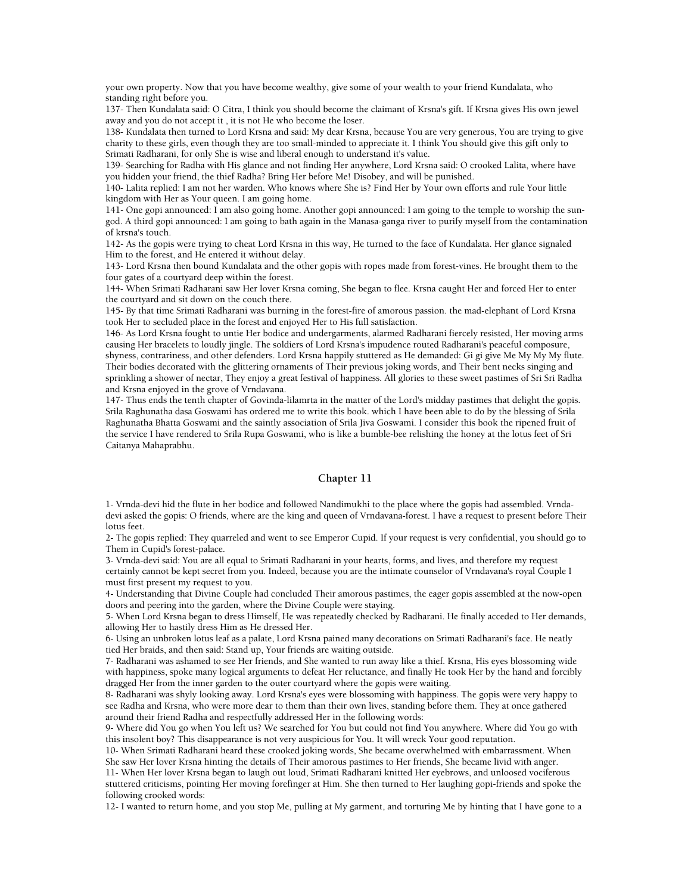your own property. Now that you have become wealthy, give some of your wealth to your friend Kundalata, who standing right before you.

137- Then Kundalata said: O Citra, I think you should become the claimant of Krsna's gift. If Krsna gives His own jewel away and you do not accept it , it is not He who become the loser.

138- Kundalata then turned to Lord Krsna and said: My dear Krsna, because You are very generous, You are trying to give charity to these girls, even though they are too small-minded to appreciate it. I think You should give this gift only to Srimati Radharani, for only She is wise and liberal enough to understand it's value.

139- Searching for Radha with His glance and not finding Her anywhere, Lord Krsna said: O crooked Lalita, where have you hidden your friend, the thief Radha? Bring Her before Me! Disobey, and will be punished.

140- Lalita replied: I am not her warden. Who knows where She is? Find Her by Your own efforts and rule Your little kingdom with Her as Your queen. I am going home.

141- One gopi announced: I am also going home. Another gopi announced: I am going to the temple to worship the sun-god. A third gopi announced: I am going to bath again in the Manasa-ganga river to purify myself from the contamination of krsna's touch.

142- As the gopis were trying to cheat Lord Krsna in this way, He turned to the face of Kundalata. Her glance signaled Him to the forest, and He entered it without delay.

143- Lord Krsna then bound Kundalata and the other gopis with ropes made from forest-vines. He brought them to the four gates of a courtyard deep within the forest.

144- When Srimati Radharani saw Her lover Krsna coming, She began to flee. Krsna caught Her and forced Her to enter the courtyard and sit down on the couch there.

145- By that time Srimati Radharani was burning in the forest-fire of amorous passion. the mad-elephant of Lord Krsna took Her to secluded place in the forest and enjoyed Her to His full satisfaction.

146- As Lord Krsna fought to untie Her bodice and undergarments, alarmed Radharani fiercely resisted, Her moving arms causing Her bracelets to loudly jingle. The soldiers of Lord Krsna's impudence routed Radharani's peaceful composure, shyness, contrariness, and other defenders. Lord Krsna happily stuttered as He demanded: Gi gi give Me My My My flute. Their bodies decorated with the glittering ornaments of Their previous joking words, and Their bent necks singing and sprinkling a shower of nectar, They enjoy a great festival of happiness. All glories to these sweet pastimes of Sri Sri Radha and Krsna enjoyed in the grove of Vrndavana.

147- Thus ends the tenth chapter of Govinda-lilamrta in the matter of the Lord's midday pastimes that delight the gopis. Srila Raghunatha dasa Goswami has ordered me to write this book. which I have been able to do by the blessing of Srila Raghunatha Bhatta Goswami and the saintly association of Srila Jiva Goswami. I consider this book the ripened fruit of the service I have rendered to Srila Rupa Goswami, who is like a bumble-bee relishing the honey at the lotus feet of Sri Caitanya Mahaprabhu.

## Chapter 11

1- Vrnda-devi hid the flute in her bodice and followed Nandimukhi to the place where the gopis had assembled. Vrnda-devi asked the gopis: O friends, where are the king and queen of Vrndavana-forest. I have a request to present before Their lotus feet.

2- The gopis replied: They quarreled and went to see Emperor Cupid. If your request is very confidential, you should go to Them in Cupid's forest-palace.

3- Vrnda-devi said: You are all equal to Srimati Radharani in your hearts, forms, and lives, and therefore my request certainly cannot be kept secret from you. Indeed, because you are the intimate counselor of Vrndavana's royal Couple I must first present my request to you.

4- Understanding that Divine Couple had concluded Their amorous pastimes, the eager gopis assembled at the now-open doors and peering into the garden, where the Divine Couple were staying.

5- When Lord Krsna began to dress Himself, He was repeatedly checked by Radharani. He finally acceded to Her demands, allowing Her to hastily dress Him as He dressed Her.

6- Using an unbroken lotus leaf as a palate, Lord Krsna pained many decorations on Srimati Radharani's face. He neatly tied Her braids, and then said: Stand up, Your friends are waiting outside.

7- Radharani was ashamed to see Her friends, and She wanted to run away like a thief. Krsna, His eyes blossoming wide with happiness, spoke many logical arguments to defeat Her reluctance, and finally He took Her by the hand and forcibly dragged Her from the inner garden to the outer courtyard where the gopis were waiting.

8- Radharani was shyly looking away. Lord Krsna's eyes were blossoming with happiness. The gopis were very happy to see Radha and Krsna, who were more dear to them than their own lives, standing before them. They at once gathered around their friend Radha and respectfully addressed Her in the following words:

9- Where did You go when You left us? We searched for You but could not find You anywhere. Where did You go with this insolent boy? This disappearance is not very auspicious for You. It will wreck Your good reputation.

10- When Srimati Radharani heard these crooked joking words, She became overwhelmed with embarrassment. When She saw Her lover Krsna hinting the details of Their amorous pastimes to Her friends, She became livid with anger.

11- When Her lover Krsna began to laugh out loud, Srimati Radharani knitted Her eyebrows, and unloosed vociferous stuttered criticisms, pointing Her moving forefinger at Him. She then turned to Her laughing gopi-friends and spoke the following crooked words:

12- I wanted to return home, and you stop Me, pulling at My garment, and torturing Me by hinting that I have gone to a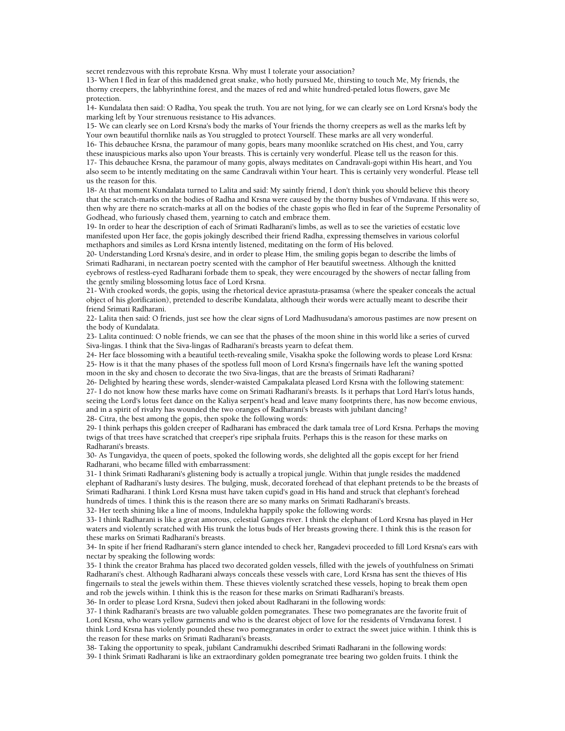secret rendezvous with this reprobate Krsna. Why must I tolerate your association?

13- When I fled in fear of this maddened great snake, who hotly pursued Me, thirsting to touch Me, My friends, the thorny creepers, the labhyrinthine forest, and the mazes of red and white hundred-petaled lotus flowers, gave Me protection.

14- Kundalata then said: O Radha, You speak the truth. You are not lying, for we can clearly see on Lord Krsna's body the marking left by Your strenuous resistance to His advances.

15- We can clearly see on Lord Krsna's body the marks of Your friends the thorny creepers as well as the marks left by Your own beautiful thornlike nails as You struggled to protect Yourself. These marks are all very wonderful.

16- This debauchee Krsna, the paramour of many gopis, bears many moonlike scratched on His chest, and You, carry these inauspicious marks also upon Your breasts. This is certainly very wonderful. Please tell us the reason for this.

17- This debauchee Krsna, the paramour of many gopis, always meditates on Candravali-gopi within His heart, and You also seem to be intently meditating on the same Candravali within Your heart. This is certainly very wonderful. Please tell us the reason for this.

18- At that moment Kundalata turned to Lalita and said: My saintly friend, I don't think you should believe this theory that the scratch-marks on the bodies of Radha and Krsna were caused by the thorny bushes of Vrndavana. If this were so, then why are there no scratch-marks at all on the bodies of the chaste gopis who fled in fear of the Supreme Personality of Godhead, who furiously chased them, yearning to catch and embrace them.

19- In order to hear the description of each of Srimati Radharani's limbs, as well as to see the varieties of ecstatic love manifested upon Her face, the gopis jokingly described their friend Radha, expressing themselves in various colorful methaphors and similes as Lord Krsna intently listened, meditating on the form of His beloved.

20- Understanding Lord Krsna's desire, and in order to please Him, the smiling gopis began to describe the limbs of Srimati Radharani, in nectarean poetry scented with the camphor of Her beautiful sweetness. Although the knitted eyebrows of restless-eyed Radharani forbade them to speak, they were encouraged by the showers of nectar falling from the gently smiling blossoming lotus face of Lord Krsna.

21- With crooked words, the gopis, using the rhetorical device aprastuta-prasamsa (where the speaker conceals the actual object of his glorification), pretended to describe Kundalata, although their words were actually meant to describe their friend Srimati Radharani.

22- Lalita then said: O friends, just see how the clear signs of Lord Madhusudana's amorous pastimes are now present on the body of Kundalata.

23- Lalita continued: O noble friends, we can see that the phases of the moon shine in this world like a series of curved Siva-lingas. I think that the Siva-lingas of Radharani's breasts yearn to defeat them.

24- Her face blossoming with a beautiful teeth-revealing smile, Visakha spoke the following words to please Lord Krsna:

25- How is it that the many phases of the spotless full moon of Lord Krsna's fingernails have left the waning spotted moon in the sky and chosen to decorate the two Siva-lingas, that are the breasts of Srimati Radharani?

26- Delighted by hearing these words, slender-waisted Campakalata pleased Lord Krsna with the following statement:

27- I do not know how these marks have come on Srimati Radharani's breasts. Is it perhaps that Lord Hari's lotus hands, seeing the Lord's lotus feet dance on the Kaliya serpent's head and leave many footprints there, has now become envious, and in a spirit of rivalry has wounded the two oranges of Radharani's breasts with jubilant dancing?

28- Citra, the best among the gopis, then spoke the following words:

29- I think perhaps this golden creeper of Radharani has embraced the dark tamala tree of Lord Krsna. Perhaps the moving twigs of that trees have scratched that creeper's ripe sriphala fruits. Perhaps this is the reason for these marks on Radharani's breasts.

30- As Tungavidya, the queen of poets, spoked the following words, she delighted all the gopis except for her friend Radharani, who became filled with embarrassment:

31- I think Srimati Radharani's glistening body is actually a tropical jungle. Within that jungle resides the maddened elephant of Radharani's lusty desires. The bulging, musk, decorated forehead of that elephant pretends to be the breasts of Srimati Radharani. I think Lord Krsna must have taken cupid's goad in His hand and struck that elephant's forehead hundreds of times. I think this is the reason there are so many marks on Srimati Radharani's breasts.

32- Her teeth shining like a line of moons, Indulekha happily spoke the following words:

33- I think Radharani is like a great amorous, celestial Ganges river. I think the elephant of Lord Krsna has played in Her waters and violently scratched with His trunk the lotus buds of Her breasts growing there. I think this is the reason for these marks on Srimati Radharani's breasts.

34- In spite if her friend Radharani's stern glance intended to check her, Rangadevi proceeded to fill Lord Krsna's ears with nectar by speaking the following words:

35- I think the creator Brahma has placed two decorated golden vessels, filled with the jewels of youthfulness on Srimati Radharani's chest. Although Radharani always conceals these vessels with care, Lord Krsna has sent the thieves of His fingernails to steal the jewels within them. These thieves violently scratched these vessels, hoping to break them open and rob the jewels within. I think this is the reason for these marks on Srimati Radharani's breasts.

36- In order to please Lord Krsna, Sudevi then joked about Radharani in the following words:

37- I think Radharani's breasts are two valuable golden pomegranates. These two pomegranates are the favorite fruit of Lord Krsna, who wears yellow garments and who is the dearest object of love for the residents of Vrndavana forest. I think Lord Krsna has violently pounded these two pomegranates in order to extract the sweet juice within. I think this is the reason for these marks on Srimati Radharani's breasts.

38- Taking the opportunity to speak, jubilant Candramukhi described Srimati Radharani in the following words:

39- I think Srimati Radharani is like an extraordinary golden pomegranate tree bearing two golden fruits. I think the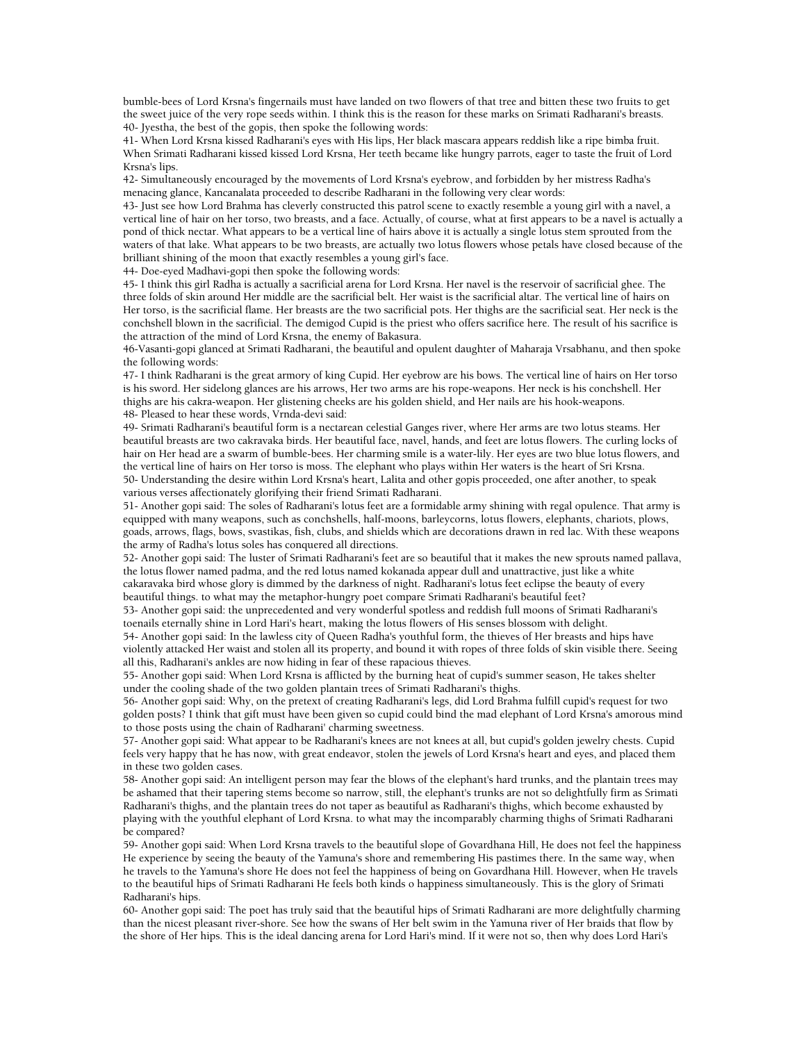bumble-bees of Lord Krsna's fingernails must have landed on two flowers of that tree and bitten these two fruits to get the sweet juice of the very rope seeds within. I think this is the reason for these marks on Srimati Radharani's breasts.

40- Jyestha, the best of the gopis, then spoke the following words:

41- When Lord Krsna kissed Radharani's eyes with His lips, Her black mascara appears reddish like a ripe bimba fruit. When Srimati Radharani kissed kissed Lord Krsna, Her teeth became like hungry parrots, eager to taste the fruit of Lord Krsna's lips.

42- Simultaneously encouraged by the movements of Lord Krsna's eyebrow, and forbidden by her mistress Radha's menacing glance, Kancanalata proceeded to describe Radharani in the following very clear words:

43- Just see how Lord Brahma has cleverly constructed this patrol scene to exactly resemble a young girl with a navel, a vertical line of hair on her torso, two breasts, and a face. Actually, of course, what at first appears to be a navel is actually a pond of thick nectar. What appears to be a vertical line of hairs above it is actually a single lotus stem sprouted from the waters of that lake. What appears to be two breasts, are actually two lotus flowers whose petals have closed because of the brilliant shining of the moon that exactly resembles a young girl's face.

44- Doe-eyed Madhavi-gopi then spoke the following words:

45- I think this girl Radha is actually a sacrificial arena for Lord Krsna. Her navel is the reservoir of sacrificial ghee. The three folds of skin around Her middle are the sacrificial belt. Her waist is the sacrificial altar. The vertical line of hairs on Her torso, is the sacrificial flame. Her breasts are the two sacrificial pots. Her thighs are the sacrificial seat. Her neck is the conchshell blown in the sacrificial. The demigod Cupid is the priest who offers sacrifice here. The result of his sacrifice is the attraction of the mind of Lord Krsna, the enemy of Bakasura.

46-Vasanti-gopi glanced at Srimati Radharani, the beautiful and opulent daughter of Maharaja Vrsabhanu, and then spoke the following words:

47- I think Radharani is the great armory of king Cupid. Her eyebrow are his bows. The vertical line of hairs on Her torso is his sword. Her sidelong glances are his arrows, Her two arms are his rope-weapons. Her neck is his conchshell. Her thighs are his cakra-weapon. Her glistening cheeks are his golden shield, and Her nails are his hook-weapons.

48- Pleased to hear these words, Vrnda-devi said:

49- Srimati Radharani's beautiful form is a nectarean celestial Ganges river, where Her arms are two lotus steams. Her beautiful breasts are two cakravaka birds. Her beautiful face, navel, hands, and feet are lotus flowers. The curling locks of hair on Her head are a swarm of bumble-bees. Her charming smile is a water-lily. Her eyes are two blue lotus flowers, and the vertical line of hairs on Her torso is moss. The elephant who plays within Her waters is the heart of Sri Krsna.

50- Understanding the desire within Lord Krsna's heart, Lalita and other gopis proceeded, one after another, to speak various verses affectionately glorifying their friend Srimati Radharani.

51- Another gopi said: The soles of Radharani's lotus feet are a formidable army shining with regal opulence. That army is equipped with many weapons, such as conchshells, half-moons, barleycorns, lotus flowers, elephants, chariots, plows, goads, arrows, flags, bows, svastikas, fish, clubs, and shields which are decorations drawn in red lac. With these weapons the army of Radha's lotus soles has conquered all directions.

52- Another gopi said: The luster of Srimati Radharani's feet are so beautiful that it makes the new sprouts named pallava, the lotus flower named padma, and the red lotus named kokanada appear dull and unattractive, just like a white cakaravaka bird whose glory is dimmed by the darkness of night. Radharani's lotus feet eclipse the beauty of every beautiful things. to what may the metaphor-hungry poet compare Srimati Radharani's beautiful feet?

53- Another gopi said: the unprecedented and very wonderful spotless and reddish full moons of Srimati Radharani's toenails eternally shine in Lord Hari's heart, making the lotus flowers of His senses blossom with delight.

54- Another gopi said: In the lawless city of Queen Radha's youthful form, the thieves of Her breasts and hips have violently attacked Her waist and stolen all its property, and bound it with ropes of three folds of skin visible there. Seeing all this, Radharani's ankles are now hiding in fear of these rapacious thieves.

55- Another gopi said: When Lord Krsna is afflicted by the burning heat of cupid's summer season, He takes shelter under the cooling shade of the two golden plantain trees of Srimati Radharani's thighs.

56- Another gopi said: Why, on the pretext of creating Radharani's legs, did Lord Brahma fulfill cupid's request for two golden posts? I think that gift must have been given so cupid could bind the mad elephant of Lord Krsna's amorous mind to those posts using the chain of Radharani' charming sweetness.

57- Another gopi said: What appear to be Radharani's knees are not knees at all, but cupid's golden jewelry chests. Cupid feels very happy that he has now, with great endeavor, stolen the jewels of Lord Krsna's heart and eyes, and placed them in these two golden cases.

58- Another gopi said: An intelligent person may fear the blows of the elephant's hard trunks, and the plantain trees may be ashamed that their tapering stems become so narrow, still, the elephant's trunks are not so delightfully firm as Srimati Radharani's thighs, and the plantain trees do not taper as beautiful as Radharani's thighs, which become exhausted by playing with the youthful elephant of Lord Krsna. to what may the incomparably charming thighs of Srimati Radharani be compared?

59- Another gopi said: When Lord Krsna travels to the beautiful slope of Govardhana Hill, He does not feel the happiness He experience by seeing the beauty of the Yamuna's shore and remembering His pastimes there. In the same way, when he travels to the Yamuna's shore He does not feel the happiness of being on Govardhana Hill. However, when He travels to the beautiful hips of Srimati Radharani He feels both kinds o happiness simultaneously. This is the glory of Srimati Radharani's hips.

60- Another gopi said: The poet has truly said that the beautiful hips of Srimati Radharani are more delightfully charming than the nicest pleasant river-shore. See how the swans of Her belt swim in the Yamuna river of Her braids that flow by the shore of Her hips. This is the ideal dancing arena for Lord Hari's mind. If it were not so, then why does Lord Hari's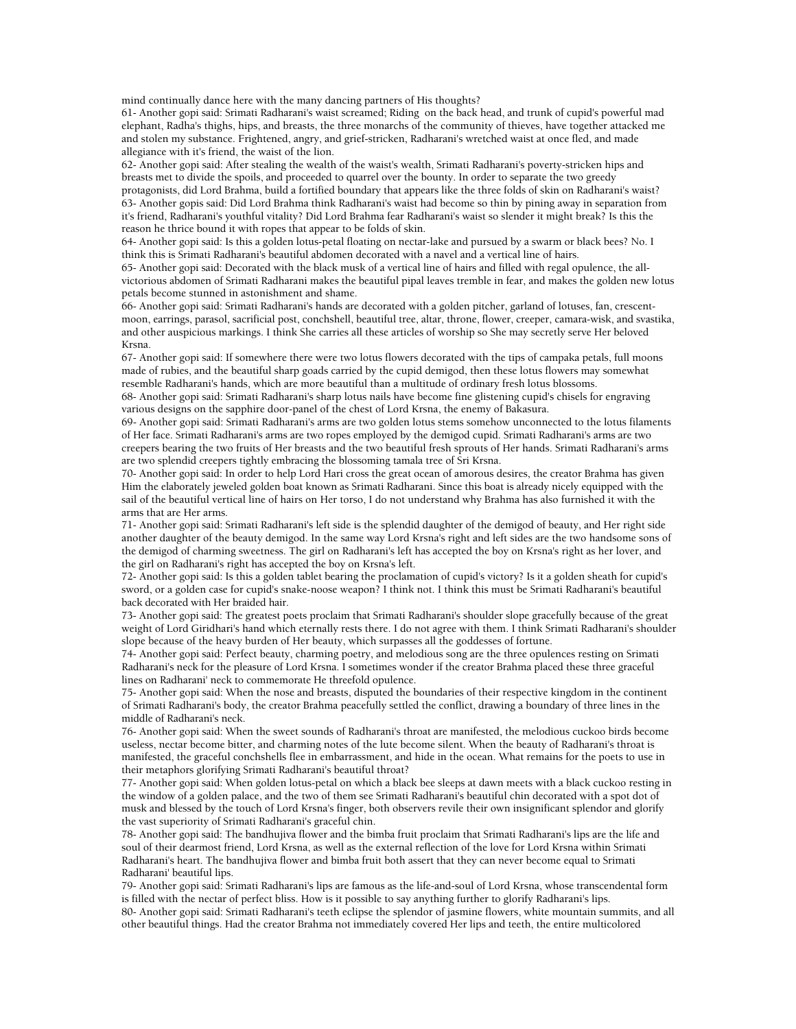mind continually dance here with the many dancing partners of His thoughts?

61- Another gopi said: Srimati Radharani's waist screamed; Riding on the back head, and trunk of cupid's powerful mad elephant, Radha's thighs, hips, and breasts, the three monarchs of the community of thieves, have together attacked me and stolen my substance. Frightened, angry, and grief-stricken, Radharani's wretched waist at once fled, and made allegiance with it's friend, the waist of the lion.

62- Another gopi said: After stealing the wealth of the waist's wealth, Srimati Radharani's poverty-stricken hips and breasts met to divide the spoils, and proceeded to quarrel over the bounty. In order to separate the two greedy protagonists, did Lord Brahma, build a fortified boundary that appears like the three folds of skin on Radharani's waist?

63- Another gopis said: Did Lord Brahma think Radharani's waist had become so thin by pining away in separation from it's friend, Radharani's youthful vitality? Did Lord Brahma fear Radharani's waist so slender it might break? Is this the reason he thrice bound it with ropes that appear to be folds of skin.

64- Another gopi said: Is this a golden lotus-petal floating on nectar-lake and pursued by a swarm or black bees? No. I think this is Srimati Radharani's beautiful abdomen decorated with a navel and a vertical line of hairs.

65- Another gopi said: Decorated with the black musk of a vertical line of hairs and filled with regal opulence, the all-victorious abdomen of Srimati Radharani makes the beautiful pipal leaves tremble in fear, and makes the golden new lotus petals become stunned in astonishment and shame.

66- Another gopi said: Srimati Radharani's hands are decorated with a golden pitcher, garland of lotuses, fan, crescent-moon, earrings, parasol, sacrificial post, conchshell, beautiful tree, altar, throne, flower, creeper, camara-wisk, and svastika, and other auspicious markings. I think She carries all these articles of worship so She may secretly serve Her beloved Krsna.

67- Another gopi said: If somewhere there were two lotus flowers decorated with the tips of campaka petals, full moons made of rubies, and the beautiful sharp goads carried by the cupid demigod, then these lotus flowers may somewhat resemble Radharani's hands, which are more beautiful than a multitude of ordinary fresh lotus blossoms.

68- Another gopi said: Srimati Radharani's sharp lotus nails have become fine glistening cupid's chisels for engraving various designs on the sapphire door-panel of the chest of Lord Krsna, the enemy of Bakasura.

69- Another gopi said: Srimati Radharani's arms are two golden lotus stems somehow unconnected to the lotus filaments of Her face. Srimati Radharani's arms are two ropes employed by the demigod cupid. Srimati Radharani's arms are two creepers bearing the two fruits of Her breasts and the two beautiful fresh sprouts of Her hands. Srimati Radharani's arms are two splendid creepers tightly embracing the blossoming tamala tree of Sri Krsna.

70- Another gopi said: In order to help Lord Hari cross the great ocean of amorous desires, the creator Brahma has given Him the elaborately jeweled golden boat known as Srimati Radharani. Since this boat is already nicely equipped with the sail of the beautiful vertical line of hairs on Her torso, I do not understand why Brahma has also furnished it with the arms that are Her arms.

71- Another gopi said: Srimati Radharani's left side is the splendid daughter of the demigod of beauty, and Her right side another daughter of the beauty demigod. In the same way Lord Krsna's right and left sides are the two handsome sons of the demigod of charming sweetness. The girl on Radharani's left has accepted the boy on Krsna's right as her lover, and the girl on Radharani's right has accepted the boy on Krsna's left.

72- Another gopi said: Is this a golden tablet bearing the proclamation of cupid's victory? Is it a golden sheath for cupid's sword, or a golden case for cupid's snake-noose weapon? I think not. I think this must be Srimati Radharani's beautiful back decorated with Her braided hair.

73- Another gopi said: The greatest poets proclaim that Srimati Radharani's shoulder slope gracefully because of the great weight of Lord Giridhari's hand which eternally rests there. I do not agree with them. I think Srimati Radharani's shoulder slope because of the heavy burden of Her beauty, which surpasses all the goddesses of fortune.

74- Another gopi said: Perfect beauty, charming poetry, and melodious song are the three opulences resting on Srimati Radharani's neck for the pleasure of Lord Krsna. I sometimes wonder if the creator Brahma placed these three graceful lines on Radharani' neck to commemorate He threefold opulence.

75- Another gopi said: When the nose and breasts, disputed the boundaries of their respective kingdom in the continent of Srimati Radharani's body, the creator Brahma peacefully settled the conflict, drawing a boundary of three lines in the middle of Radharani's neck.

76- Another gopi said: When the sweet sounds of Radharani's throat are manifested, the melodious cuckoo birds become useless, nectar become bitter, and charming notes of the lute become silent. When the beauty of Radharani's throat is manifested, the graceful conchshells flee in embarrassment, and hide in the ocean. What remains for the poets to use in their metaphors glorifying Srimati Radharani's beautiful throat?

77- Another gopi said: When golden lotus-petal on which a black bee sleeps at dawn meets with a black cuckoo resting in the window of a golden palace, and the two of them see Srimati Radharani's beautiful chin decorated with a spot dot of musk and blessed by the touch of Lord Krsna's finger, both observers revile their own insignificant splendor and glorify the vast superiority of Srimati Radharani's graceful chin.

78- Another gopi said: The bandhujiva flower and the bimba fruit proclaim that Srimati Radharani's lips are the life and soul of their dearmost friend, Lord Krsna, as well as the external reflection of the love for Lord Krsna within Srimati Radharani's heart. The bandhujiva flower and bimba fruit both assert that they can never become equal to Srimati Radharani' beautiful lips.

79- Another gopi said: Srimati Radharani's lips are famous as the life-and-soul of Lord Krsna, whose transcendental form is filled with the nectar of perfect bliss. How is it possible to say anything further to glorify Radharani's lips.

80- Another gopi said: Srimati Radharani's teeth eclipse the splendor of jasmine flowers, white mountain summits, and all other beautiful things. Had the creator Brahma not immediately covered Her lips and teeth, the entire multicolored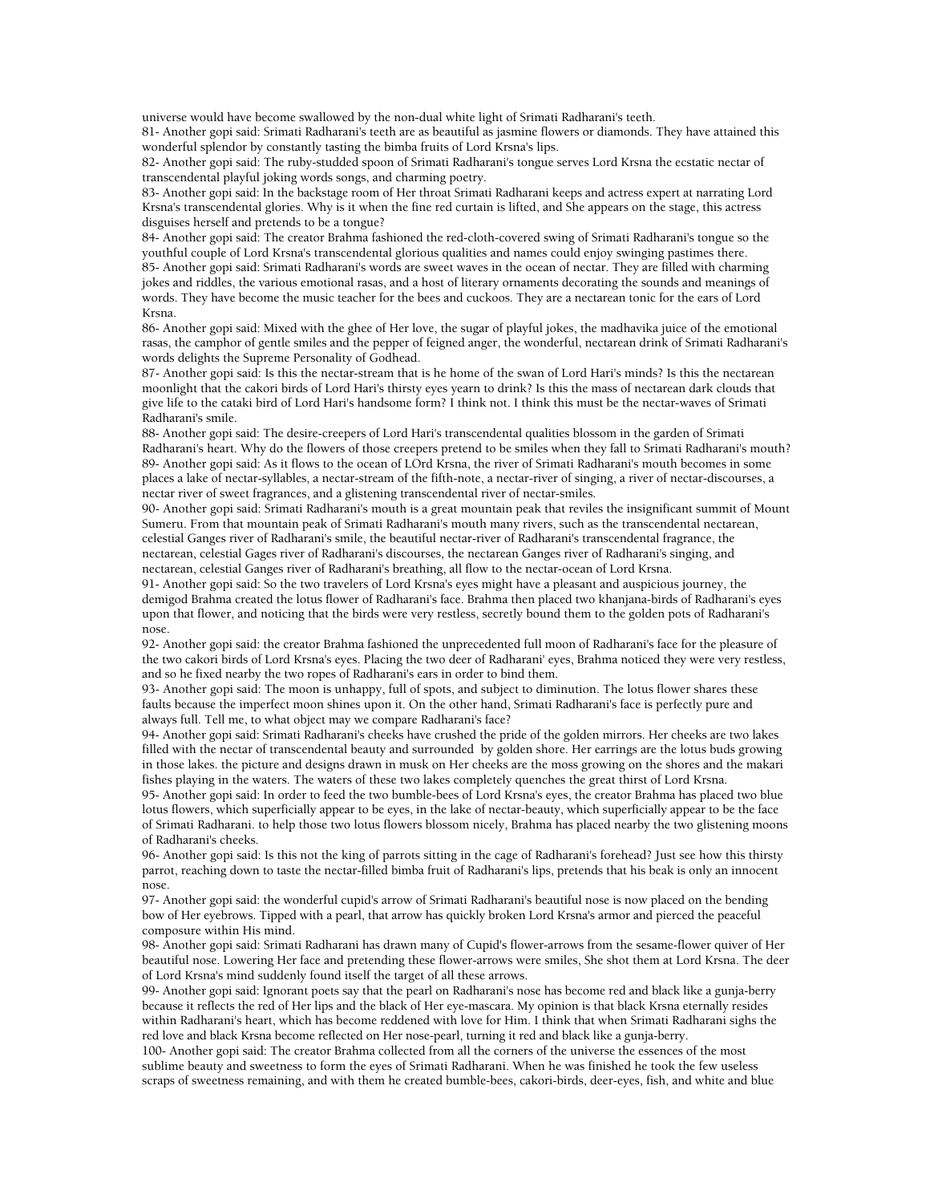universe would have become swallowed by the non-dual white light of Srimati Radharani's teeth.

81- Another gopi said: Srimati Radharani's teeth are as beautiful as jasmine flowers or diamonds. They have attained this wonderful splendor by constantly tasting the bimba fruits of Lord Krsna's lips.

82- Another gopi said: The ruby-studded spoon of Srimati Radharani's tongue serves Lord Krsna the ecstatic nectar of transcendental playful joking words songs, and charming poetry.

83- Another gopi said: In the backstage room of Her throat Srimati Radharani keeps and actress expert at narrating Lord Krsna's transcendental glories. Why is it when the fine red curtain is lifted, and She appears on the stage, this actress disguises herself and pretends to be a tongue?

84- Another gopi said: The creator Brahma fashioned the red-cloth-covered swing of Srimati Radharani's tongue so the youthful couple of Lord Krsna's transcendental glorious qualities and names could enjoy swinging pastimes there.

85- Another gopi said: Srimati Radharani's words are sweet waves in the ocean of nectar. They are filled with charming jokes and riddles, the various emotional rasas, and a host of literary ornaments decorating the sounds and meanings of words. They have become the music teacher for the bees and cuckoos. They are a nectarean tonic for the ears of Lord Krsna.

86- Another gopi said: Mixed with the ghee of Her love, the sugar of playful jokes, the madhavika juice of the emotional rasas, the camphor of gentle smiles and the pepper of feigned anger, the wonderful, nectarean drink of Srimati Radharani's words delights the Supreme Personality of Godhead.

87- Another gopi said: Is this the nectar-stream that is he home of the swan of Lord Hari's minds? Is this the nectarean moonlight that the cakori birds of Lord Hari's thirsty eyes yearn to drink? Is this the mass of nectarean dark clouds that give life to the cataki bird of Lord Hari's handsome form? I think not. I think this must be the nectar-waves of Srimati Radharani's smile.

88- Another gopi said: The desire-creepers of Lord Hari's transcendental qualities blossom in the garden of Srimati Radharani's heart. Why do the flowers of those creepers pretend to be smiles when they fall to Srimati Radharani's mouth?

89- Another gopi said: As it flows to the ocean of LOrd Krsna, the river of Srimati Radharani's mouth becomes in some places a lake of nectar-syllables, a nectar-stream of the fifth-note, a nectar-river of singing, a river of nectar-discourses, a nectar river of sweet fragrances, and a glistening transcendental river of nectar-smiles.

90- Another gopi said: Srimati Radharani's mouth is a great mountain peak that reviles the insignificant summit of Mount Sumeru. From that mountain peak of Srimati Radharani's mouth many rivers, such as the transcendental nectarean, celestial Ganges river of Radharani's smile, the beautiful nectar-river of Radharani's transcendental fragrance, the nectarean, celestial Gages river of Radharani's discourses, the nectarean Ganges river of Radharani's singing, and nectarean, celestial Ganges river of Radharani's breathing, all flow to the nectar-ocean of Lord Krsna.

91- Another gopi said: So the two travelers of Lord Krsna's eyes might have a pleasant and auspicious journey, the demigod Brahma created the lotus flower of Radharani's face. Brahma then placed two khanjana-birds of Radharani's eyes upon that flower, and noticing that the birds were very restless, secretly bound them to the golden pots of Radharani's nose.

92- Another gopi said: the creator Brahma fashioned the unprecedented full moon of Radharani's face for the pleasure of the two cakori birds of Lord Krsna's eyes. Placing the two deer of Radharani' eyes, Brahma noticed they were very restless, and so he fixed nearby the two ropes of Radharani's ears in order to bind them.

93- Another gopi said: The moon is unhappy, full of spots, and subject to diminution. The lotus flower shares these faults because the imperfect moon shines upon it. On the other hand, Srimati Radharani's face is perfectly pure and always full. Tell me, to what object may we compare Radharani's face?

94- Another gopi said: Srimati Radharani's cheeks have crushed the pride of the golden mirrors. Her cheeks are two lakes filled with the nectar of transcendental beauty and surrounded by golden shore. Her earrings are the lotus buds growing in those lakes. the picture and designs drawn in musk on Her cheeks are the moss growing on the shores and the makari fishes playing in the waters. The waters of these two lakes completely quenches the great thirst of Lord Krsna.

95- Another gopi said: In order to feed the two bumble-bees of Lord Krsna's eyes, the creator Brahma has placed two blue lotus flowers, which superficially appear to be eyes, in the lake of nectar-beauty, which superficially appear to be the face of Srimati Radharani. to help those two lotus flowers blossom nicely, Brahma has placed nearby the two glistening moons of Radharani's cheeks.

96- Another gopi said: Is this not the king of parrots sitting in the cage of Radharani's forehead? Just see how this thirsty parrot, reaching down to taste the nectar-filled bimba fruit of Radharani's lips, pretends that his beak is only an innocent nose.

97- Another gopi said: the wonderful cupid's arrow of Srimati Radharani's beautiful nose is now placed on the bending bow of Her eyebrows. Tipped with a pearl, that arrow has quickly broken Lord Krsna's armor and pierced the peaceful composure within His mind.

98- Another gopi said: Srimati Radharani has drawn many of Cupid's flower-arrows from the sesame-flower quiver of Her beautiful nose. Lowering Her face and pretending these flower-arrows were smiles, She shot them at Lord Krsna. The deer of Lord Krsna's mind suddenly found itself the target of all these arrows.

99- Another gopi said: Ignorant poets say that the pearl on Radharani's nose has become red and black like a gunja-berry because it reflects the red of Her lips and the black of Her eye-mascara. My opinion is that black Krsna eternally resides within Radharani's heart, which has become reddened with love for Him. I think that when Srimati Radharani sighs the red love and black Krsna become reflected on Her nose-pearl, turning it red and black like a gunja-berry.

100- Another gopi said: The creator Brahma collected from all the corners of the universe the essences of the most sublime beauty and sweetness to form the eyes of Srimati Radharani. When he was finished he took the few useless scraps of sweetness remaining, and with them he created bumble-bees, cakori-birds, deer-eyes, fish, and white and blue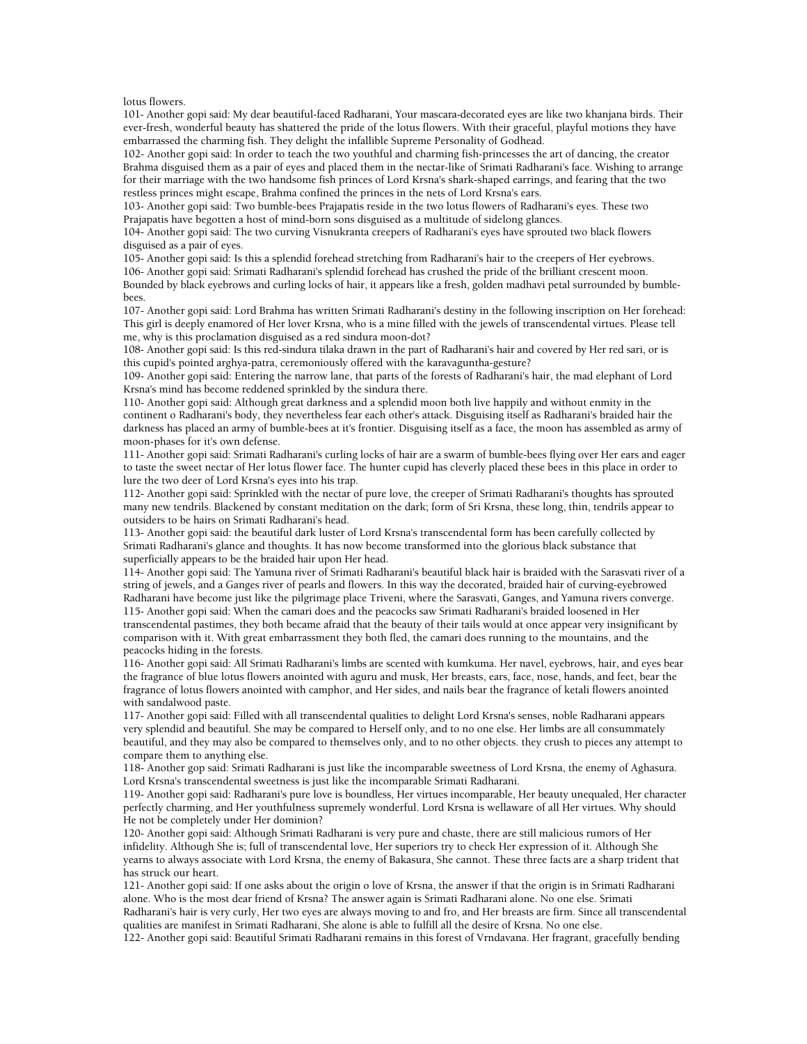lotus flowers.

101- Another gopi said: My dear beautiful-faced Radharani, Your mascara-decorated eyes are like two khanjana birds. Their ever-fresh, wonderful beauty has shattered the pride of the lotus flowers. With their graceful, playful motions they have embarrassed the charming fish. They delight the infallible Supreme Personality of Godhead.

102- Another gopi said: In order to teach the two youthful and charming fish-princesses the art of dancing, the creator Brahma disguised them as a pair of eyes and placed them in the nectar-like of Srimati Radharani's face. Wishing to arrange for their marriage with the two handsome fish princes of Lord Krsna's shark-shaped earrings, and fearing that the two restless princes might escape, Brahma confined the princes in the nets of Lord Krsna's ears.

103- Another gopi said: Two bumble-bees Prajapatis reside in the two lotus flowers of Radharani's eyes. These two Prajapatis have begotten a host of mind-born sons disguised as a multitude of sidelong glances.

104- Another gopi said: The two curving Visnukranta creepers of Radharani's eyes have sprouted two black flowers disguised as a pair of eyes.

105- Another gopi said: Is this a splendid forehead stretching from Radharani's hair to the creepers of Her eyebrows.

106- Another gopi said: Srimati Radharani's splendid forehead has crushed the pride of the brilliant crescent moon. Bounded by black eyebrows and curling locks of hair, it appears like a fresh, golden madhavi petal surrounded by bumble-bees.

107- Another gopi said: Lord Brahma has written Srimati Radharani's destiny in the following inscription on Her forehead: This girl is deeply enamored of Her lover Krsna, who is a mine filled with the jewels of transcendental virtues. Please tell me, why is this proclamation disguised as a red sindura moon-dot?

108- Another gopi said: Is this red-sindura tilaka drawn in the part of Radharani's hair and covered by Her red sari, or is this cupid's pointed arghya-patra, ceremoniously offered with the karavaguntha-gesture?

109- Another gopi said: Entering the narrow lane, that parts of the forests of Radharani's hair, the mad elephant of Lord Krsna's mind has become reddened sprinkled by the sindura there.

110- Another gopi said: Although great darkness and a splendid moon both live happily and without enmity in the continent o Radharani's body, they nevertheless fear each other's attack. Disguising itself as Radharani's braided hair the darkness has placed an army of bumble-bees at it's frontier. Disguising itself as a face, the moon has assembled as army of moon-phases for it's own defense.

111- Another gopi said: Srimati Radharani's curling locks of hair are a swarm of bumble-bees flying over Her ears and eager to taste the sweet nectar of Her lotus flower face. The hunter cupid has cleverly placed these bees in this place in order to lure the two deer of Lord Krsna's eyes into his trap.

112- Another gopi said: Sprinkled with the nectar of pure love, the creeper of Srimati Radharani's thoughts has sprouted many new tendrils. Blackened by constant meditation on the dark; form of Sri Krsna, these long, thin, tendrils appear to outsiders to be hairs on Srimati Radharani's head.

113- Another gopi said: the beautiful dark luster of Lord Krsna's transcendental form has been carefully collected by Srimati Radharani's glance and thoughts. It has now become transformed into the glorious black substance that superficially appears to be the braided hair upon Her head.

114- Another gopi said: The Yamuna river of Srimati Radharani's beautiful black hair is braided with the Sarasvati river of a string of jewels, and a Ganges river of pearls and flowers. In this way the decorated, braided hair of curving-eyebrowed Radharani have become just like the pilgrimage place Triveni, where the Sarasvati, Ganges, and Yamuna rivers converge.

115- Another gopi said: When the camari does and the peacocks saw Srimati Radharani's braided loosened in Her transcendental pastimes, they both became afraid that the beauty of their tails would at once appear very insignificant by comparison with it. With great embarrassment they both fled, the camari does running to the mountains, and the peacocks hiding in the forests.

116- Another gopi said: All Srimati Radharani's limbs are scented with kumkuma. Her navel, eyebrows, hair, and eyes bear the fragrance of blue lotus flowers anointed with aguru and musk, Her breasts, ears, face, nose, hands, and feet, bear the fragrance of lotus flowers anointed with camphor, and Her sides, and nails bear the fragrance of ketali flowers anointed with sandalwood paste.

117- Another gopi said: Filled with all transcendental qualities to delight Lord Krsna's senses, noble Radharani appears very splendid and beautiful. She may be compared to Herself only, and to no one else. Her limbs are all consummately beautiful, and they may also be compared to themselves only, and to no other objects. they crush to pieces any attempt to compare them to anything else.

118- Another gop said: Srimati Radharani is just like the incomparable sweetness of Lord Krsna, the enemy of Aghasura. Lord Krsna's transcendental sweetness is just like the incomparable Srimati Radharani.

119- Another gopi said: Radharani's pure love is boundless, Her virtues incomparable, Her beauty unequaled, Her character perfectly charming, and Her youthfulness supremely wonderful. Lord Krsna is wellaware of all Her virtues. Why should He not be completely under Her dominion?

120- Another gopi said: Although Srimati Radharani is very pure and chaste, there are still malicious rumors of Her infidelity. Although She is; full of transcendental love, Her superiors try to check Her expression of it. Although She yearns to always associate with Lord Krsna, the enemy of Bakasura, She cannot. These three facts are a sharp trident that has struck our heart.

121- Another gopi said: If one asks about the origin o love of Krsna, the answer if that the origin is in Srimati Radharani alone. Who is the most dear friend of Krsna? The answer again is Srimati Radharani alone. No one else. Srimati Radharani's hair is very curly, Her two eyes are always moving to and fro, and Her breasts are firm. Since all transcendental qualities are manifest in Srimati Radharani, She alone is able to fulfill all the desire of Krsna. No one else.

122- Another gopi said: Beautiful Srimati Radharani remains in this forest of Vrndavana. Her fragrant, gracefully bending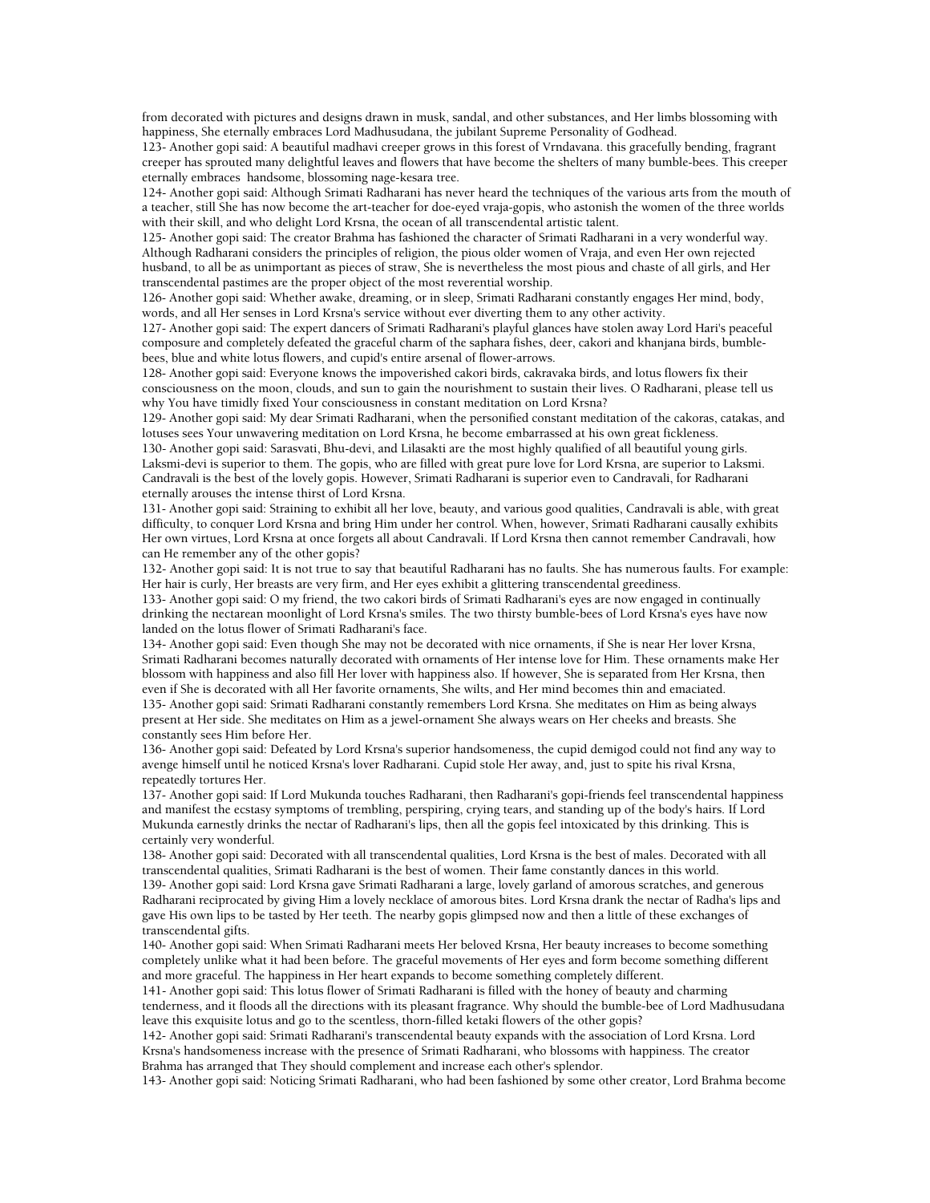from decorated with pictures and designs drawn in musk, sandal, and other substances, and Her limbs blossoming with happiness, She eternally embraces Lord Madhusudana, the jubilant Supreme Personality of Godhead.

123- Another gopi said: A beautiful madhavi creeper grows in this forest of Vrndavana. this gracefully bending, fragrant creeper has sprouted many delightful leaves and flowers that have become the shelters of many bumble-bees. This creeper eternally embraces handsome, blossoming nage-kesara tree.

124- Another gopi said: Although Srimati Radharani has never heard the techniques of the various arts from the mouth of a teacher, still She has now become the art-teacher for doe-eyed vraja-gopis, who astonish the women of the three worlds with their skill, and who delight Lord Krsna, the ocean of all transcendental artistic talent.

125- Another gopi said: The creator Brahma has fashioned the character of Srimati Radharani in a very wonderful way. Although Radharani considers the principles of religion, the pious older women of Vraja, and even Her own rejected husband, to all be as unimportant as pieces of straw, She is nevertheless the most pious and chaste of all girls, and Her transcendental pastimes are the proper object of the most reverential worship.

126- Another gopi said: Whether awake, dreaming, or in sleep, Srimati Radharani constantly engages Her mind, body, words, and all Her senses in Lord Krsna's service without ever diverting them to any other activity.

127- Another gopi said: The expert dancers of Srimati Radharani's playful glances have stolen away Lord Hari's peaceful composure and completely defeated the graceful charm of the saphara fishes, deer, cakori and khanjana birds, bumble-bees, blue and white lotus flowers, and cupid's entire arsenal of flower-arrows.

128- Another gopi said: Everyone knows the impoverished cakori birds, cakravaka birds, and lotus flowers fix their consciousness on the moon, clouds, and sun to gain the nourishment to sustain their lives. O Radharani, please tell us why You have timidly fixed Your consciousness in constant meditation on Lord Krsna?

129- Another gopi said: My dear Srimati Radharani, when the personified constant meditation of the cakoras, catakas, and lotuses sees Your unwavering meditation on Lord Krsna, he become embarrassed at his own great fickleness.

130- Another gopi said: Sarasvati, Bhu-devi, and Lilasakti are the most highly qualified of all beautiful young girls. Laksmi-devi is superior to them. The gopis, who are filled with great pure love for Lord Krsna, are superior to Laksmi. Candravali is the best of the lovely gopis. However, Srimati Radharani is superior even to Candravali, for Radharani eternally arouses the intense thirst of Lord Krsna.

131- Another gopi said: Straining to exhibit all her love, beauty, and various good qualities, Candravali is able, with great difficulty, to conquer Lord Krsna and bring Him under her control. When, however, Srimati Radharani causally exhibits Her own virtues, Lord Krsna at once forgets all about Candravali. If Lord Krsna then cannot remember Candravali, how can He remember any of the other gopis?

132- Another gopi said: It is not true to say that beautiful Radharani has no faults. She has numerous faults. For example: Her hair is curly, Her breasts are very firm, and Her eyes exhibit a glittering transcendental greediness.

133- Another gopi said: O my friend, the two cakori birds of Srimati Radharani's eyes are now engaged in continually drinking the nectarean moonlight of Lord Krsna's smiles. The two thirsty bumble-bees of Lord Krsna's eyes have now landed on the lotus flower of Srimati Radharani's face.

134- Another gopi said: Even though She may not be decorated with nice ornaments, if She is near Her lover Krsna, Srimati Radharani becomes naturally decorated with ornaments of Her intense love for Him. These ornaments make Her blossom with happiness and also fill Her lover with happiness also. If however, She is separated from Her Krsna, then even if She is decorated with all Her favorite ornaments, She wilts, and Her mind becomes thin and emaciated.

135- Another gopi said: Srimati Radharani constantly remembers Lord Krsna. She meditates on Him as being always present at Her side. She meditates on Him as a jewel-ornament She always wears on Her cheeks and breasts. She constantly sees Him before Her.

136- Another gopi said: Defeated by Lord Krsna's superior handsomeness, the cupid demigod could not find any way to avenge himself until he noticed Krsna's lover Radharani. Cupid stole Her away, and, just to spite his rival Krsna, repeatedly tortures Her.

137- Another gopi said: If Lord Mukunda touches Radharani, then Radharani's gopi-friends feel transcendental happiness and manifest the ecstasy symptoms of trembling, perspiring, crying tears, and standing up of the body's hairs. If Lord Mukunda earnestly drinks the nectar of Radharani's lips, then all the gopis feel intoxicated by this drinking. This is certainly very wonderful.

138- Another gopi said: Decorated with all transcendental qualities, Lord Krsna is the best of males. Decorated with all transcendental qualities, Srimati Radharani is the best of women. Their fame constantly dances in this world.

139- Another gopi said: Lord Krsna gave Srimati Radharani a large, lovely garland of amorous scratches, and generous Radharani reciprocated by giving Him a lovely necklace of amorous bites. Lord Krsna drank the nectar of Radha's lips and gave His own lips to be tasted by Her teeth. The nearby gopis glimpsed now and then a little of these exchanges of transcendental gifts.

140- Another gopi said: When Srimati Radharani meets Her beloved Krsna, Her beauty increases to become something completely unlike what it had been before. The graceful movements of Her eyes and form become something different and more graceful. The happiness in Her heart expands to become something completely different.

141- Another gopi said: This lotus flower of Srimati Radharani is filled with the honey of beauty and charming tenderness, and it floods all the directions with its pleasant fragrance. Why should the bumble-bee of Lord Madhusudana leave this exquisite lotus and go to the scentless, thorn-filled ketaki flowers of the other gopis?

142- Another gopi said: Srimati Radharani's transcendental beauty expands with the association of Lord Krsna. Lord Krsna's handsomeness increase with the presence of Srimati Radharani, who blossoms with happiness. The creator Brahma has arranged that They should complement and increase each other's splendor.

143- Another gopi said: Noticing Srimati Radharani, who had been fashioned by some other creator, Lord Brahma become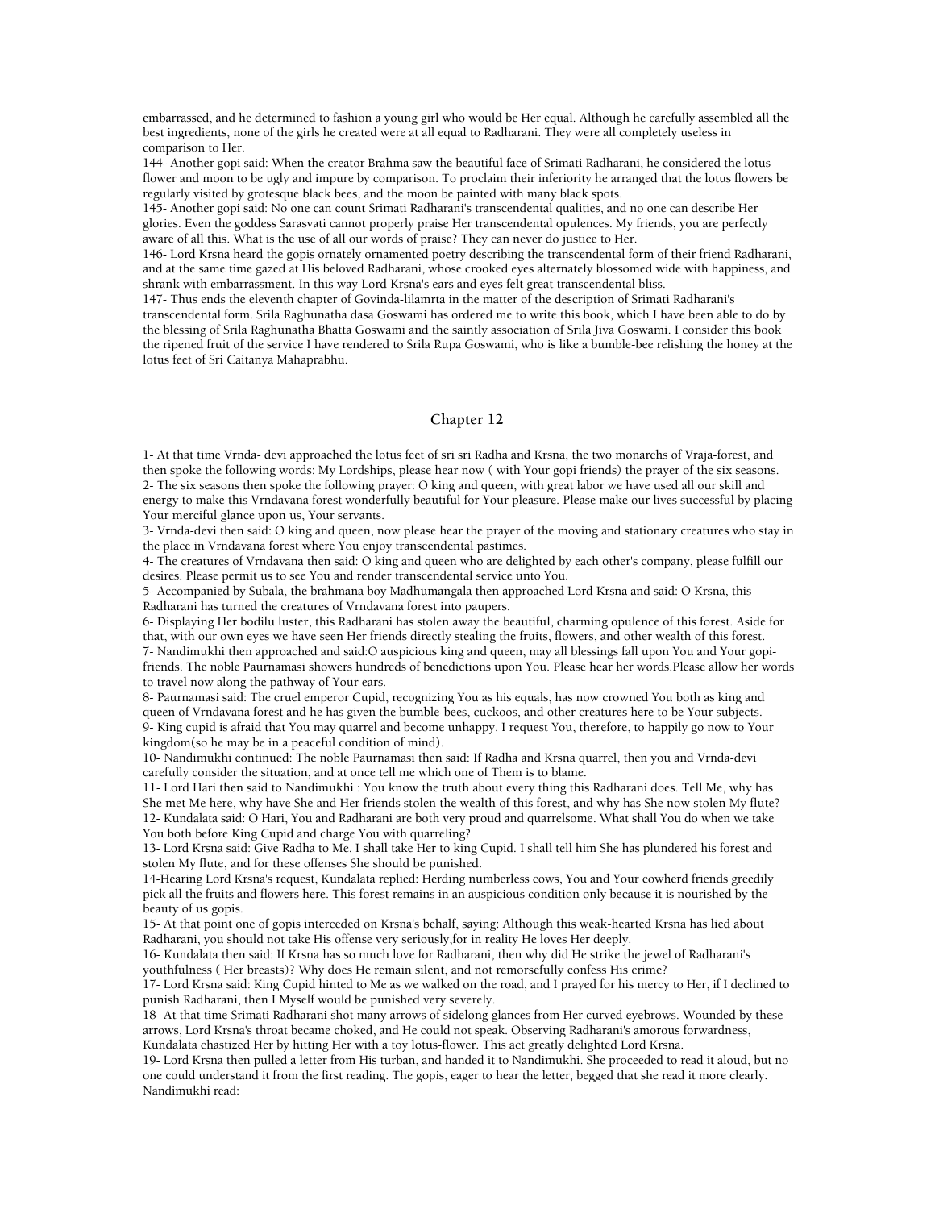embarrassed, and he determined to fashion a young girl who would be Her equal. Although he carefully assembled all the best ingredients, none of the girls he created were at all equal to Radharani. They were all completely useless in comparison to Her.

144- Another gopi said: When the creator Brahma saw the beautiful face of Srimati Radharani, he considered the lotus flower and moon to be ugly and impure by comparison. To proclaim their inferiority he arranged that the lotus flowers be regularly visited by grotesque black bees, and the moon be painted with many black spots.

145- Another gopi said: No one can count Srimati Radharani's transcendental qualities, and no one can describe Her glories. Even the goddess Sarasvati cannot properly praise Her transcendental opulences. My friends, you are perfectly aware of all this. What is the use of all our words of praise? They can never do justice to Her.

146- Lord Krsna heard the gopis ornately ornamented poetry describing the transcendental form of their friend Radharani, and at the same time gazed at His beloved Radharani, whose crooked eyes alternately blossomed wide with happiness, and shrank with embarrassment. In this way Lord Krsna's ears and eyes felt great transcendental bliss.

147- Thus ends the eleventh chapter of Govinda-lilamrta in the matter of the description of Srimati Radharani's transcendental form. Srila Raghunatha dasa Goswami has ordered me to write this book, which I have been able to do by the blessing of Srila Raghunatha Bhatta Goswami and the saintly association of Srila Jiva Goswami. I consider this book the ripened fruit of the service I have rendered to Srila Rupa Goswami, who is like a bumble-bee relishing the honey at the lotus feet of Sri Caitanya Mahaprabhu.

## Chapter 12

1- At that time Vrnda- devi approached the lotus feet of sri sri Radha and Krsna, the two monarchs of Vraja-forest, and then spoke the following words: My Lordships, please hear now ( with Your gopi friends) the prayer of the six seasons.

2- The six seasons then spoke the following prayer: O king and queen, with great labor we have used all our skill and energy to make this Vrndavana forest wonderfully beautiful for Your pleasure. Please make our lives successful by placing Your merciful glance upon us, Your servants.

3- Vrnda-devi then said: O king and queen, now please hear the prayer of the moving and stationary creatures who stay in the place in Vrndavana forest where You enjoy transcendental pastimes.

4- The creatures of Vrndavana then said: O king and queen who are delighted by each other's company, please fulfill our desires. Please permit us to see You and render transcendental service unto You.

5- Accompanied by Subala, the brahmana boy Madhumangala then approached Lord Krsna and said: O Krsna, this Radharani has turned the creatures of Vrndavana forest into paupers.

6- Displaying Her bodilu luster, this Radharani has stolen away the beautiful, charming opulence of this forest. Aside for that, with our own eyes we have seen Her friends directly stealing the fruits, flowers, and other wealth of this forest.

7- Nandimukhi then approached and said:O auspicious king and queen, may all blessings fall upon You and Your gopi-friends. The noble Paurnamasi showers hundreds of benedictions upon You. Please hear her words.Please allow her words to travel now along the pathway of Your ears.

8- Paurnamasi said: The cruel emperor Cupid, recognizing You as his equals, has now crowned You both as king and queen of Vrndavana forest and he has given the bumble-bees, cuckoos, and other creatures here to be Your subjects.

9- King cupid is afraid that You may quarrel and become unhappy. I request You, therefore, to happily go now to Your kingdom(so he may be in a peaceful condition of mind).

10- Nandimukhi continued: The noble Paurnamasi then said: If Radha and Krsna quarrel, then you and Vrnda-devi carefully consider the situation, and at once tell me which one of Them is to blame.

11- Lord Hari then said to Nandimukhi : You know the truth about every thing this Radharani does. Tell Me, why has She met Me here, why have She and Her friends stolen the wealth of this forest, and why has She now stolen My flute?

12- Kundalata said: O Hari, You and Radharani are both very proud and quarrelsome. What shall You do when we take You both before King Cupid and charge You with quarreling?

13- Lord Krsna said: Give Radha to Me. I shall take Her to king Cupid. I shall tell him She has plundered his forest and stolen My flute, and for these offenses She should be punished.

14-Hearing Lord Krsna's request, Kundalata replied: Herding numberless cows, You and Your cowherd friends greedily pick all the fruits and flowers here. This forest remains in an auspicious condition only because it is nourished by the beauty of us gopis.

15- At that point one of gopis interceded on Krsna's behalf, saying: Although this weak-hearted Krsna has lied about Radharani, you should not take His offense very seriously,for in reality He loves Her deeply.

16- Kundalata then said: If Krsna has so much love for Radharani, then why did He strike the jewel of Radharani's youthfulness ( Her breasts)? Why does He remain silent, and not remorsefully confess His crime?

17- Lord Krsna said: King Cupid hinted to Me as we walked on the road, and I prayed for his mercy to Her, if I declined to punish Radharani, then I Myself would be punished very severely.

18- At that time Srimati Radharani shot many arrows of sidelong glances from Her curved eyebrows. Wounded by these arrows, Lord Krsna's throat became choked, and He could not speak. Observing Radharani's amorous forwardness, Kundalata chastized Her by hitting Her with a toy lotus-flower. This act greatly delighted Lord Krsna.

19- Lord Krsna then pulled a letter from His turban, and handed it to Nandimukhi. She proceeded to read it aloud, but no one could understand it from the first reading. The gopis, eager to hear the letter, begged that she read it more clearly. Nandimukhi read: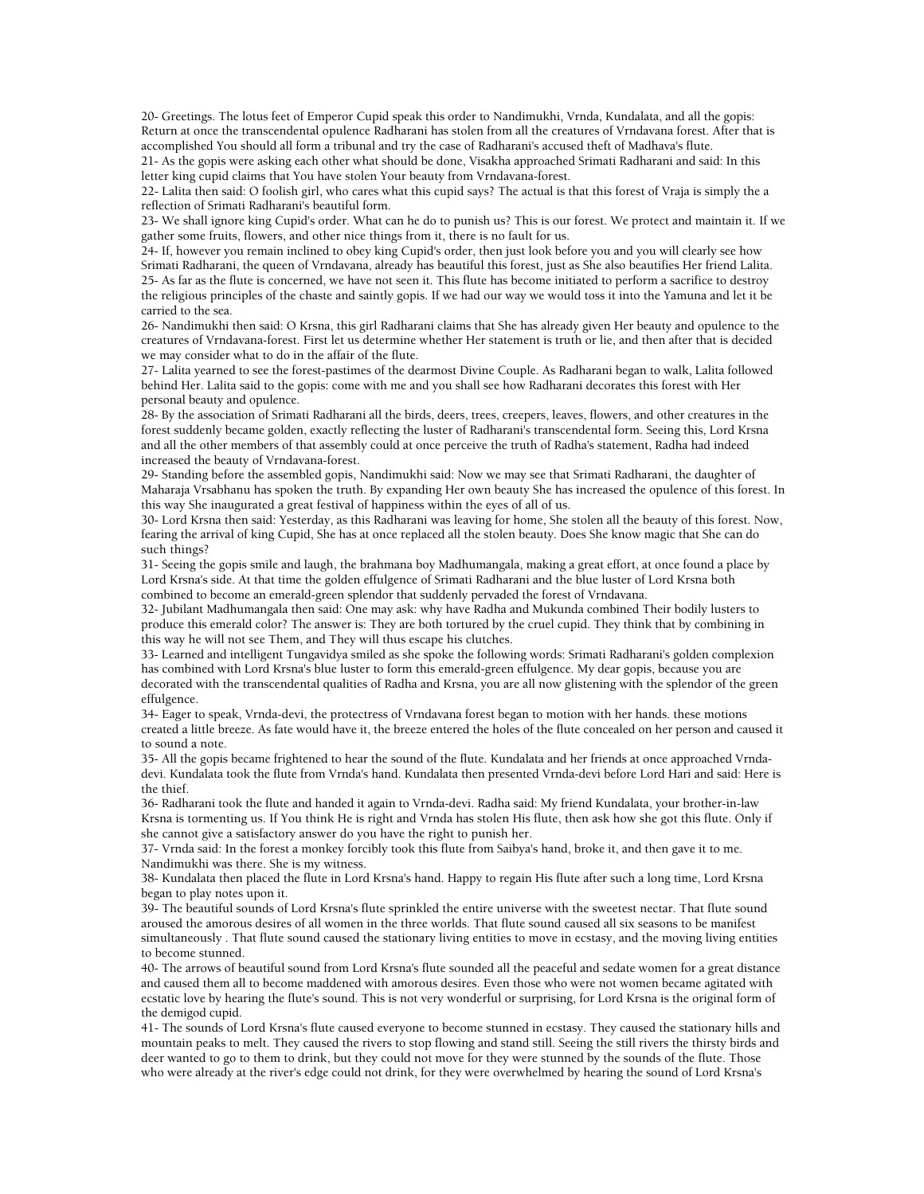20- Greetings. The lotus feet of Emperor Cupid speak this order to Nandimukhi, Vrnda, Kundalata, and all the gopis: Return at once the transcendental opulence Radharani has stolen from all the creatures of Vrndavana forest. After that is accomplished You should all form a tribunal and try the case of Radharani's accused theft of Madhava's flute.

21- As the gopis were asking each other what should be done, Visakha approached Srimati Radharani and said: In this letter king cupid claims that You have stolen Your beauty from Vrndavana-forest.

22- Lalita then said: O foolish girl, who cares what this cupid says? The actual is that this forest of Vraja is simply the a reflection of Srimati Radharani's beautiful form.

23- We shall ignore king Cupid's order. What can he do to punish us? This is our forest. We protect and maintain it. If we gather some fruits, flowers, and other nice things from it, there is no fault for us.

24- If, however you remain inclined to obey king Cupid's order, then just look before you and you will clearly see how Srimati Radharani, the queen of Vrndavana, already has beautiful this forest, just as She also beautifies Her friend Lalita.

25- As far as the flute is concerned, we have not seen it. This flute has become initiated to perform a sacrifice to destroy the religious principles of the chaste and saintly gopis. If we had our way we would toss it into the Yamuna and let it be carried to the sea.

26- Nandimukhi then said: O Krsna, this girl Radharani claims that She has already given Her beauty and opulence to the creatures of Vrndavana-forest. First let us determine whether Her statement is truth or lie, and then after that is decided we may consider what to do in the affair of the flute.

27- Lalita yearned to see the forest-pastimes of the dearmost Divine Couple. As Radharani began to walk, Lalita followed behind Her. Lalita said to the gopis: come with me and you shall see how Radharani decorates this forest with Her personal beauty and opulence.

28- By the association of Srimati Radharani all the birds, deers, trees, creepers, leaves, flowers, and other creatures in the forest suddenly became golden, exactly reflecting the luster of Radharani's transcendental form. Seeing this, Lord Krsna and all the other members of that assembly could at once perceive the truth of Radha's statement, Radha had indeed increased the beauty of Vrndavana-forest.

29- Standing before the assembled gopis, Nandimukhi said: Now we may see that Srimati Radharani, the daughter of Maharaja Vrsabhanu has spoken the truth. By expanding Her own beauty She has increased the opulence of this forest. In this way She inaugurated a great festival of happiness within the eyes of all of us.

30- Lord Krsna then said: Yesterday, as this Radharani was leaving for home, She stolen all the beauty of this forest. Now, fearing the arrival of king Cupid, She has at once replaced all the stolen beauty. Does She know magic that She can do such things?

31- Seeing the gopis smile and laugh, the brahmana boy Madhumangala, making a great effort, at once found a place by Lord Krsna's side. At that time the golden effulgence of Srimati Radharani and the blue luster of Lord Krsna both combined to become an emerald-green splendor that suddenly pervaded the forest of Vrndavana.

32- Jubilant Madhumangala then said: One may ask: why have Radha and Mukunda combined Their bodily lusters to produce this emerald color? The answer is: They are both tortured by the cruel cupid. They think that by combining in this way he will not see Them, and They will thus escape his clutches.

33- Learned and intelligent Tungavidya smiled as she spoke the following words: Srimati Radharani's golden complexion has combined with Lord Krsna's blue luster to form this emerald-green effulgence. My dear gopis, because you are decorated with the transcendental qualities of Radha and Krsna, you are all now glistening with the splendor of the green effulgence.

34- Eager to speak, Vrnda-devi, the protectress of Vrndavana forest began to motion with her hands. these motions created a little breeze. As fate would have it, the breeze entered the holes of the flute concealed on her person and caused it to sound a note.

35- All the gopis became frightened to hear the sound of the flute. Kundalata and her friends at once approached Vrnda-devi. Kundalata took the flute from Vrnda's hand. Kundalata then presented Vrnda-devi before Lord Hari and said: Here is the thief.

36- Radharani took the flute and handed it again to Vrnda-devi. Radha said: My friend Kundalata, your brother-in-law Krsna is tormenting us. If You think He is right and Vrnda has stolen His flute, then ask how she got this flute. Only if she cannot give a satisfactory answer do you have the right to punish her.

37- Vrnda said: In the forest a monkey forcibly took this flute from Saibya's hand, broke it, and then gave it to me. Nandimukhi was there. She is my witness.

38- Kundalata then placed the flute in Lord Krsna's hand. Happy to regain His flute after such a long time, Lord Krsna began to play notes upon it.

39- The beautiful sounds of Lord Krsna's flute sprinkled the entire universe with the sweetest nectar. That flute sound aroused the amorous desires of all women in the three worlds. That flute sound caused all six seasons to be manifest simultaneously . That flute sound caused the stationary living entities to move in ecstasy, and the moving living entities to become stunned.

40- The arrows of beautiful sound from Lord Krsna's flute sounded all the peaceful and sedate women for a great distance and caused them all to become maddened with amorous desires. Even those who were not women became agitated with ecstatic love by hearing the flute's sound. This is not very wonderful or surprising, for Lord Krsna is the original form of the demigod cupid.

41- The sounds of Lord Krsna's flute caused everyone to become stunned in ecstasy. They caused the stationary hills and mountain peaks to melt. They caused the rivers to stop flowing and stand still. Seeing the still rivers the thirsty birds and deer wanted to go to them to drink, but they could not move for they were stunned by the sounds of the flute. Those who were already at the river's edge could not drink, for they were overwhelmed by hearing the sound of Lord Krsna's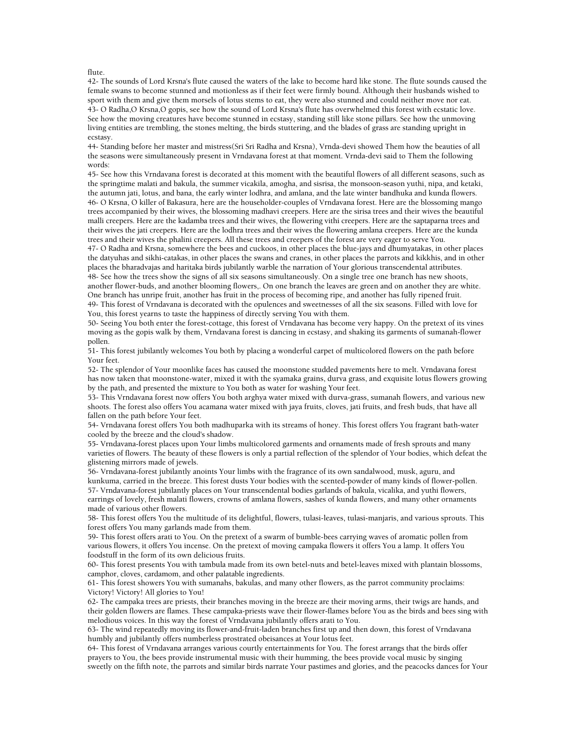flute.

42- The sounds of Lord Krsna's flute caused the waters of the lake to become hard like stone. The flute sounds caused the female swans to become stunned and motionless as if their feet were firmly bound. Although their husbands wished to sport with them and give them morsels of lotus stems to eat, they were also stunned and could neither move nor eat.

43- O Radha,O Krsna,O gopis, see how the sound of Lord Krsna's flute has overwhelmed this forest with ecstatic love. See how the moving creatures have become stunned in ecstasy, standing still like stone pillars. See how the unmoving living entities are trembling, the stones melting, the birds stuttering, and the blades of grass are standing upright in ecstasy.

44- Standing before her master and mistress(Sri Sri Radha and Krsna), Vrnda-devi showed Them how the beauties of all the seasons were simultaneously present in Vrndavana forest at that moment. Vrnda-devi said to Them the following words:

45- See how this Vrndavana forest is decorated at this moment with the beautiful flowers of all different seasons, such as the springtime malati and bakula, the summer vicakila, amogha, and sisrisa, the monsoon-season yuthi, nipa, and ketaki, the autumn jati, lotus, and bana, the early winter lodhra, and amlana, and the late winter bandhuka and kunda flowers.

46- O Krsna, O killer of Bakasura, here are the householder-couples of Vrndavana forest. Here are the blossoming mango trees accompanied by their wives, the blossoming madhavi creepers. Here are the sirisa trees and their wives the beautiful malli creepers. Here are the kadamba trees and their wives, the flowering vithi creepers. Here are the saptaparna trees and their wives the jati creepers. Here are the lodhra trees and their wives the flowering amlana creepers. Here are the kunda trees and their wives the phalini creepers. All these trees and creepers of the forest are very eager to serve You.

47- O Radha and Krsna, somewhere the bees and cuckoos, in other places the blue-jays and dhumyatakas, in other places the datyuhas and sikhi-catakas, in other places the swans and cranes, in other places the parrots and kikkhis, and in other places the bharadvajas and haritaka birds jubilantly warble the narration of Your glorious transcendental attributes.

48- See how the trees show the signs of all six seasons simultaneously. On a single tree one branch has new shoots, another flower-buds, and another blooming flowers,. On one branch the leaves are green and on another they are white. One branch has unripe fruit, another has fruit in the process of becoming ripe, and another has fully ripened fruit.

49- This forest of Vrndavana is decorated with the opulences and sweetnesses of all the six seasons. Filled with love for You, this forest yearns to taste the happiness of directly serving You with them.

50- Seeing You both enter the forest-cottage, this forest of Vrndavana has become very happy. On the pretext of its vines moving as the gopis walk by them, Vrndavana forest is dancing in ecstasy, and shaking its garments of sumanah-flower pollen.

51- This forest jubilantly welcomes You both by placing a wonderful carpet of multicolored flowers on the path before Your feet.

52- The splendor of Your moonlike faces has caused the moonstone studded pavements here to melt. Vrndavana forest has now taken that moonstone-water, mixed it with the syamaka grains, durva grass, and exquisite lotus flowers growing by the path, and presented the mixture to You both as water for washing Your feet.

53- This Vrndavana forest now offers You both arghya water mixed with durva-grass, sumanah flowers, and various new shoots. The forest also offers You acamana water mixed with jaya fruits, cloves, jati fruits, and fresh buds, that have all fallen on the path before Your feet.

54- Vrndavana forest offers You both madhuparka with its streams of honey. This forest offers You fragrant bath-water cooled by the breeze and the cloud's shadow.

55- Vrndavana-forest places upon Your limbs multicolored garments and ornaments made of fresh sprouts and many varieties of flowers. The beauty of these flowers is only a partial reflection of the splendor of Your bodies, which defeat the glistening mirrors made of jewels.

56- Vrndavana-forest jubilantly anoints Your limbs with the fragrance of its own sandalwood, musk, aguru, and kunkuma, carried in the breeze. This forest dusts Your bodies with the scented-powder of many kinds of flower-pollen.

57- Vrndavana-forest jubilantly places on Your transcendental bodies garlands of bakula, vicalika, and yuthi flowers, earrings of lovely, fresh malati flowers, crowns of amlana flowers, sashes of kunda flowers, and many other ornaments made of various other flowers.

58- This forest offers You the multitude of its delightful, flowers, tulasi-leaves, tulasi-manjaris, and various sprouts. This forest offers You many garlands made from them.

59- This forest offers arati to You. On the pretext of a swarm of bumble-bees carrying waves of aromatic pollen from various flowers, it offers You incense. On the pretext of moving campaka flowers it offers You a lamp. It offers You foodstuff in the form of its own delicious fruits.

60- This forest presents You with tambula made from its own betel-nuts and betel-leaves mixed with plantain blossoms, camphor, cloves, cardamom, and other palatable ingredients.

61- This forest showers You with sumanahs, bakulas, and many other flowers, as the parrot community proclaims: Victory! Victory! All glories to You!

62- The campaka trees are priests, their branches moving in the breeze are their moving arms, their twigs are hands, and their golden flowers are flames. These campaka-priests wave their flower-flames before You as the birds and bees sing with melodious voices. In this way the forest of Vrndavana jubilantly offers arati to You.

63- The wind repeatedly moving its flower-and-fruit-laden branches first up and then down, this forest of Vrndavana humbly and jubilantly offers numberless prostrated obeisances at Your lotus feet.

64- This forest of Vrndavana arranges various courtly entertainments for You. The forest arrangs that the birds offer prayers to You, the bees provide instrumental music with their humming, the bees provide vocal music by singing sweetly on the fifth note, the parrots and similar birds narrate Your pastimes and glories, and the peacocks dances for Your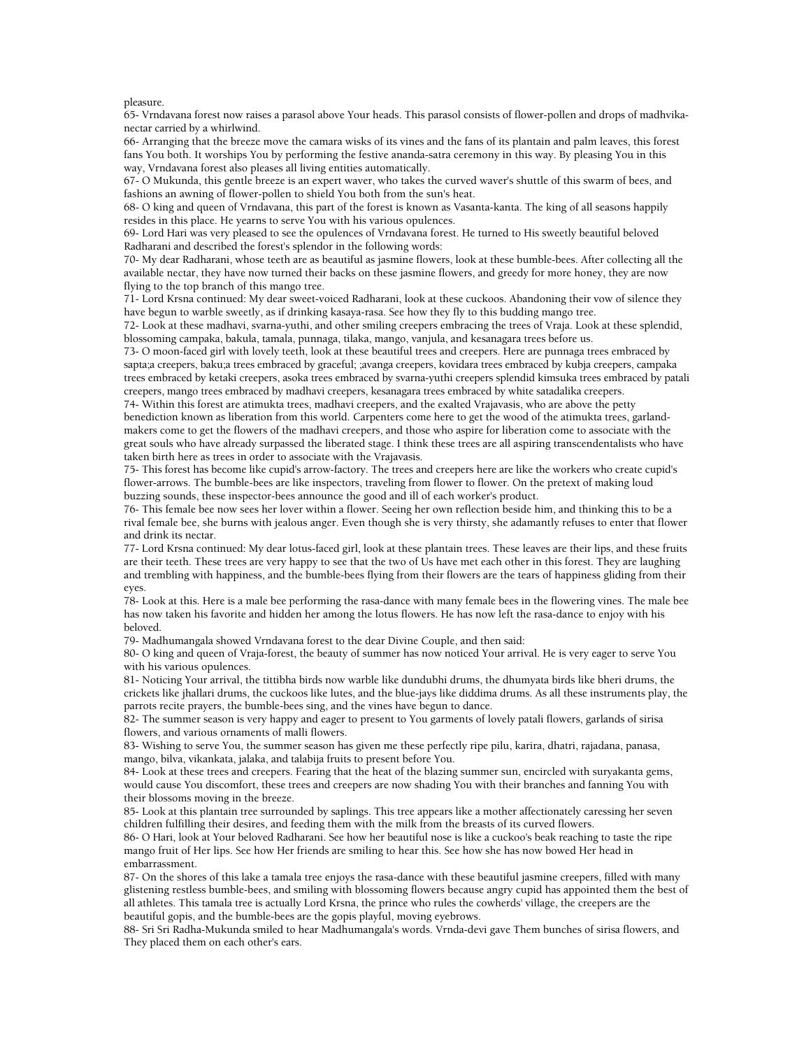pleasure.

65- Vrndavana forest now raises a parasol above Your heads. This parasol consists of flower-pollen and drops of madhvika-nectar carried by a whirlwind.

66- Arranging that the breeze move the camara wisks of its vines and the fans of its plantain and palm leaves, this forest fans You both. It worships You by performing the festive ananda-satra ceremony in this way. By pleasing You in this way, Vrndavana forest also pleases all living entities automatically.

67- O Mukunda, this gentle breeze is an expert waver, who takes the curved waver's shuttle of this swarm of bees, and fashions an awning of flower-pollen to shield You both from the sun's heat.

68- O king and queen of Vrndavana, this part of the forest is known as Vasanta-kanta. The king of all seasons happily resides in this place. He yearns to serve You with his various opulences.

69- Lord Hari was very pleased to see the opulences of Vrndavana forest. He turned to His sweetly beautiful beloved Radharani and described the forest's splendor in the following words:

70- My dear Radharani, whose teeth are as beautiful as jasmine flowers, look at these bumble-bees. After collecting all the available nectar, they have now turned their backs on these jasmine flowers, and greedy for more honey, they are now flying to the top branch of this mango tree.

71- Lord Krsna continued: My dear sweet-voiced Radharani, look at these cuckoos. Abandoning their vow of silence they have begun to warble sweetly, as if drinking kasaya-rasa. See how they fly to this budding mango tree.

72- Look at these madhavi, svarna-yuthi, and other smiling creepers embracing the trees of Vraja. Look at these splendid, blossoming campaka, bakula, tamala, punnaga, tilaka, mango, vanjula, and kesanagara trees before us.

73- O moon-faced girl with lovely teeth, look at these beautiful trees and creepers. Here are punnaga trees embraced by sapta;a creepers, baku;a trees embraced by graceful; ;avanga creepers, kovidara trees embraced by kubja creepers, campaka trees embraced by ketaki creepers, asoka trees embraced by svarna-yuthi creepers splendid kimsuka trees embraced by patali creepers, mango trees embraced by madhavi creepers, kesanagara trees embraced by white satadalika creepers.

74- Within this forest are atimukta trees, madhavi creepers, and the exalted Vrajavasis, who are above the petty benediction known as liberation from this world. Carpenters come here to get the wood of the atimukta trees, garland-makers come to get the flowers of the madhavi creepers, and those who aspire for liberation come to associate with the great souls who have already surpassed the liberated stage. I think these trees are all aspiring transcendentalists who have taken birth here as trees in order to associate with the Vrajavasis.

75- This forest has become like cupid's arrow-factory. The trees and creepers here are like the workers who create cupid's flower-arrows. The bumble-bees are like inspectors, traveling from flower to flower. On the pretext of making loud buzzing sounds, these inspector-bees announce the good and ill of each worker's product.

76- This female bee now sees her lover within a flower. Seeing her own reflection beside him, and thinking this to be a rival female bee, she burns with jealous anger. Even though she is very thirsty, she adamantly refuses to enter that flower and drink its nectar.

77- Lord Krsna continued: My dear lotus-faced girl, look at these plantain trees. These leaves are their lips, and these fruits are their teeth. These trees are very happy to see that the two of Us have met each other in this forest. They are laughing and trembling with happiness, and the bumble-bees flying from their flowers are the tears of happiness gliding from their eyes.

78- Look at this. Here is a male bee performing the rasa-dance with many female bees in the flowering vines. The male bee has now taken his favorite and hidden her among the lotus flowers. He has now left the rasa-dance to enjoy with his beloved.

79- Madhumangala showed Vrndavana forest to the dear Divine Couple, and then said:

80- O king and queen of Vraja-forest, the beauty of summer has now noticed Your arrival. He is very eager to serve You with his various opulences.

81- Noticing Your arrival, the tittibha birds now warble like dundubhi drums, the dhumyata birds like bheri drums, the crickets like jhallari drums, the cuckoos like lutes, and the blue-jays like diddima drums. As all these instruments play, the parrots recite prayers, the bumble-bees sing, and the vines have begun to dance.

82- The summer season is very happy and eager to present to You garments of lovely patali flowers, garlands of sirisa flowers, and various ornaments of malli flowers.

83- Wishing to serve You, the summer season has given me these perfectly ripe pilu, karira, dhatri, rajadana, panasa, mango, bilva, vikankata, jalaka, and talabija fruits to present before You.

84- Look at these trees and creepers. Fearing that the heat of the blazing summer sun, encircled with suryakanta gems, would cause You discomfort, these trees and creepers are now shading You with their branches and fanning You with their blossoms moving in the breeze.

85- Look at this plantain tree surrounded by saplings. This tree appears like a mother affectionately caressing her seven children fulfilling their desires, and feeding them with the milk from the breasts of its curved flowers.

86- O Hari, look at Your beloved Radharani. See how her beautiful nose is like a cuckoo's beak reaching to taste the ripe mango fruit of Her lips. See how Her friends are smiling to hear this. See how she has now bowed Her head in embarrassment.

87- On the shores of this lake a tamala tree enjoys the rasa-dance with these beautiful jasmine creepers, filled with many glistening restless bumble-bees, and smiling with blossoming flowers because angry cupid has appointed them the best of all athletes. This tamala tree is actually Lord Krsna, the prince who rules the cowherds' village, the creepers are the beautiful gopis, and the bumble-bees are the gopis playful, moving eyebrows.

88- Sri Sri Radha-Mukunda smiled to hear Madhumangala's words. Vrnda-devi gave Them bunches of sirisa flowers, and They placed them on each other's ears.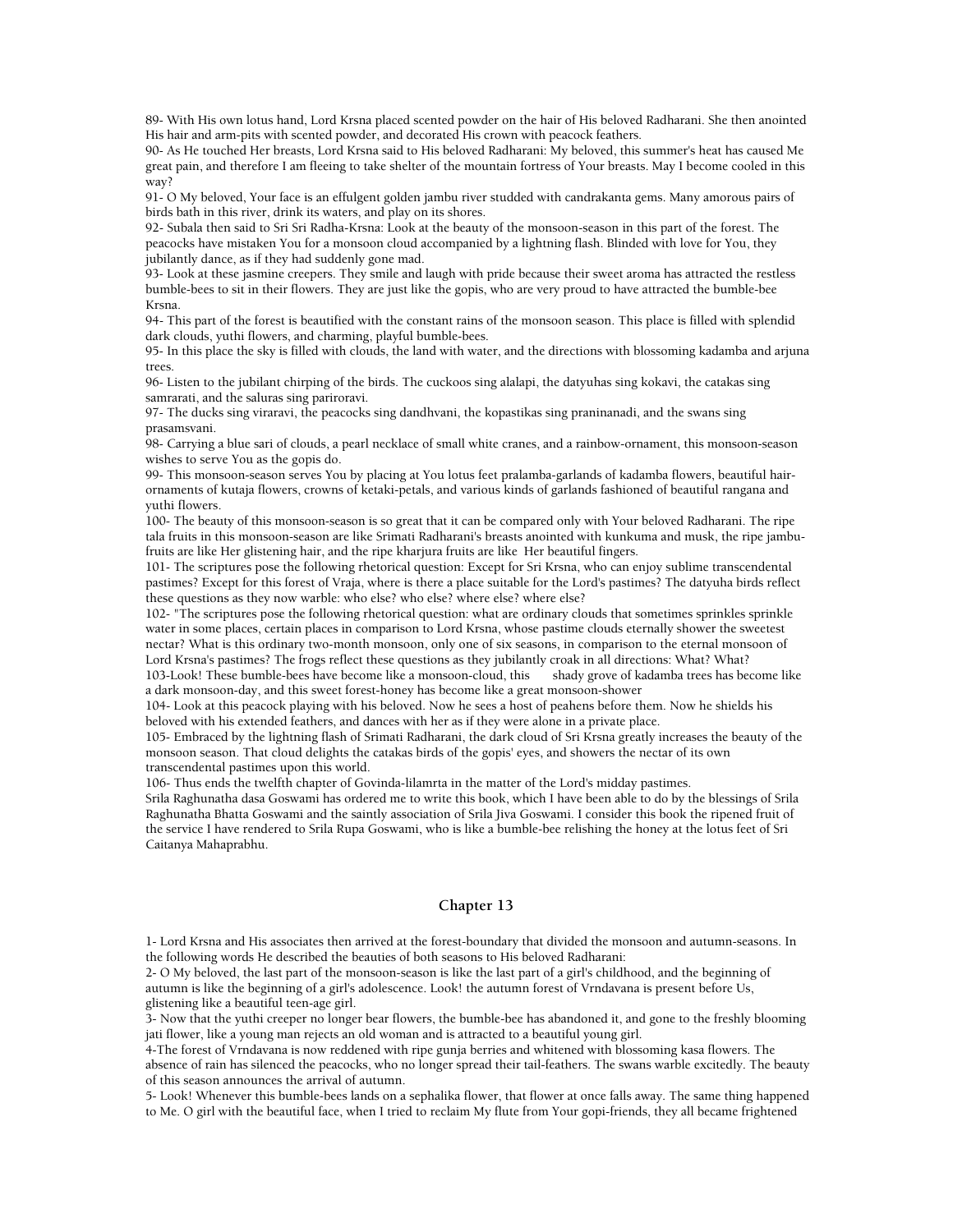89- With His own lotus hand, Lord Krsna placed scented powder on the hair of His beloved Radharani. She then anointed His hair and arm-pits with scented powder, and decorated His crown with peacock feathers.

90- As He touched Her breasts, Lord Krsna said to His beloved Radharani: My beloved, this summer's heat has caused Me great pain, and therefore I am fleeing to take shelter of the mountain fortress of Your breasts. May I become cooled in this way?

91- O My beloved, Your face is an effulgent golden jambu river studded with candrakanta gems. Many amorous pairs of birds bath in this river, drink its waters, and play on its shores.

92- Subala then said to Sri Sri Radha-Krsna: Look at the beauty of the monsoon-season in this part of the forest. The peacocks have mistaken You for a monsoon cloud accompanied by a lightning flash. Blinded with love for You, they jubilantly dance, as if they had suddenly gone mad.

93- Look at these jasmine creepers. They smile and laugh with pride because their sweet aroma has attracted the restless bumble-bees to sit in their flowers. They are just like the gopis, who are very proud to have attracted the bumble-bee Krsna.

94- This part of the forest is beautified with the constant rains of the monsoon season. This place is filled with splendid dark clouds, yuthi flowers, and charming, playful bumble-bees.

95- In this place the sky is filled with clouds, the land with water, and the directions with blossoming kadamba and arjuna trees.

96- Listen to the jubilant chirping of the birds. The cuckoos sing alalapi, the datyuhas sing kokavi, the catakas sing samrarati, and the saluras sing parirovi.

97- The ducks sing viraravi, the peacocks sing dandhvani, the kopastikas sing praninanadi, and the swans sing prasamsvani.

98- Carrying a blue sari of clouds, a pearl necklace of small white cranes, and a rainbow-ornament, this monsoon-season wishes to serve You as the gopis do.

99- This monsoon-season serves You by placing at You lotus feet pralamba-garlands of kadamba flowers, beautiful hair-ornaments of kutaja flowers, crowns of ketaki-petals, and various kinds of garlands fashioned of beautiful rangana and yuthi flowers.

100- The beauty of this monsoon-season is so great that it can be compared only with Your beloved Radharani. The ripe tala fruits in this monsoon-season are like Srimati Radharani's breasts anointed with kunkuma and musk, the ripe jambu-fruits are like Her glistening hair, and the ripe kharjura fruits are like Her beautiful fingers.

101- The scriptures pose the following rhetorical question: Except for Sri Krsna, who can enjoy sublime transcendental pastimes? Except for this forest of Vraja, where is there a place suitable for the Lord's pastimes? The datyuha birds reflect these questions as they now warble: who else? who else? where else? where else?

102- "The scriptures pose the following rhetorical question: what are ordinary clouds that sometimes sprinkles sprinkle water in some places, certain places in comparison to Lord Krsna, whose pastime clouds eternally shower the sweetest nectar? What is this ordinary two-month monsoon, only one of six seasons, in comparison to the eternal monsoon of Lord Krsna's pastimes? The frogs reflect these questions as they jubilantly croak in all directions: What? What?

103-Look! These bumble-bees have become like a monsoon-cloud, this shady grove of kadamba trees has become like a dark monsoon-day, and this sweet forest-honey has become like a great monsoon-shower

104- Look at this peacock playing with his beloved. Now he sees a host of peahens before them. Now he shields his beloved with his extended feathers, and dances with her as if they were alone in a private place.

105- Embraced by the lightning flash of Srimati Radharani, the dark cloud of Sri Krsna greatly increases the beauty of the monsoon season. That cloud delights the catakas birds of the gopis' eyes, and showers the nectar of its own transcendental pastimes upon this world.

106- Thus ends the twelfth chapter of Govinda-lilamrta in the matter of the Lord's midday pastimes.

Srila Raghunatha dasa Goswami has ordered me to write this book, which I have been able to do by the blessings of Srila Raghunatha Bhatta Goswami and the saintly association of Srila Jiva Goswami. I consider this book the ripened fruit of the service I have rendered to Srila Rupa Goswami, who is like a bumble-bee relishing the honey at the lotus feet of Sri Caitanya Mahaprabhu.

## Chapter 13

1- Lord Krsna and His associates then arrived at the forest-boundary that divided the monsoon and autumn-seasons. In the following words He described the beauties of both seasons to His beloved Radharani:

2- O My beloved, the last part of the monsoon-season is like the last part of a girl's childhood, and the beginning of autumn is like the beginning of a girl's adolescence. Look! the autumn forest of Vrndavana is present before Us, glistening like a beautiful teen-age girl.

3- Now that the yuthi creeper no longer bear flowers, the bumble-bee has abandoned it, and gone to the freshly blooming jati flower, like a young man rejects an old woman and is attracted to a beautiful young girl.

4-The forest of Vrndavana is now reddened with ripe gunja berries and whitened with blossoming kasa flowers. The absence of rain has silenced the peacocks, who no longer spread their tail-feathers. The swans warble excitedly. The beauty of this season announces the arrival of autumn.

5- Look! Whenever this bumble-bees lands on a sephalika flower, that flower at once falls away. The same thing happened to Me. O girl with the beautiful face, when I tried to reclaim My flute from Your gopi-friends, they all became frightened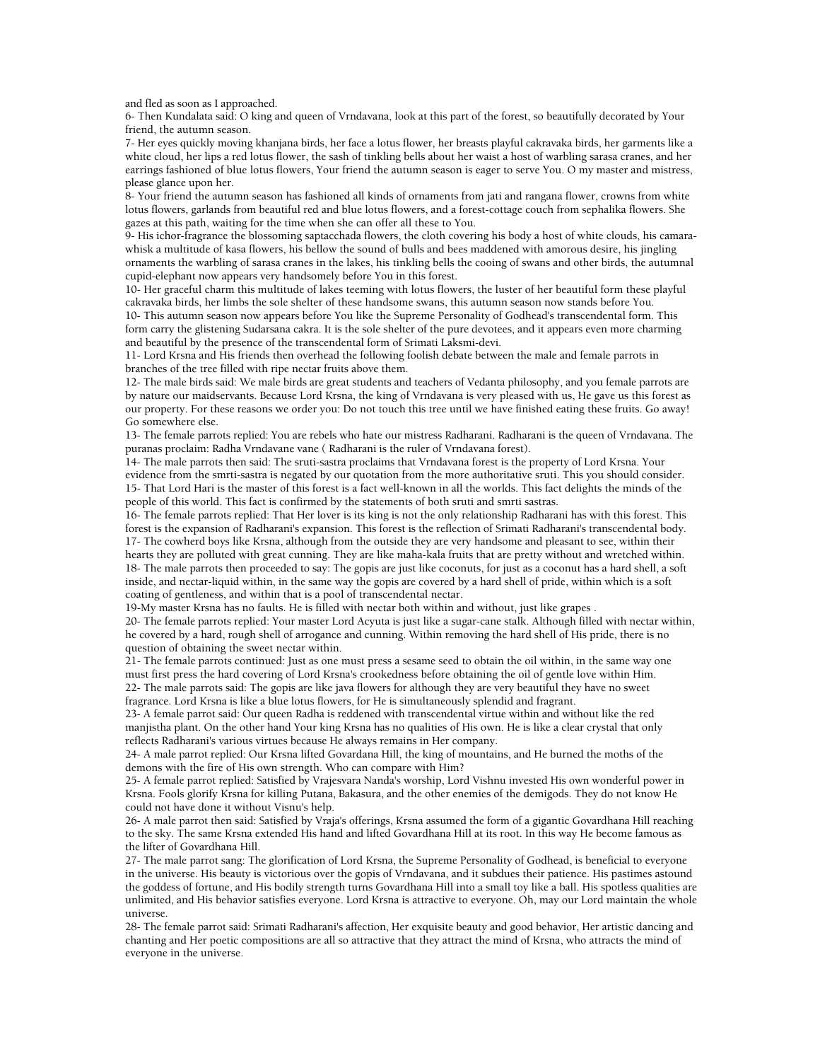and fled as soon as I approached.

6- Then Kundalata said: O king and queen of Vrndavana, look at this part of the forest, so beautifully decorated by Your friend, the autumn season.

7- Her eyes quickly moving khanjana birds, her face a lotus flower, her breasts playful cakravaka birds, her garments like a white cloud, her lips a red lotus flower, the sash of tinkling bells about her waist a host of warbling sarasa cranes, and her earrings fashioned of blue lotus flowers, Your friend the autumn season is eager to serve You. O my master and mistress, please glance upon her.

8- Your friend the autumn season has fashioned all kinds of ornaments from jati and rangana flower, crowns from white lotus flowers, garlands from beautiful red and blue lotus flowers, and a forest-cottage couch from sephalika flowers. She gazes at this path, waiting for the time when she can offer all these to You.

9- His ichor-fragrance the blossoming saptacchada flowers, the cloth covering his body a host of white clouds, his camara-whisk a multitude of kasa flowers, his bellow the sound of bulls and bees maddened with amorous desire, his jingling ornaments the warbling of sarasa cranes in the lakes, his tinkling bells the cooing of swans and other birds, the autumnal cupid-elephant now appears very handsomely before You in this forest.

10- Her graceful charm this multitude of lakes teeming with lotus flowers, the luster of her beautiful form these playful cakravaka birds, her limbs the sole shelter of these handsome swans, this autumn season now stands before You.

10- This autumn season now appears before You like the Supreme Personality of Godhead's transcendental form. This form carry the glistening Sudarsana cakra. It is the sole shelter of the pure devotees, and it appears even more charming and beautiful by the presence of the transcendental form of Srimati Laksmi-devi.

11- Lord Krsna and His friends then overhead the following foolish debate between the male and female parrots in branches of the tree filled with ripe nectar fruits above them.

12- The male birds said: We male birds are great students and teachers of Vedanta philosophy, and you female parrots are by nature our maidservants. Because Lord Krsna, the king of Vrndavana is very pleased with us, He gave us this forest as our property. For these reasons we order you: Do not touch this tree until we have finished eating these fruits. Go away! Go somewhere else.

13- The female parrots replied: You are rebels who hate our mistress Radharani. Radharani is the queen of Vrndavana. The puranas proclaim: Radha Vrndavane vane ( Radharani is the ruler of Vrndavana forest).

14- The male parrots then said: The sruti-sastra proclaims that Vrndavana forest is the property of Lord Krsna. Your evidence from the smrti-sastra is negated by our quotation from the more authoritative sruti. This you should consider.

15- That Lord Hari is the master of this forest is a fact well-known in all the worlds. This fact delights the minds of the people of this world. This fact is confirmed by the statements of both sruti and smrti sastras.

16- The female parrots replied: That Her lover is its king is not the only relationship Radharani has with this forest. This forest is the expansion of Radharani's expansion. This forest is the reflection of Srimati Radharani's transcendental body.

17- The cowherd boys like Krsna, although from the outside they are very handsome and pleasant to see, within their hearts they are polluted with great cunning. They are like maha-kala fruits that are pretty without and wretched within.

18- The male parrots then proceeded to say: The gopis are just like coconuts, for just as a coconut has a hard shell, a soft inside, and nectar-liquid within, in the same way the gopis are covered by a hard shell of pride, within which is a soft coating of gentleness, and within that is a pool of transcendental nectar.

19-My master Krsna has no faults. He is filled with nectar both within and without, just like grapes .

20- The female parrots replied: Your master Lord Acyuta is just like a sugar-cane stalk. Although filled with nectar within, he covered by a hard, rough shell of arrogance and cunning. Within removing the hard shell of His pride, there is no question of obtaining the sweet nectar within.

21- The female parrots continued: Just as one must press a sesame seed to obtain the oil within, in the same way one must first press the hard covering of Lord Krsna's crookedness before obtaining the oil of gentle love within Him.

22- The male parrots said: The gopis are like java flowers for although they are very beautiful they have no sweet fragrance. Lord Krsna is like a blue lotus flowers, for He is simultaneously splendid and fragrant.

23- A female parrot said: Our queen Radha is reddened with transcendental virtue within and without like the red manjistha plant. On the other hand Your king Krsna has no qualities of His own. He is like a clear crystal that only reflects Radharani's various virtues because He always remains in Her company.

24- A male parrot replied: Our Krsna lifted Govardana Hill, the king of mountains, and He burned the moths of the demons with the fire of His own strength. Who can compare with Him?

25- A female parrot replied: Satisfied by Vrajesvara Nanda's worship, Lord Vishnu invested His own wonderful power in Krsna. Fools glorify Krsna for killing Putana, Bakasura, and the other enemies of the demigods. They do not know He could not have done it without Visnu's help.

26- A male parrot then said: Satisfied by Vraja's offerings, Krsna assumed the form of a gigantic Govardhana Hill reaching to the sky. The same Krsna extended His hand and lifted Govardhana Hill at its root. In this way He become famous as the lifter of Govardhana Hill.

27- The male parrot sang: The glorification of Lord Krsna, the Supreme Personality of Godhead, is beneficial to everyone in the universe. His beauty is victorious over the gopis of Vrndavana, and it subdues their patience. His pastimes astound the goddess of fortune, and His bodily strength turns Govardhana Hill into a small toy like a ball. His spotless qualities are unlimited, and His behavior satisfies everyone. Lord Krsna is attractive to everyone. Oh, may our Lord maintain the whole universe.

28- The female parrot said: Srimati Radharani's affection, Her exquisite beauty and good behavior, Her artistic dancing and chanting and Her poetic compositions are all so attractive that they attract the mind of Krsna, who attracts the mind of everyone in the universe.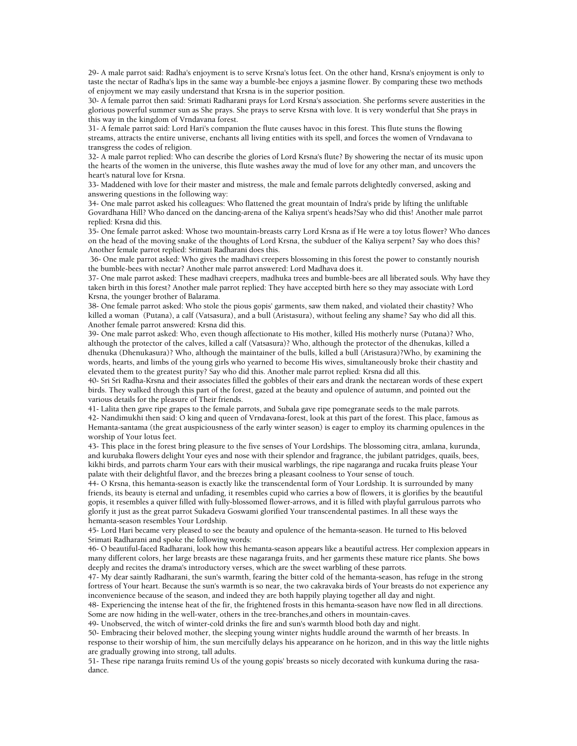29- A male parrot said: Radha's enjoyment is to serve Krsna's lotus feet. On the other hand, Krsna's enjoyment is only to taste the nectar of Radha's lips in the same way a bumble-bee enjoys a jasmine flower. By comparing these two methods of enjoyment we may easily understand that Krsna is in the superior position.

30- A female parrot then said: Srimati Radharani prays for Lord Krsna's association. She performs severe austerities in the glorious powerful summer sun as She prays. She prays to serve Krsna with love. It is very wonderful that She prays in this way in the kingdom of Vrndavana forest.

31- A female parrot said: Lord Hari's companion the flute causes havoc in this forest. This flute stuns the flowing streams, attracts the entire universe, enchants all living entities with its spell, and forces the women of Vrndavana to transgress the codes of religion.

32- A male parrot replied: Who can describe the glories of Lord Krsna's flute? By showering the nectar of its music upon the hearts of the women in the universe, this flute washes away the mud of love for any other man, and uncovers the heart's natural love for Krsna.

33- Maddened with love for their master and mistress, the male and female parrots delightedly conversed, asking and answering questions in the following way:

34- One male parrot asked his colleagues: Who flattened the great mountain of Indra's pride by lifting the unliftable Govardhana Hill? Who danced on the dancing-arena of the Kaliya srpent's heads?Say who did this! Another male parrot replied: Krsna did this.

35- One female parrot asked: Whose two mountain-breasts carry Lord Krsna as if He were a toy lotus flower? Who dances on the head of the moving snake of the thoughts of Lord Krsna, the subduer of the Kaliya serpent? Say who does this? Another female parrot replied: Srimati Radharani does this.

36- One male parrot asked: Who gives the madhavi creepers blossoming in this forest the power to constantly nourish the bumble-bees with nectar? Another male parrot answered: Lord Madhava does it.

37- One male parrot asked: These madhavi creepers, madhuka trees and bumble-bees are all liberated souls. Why have they taken birth in this forest? Another male parrot replied: They have accepted birth here so they may associate with Lord Krsna, the younger brother of Balarama.

38- One female parrot asked: Who stole the pious gopis' garments, saw them naked, and violated their chastity? Who killed a woman (Putana), a calf (Vatsasura), and a bull (Aristasura), without feeling any shame? Say who did all this. Another female parrot answered: Krsna did this.

39- One male parrot asked: Who, even though affectionate to His mother, killed His motherly nurse (Putana)? Who, although the protector of the calves, killed a calf (Vatsasura)? Who, although the protector of the dhenukas, killed a dhenuka (Dhenukasura)? Who, although the maintainer of the bulls, killed a bull (Aristasura)?Who, by examining the words, hearts, and limbs of the young girls who yearned to become His wives, simultaneously broke their chastity and elevated them to the greatest purity? Say who did this. Another male parrot replied: Krsna did all this.

40- Sri Sri Radha-Krsna and their associates filled the gobbles of their ears and drank the nectarean words of these expert birds. They walked through this part of the forest, gazed at the beauty and opulence of autumn, and pointed out the various details for the pleasure of Their friends.

41- Lalita then gave ripe grapes to the female parrots, and Subala gave ripe pomegranate seeds to the male parrots.

42- Nandimukhi then said: O king and queen of Vrndavana-forest, look at this part of the forest. This place, famous as Hemanta-santama (the great auspiciousness of the early winter season) is eager to employ its charming opulences in the worship of Your lotus feet.

43- This place in the forest bring pleasure to the five senses of Your Lordships. The blossoming citra, amlana, kurunda, and kurubaka flowers delight Your eyes and nose with their splendor and fragrance, the jubilant patridges, quails, bees, kikhi birds, and parrots charm Your ears with their musical warblings, the ripe nagaranga and rucaka fruits please Your palate with their delightful flavor, and the breezes bring a pleasant coolness to Your sense of touch.

44- O Krsna, this hemanta-season is exactly like the transcendental form of Your Lordship. It is surrounded by many friends, its beauty is eternal and unfading, it resembles cupid who carries a bow of flowers, it is glorifies by the beautiful gopis, it resembles a quiver filled with fully-blossomed flower-arrows, and it is filled with playful garrulous parrots who glorify it just as the great parrot Sukadeva Goswami glorified Your transcendental pastimes. In all these ways the hemanta-season resembles Your Lordship.

45- Lord Hari became very pleased to see the beauty and opulence of the hemanta-season. He turned to His beloved Srimati Radharani and spoke the following words:

46- O beautiful-faced Radharani, look how this hemanta-season appears like a beautiful actress. Her complexion appears in many different colors, her large breasts are these nagaranga fruits, and her garments these mature rice plants. She bows deeply and recites the drama's introductory verses, which are the sweet warbling of these parrots.

47- My dear saintly Radharani, the sun's warmth, fearing the bitter cold of the hemanta-season, has refuge in the strong fortress of Your heart. Because the sun's warmth is so near, the two cakravaka birds of Your breasts do not experience any inconvenience because of the season, and indeed they are both happily playing together all day and night.

48- Experiencing the intense heat of the fir, the frightened frosts in this hemanta-season have now fled in all directions. Some are now hiding in the well-water, others in the tree-branches,and others in mountain-caves.

49- Unobserved, the witch of winter-cold drinks the fire and sun's warmth blood both day and night.

50- Embracing their beloved mother, the sleeping young winter nights huddle around the warmth of her breasts. In response to their worship of him, the sun mercifully delays his appearance on he horizon, and in this way the little nights are gradually growing into strong, tall adults.

51- These ripe naranga fruits remind Us of the young gopis' breasts so nicely decorated with kunkuma during the rasa-dance.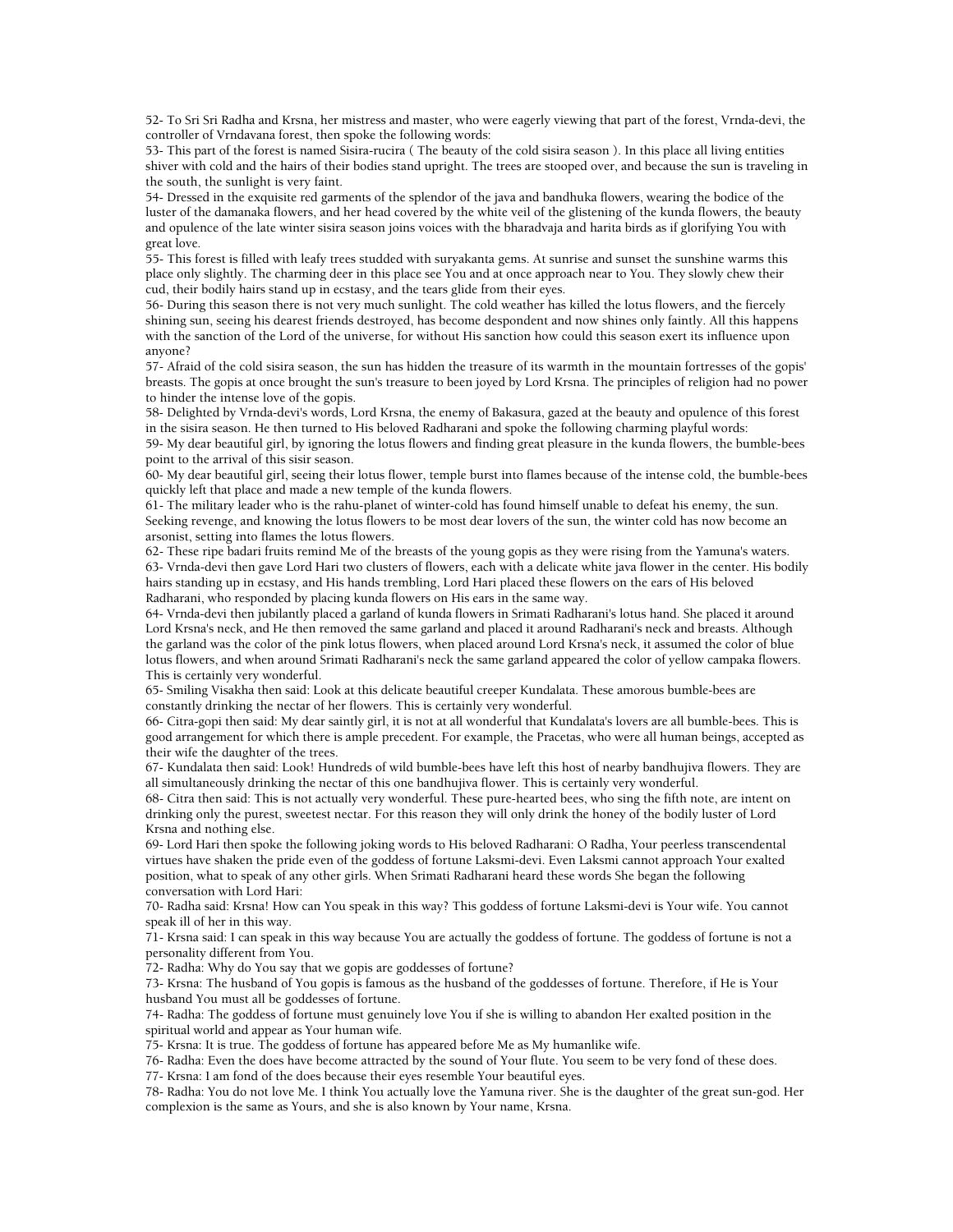52- To Sri Sri Radha and Krsna, her mistress and master, who were eagerly viewing that part of the forest, Vrnda-devi, the controller of Vrndavana forest, then spoke the following words:

53- This part of the forest is named Sisira-rucira ( The beauty of the cold sisira season ). In this place all living entities shiver with cold and the hairs of their bodies stand upright. The trees are stooped over, and because the sun is traveling in the south, the sunlight is very faint.

54- Dressed in the exquisite red garments of the splendor of the java and bandhuka flowers, wearing the bodice of the luster of the damanaka flowers, and her head covered by the white veil of the glistening of the kunda flowers, the beauty and opulence of the late winter sisira season joins voices with the bharadvaja and harita birds as if glorifying You with great love.

55- This forest is filled with leafy trees studded with suryakanta gems. At sunrise and sunset the sunshine warms this place only slightly. The charming deer in this place see You and at once approach near to You. They slowly chew their cud, their bodily hairs stand up in ecstasy, and the tears glide from their eyes.

56- During this season there is not very much sunlight. The cold weather has killed the lotus flowers, and the fiercely shining sun, seeing his dearest friends destroyed, has become despondent and now shines only faintly. All this happens with the sanction of the Lord of the universe, for without His sanction how could this season exert its influence upon anyone?

57- Afraid of the cold sisira season, the sun has hidden the treasure of its warmth in the mountain fortresses of the gopis' breasts. The gopis at once brought the sun's treasure to been joyed by Lord Krsna. The principles of religion had no power to hinder the intense love of the gopis.

58- Delighted by Vrnda-devi's words, Lord Krsna, the enemy of Bakasura, gazed at the beauty and opulence of this forest in the sisira season. He then turned to His beloved Radharani and spoke the following charming playful words:

59- My dear beautiful girl, by ignoring the lotus flowers and finding great pleasure in the kunda flowers, the bumble-bees point to the arrival of this sisir season.

60- My dear beautiful girl, seeing their lotus flower, temple burst into flames because of the intense cold, the bumble-bees quickly left that place and made a new temple of the kunda flowers.

61- The military leader who is the rahu-planet of winter-cold has found himself unable to defeat his enemy, the sun. Seeking revenge, and knowing the lotus flowers to be most dear lovers of the sun, the winter cold has now become an arsonist, setting into flames the lotus flowers.

62- These ripe badari fruits remind Me of the breasts of the young gopis as they were rising from the Yamuna's waters.

63- Vrnda-devi then gave Lord Hari two clusters of flowers, each with a delicate white java flower in the center. His bodily hairs standing up in ecstasy, and His hands trembling, Lord Hari placed these flowers on the ears of His beloved Radharani, who responded by placing kunda flowers on His ears in the same way.

64- Vrnda-devi then jubilantly placed a garland of kunda flowers in Srimati Radharani's lotus hand. She placed it around Lord Krsna's neck, and He then removed the same garland and placed it around Radharani's neck and breasts. Although the garland was the color of the pink lotus flowers, when placed around Lord Krsna's neck, it assumed the color of blue lotus flowers, and when around Srimati Radharani's neck the same garland appeared the color of yellow campaka flowers. This is certainly very wonderful.

65- Smiling Visakha then said: Look at this delicate beautiful creeper Kundalata. These amorous bumble-bees are constantly drinking the nectar of her flowers. This is certainly very wonderful.

66- Citra-gopi then said: My dear saintly girl, it is not at all wonderful that Kundalata's lovers are all bumble-bees. This is good arrangement for which there is ample precedent. For example, the Pracetas, who were all human beings, accepted as their wife the daughter of the trees.

67- Kundalata then said: Look! Hundreds of wild bumble-bees have left this host of nearby bandhujiva flowers. They are all simultaneously drinking the nectar of this one bandhujiva flower. This is certainly very wonderful.

68- Citra then said: This is not actually very wonderful. These pure-hearted bees, who sing the fifth note, are intent on drinking only the purest, sweetest nectar. For this reason they will only drink the honey of the bodily luster of Lord Krsna and nothing else.

69- Lord Hari then spoke the following joking words to His beloved Radharani: O Radha, Your peerless transcendental virtues have shaken the pride even of the goddess of fortune Laksmi-devi. Even Laksmi cannot approach Your exalted position, what to speak of any other girls. When Srimati Radharani heard these words She began the following conversation with Lord Hari:

70- Radha said: Krsna! How can You speak in this way? This goddess of fortune Laksmi-devi is Your wife. You cannot speak ill of her in this way.

71- Krsna said: I can speak in this way because You are actually the goddess of fortune. The goddess of fortune is not a personality different from You.

72- Radha: Why do You say that we gopis are goddesses of fortune?

73- Krsna: The husband of You gopis is famous as the husband of the goddesses of fortune. Therefore, if He is Your husband You must all be goddesses of fortune.

74- Radha: The goddess of fortune must genuinely love You if she is willing to abandon Her exalted position in the spiritual world and appear as Your human wife.

75- Krsna: It is true. The goddess of fortune has appeared before Me as My humanlike wife.

76- Radha: Even the does have become attracted by the sound of Your flute. You seem to be very fond of these does.

77- Krsna: I am fond of the does because their eyes resemble Your beautiful eyes.

78- Radha: You do not love Me. I think You actually love the Yamuna river. She is the daughter of the great sun-god. Her complexion is the same as Yours, and she is also known by Your name, Krsna.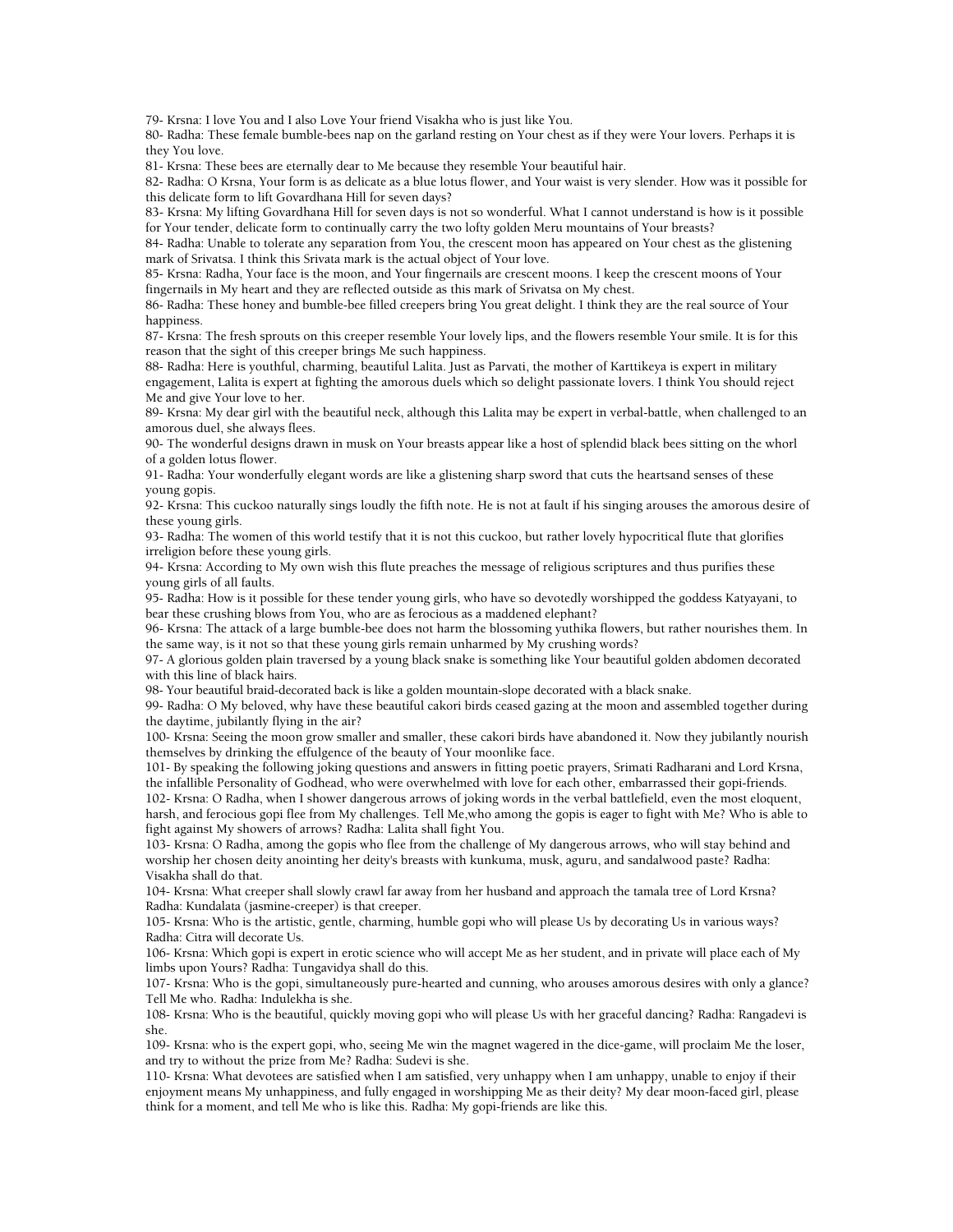79- Krsna: I love You and I also Love Your friend Visakha who is just like You.

80- Radha: These female bumble-bees nap on the garland resting on Your chest as if they were Your lovers. Perhaps it is they You love.

81- Krsna: These bees are eternally dear to Me because they resemble Your beautiful hair.

82- Radha: O Krsna, Your form is as delicate as a blue lotus flower, and Your waist is very slender. How was it possible for this delicate form to lift Govardhana Hill for seven days?

83- Krsna: My lifting Govardhana Hill for seven days is not so wonderful. What I cannot understand is how is it possible for Your tender, delicate form to continually carry the two lofty golden Meru mountains of Your breasts?

84- Radha: Unable to tolerate any separation from You, the crescent moon has appeared on Your chest as the glistening mark of Srivatsa. I think this Srivata mark is the actual object of Your love.

85- Krsna: Radha, Your face is the moon, and Your fingernails are crescent moons. I keep the crescent moons of Your fingernails in My heart and they are reflected outside as this mark of Srivatsa on My chest.

86- Radha: These honey and bumble-bee filled creepers bring You great delight. I think they are the real source of Your happiness.

87- Krsna: The fresh sprouts on this creeper resemble Your lovely lips, and the flowers resemble Your smile. It is for this reason that the sight of this creeper brings Me such happiness.

88- Radha: Here is youthful, charming, beautiful Lalita. Just as Parvati, the mother of Karttikeya is expert in military engagement, Lalita is expert at fighting the amorous duels which so delight passionate lovers. I think You should reject Me and give Your love to her.

89- Krsna: My dear girl with the beautiful neck, although this Lalita may be expert in verbal-battle, when challenged to an amorous duel, she always flees.

90- The wonderful designs drawn in musk on Your breasts appear like a host of splendid black bees sitting on the whorl of a golden lotus flower.

91- Radha: Your wonderfully elegant words are like a glistening sharp sword that cuts the heartsand senses of these young gopis.

92- Krsna: This cuckoo naturally sings loudly the fifth note. He is not at fault if his singing arouses the amorous desire of these young girls.

93- Radha: The women of this world testify that it is not this cuckoo, but rather lovely hypocritical flute that glorifies irreligion before these young girls.

94- Krsna: According to My own wish this flute preaches the message of religious scriptures and thus purifies these young girls of all faults.

95- Radha: How is it possible for these tender young girls, who have so devotedly worshipped the goddess Katyayani, to bear these crushing blows from You, who are as ferocious as a maddened elephant?

96- Krsna: The attack of a large bumble-bee does not harm the blossoming yuthika flowers, but rather nourishes them. In the same way, is it not so that these young girls remain unharmed by My crushing words?

97- A glorious golden plain traversed by a young black snake is something like Your beautiful golden abdomen decorated with this line of black hairs.

98- Your beautiful braid-decorated back is like a golden mountain-slope decorated with a black snake.

99- Radha: O My beloved, why have these beautiful cakori birds ceased gazing at the moon and assembled together during the daytime, jubilantly flying in the air?

100- Krsna: Seeing the moon grow smaller and smaller, these cakori birds have abandoned it. Now they jubilantly nourish themselves by drinking the effulgence of the beauty of Your moonlike face.

101- By speaking the following joking questions and answers in fitting poetic prayers, Srimati Radharani and Lord Krsna, the infallible Personality of Godhead, who were overwhelmed with love for each other, embarrassed their gopi-friends.

102- Krsna: O Radha, when I shower dangerous arrows of joking words in the verbal battlefield, even the most eloquent, harsh, and ferocious gopi flee from My challenges. Tell Me,who among the gopis is eager to fight with Me? Who is able to fight against My showers of arrows? Radha: Lalita shall fight You.

103- Krsna: O Radha, among the gopis who flee from the challenge of My dangerous arrows, who will stay behind and worship her chosen deity anointing her deity's breasts with kunkuma, musk, aguru, and sandalwood paste? Radha: Visakha shall do that.

104- Krsna: What creeper shall slowly crawl far away from her husband and approach the tamala tree of Lord Krsna? Radha: Kundalata (jasmine-creeper) is that creeper.

105- Krsna: Who is the artistic, gentle, charming, humble gopi who will please Us by decorating Us in various ways? Radha: Citra will decorate Us.

106- Krsna: Which gopi is expert in erotic science who will accept Me as her student, and in private will place each of My limbs upon Yours? Radha: Tungavidya shall do this.

107- Krsna: Who is the gopi, simultaneously pure-hearted and cunning, who arouses amorous desires with only a glance? Tell Me who. Radha: Indulekha is she.

108- Krsna: Who is the beautiful, quickly moving gopi who will please Us with her graceful dancing? Radha: Rangadevi is she.

109- Krsna: who is the expert gopi, who, seeing Me win the magnet wagered in the dice-game, will proclaim Me the loser, and try to without the prize from Me? Radha: Sudevi is she.

110- Krsna: What devotees are satisfied when I am satisfied, very unhappy when I am unhappy, unable to enjoy if their enjoyment means My unhappiness, and fully engaged in worshipping Me as their deity? My dear moon-faced girl, please think for a moment, and tell Me who is like this. Radha: My gopi-friends are like this.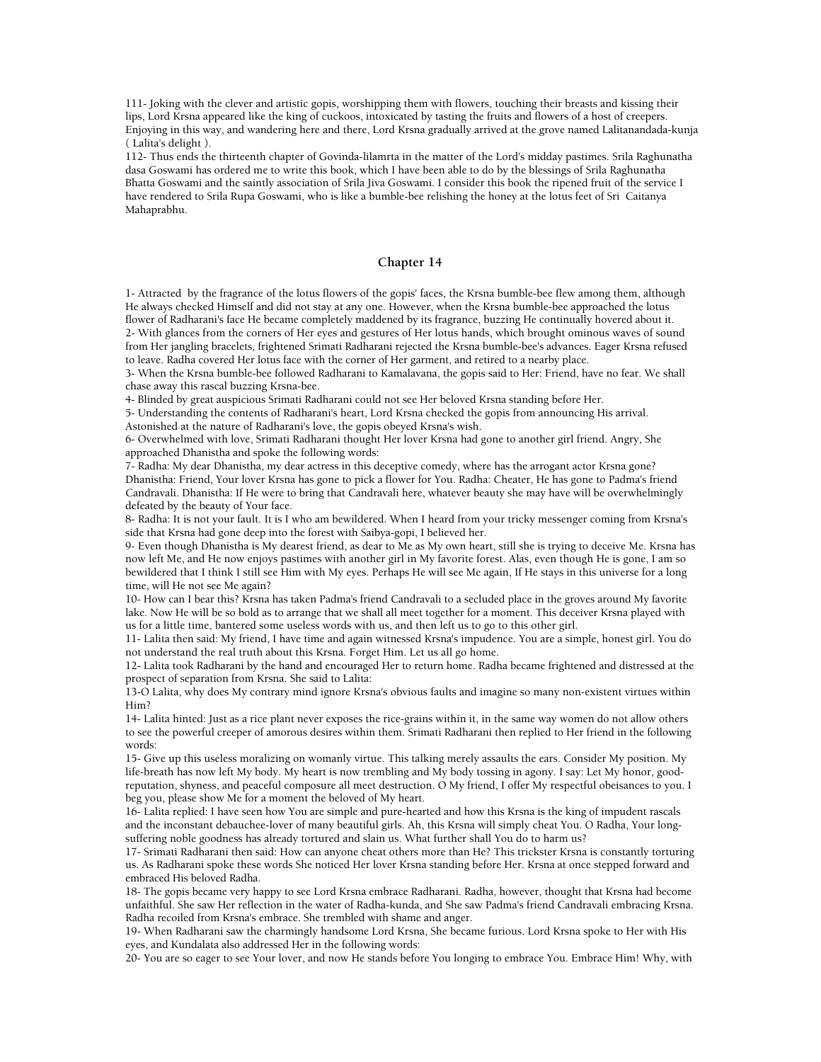111- Joking with the clever and artistic gopis, worshipping them with flowers, touching their breasts and kissing their lips, Lord Krsna appeared like the king of cuckoos, intoxicated by tasting the fruits and flowers of a host of creepers. Enjoying in this way, and wandering here and there, Lord Krsna gradually arrived at the grove named Lalitanandada-kunja ( Lalita's delight ).

112- Thus ends the thirteenth chapter of Govinda-lilamrta in the matter of the Lord's midday pastimes. Srila Raghunatha dasa Goswami has ordered me to write this book, which I have been able to do by the blessings of Srila Raghunatha Bhatta Goswami and the saintly association of Srila Jiva Goswami. I consider this book the ripened fruit of the service I have rendered to Srila Rupa Goswami, who is like a bumble-bee relishing the honey at the lotus feet of Sri Caitanya Mahaprabhu.

## Chapter 14

1- Attracted by the fragrance of the lotus flowers of the gopis' faces, the Krsna bumble-bee flew among them, although He always checked Himself and did not stay at any one. However, when the Krsna bumble-bee approached the lotus flower of Radharani's face He became completely maddened by its fragrance, buzzing He continually hovered about it.

2- With glances from the corners of Her eyes and gestures of Her lotus hands, which brought ominous waves of sound from Her jangling bracelets, frightened Srimati Radharani rejected the Krsna bumble-bee's advances. Eager Krsna refused to leave. Radha covered Her lotus face with the corner of Her garment, and retired to a nearby place.

3- When the Krsna bumble-bee followed Radharani to Kamalavana, the gopis said to Her: Friend, have no fear. We shall chase away this rascal buzzing Krsna-bee.

4- Blinded by great auspicious Srimati Radharani could not see Her beloved Krsna standing before Her.

5- Understanding the contents of Radharani's heart, Lord Krsna checked the gopis from announcing His arrival. Astonished at the nature of Radharani's love, the gopis obeyed Krsna's wish.

6- Overwhelmed with love, Srimati Radharani thought Her lover Krsna had gone to another girl friend. Angry, She approached Dhanistha and spoke the following words:

7- Radha: My dear Dhanistha, my dear actress in this deceptive comedy, where has the arrogant actor Krsna gone? Dhanistha: Friend, Your lover Krsna has gone to pick a flower for You. Radha: Cheater, He has gone to Padma's friend Candravali. Dhanistha: If He were to bring that Candravali here, whatever beauty she may have will be overwhelmingly defeated by the beauty of Your face.

8- Radha: It is not your fault. It is I who am bewildered. When I heard from your tricky messenger coming from Krsna's side that Krsna had gone deep into the forest with Saibya-gopi, I believed her.

9- Even though Dhanistha is My dearest friend, as dear to Me as My own heart, still she is trying to deceive Me. Krsna has now left Me, and He now enjoys pastimes with another girl in My favorite forest. Alas, even though He is gone, I am so bewildered that I think I still see Him with My eyes. Perhaps He will see Me again, If He stays in this universe for a long time, will He not see Me again?

10- How can I bear this? Krsna has taken Padma's friend Candravali to a secluded place in the groves around My favorite lake. Now He will be so bold as to arrange that we shall all meet together for a moment. This deceiver Krsna played with us for a little time, bantered some useless words with us, and then left us to go to this other girl.

11- Lalita then said: My friend, I have time and again witnessed Krsna's impudence. You are a simple, honest girl. You do not understand the real truth about this Krsna. Forget Him. Let us all go home.

12- Lalita took Radharani by the hand and encouraged Her to return home. Radha became frightened and distressed at the prospect of separation from Krsna. She said to Lalita:

13-O Lalita, why does My contrary mind ignore Krsna's obvious faults and imagine so many non-existent virtues within Him?

14- Lalita hinted: Just as a rice plant never exposes the rice-grains within it, in the same way women do not allow others to see the powerful creeper of amorous desires within them. Srimati Radharani then replied to Her friend in the following words:

15- Give up this useless moralizing on womanly virtue. This talking merely assaults the ears. Consider My position. My life-breath has now left My body. My heart is now trembling and My body tossing in agony. I say: Let My honor, good-reputation, shyness, and peaceful composure all meet destruction. O My friend, I offer My respectful obeisances to you. I beg you, please show Me for a moment the beloved of My heart.

16- Lalita replied: I have seen how You are simple and pure-hearted and how this Krsna is the king of impudent rascals and the inconstant debauchee-lover of many beautiful girls. Ah, this Krsna will simply cheat You. O Radha, Your long-suffering noble goodness has already tortured and slain us. What further shall You do to harm us?

17- Srimati Radharani then said: How can anyone cheat others more than He? This trickster Krsna is constantly torturing us. As Radharani spoke these words She noticed Her lover Krsna standing before Her. Krsna at once stepped forward and embraced His beloved Radha.

18- The gopis became very happy to see Lord Krsna embrace Radharani. Radha, however, thought that Krsna had become unfaithful. She saw Her reflection in the water of Radha-kunda, and She saw Padma's friend Candravali embracing Krsna. Radha recoiled from Krsna's embrace. She trembled with shame and anger.

19- When Radharani saw the charmingly handsome Lord Krsna, She became furious. Lord Krsna spoke to Her with His eyes, and Kundalata also addressed Her in the following words:

20- You are so eager to see Your lover, and now He stands before You longing to embrace You. Embrace Him! Why, with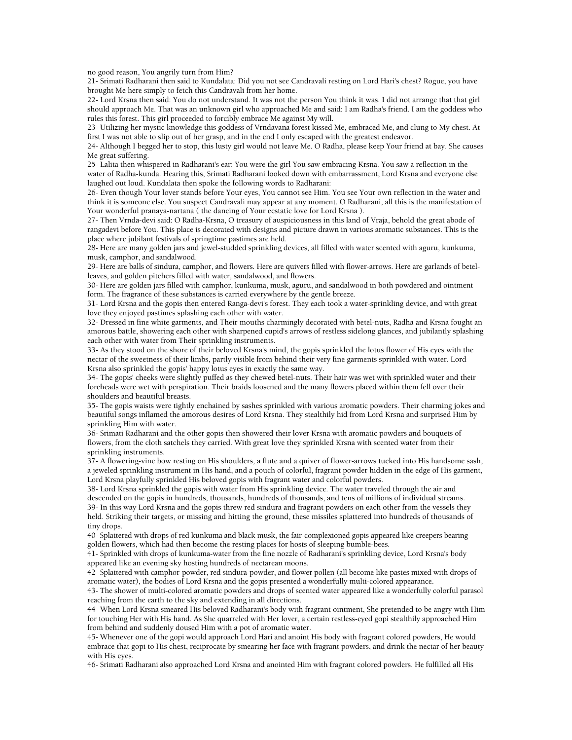no good reason, You angrily turn from Him?

21- Srimati Radharani then said to Kundalata: Did you not see Candravali resting on Lord Hari's chest? Rogue, you have brought Me here simply to fetch this Candravali from her home.

22- Lord Krsna then said: You do not understand. It was not the person You think it was. I did not arrange that that girl should approach Me. That was an unknown girl who approached Me and said: I am Radha's friend. I am the goddess who rules this forest. This girl proceeded to forcibly embrace Me against My will.

23- Utilizing her mystic knowledge this goddess of Vrndavana forest kissed Me, embraced Me, and clung to My chest. At first I was not able to slip out of her grasp, and in the end I only escaped with the greatest endeavor.

24- Although I begged her to stop, this lusty girl would not leave Me. O Radha, please keep Your friend at bay. She causes Me great suffering.

25- Lalita then whispered in Radharani's ear: You were the girl You saw embracing Krsna. You saw a reflection in the water of Radha-kunda. Hearing this, Srimati Radharani looked down with embarrassment, Lord Krsna and everyone else laughed out loud. Kundalata then spoke the following words to Radharani:

26- Even though Your lover stands before Your eyes, You cannot see Him. You see Your own reflection in the water and think it is someone else. You suspect Candravali may appear at any moment. O Radharani, all this is the manifestation of Your wonderful pranaya-nartana ( the dancing of Your ecstatic love for Lord Krsna ).

27- Then Vrnda-devi said: O Radha-Krsna, O treasury of auspiciousness in this land of Vraja, behold the great abode of rangadevi before You. This place is decorated with designs and picture drawn in various aromatic substances. This is the place where jubilant festivals of springtime pastimes are held.

28- Here are many golden jars and jewel-studded sprinkling devices, all filled with water scented with aguru, kunkuma, musk, camphor, and sandalwood.

29- Here are balls of sindura, camphor, and flowers. Here are quivers filled with flower-arrows. Here are garlands of betel-leaves, and golden pitchers filled with water, sandalwood, and flowers.

30- Here are golden jars filled with camphor, kunkuma, musk, aguru, and sandalwood in both powdered and ointment form. The fragrance of these substances is carried everywhere by the gentle breeze.

31- Lord Krsna and the gopis then entered Ranga-devi's forest. They each took a water-sprinkling device, and with great love they enjoyed pastimes splashing each other with water.

32- Dressed in fine white garments, and Their mouths charmingly decorated with betel-nuts, Radha and Krsna fought an amorous battle, showering each other with sharpened cupid's arrows of restless sidelong glances, and jubilantly splashing each other with water from Their sprinkling instruments.

33- As they stood on the shore of their beloved Krsna's mind, the gopis sprinkled the lotus flower of His eyes with the nectar of the sweetness of their limbs, partly visible from behind their very fine garments sprinkled with water. Lord Krsna also sprinkled the gopis' happy lotus eyes in exactly the same way.

34- The gopis' cheeks were slightly puffed as they chewed betel-nuts. Their hair was wet with sprinkled water and their foreheads were wet with perspiration. Their braids loosened and the many flowers placed within them fell over their shoulders and beautiful breasts.

35- The gopis waists were tightly enchained by sashes sprinkled with various aromatic powders. Their charming jokes and beautiful songs inflamed the amorous desires of Lord Krsna. They stealthily hid from Lord Krsna and surprised Him by sprinkling Him with water.

36- Srimati Radharani and the other gopis then showered their lover Krsna with aromatic powders and bouquets of flowers, from the cloth satchels they carried. With great love they sprinkled Krsna with scented water from their sprinkling instruments.

37- A flowering-vine bow resting on His shoulders, a flute and a quiver of flower-arrows tucked into His handsome sash, a jeweled sprinkling instrument in His hand, and a pouch of colorful, fragrant powder hidden in the edge of His garment, Lord Krsna playfully sprinkled His beloved gopis with fragrant water and colorful powders.

38- Lord Krsna sprinkled the gopis with water from His sprinkling device. The water traveled through the air and descended on the gopis in hundreds, thousands, hundreds of thousands, and tens of millions of individual streams.

39- In this way Lord Krsna and the gopis threw red sindura and fragrant powders on each other from the vessels they held. Striking their targets, or missing and hitting the ground, these missiles splattered into hundreds of thousands of tiny drops.

40- Splattered with drops of red kunkuma and black musk, the fair-complexioned gopis appeared like creepers bearing golden flowers, which had then become the resting places for hosts of sleeping bumble-bees.

41- Sprinkled with drops of kunkuma-water from the fine nozzle of Radharani's sprinkling device, Lord Krsna's body appeared like an evening sky hosting hundreds of nectarean moons.

42- Splattered with camphor-powder, red sindura-powder, and flower pollen (all become like pastes mixed with drops of aromatic water), the bodies of Lord Krsna and the gopis presented a wonderfully multi-colored appearance.

43- The shower of multi-colored aromatic powders and drops of scented water appeared like a wonderfully colorful parasol reaching from the earth to the sky and extending in all directions.

44- When Lord Krsna smeared His beloved Radharani's body with fragrant ointment, She pretended to be angry with Him for touching Her with His hand. As She quarreled with Her lover, a certain restless-eyed gopi stealthily approached Him from behind and suddenly doused Him with a pot of aromatic water.

45- Whenever one of the gopi would approach Lord Hari and anoint His body with fragrant colored powders, He would embrace that gopi to His chest, reciprocate by smearing her face with fragrant powders, and drink the nectar of her beauty with His eyes.

46- Srimati Radharani also approached Lord Krsna and anointed Him with fragrant colored powders. He fulfilled all His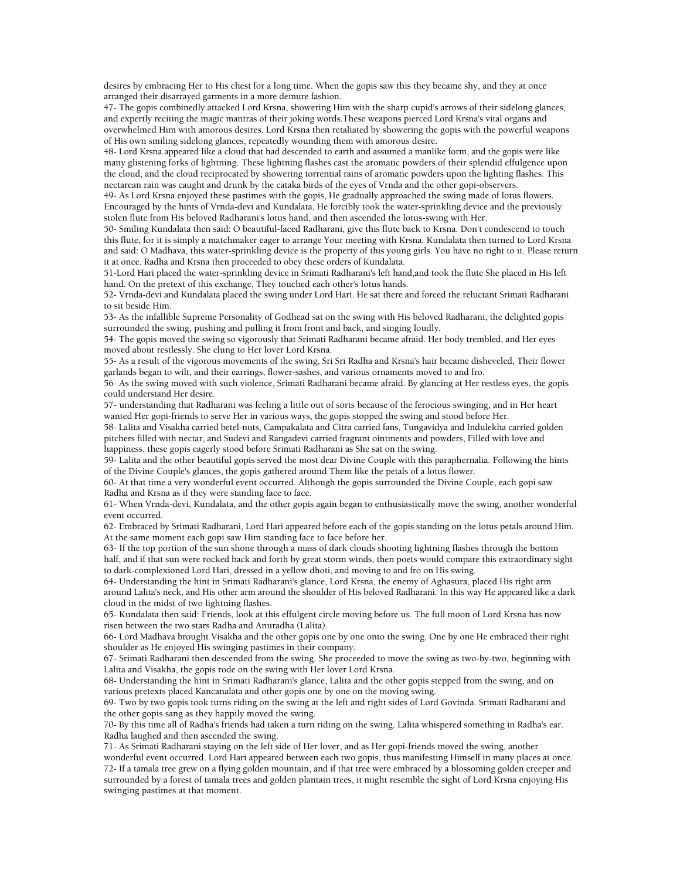desires by embracing Her to His chest for a long time. When the gopis saw this they became shy, and they at once arranged their disarrayed garments in a more demure fashion.

47- The gopis combinedly attacked Lord Krsna, showering Him with the sharp cupid's arrows of their sidelong glances, and expertly reciting the magic mantras of their joking words.These weapons pierced Lord Krsna's vital organs and overwhelmed Him with amorous desires. Lord Krsna then retaliated by showering the gopis with the powerful weapons of His own smiling sidelong glances, repeatedly wounding them with amorous desire.

48- Lord Krsna appeared like a cloud that had descended to earth and assumed a manlike form, and the gopis were like many glistening forks of lightning. These lightning flashes cast the aromatic powders of their splendid effulgence upon the cloud, and the cloud reciprocated by showering torrential rains of aromatic powders upon the lighting flashes. This nectarean rain was caught and drunk by the cataka birds of the eyes of Vrnda and the other gopi-observers.

49- As Lord Krsna enjoyed these pastimes with the gopis, He gradually approached the swing made of lotus flowers. Encouraged by the hints of Vrnda-devi and Kundalata, He forcibly took the water-sprinkling device and the previously stolen flute from His beloved Radharani's lotus hand, and then ascended the lotus-swing with Her.

50- Smiling Kundalata then said: O beautiful-faced Radharani, give this flute back to Krsna. Don't condescend to touch this flute, for it is simply a matchmaker eager to arrange Your meeting with Krsna. Kundalata then turned to Lord Krsna and said: O Madhava, this water-sprinkling device is the property of this young girls. You have no right to it. Please return it at once. Radha and Krsna then proceeded to obey these orders of Kundalata.

51-Lord Hari placed the water-sprinkling device in Srimati Radharani's left hand,and took the flute She placed in His left hand. On the pretext of this exchange, They touched each other's lotus hands.

52- Vrnda-devi and Kundalata placed the swing under Lord Hari. He sat there and forced the reluctant Srimati Radharani to sit beside Him.

53- As the infallible Supreme Personality of Godhead sat on the swing with His beloved Radharani, the delighted gopis surrounded the swing, pushing and pulling it from front and back, and singing loudly.

54- The gopis moved the swing so vigorously that Srimati Radharani became afraid. Her body trembled, and Her eyes moved about restlessly. She clung to Her lover Lord Krsna.

55- As a result of the vigorous movements of the swing, Sri Sri Radha and Krsna's hair became disheveled, Their flower garlands began to wilt, and their earrings, flower-sashes, and various ornaments moved to and fro.

56- As the swing moved with such violence, Srimati Radharani became afraid. By glancing at Her restless eyes, the gopis could understand Her desire.

57- understanding that Radharani was feeling a little out of sorts because of the ferocious swinging, and in Her heart wanted Her gopi-friends to serve Her in various ways, the gopis stopped the swing and stood before Her.

58- Lalita and Visakha carried betel-nuts, Campakalata and Citra carried fans, Tungavidya and Indulekha carried golden pitchers filled with nectar, and Sudevi and Rangadevi carried fragrant ointments and powders, Filled with love and happiness, these gopis eagerly stood before Srimati Radharani as She sat on the swing.

59- Lalita and the other beautiful gopis served the most dear Divine Couple with this paraphernalia. Following the hints of the Divine Couple's glances, the gopis gathered around Them like the petals of a lotus flower.

60- At that time a very wonderful event occurred. Although the gopis surrounded the Divine Couple, each gopi saw Radha and Krsna as if they were standing face to face.

61- When Vrnda-devi, Kundalata, and the other gopis again began to enthusiastically move the swing, another wonderful event occurred.

62- Embraced by Srimati Radharani, Lord Hari appeared before each of the gopis standing on the lotus petals around Him. At the same moment each gopi saw Him standing face to face before her.

63- If the top portion of the sun shone through a mass of dark clouds shooting lightning flashes through the bottom half, and if that sun were rocked back and forth by great storm winds, then poets would compare this extraordinary sight to dark-complexioned Lord Hari, dressed in a yellow dhoti, and moving to and fro on His swing.

64- Understanding the hint in Srimati Radharani's glance, Lord Krsna, the enemy of Aghasura, placed His right arm around Lalita's neck, and His other arm around the shoulder of His beloved Radharani. In this way He appeared like a dark cloud in the midst of two lightning flashes.

65- Kundalata then said: Friends, look at this effulgent circle moving before us. The full moon of Lord Krsna has now risen between the two stars Radha and Anuradha (Lalita).

66- Lord Madhava brought Visakha and the other gopis one by one onto the swing. One by one He embraced their right shoulder as He enjoyed His swinging pastimes in their company.

67- Srimati Radharani then descended from the swing. She proceeded to move the swing as two-by-two, beginning with Lalita and Visakha, the gopis rode on the swing with Her lover Lord Krsna.

68- Understanding the hint in Srimati Radharani's glance, Lalita and the other gopis stepped from the swing, and on various pretexts placed Kancanalata and other gopis one by one on the moving swing.

69- Two by two gopis took turns riding on the swing at the left and right sides of Lord Govinda. Srimati Radharani and the other gopis sang as they happily moved the swing.

70- By this time all of Radha's friends had taken a turn riding on the swing. Lalita whispered something in Radha's ear. Radha laughed and then ascended the swing.

71- As Srimati Radharani staying on the left side of Her lover, and as Her gopi-friends moved the swing, another wonderful event occurred. Lord Hari appeared between each two gopis, thus manifesting Himself in many places at once.

72- If a tamala tree grew on a flying golden mountain, and if that tree were embraced by a blossoming golden creeper and surrounded by a forest of tamala trees and golden plantain trees, it might resemble the sight of Lord Krsna enjoying His swinging pastimes at that moment.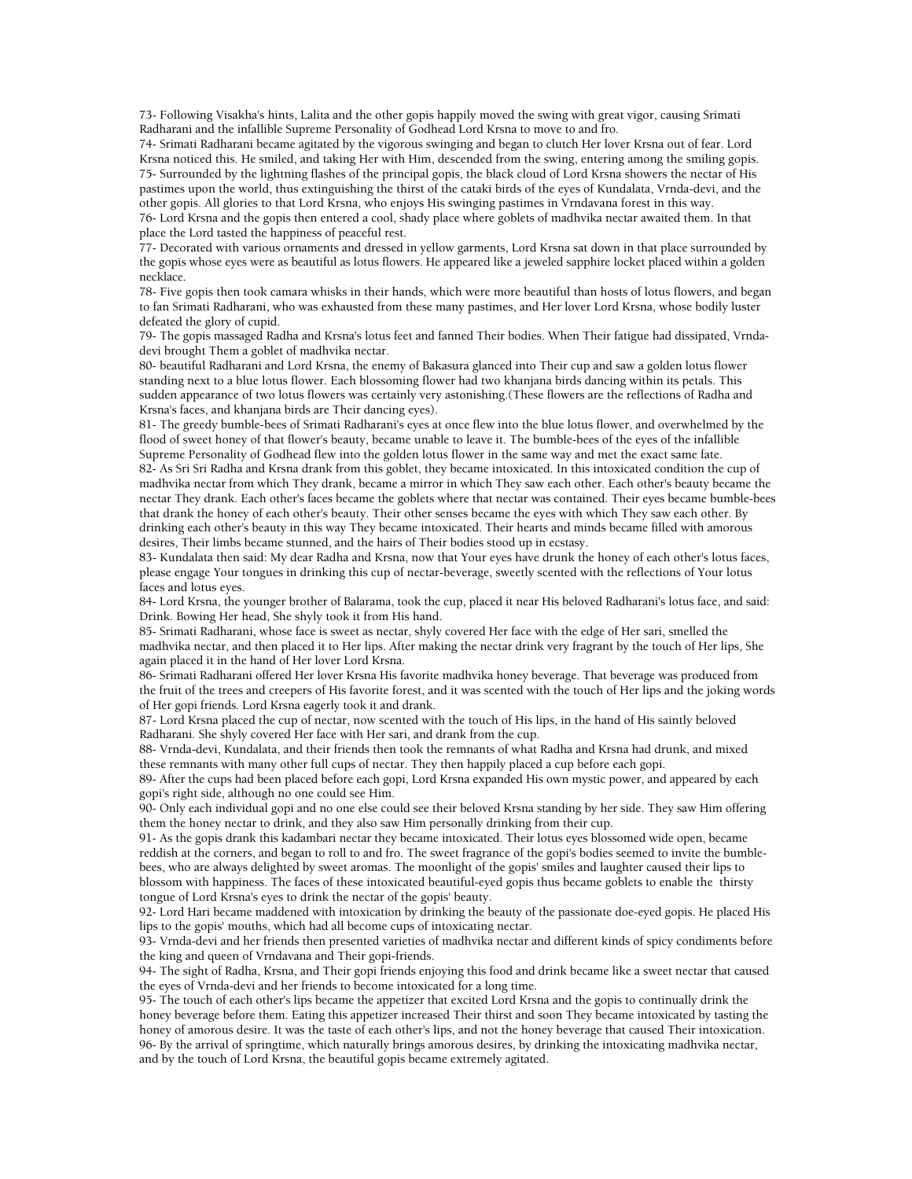73- Following Visakha's hints, Lalita and the other gopis happily moved the swing with great vigor, causing Srimati Radharani and the infallible Supreme Personality of Godhead Lord Krsna to move to and fro.
74- Srimati Radharani became agitated by the vigorous swinging and began to clutch Her lover Krsna out of fear. Lord Krsna noticed this. He smiled, and taking Her with Him, descended from the swing, entering among the smiling gopis.
75- Surrounded by the lightning flashes of the principal gopis, the black cloud of Lord Krsna showers the nectar of His pastimes upon the world, thus extinguishing the thirst of the cataki birds of the eyes of Kundalata, Vrnda-devi, and the other gopis. All glories to that Lord Krsna, who enjoys His swinging pastimes in Vrndavana forest in this way.
76- Lord Krsna and the gopis then entered a cool, shady place where goblets of madhvika nectar awaited them. In that place the Lord tasted the happiness of peaceful rest.
77- Decorated with various ornaments and dressed in yellow garments, Lord Krsna sat down in that place surrounded by the gopis whose eyes were as beautiful as lotus flowers. He appeared like a jeweled sapphire locket placed within a golden necklace.
78- Five gopis then took camara whisks in their hands, which were more beautiful than hosts of lotus flowers, and began to fan Srimati Radharani, who was exhausted from these many pastimes, and Her lover Lord Krsna, whose bodily luster defeated the glory of cupid.
79- The gopis massaged Radha and Krsna's lotus feet and fanned Their bodies. When Their fatigue had dissipated, Vrnda-devi brought Them a goblet of madhvika nectar.
80- beautiful Radharani and Lord Krsna, the enemy of Bakasura glanced into Their cup and saw a golden lotus flower standing next to a blue lotus flower. Each blossoming flower had two khanjana birds dancing within its petals. This sudden appearance of two lotus flowers was certainly very astonishing.(These flowers are the reflections of Radha and Krsna's faces, and khanjana birds are Their dancing eyes).
81- The greedy bumble-bees of Srimati Radharani's eyes at once flew into the blue lotus flower, and overwhelmed by the flood of sweet honey of that flower's beauty, became unable to leave it. The bumble-bees of the eyes of the infallible Supreme Personality of Godhead flew into the golden lotus flower in the same way and met the exact same fate.
82- As Sri Sri Radha and Krsna drank from this goblet, they became intoxicated. In this intoxicated condition the cup of madhvika nectar from which They drank, became a mirror in which They saw each other. Each other's beauty became the nectar They drank. Each other's faces became the goblets where that nectar was contained. Their eyes became bumble-bees that drank the honey of each other's beauty. Their other senses became the eyes with which They saw each other. By drinking each other's beauty in this way They became intoxicated. Their hearts and minds became filled with amorous desires, Their limbs became stunned, and the hairs of Their bodies stood up in ecstasy.
83- Kundalata then said: My dear Radha and Krsna, now that Your eyes have drunk the honey of each other's lotus faces, please engage Your tongues in drinking this cup of nectar-beverage, sweetly scented with the reflections of Your lotus faces and lotus eyes.
84- Lord Krsna, the younger brother of Balarama, took the cup, placed it near His beloved Radharani's lotus face, and said: Drink. Bowing Her head, She shyly took it from His hand.
85- Srimati Radharani, whose face is sweet as nectar, shyly covered Her face with the edge of Her sari, smelled the madhvika nectar, and then placed it to Her lips. After making the nectar drink very fragrant by the touch of Her lips, She again placed it in the hand of Her lover Lord Krsna.
86- Srimati Radharani offered Her lover Krsna His favorite madhvika honey beverage. That beverage was produced from the fruit of the trees and creepers of His favorite forest, and it was scented with the touch of Her lips and the joking words of Her gopi friends. Lord Krsna eagerly took it and drank.
87- Lord Krsna placed the cup of nectar, now scented with the touch of His lips, in the hand of His saintly beloved Radharani. She shyly covered Her face with Her sari, and drank from the cup.
88- Vrnda-devi, Kundalata, and their friends then took the remnants of what Radha and Krsna had drunk, and mixed these remnants with many other full cups of nectar. They then happily placed a cup before each gopi.
89- After the cups had been placed before each gopi, Lord Krsna expanded His own mystic power, and appeared by each gopi's right side, although no one could see Him.
90- Only each individual gopi and no one else could see their beloved Krsna standing by her side. They saw Him offering them the honey nectar to drink, and they also saw Him personally drinking from their cup.
91- As the gopis drank this kadambari nectar they became intoxicated. Their lotus eyes blossomed wide open, became reddish at the corners, and began to roll to and fro. The sweet fragrance of the gopi's bodies seemed to invite the bumble-bees, who are always delighted by sweet aromas. The moonlight of the gopis' smiles and laughter caused their lips to blossom with happiness. The faces of these intoxicated beautiful-eyed gopis thus became goblets to enable the thirsty tongue of Lord Krsna's eyes to drink the nectar of the gopis' beauty.
92- Lord Hari became maddened with intoxication by drinking the beauty of the passionate doe-eyed gopis. He placed His lips to the gopis' mouths, which had all become cups of intoxicating nectar.
93- Vrnda-devi and her friends then presented varieties of madhvika nectar and different kinds of spicy condiments before the king and queen of Vrndavana and Their gopi-friends.
94- The sight of Radha, Krsna, and Their gopi friends enjoying this food and drink became like a sweet nectar that caused the eyes of Vrnda-devi and her friends to become intoxicated for a long time.
95- The touch of each other's lips became the appetizer that excited Lord Krsna and the gopis to continually drink the honey beverage before them. Eating this appetizer increased Their thirst and soon They became intoxicated by tasting the honey of amorous desire. It was the taste of each other's lips, and not the honey beverage that caused Their intoxication.
96- By the arrival of springtime, which naturally brings amorous desires, by drinking the intoxicating madhvika nectar, and by the touch of Lord Krsna, the beautiful gopis became extremely agitated.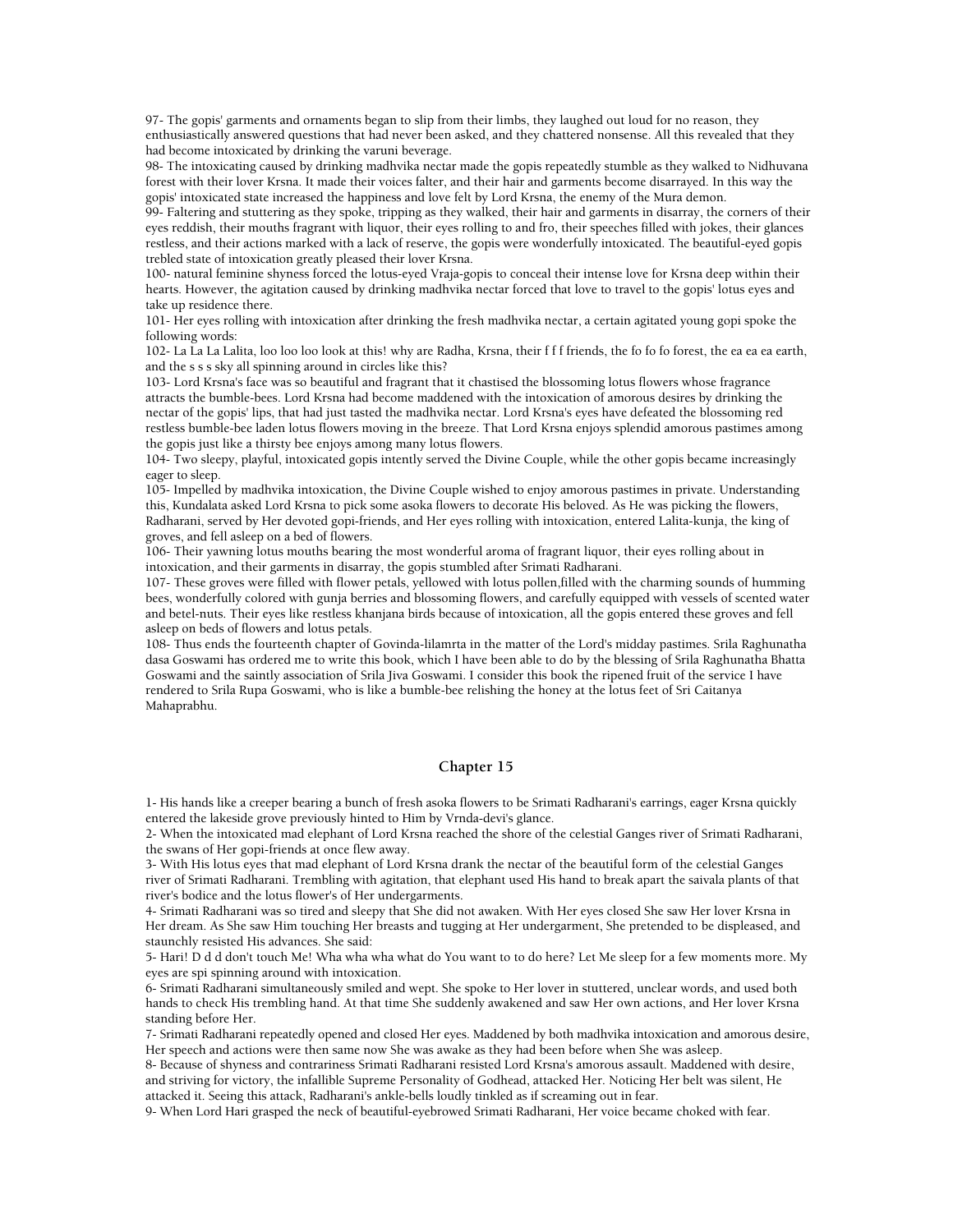97- The gopis' garments and ornaments began to slip from their limbs, they laughed out loud for no reason, they enthusiastically answered questions that had never been asked, and they chattered nonsense. All this revealed that they had become intoxicated by drinking the varuni beverage.
98- The intoxicating caused by drinking madhvika nectar made the gopis repeatedly stumble as they walked to Nidhuvana forest with their lover Krsna. It made their voices falter, and their hair and garments become disarrayed. In this way the gopis' intoxicated state increased the happiness and love felt by Lord Krsna, the enemy of the Mura demon.
99- Faltering and stuttering as they spoke, tripping as they walked, their hair and garments in disarray, the corners of their eyes reddish, their mouths fragrant with liquor, their eyes rolling to and fro, their speeches filled with jokes, their glances restless, and their actions marked with a lack of reserve, the gopis were wonderfully intoxicated. The beautiful-eyed gopis trebled state of intoxication greatly pleased their lover Krsna.
100- natural feminine shyness forced the lotus-eyed Vraja-gopis to conceal their intense love for Krsna deep within their hearts. However, the agitation caused by drinking madhvika nectar forced that love to travel to the gopis' lotus eyes and take up residence there.
101- Her eyes rolling with intoxication after drinking the fresh madhvika nectar, a certain agitated young gopi spoke the following words:
102- La La La Lalita, loo loo loo look at this! why are Radha, Krsna, their f f f friends, the fo fo fo forest, the ea ea ea earth, and the s s s sky all spinning around in circles like this?
103- Lord Krsna's face was so beautiful and fragrant that it chastised the blossoming lotus flowers whose fragrance attracts the bumble-bees. Lord Krsna had become maddened with the intoxication of amorous desires by drinking the nectar of the gopis' lips, that had just tasted the madhvika nectar. Lord Krsna's eyes have defeated the blossoming red restless bumble-bee laden lotus flowers moving in the breeze. That Lord Krsna enjoys splendid amorous pastimes among the gopis just like a thirsty bee enjoys among many lotus flowers.
104- Two sleepy, playful, intoxicated gopis intently served the Divine Couple, while the other gopis became increasingly eager to sleep.
105- Impelled by madhvika intoxication, the Divine Couple wished to enjoy amorous pastimes in private. Understanding this, Kundalata asked Lord Krsna to pick some asoka flowers to decorate His beloved. As He was picking the flowers, Radharani, served by Her devoted gopi-friends, and Her eyes rolling with intoxication, entered Lalita-kunja, the king of groves, and fell asleep on a bed of flowers.
106- Their yawning lotus mouths bearing the most wonderful aroma of fragrant liquor, their eyes rolling about in intoxication, and their garments in disarray, the gopis stumbled after Srimati Radharani.
107- These groves were filled with flower petals, yellowed with lotus pollen,filled with the charming sounds of humming bees, wonderfully colored with gunja berries and blossoming flowers, and carefully equipped with vessels of scented water and betel-nuts. Their eyes like restless khanjana birds because of intoxication, all the gopis entered these groves and fell asleep on beds of flowers and lotus petals.
108- Thus ends the fourteenth chapter of Govinda-lilamrta in the matter of the Lord's midday pastimes. Srila Raghunatha dasa Goswami has ordered me to write this book, which I have been able to do by the blessing of Srila Raghunatha Bhatta Goswami and the saintly association of Srila Jiva Goswami. I consider this book the ripened fruit of the service I have rendered to Srila Rupa Goswami, who is like a bumble-bee relishing the honey at the lotus feet of Sri Caitanya Mahaprabhu.

## Chapter 15

1- His hands like a creeper bearing a bunch of fresh asoka flowers to be Srimati Radharani's earrings, eager Krsna quickly entered the lakeside grove previously hinted to Him by Vrnda-devi's glance.
2- When the intoxicated mad elephant of Lord Krsna reached the shore of the celestial Ganges river of Srimati Radharani, the swans of Her gopi-friends at once flew away.
3- With His lotus eyes that mad elephant of Lord Krsna drank the nectar of the beautiful form of the celestial Ganges river of Srimati Radharani. Trembling with agitation, that elephant used His hand to break apart the saivala plants of that river's bodice and the lotus flower's of Her undergarments.
4- Srimati Radharani was so tired and sleepy that She did not awaken. With Her eyes closed She saw Her lover Krsna in Her dream. As She saw Him touching Her breasts and tugging at Her undergarment, She pretended to be displeased, and staunchly resisted His advances. She said:
5- Hari! D d d don't touch Me! Wha wha wha what do You want to to do here? Let Me sleep for a few moments more. My eyes are spi spinning around with intoxication.
6- Srimati Radharani simultaneously smiled and wept. She spoke to Her lover in stuttered, unclear words, and used both hands to check His trembling hand. At that time She suddenly awakened and saw Her own actions, and Her lover Krsna standing before Her.
7- Srimati Radharani repeatedly opened and closed Her eyes. Maddened by both madhvika intoxication and amorous desire, Her speech and actions were then same now She was awake as they had been before when She was asleep.
8- Because of shyness and contrariness Srimati Radharani resisted Lord Krsna's amorous assault. Maddened with desire, and striving for victory, the infallible Supreme Personality of Godhead, attacked Her. Noticing Her belt was silent, He attacked it. Seeing this attack, Radharani's ankle-bells loudly tinkled as if screaming out in fear.
9- When Lord Hari grasped the neck of beautiful-eyebrowed Srimati Radharani, Her voice became choked with fear.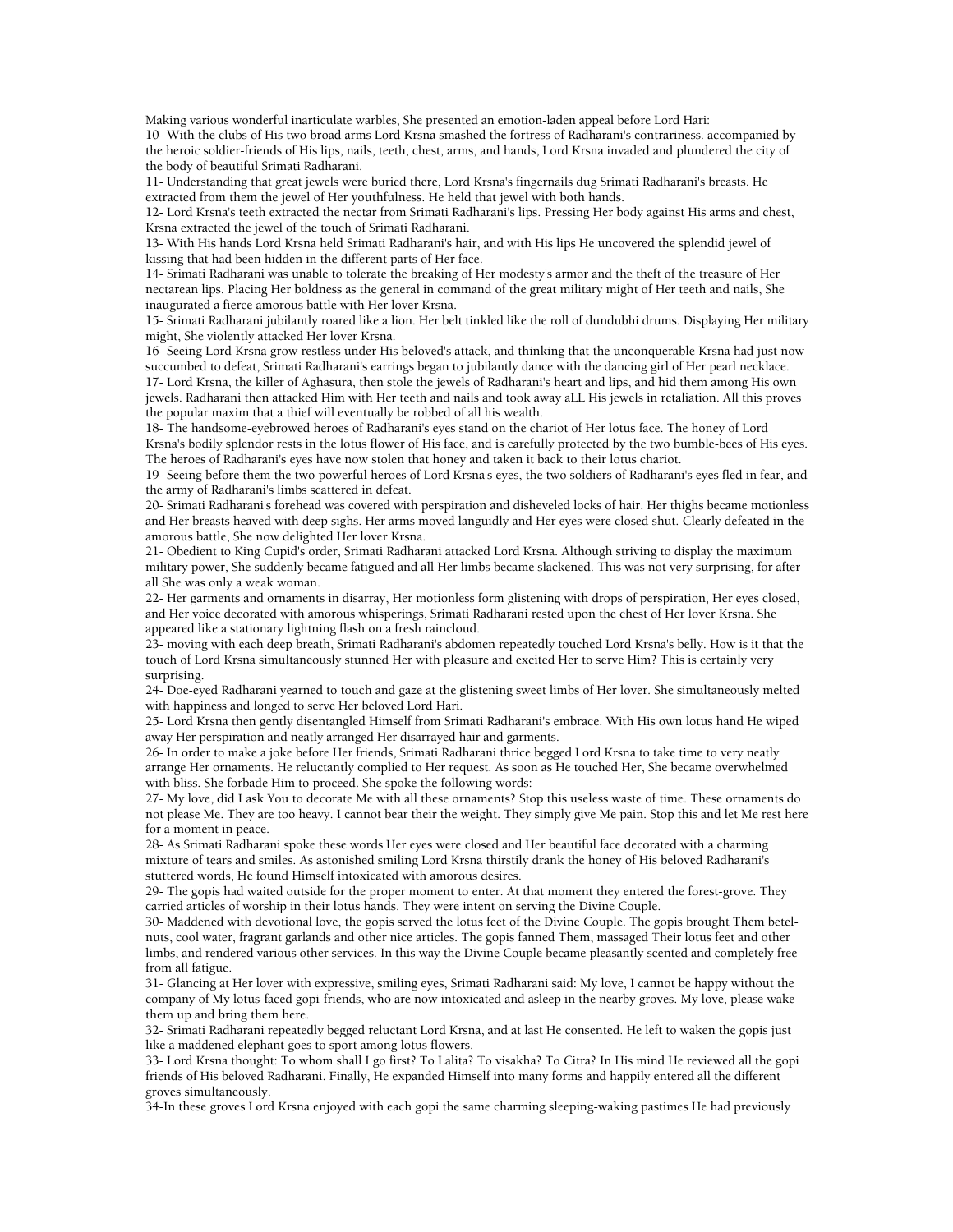Making various wonderful inarticulate warbles, She presented an emotion-laden appeal before Lord Hari:

10- With the clubs of His two broad arms Lord Krsna smashed the fortress of Radharani's contrariness. accompanied by the heroic soldier-friends of His lips, nails, teeth, chest, arms, and hands, Lord Krsna invaded and plundered the city of the body of beautiful Srimati Radharani.

11- Understanding that great jewels were buried there, Lord Krsna's fingernails dug Srimati Radharani's breasts. He extracted from them the jewel of Her youthfulness. He held that jewel with both hands.

12- Lord Krsna's teeth extracted the nectar from Srimati Radharani's lips. Pressing Her body against His arms and chest, Krsna extracted the jewel of the touch of Srimati Radharani.

13- With His hands Lord Krsna held Srimati Radharani's hair, and with His lips He uncovered the splendid jewel of kissing that had been hidden in the different parts of Her face.

14- Srimati Radharani was unable to tolerate the breaking of Her modesty's armor and the theft of the treasure of Her nectarean lips. Placing Her boldness as the general in command of the great military might of Her teeth and nails, She inaugurated a fierce amorous battle with Her lover Krsna.

15- Srimati Radharani jubilantly roared like a lion. Her belt tinkled like the roll of dundubhi drums. Displaying Her military might, She violently attacked Her lover Krsna.

16- Seeing Lord Krsna grow restless under His beloved's attack, and thinking that the unconquerable Krsna had just now succumbed to defeat, Srimati Radharani's earrings began to jubilantly dance with the dancing girl of Her pearl necklace.

17- Lord Krsna, the killer of Aghasura, then stole the jewels of Radharani's heart and lips, and hid them among His own jewels. Radharani then attacked Him with Her teeth and nails and took away aLL His jewels in retaliation. All this proves the popular maxim that a thief will eventually be robbed of all his wealth.

18- The handsome-eyebrowed heroes of Radharani's eyes stand on the chariot of Her lotus face. The honey of Lord Krsna's bodily splendor rests in the lotus flower of His face, and is carefully protected by the two bumble-bees of His eyes. The heroes of Radharani's eyes have now stolen that honey and taken it back to their lotus chariot.

19- Seeing before them the two powerful heroes of Lord Krsna's eyes, the two soldiers of Radharani's eyes fled in fear, and the army of Radharani's limbs scattered in defeat.

20- Srimati Radharani's forehead was covered with perspiration and disheveled locks of hair. Her thighs became motionless and Her breasts heaved with deep sighs. Her arms moved languidly and Her eyes were closed shut. Clearly defeated in the amorous battle, She now delighted Her lover Krsna.

21- Obedient to King Cupid's order, Srimati Radharani attacked Lord Krsna. Although striving to display the maximum military power, She suddenly became fatigued and all Her limbs became slackened. This was not very surprising, for after all She was only a weak woman.

22- Her garments and ornaments in disarray, Her motionless form glistening with drops of perspiration, Her eyes closed, and Her voice decorated with amorous whisperings, Srimati Radharani rested upon the chest of Her lover Krsna. She appeared like a stationary lightning flash on a fresh raincloud.

23- moving with each deep breath, Srimati Radharani's abdomen repeatedly touched Lord Krsna's belly. How is it that the touch of Lord Krsna simultaneously stunned Her with pleasure and excited Her to serve Him? This is certainly very surprising.

24- Doe-eyed Radharani yearned to touch and gaze at the glistening sweet limbs of Her lover. She simultaneously melted with happiness and longed to serve Her beloved Lord Hari.

25- Lord Krsna then gently disentangled Himself from Srimati Radharani's embrace. With His own lotus hand He wiped away Her perspiration and neatly arranged Her disarrayed hair and garments.

26- In order to make a joke before Her friends, Srimati Radharani thrice begged Lord Krsna to take time to very neatly arrange Her ornaments. He reluctantly complied to Her request. As soon as He touched Her, She became overwhelmed with bliss. She forbade Him to proceed. She spoke the following words:

27- My love, did I ask You to decorate Me with all these ornaments? Stop this useless waste of time. These ornaments do not please Me. They are too heavy. I cannot bear their the weight. They simply give Me pain. Stop this and let Me rest here for a moment in peace.

28- As Srimati Radharani spoke these words Her eyes were closed and Her beautiful face decorated with a charming mixture of tears and smiles. As astonished smiling Lord Krsna thirstily drank the honey of His beloved Radharani's stuttered words, He found Himself intoxicated with amorous desires.

29- The gopis had waited outside for the proper moment to enter. At that moment they entered the forest-grove. They carried articles of worship in their lotus hands. They were intent on serving the Divine Couple.

30- Maddened with devotional love, the gopis served the lotus feet of the Divine Couple. The gopis brought Them betel-nuts, cool water, fragrant garlands and other nice articles. The gopis fanned Them, massaged Their lotus feet and other limbs, and rendered various other services. In this way the Divine Couple became pleasantly scented and completely free from all fatigue.

31- Glancing at Her lover with expressive, smiling eyes, Srimati Radharani said: My love, I cannot be happy without the company of My lotus-faced gopi-friends, who are now intoxicated and asleep in the nearby groves. My love, please wake them up and bring them here.

32- Srimati Radharani repeatedly begged reluctant Lord Krsna, and at last He consented. He left to waken the gopis just like a maddened elephant goes to sport among lotus flowers.

33- Lord Krsna thought: To whom shall I go first? To Lalita? To visakha? To Citra? In His mind He reviewed all the gopi friends of His beloved Radharani. Finally, He expanded Himself into many forms and happily entered all the different groves simultaneously.

34-In these groves Lord Krsna enjoyed with each gopi the same charming sleeping-waking pastimes He had previously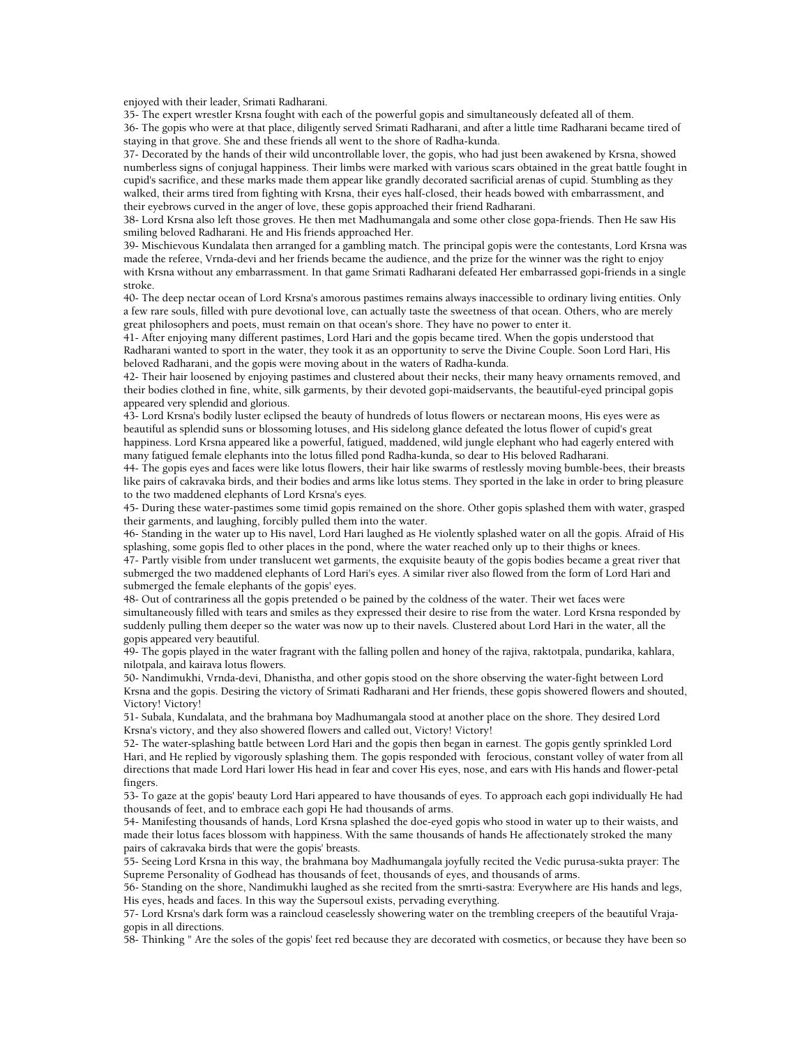enjoyed with their leader, Srimati Radharani.

35- The expert wrestler Krsna fought with each of the powerful gopis and simultaneously defeated all of them.

36- The gopis who were at that place, diligently served Srimati Radharani, and after a little time Radharani became tired of staying in that grove. She and these friends all went to the shore of Radha-kunda.

37- Decorated by the hands of their wild uncontrollable lover, the gopis, who had just been awakened by Krsna, showed numberless signs of conjugal happiness. Their limbs were marked with various scars obtained in the great battle fought in cupid's sacrifice, and these marks made them appear like grandly decorated sacrificial arenas of cupid. Stumbling as they walked, their arms tired from fighting with Krsna, their eyes half-closed, their heads bowed with embarrassment, and their eyebrows curved in the anger of love, these gopis approached their friend Radharani.

38- Lord Krsna also left those groves. He then met Madhumangala and some other close gopa-friends. Then He saw His smiling beloved Radharani. He and His friends approached Her.

39- Mischievous Kundalata then arranged for a gambling match. The principal gopis were the contestants, Lord Krsna was made the referee, Vrnda-devi and her friends became the audience, and the prize for the winner was the right to enjoy with Krsna without any embarrassment. In that game Srimati Radharani defeated Her embarrassed gopi-friends in a single stroke.

40- The deep nectar ocean of Lord Krsna's amorous pastimes remains always inaccessible to ordinary living entities. Only a few rare souls, filled with pure devotional love, can actually taste the sweetness of that ocean. Others, who are merely great philosophers and poets, must remain on that ocean's shore. They have no power to enter it.

41- After enjoying many different pastimes, Lord Hari and the gopis became tired. When the gopis understood that Radharani wanted to sport in the water, they took it as an opportunity to serve the Divine Couple. Soon Lord Hari, His beloved Radharani, and the gopis were moving about in the waters of Radha-kunda.

42- Their hair loosened by enjoying pastimes and clustered about their necks, their many heavy ornaments removed, and their bodies clothed in fine, white, silk garments, by their devoted gopi-maidservants, the beautiful-eyed principal gopis appeared very splendid and glorious.

43- Lord Krsna's bodily luster eclipsed the beauty of hundreds of lotus flowers or nectarean moons, His eyes were as beautiful as splendid suns or blossoming lotuses, and His sidelong glance defeated the lotus flower of cupid's great happiness. Lord Krsna appeared like a powerful, fatigued, maddened, wild jungle elephant who had eagerly entered with many fatigued female elephants into the lotus filled pond Radha-kunda, so dear to His beloved Radharani.

44- The gopis eyes and faces were like lotus flowers, their hair like swarms of restlessly moving bumble-bees, their breasts like pairs of cakravaka birds, and their bodies and arms like lotus stems. They sported in the lake in order to bring pleasure to the two maddened elephants of Lord Krsna's eyes.

45- During these water-pastimes some timid gopis remained on the shore. Other gopis splashed them with water, grasped their garments, and laughing, forcibly pulled them into the water.

46- Standing in the water up to His navel, Lord Hari laughed as He violently splashed water on all the gopis. Afraid of His splashing, some gopis fled to other places in the pond, where the water reached only up to their thighs or knees.

47- Partly visible from under translucent wet garments, the exquisite beauty of the gopis bodies became a great river that submerged the two maddened elephants of Lord Hari's eyes. A similar river also flowed from the form of Lord Hari and submerged the female elephants of the gopis' eyes.

48- Out of contrariness all the gopis pretended o be pained by the coldness of the water. Their wet faces were simultaneously filled with tears and smiles as they expressed their desire to rise from the water. Lord Krsna responded by suddenly pulling them deeper so the water was now up to their navels. Clustered about Lord Hari in the water, all the gopis appeared very beautiful.

49- The gopis played in the water fragrant with the falling pollen and honey of the rajiva, raktotpala, pundarika, kahlara, nilotpala, and kairava lotus flowers.

50- Nandimukhi, Vrnda-devi, Dhanistha, and other gopis stood on the shore observing the water-fight between Lord Krsna and the gopis. Desiring the victory of Srimati Radharani and Her friends, these gopis showered flowers and shouted, Victory! Victory!

51- Subala, Kundalata, and the brahmana boy Madhumangala stood at another place on the shore. They desired Lord Krsna's victory, and they also showered flowers and called out, Victory! Victory!

52- The water-splashing battle between Lord Hari and the gopis then began in earnest. The gopis gently sprinkled Lord Hari, and He replied by vigorously splashing them. The gopis responded with ferocious, constant volley of water from all directions that made Lord Hari lower His head in fear and cover His eyes, nose, and ears with His hands and flower-petal fingers.

53- To gaze at the gopis' beauty Lord Hari appeared to have thousands of eyes. To approach each gopi individually He had thousands of feet, and to embrace each gopi He had thousands of arms.

54- Manifesting thousands of hands, Lord Krsna splashed the doe-eyed gopis who stood in water up to their waists, and made their lotus faces blossom with happiness. With the same thousands of hands He affectionately stroked the many pairs of cakravaka birds that were the gopis' breasts.

55- Seeing Lord Krsna in this way, the brahmana boy Madhumangala joyfully recited the Vedic purusa-sukta prayer: The Supreme Personality of Godhead has thousands of feet, thousands of eyes, and thousands of arms.

56- Standing on the shore, Nandimukhi laughed as she recited from the smrti-sastra: Everywhere are His hands and legs, His eyes, heads and faces. In this way the Supersoul exists, pervading everything.

57- Lord Krsna's dark form was a raincloud ceaselessly showering water on the trembling creepers of the beautiful Vraja-gopis in all directions.

58- Thinking " Are the soles of the gopis' feet red because they are decorated with cosmetics, or because they have been so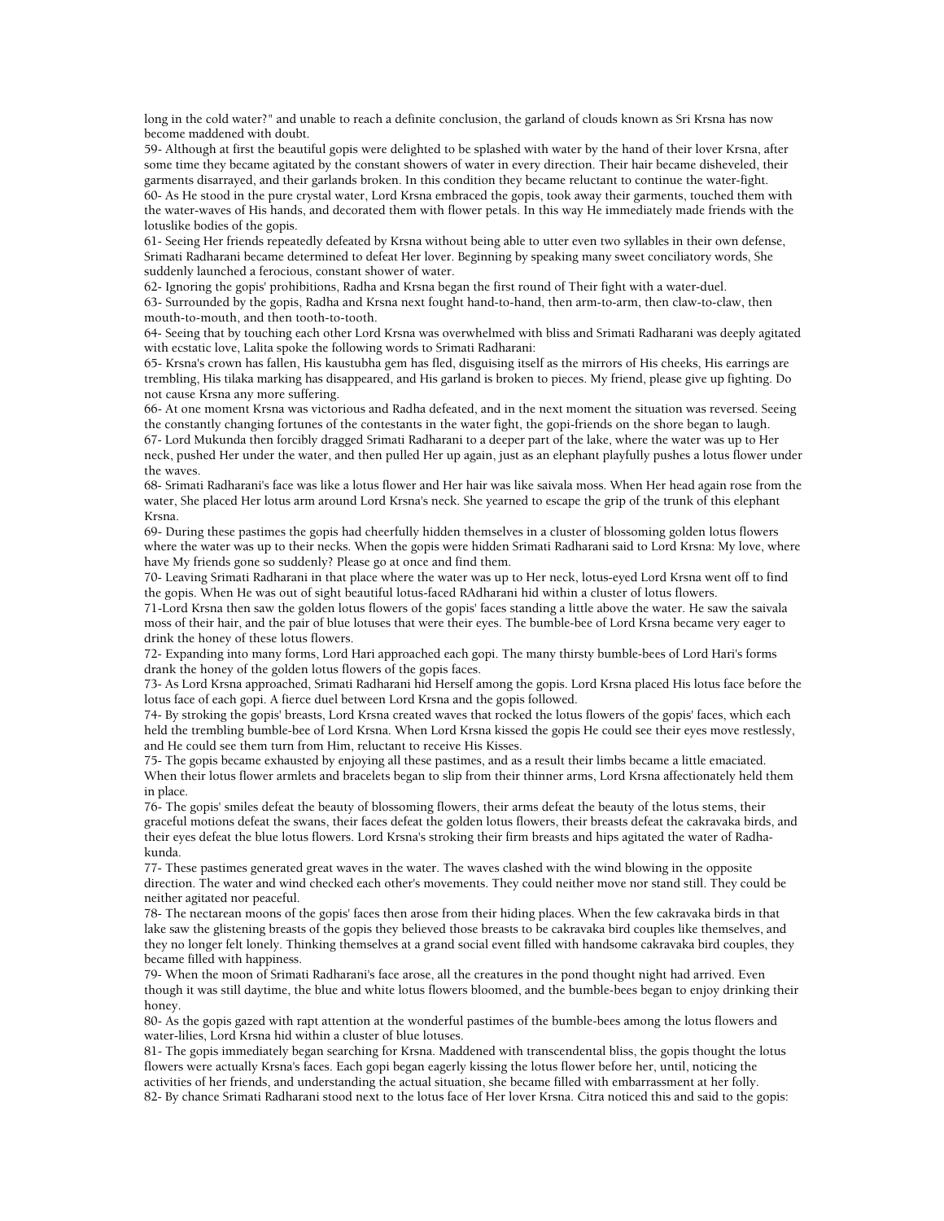long in the cold water?" and unable to reach a definite conclusion, the garland of clouds known as Sri Krsna has now become maddened with doubt.

59- Although at first the beautiful gopis were delighted to be splashed with water by the hand of their lover Krsna, after some time they became agitated by the constant showers of water in every direction. Their hair became disheveled, their garments disarrayed, and their garlands broken. In this condition they became reluctant to continue the water-fight.

60- As He stood in the pure crystal water, Lord Krsna embraced the gopis, took away their garments, touched them with the water-waves of His hands, and decorated them with flower petals. In this way He immediately made friends with the lotuslike bodies of the gopis.

61- Seeing Her friends repeatedly defeated by Krsna without being able to utter even two syllables in their own defense, Srimati Radharani became determined to defeat Her lover. Beginning by speaking many sweet conciliatory words, She suddenly launched a ferocious, constant shower of water.

62- Ignoring the gopis' prohibitions, Radha and Krsna began the first round of Their fight with a water-duel.

63- Surrounded by the gopis, Radha and Krsna next fought hand-to-hand, then arm-to-arm, then claw-to-claw, then mouth-to-mouth, and then tooth-to-tooth.

64- Seeing that by touching each other Lord Krsna was overwhelmed with bliss and Srimati Radharani was deeply agitated with ecstatic love, Lalita spoke the following words to Srimati Radharani:

65- Krsna's crown has fallen, His kaustubha gem has fled, disguising itself as the mirrors of His cheeks, His earrings are trembling, His tilaka marking has disappeared, and His garland is broken to pieces. My friend, please give up fighting. Do not cause Krsna any more suffering.

66- At one moment Krsna was victorious and Radha defeated, and in the next moment the situation was reversed. Seeing the constantly changing fortunes of the contestants in the water fight, the gopi-friends on the shore began to laugh.

67- Lord Mukunda then forcibly dragged Srimati Radharani to a deeper part of the lake, where the water was up to Her neck, pushed Her under the water, and then pulled Her up again, just as an elephant playfully pushes a lotus flower under the waves.

68- Srimati Radharani's face was like a lotus flower and Her hair was like saivala moss. When Her head again rose from the water, She placed Her lotus arm around Lord Krsna's neck. She yearned to escape the grip of the trunk of this elephant Krsna.

69- During these pastimes the gopis had cheerfully hidden themselves in a cluster of blossoming golden lotus flowers where the water was up to their necks. When the gopis were hidden Srimati Radharani said to Lord Krsna: My love, where have My friends gone so suddenly? Please go at once and find them.

70- Leaving Srimati Radharani in that place where the water was up to Her neck, lotus-eyed Lord Krsna went off to find the gopis. When He was out of sight beautiful lotus-faced RAdharani hid within a cluster of lotus flowers.

71-Lord Krsna then saw the golden lotus flowers of the gopis' faces standing a little above the water. He saw the saivala moss of their hair, and the pair of blue lotuses that were their eyes. The bumble-bee of Lord Krsna became very eager to drink the honey of these lotus flowers.

72- Expanding into many forms, Lord Hari approached each gopi. The many thirsty bumble-bees of Lord Hari's forms drank the honey of the golden lotus flowers of the gopis faces.

73- As Lord Krsna approached, Srimati Radharani hid Herself among the gopis. Lord Krsna placed His lotus face before the lotus face of each gopi. A fierce duel between Lord Krsna and the gopis followed.

74- By stroking the gopis' breasts, Lord Krsna created waves that rocked the lotus flowers of the gopis' faces, which each held the trembling bumble-bee of Lord Krsna. When Lord Krsna kissed the gopis He could see their eyes move restlessly, and He could see them turn from Him, reluctant to receive His Kisses.

75- The gopis became exhausted by enjoying all these pastimes, and as a result their limbs became a little emaciated. When their lotus flower armlets and bracelets began to slip from their thinner arms, Lord Krsna affectionately held them in place.

76- The gopis' smiles defeat the beauty of blossoming flowers, their arms defeat the beauty of the lotus stems, their graceful motions defeat the swans, their faces defeat the golden lotus flowers, their breasts defeat the cakravaka birds, and their eyes defeat the blue lotus flowers. Lord Krsna's stroking their firm breasts and hips agitated the water of Radha-kunda.

77- These pastimes generated great waves in the water. The waves clashed with the wind blowing in the opposite direction. The water and wind checked each other's movements. They could neither move nor stand still. They could be neither agitated nor peaceful.

78- The nectarean moons of the gopis' faces then arose from their hiding places. When the few cakravaka birds in that lake saw the glistening breasts of the gopis they believed those breasts to be cakravaka bird couples like themselves, and they no longer felt lonely. Thinking themselves at a grand social event filled with handsome cakravaka bird couples, they became filled with happiness.

79- When the moon of Srimati Radharani's face arose, all the creatures in the pond thought night had arrived. Even though it was still daytime, the blue and white lotus flowers bloomed, and the bumble-bees began to enjoy drinking their honey.

80- As the gopis gazed with rapt attention at the wonderful pastimes of the bumble-bees among the lotus flowers and water-lilies, Lord Krsna hid within a cluster of blue lotuses.

81- The gopis immediately began searching for Krsna. Maddened with transcendental bliss, the gopis thought the lotus flowers were actually Krsna's faces. Each gopi began eagerly kissing the lotus flower before her, until, noticing the activities of her friends, and understanding the actual situation, she became filled with embarrassment at her folly.

82- By chance Srimati Radharani stood next to the lotus face of Her lover Krsna. Citra noticed this and said to the gopis: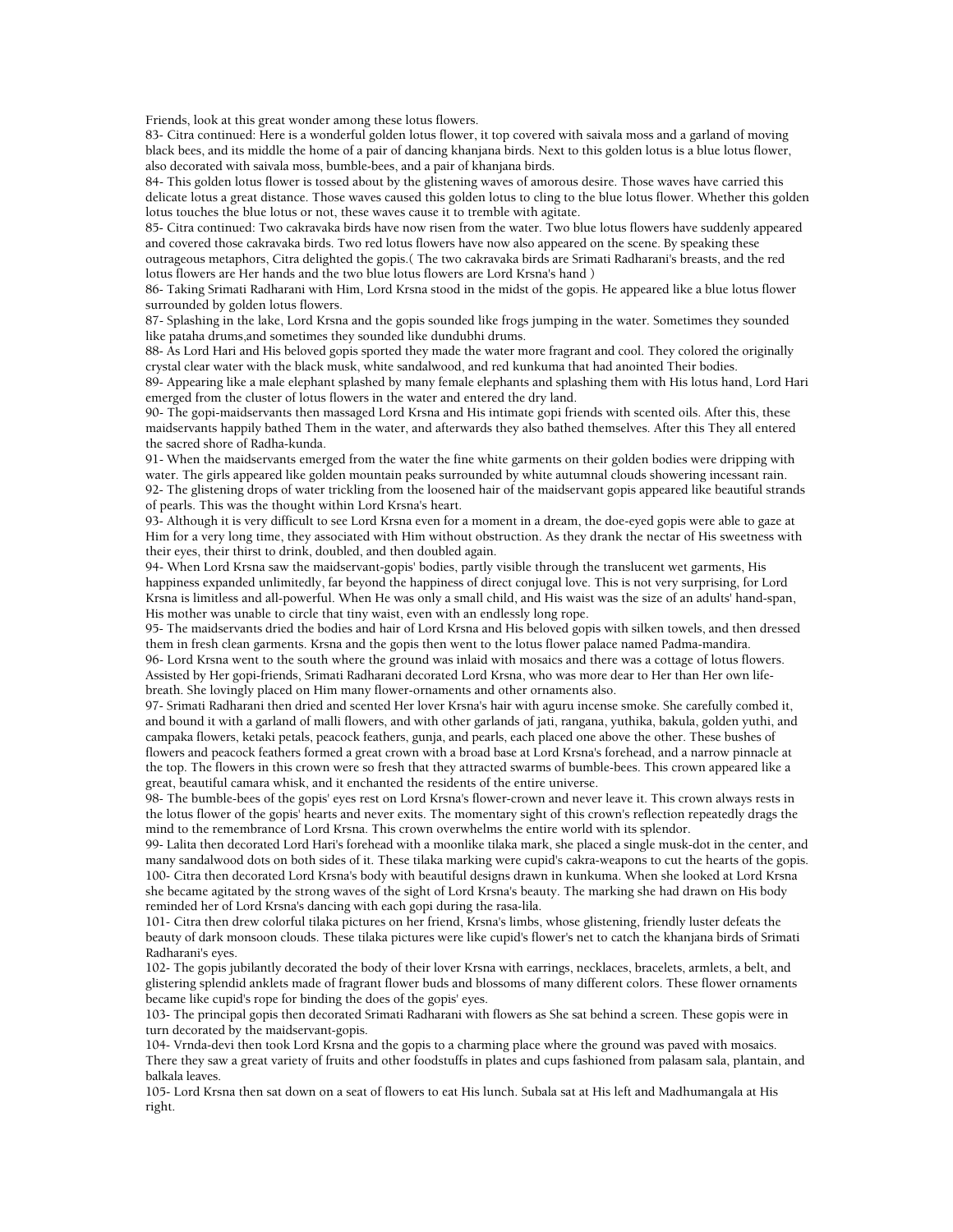Friends, look at this great wonder among these lotus flowers.

83- Citra continued: Here is a wonderful golden lotus flower, it top covered with saivala moss and a garland of moving black bees, and its middle the home of a pair of dancing khanjana birds. Next to this golden lotus is a blue lotus flower, also decorated with saivala moss, bumble-bees, and a pair of khanjana birds.

84- This golden lotus flower is tossed about by the glistening waves of amorous desire. Those waves have carried this delicate lotus a great distance. Those waves caused this golden lotus to cling to the blue lotus flower. Whether this golden lotus touches the blue lotus or not, these waves cause it to tremble with agitate.

85- Citra continued: Two cakravaka birds have now risen from the water. Two blue lotus flowers have suddenly appeared and covered those cakravaka birds. Two red lotus flowers have now also appeared on the scene. By speaking these outrageous metaphors, Citra delighted the gopis.( The two cakravaka birds are Srimati Radharani's breasts, and the red lotus flowers are Her hands and the two blue lotus flowers are Lord Krsna's hand )

86- Taking Srimati Radharani with Him, Lord Krsna stood in the midst of the gopis. He appeared like a blue lotus flower surrounded by golden lotus flowers.

87- Splashing in the lake, Lord Krsna and the gopis sounded like frogs jumping in the water. Sometimes they sounded like pataha drums,and sometimes they sounded like dundubhi drums.

88- As Lord Hari and His beloved gopis sported they made the water more fragrant and cool. They colored the originally crystal clear water with the black musk, white sandalwood, and red kunkuma that had anointed Their bodies.

89- Appearing like a male elephant splashed by many female elephants and splashing them with His lotus hand, Lord Hari emerged from the cluster of lotus flowers in the water and entered the dry land.

90- The gopi-maidservants then massaged Lord Krsna and His intimate gopi friends with scented oils. After this, these maidservants happily bathed Them in the water, and afterwards they also bathed themselves. After this They all entered the sacred shore of Radha-kunda.

91- When the maidservants emerged from the water the fine white garments on their golden bodies were dripping with water. The girls appeared like golden mountain peaks surrounded by white autumnal clouds showering incessant rain.

92- The glistening drops of water trickling from the loosened hair of the maidservant gopis appeared like beautiful strands of pearls. This was the thought within Lord Krsna's heart.

93- Although it is very difficult to see Lord Krsna even for a moment in a dream, the doe-eyed gopis were able to gaze at Him for a very long time, they associated with Him without obstruction. As they drank the nectar of His sweetness with their eyes, their thirst to drink, doubled, and then doubled again.

94- When Lord Krsna saw the maidservant-gopis' bodies, partly visible through the translucent wet garments, His happiness expanded unlimitedly, far beyond the happiness of direct conjugal love. This is not very surprising, for Lord Krsna is limitless and all-powerful. When He was only a small child, and His waist was the size of an adults' hand-span, His mother was unable to circle that tiny waist, even with an endlessly long rope.

95- The maidservants dried the bodies and hair of Lord Krsna and His beloved gopis with silken towels, and then dressed them in fresh clean garments. Krsna and the gopis then went to the lotus flower palace named Padma-mandira.

96- Lord Krsna went to the south where the ground was inlaid with mosaics and there was a cottage of lotus flowers. Assisted by Her gopi-friends, Srimati Radharani decorated Lord Krsna, who was more dear to Her than Her own life-breath. She lovingly placed on Him many flower-ornaments and other ornaments also.

97- Srimati Radharani then dried and scented Her lover Krsna's hair with aguru incense smoke. She carefully combed it, and bound it with a garland of malli flowers, and with other garlands of jati, rangana, yuthika, bakula, golden yuthi, and campaka flowers, ketaki petals, peacock feathers, gunja, and pearls, each placed one above the other. These bushes of flowers and peacock feathers formed a great crown with a broad base at Lord Krsna's forehead, and a narrow pinnacle at the top. The flowers in this crown were so fresh that they attracted swarms of bumble-bees. This crown appeared like a great, beautiful camara whisk, and it enchanted the residents of the entire universe.

98- The bumble-bees of the gopis' eyes rest on Lord Krsna's flower-crown and never leave it. This crown always rests in the lotus flower of the gopis' hearts and never exits. The momentary sight of this crown's reflection repeatedly drags the mind to the remembrance of Lord Krsna. This crown overwhelms the entire world with its splendor.

99- Lalita then decorated Lord Hari's forehead with a moonlike tilaka mark, she placed a single musk-dot in the center, and many sandalwood dots on both sides of it. These tilaka marking were cupid's cakra-weapons to cut the hearts of the gopis.

100- Citra then decorated Lord Krsna's body with beautiful designs drawn in kunkuma. When she looked at Lord Krsna she became agitated by the strong waves of the sight of Lord Krsna's beauty. The marking she had drawn on His body reminded her of Lord Krsna's dancing with each gopi during the rasa-lila.

101- Citra then drew colorful tilaka pictures on her friend, Krsna's limbs, whose glistening, friendly luster defeats the beauty of dark monsoon clouds. These tilaka pictures were like cupid's flower's net to catch the khanjana birds of Srimati Radharani's eyes.

102- The gopis jubilantly decorated the body of their lover Krsna with earrings, necklaces, bracelets, armlets, a belt, and glistering splendid anklets made of fragrant flower buds and blossoms of many different colors. These flower ornaments became like cupid's rope for binding the does of the gopis' eyes.

103- The principal gopis then decorated Srimati Radharani with flowers as She sat behind a screen. These gopis were in turn decorated by the maidservant-gopis.

104- Vrnda-devi then took Lord Krsna and the gopis to a charming place where the ground was paved with mosaics. There they saw a great variety of fruits and other foodstuffs in plates and cups fashioned from palasam sala, plantain, and balkala leaves.

105- Lord Krsna then sat down on a seat of flowers to eat His lunch. Subala sat at His left and Madhumangala at His right.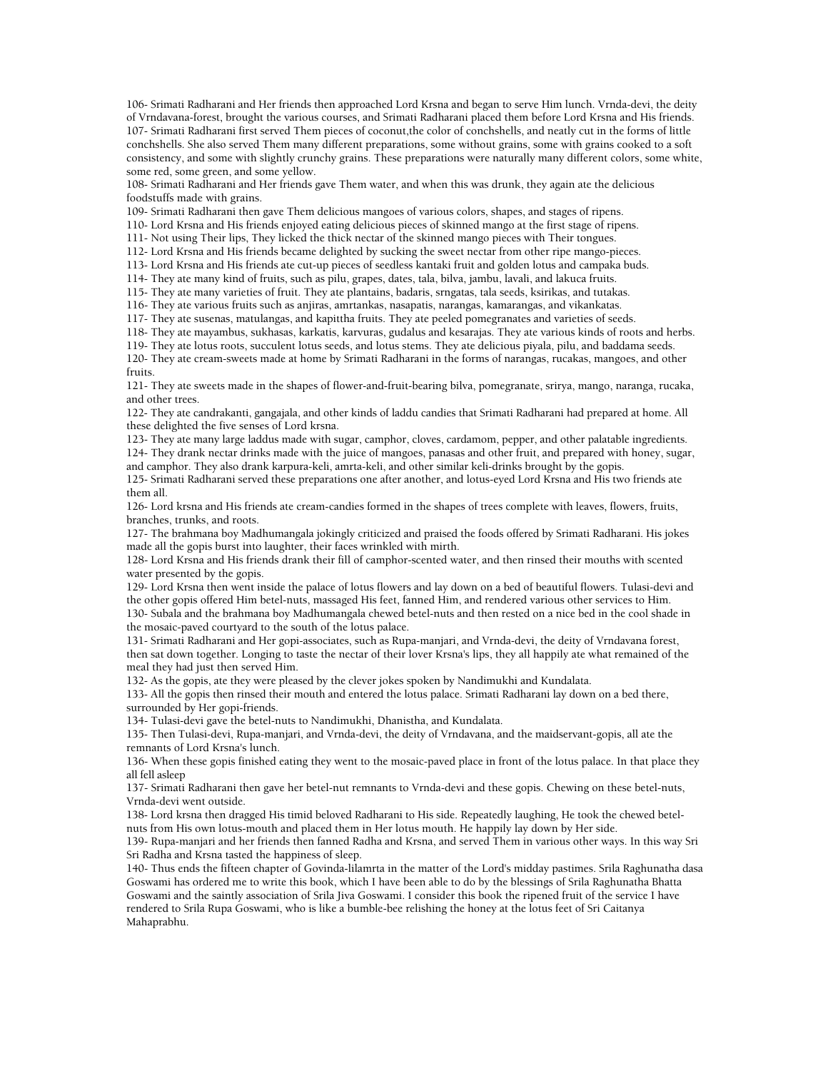106- Srimati Radharani and Her friends then approached Lord Krsna and began to serve Him lunch. Vrnda-devi, the deity of Vrndavana-forest, brought the various courses, and Srimati Radharani placed them before Lord Krsna and His friends.
107- Srimati Radharani first served Them pieces of coconut,the color of conchshells, and neatly cut in the forms of little conchshells. She also served Them many different preparations, some without grains, some with grains cooked to a soft consistency, and some with slightly crunchy grains. These preparations were naturally many different colors, some white, some red, some green, and some yellow.
108- Srimati Radharani and Her friends gave Them water, and when this was drunk, they again ate the delicious foodstuffs made with grains.
109- Srimati Radharani then gave Them delicious mangoes of various colors, shapes, and stages of ripens.
110- Lord Krsna and His friends enjoyed eating delicious pieces of skinned mango at the first stage of ripens.
111- Not using Their lips, They licked the thick nectar of the skinned mango pieces with Their tongues.
112- Lord Krsna and His friends became delighted by sucking the sweet nectar from other ripe mango-pieces.
113- Lord Krsna and His friends ate cut-up pieces of seedless kantaki fruit and golden lotus and campaka buds.
114- They ate many kind of fruits, such as pilu, grapes, dates, tala, bilva, jambu, lavali, and lakuca fruits.
115- They ate many varieties of fruit. They ate plantains, badaris, srngatas, tala seeds, ksirikas, and tutakas.
116- They ate various fruits such as anjiras, amrtankas, nasapatis, narangas, kamarangas, and vikankatas.
117- They ate susenas, matulangas, and kapittha fruits. They ate peeled pomegranates and varieties of seeds.
118- They ate mayambus, sukhasas, karkatis, karvuras, gudalus and kesarajas. They ate various kinds of roots and herbs.
119- They ate lotus roots, succulent lotus seeds, and lotus stems. They ate delicious piyala, pilu, and baddama seeds.
120- They ate cream-sweets made at home by Srimati Radharani in the forms of narangas, rucakas, mangoes, and other fruits.
121- They ate sweets made in the shapes of flower-and-fruit-bearing bilva, pomegranate, srirya, mango, naranga, rucaka, and other trees.
122- They ate candrakanti, gangajala, and other kinds of laddu candies that Srimati Radharani had prepared at home. All these delighted the five senses of Lord krsna.
123- They ate many large laddus made with sugar, camphor, cloves, cardamom, pepper, and other palatable ingredients.
124- They drank nectar drinks made with the juice of mangoes, panasas and other fruit, and prepared with honey, sugar, and camphor. They also drank karpura-keli, amrta-keli, and other similar keli-drinks brought by the gopis.
125- Srimati Radharani served these preparations one after another, and lotus-eyed Lord Krsna and His two friends ate them all.
126- Lord krsna and His friends ate cream-candies formed in the shapes of trees complete with leaves, flowers, fruits, branches, trunks, and roots.
127- The brahmana boy Madhumangala jokingly criticized and praised the foods offered by Srimati Radharani. His jokes made all the gopis burst into laughter, their faces wrinkled with mirth.
128- Lord Krsna and His friends drank their fill of camphor-scented water, and then rinsed their mouths with scented water presented by the gopis.
129- Lord Krsna then went inside the palace of lotus flowers and lay down on a bed of beautiful flowers. Tulasi-devi and the other gopis offered Him betel-nuts, massaged His feet, fanned Him, and rendered various other services to Him.
130- Subala and the brahmana boy Madhumangala chewed betel-nuts and then rested on a nice bed in the cool shade in the mosaic-paved courtyard to the south of the lotus palace.
131- Srimati Radharani and Her gopi-associates, such as Rupa-manjari, and Vrnda-devi, the deity of Vrndavana forest, then sat down together. Longing to taste the nectar of their lover Krsna's lips, they all happily ate what remained of the meal they had just then served Him.
132- As the gopis, ate they were pleased by the clever jokes spoken by Nandimukhi and Kundalata.
133- All the gopis then rinsed their mouth and entered the lotus palace. Srimati Radharani lay down on a bed there, surrounded by Her gopi-friends.
134- Tulasi-devi gave the betel-nuts to Nandimukhi, Dhanistha, and Kundalata.
135- Then Tulasi-devi, Rupa-manjari, and Vrnda-devi, the deity of Vrndavana, and the maidservant-gopis, all ate the remnants of Lord Krsna's lunch.
136- When these gopis finished eating they went to the mosaic-paved place in front of the lotus palace. In that place they all fell asleep
137- Srimati Radharani then gave her betel-nut remnants to Vrnda-devi and these gopis. Chewing on these betel-nuts, Vrnda-devi went outside.
138- Lord krsna then dragged His timid beloved Radharani to His side. Repeatedly laughing, He took the chewed betel-nuts from His own lotus-mouth and placed them in Her lotus mouth. He happily lay down by Her side.
139- Rupa-manjari and her friends then fanned Radha and Krsna, and served Them in various other ways. In this way Sri Sri Radha and Krsna tasted the happiness of sleep.
140- Thus ends the fifteen chapter of Govinda-lilamrta in the matter of the Lord's midday pastimes. Srila Raghunatha dasa Goswami has ordered me to write this book, which I have been able to do by the blessings of Srila Raghunatha Bhatta Goswami and the saintly association of Srila Jiva Goswami. I consider this book the ripened fruit of the service I have rendered to Srila Rupa Goswami, who is like a bumble-bee relishing the honey at the lotus feet of Sri Caitanya Mahaprabhu.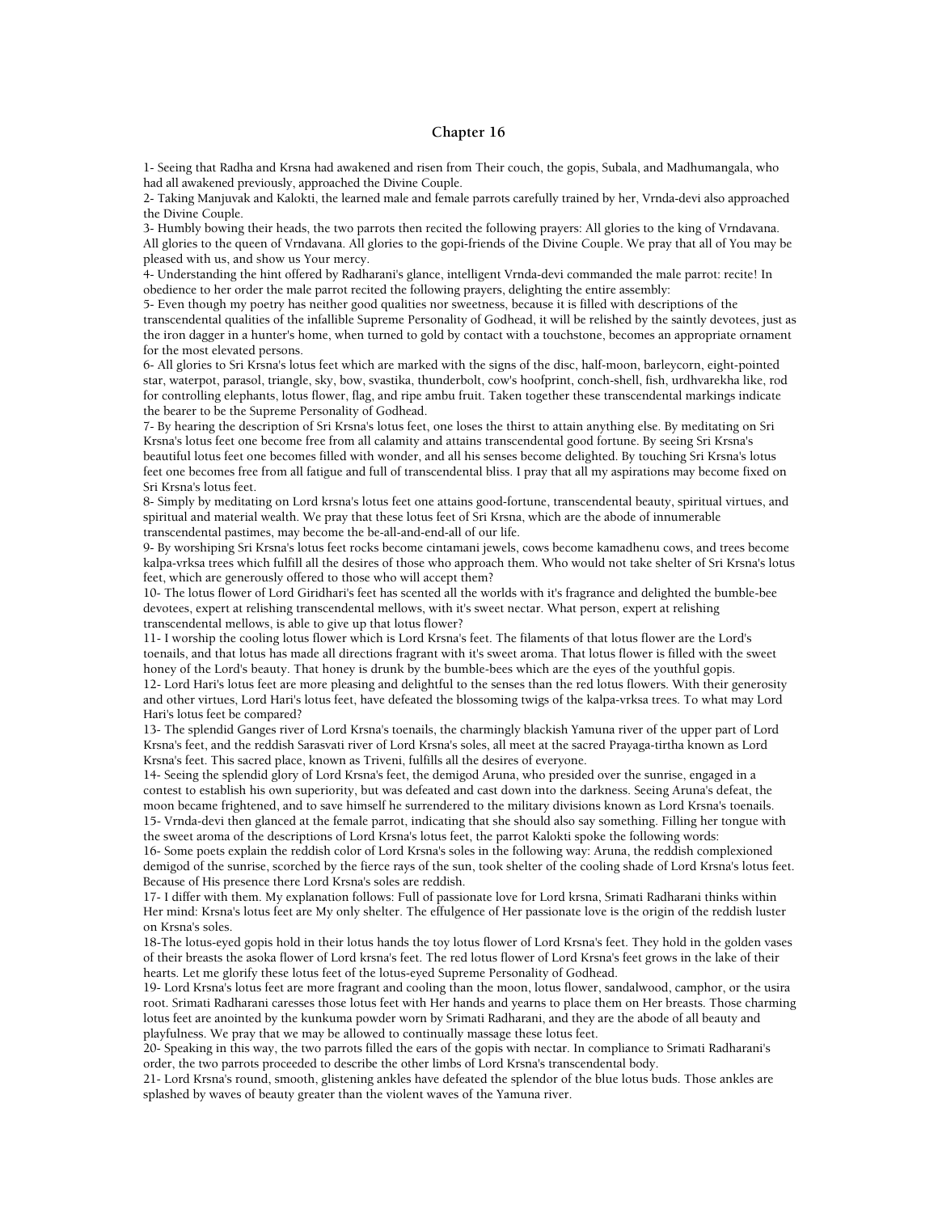# Chapter 16

1- Seeing that Radha and Krsna had awakened and risen from Their couch, the gopis, Subala, and Madhumangala, who had all awakened previously, approached the Divine Couple.

2- Taking Manjuvak and Kalokti, the learned male and female parrots carefully trained by her, Vrnda-devi also approached the Divine Couple.

3- Humbly bowing their heads, the two parrots then recited the following prayers: All glories to the king of Vrndavana. All glories to the queen of Vrndavana. All glories to the gopi-friends of the Divine Couple. We pray that all of You may be pleased with us, and show us Your mercy.

4- Understanding the hint offered by Radharani's glance, intelligent Vrnda-devi commanded the male parrot: recite! In obedience to her order the male parrot recited the following prayers, delighting the entire assembly:

5- Even though my poetry has neither good qualities nor sweetness, because it is filled with descriptions of the transcendental qualities of the infallible Supreme Personality of Godhead, it will be relished by the saintly devotees, just as the iron dagger in a hunter's home, when turned to gold by contact with a touchstone, becomes an appropriate ornament for the most elevated persons.

6- All glories to Sri Krsna's lotus feet which are marked with the signs of the disc, half-moon, barleycorn, eight-pointed star, waterpot, parasol, triangle, sky, bow, svastika, thunderbolt, cow's hoofprint, conch-shell, fish, urdhvarekha like, rod for controlling elephants, lotus flower, flag, and ripe ambu fruit. Taken together these transcendental markings indicate the bearer to be the Supreme Personality of Godhead.

7- By hearing the description of Sri Krsna's lotus feet, one loses the thirst to attain anything else. By meditating on Sri Krsna's lotus feet one become free from all calamity and attains transcendental good fortune. By seeing Sri Krsna's beautiful lotus feet one becomes filled with wonder, and all his senses become delighted. By touching Sri Krsna's lotus feet one becomes free from all fatigue and full of transcendental bliss. I pray that all my aspirations may become fixed on Sri Krsna's lotus feet.

8- Simply by meditating on Lord krsna's lotus feet one attains good-fortune, transcendental beauty, spiritual virtues, and spiritual and material wealth. We pray that these lotus feet of Sri Krsna, which are the abode of innumerable transcendental pastimes, may become the be-all-and-end-all of our life.

9- By worshiping Sri Krsna's lotus feet rocks become cintamani jewels, cows become kamadhenu cows, and trees become kalpa-vrksa trees which fulfill all the desires of those who approach them. Who would not take shelter of Sri Krsna's lotus feet, which are generously offered to those who will accept them?

10- The lotus flower of Lord Giridhari's feet has scented all the worlds with it's fragrance and delighted the bumble-bee devotees, expert at relishing transcendental mellows, with it's sweet nectar. What person, expert at relishing transcendental mellows, is able to give up that lotus flower?

11- I worship the cooling lotus flower which is Lord Krsna's feet. The filaments of that lotus flower are the Lord's toenails, and that lotus has made all directions fragrant with it's sweet aroma. That lotus flower is filled with the sweet honey of the Lord's beauty. That honey is drunk by the bumble-bees which are the eyes of the youthful gopis.

12- Lord Hari's lotus feet are more pleasing and delightful to the senses than the red lotus flowers. With their generosity and other virtues, Lord Hari's lotus feet, have defeated the blossoming twigs of the kalpa-vrksa trees. To what may Lord Hari's lotus feet be compared?

13- The splendid Ganges river of Lord Krsna's toenails, the charmingly blackish Yamuna river of the upper part of Lord Krsna's feet, and the reddish Sarasvati river of Lord Krsna's soles, all meet at the sacred Prayaga-tirtha known as Lord Krsna's feet. This sacred place, known as Triveni, fulfills all the desires of everyone.

14- Seeing the splendid glory of Lord Krsna's feet, the demigod Aruna, who presided over the sunrise, engaged in a contest to establish his own superiority, but was defeated and cast down into the darkness. Seeing Aruna's defeat, the moon became frightened, and to save himself he surrendered to the military divisions known as Lord Krsna's toenails.

15- Vrnda-devi then glanced at the female parrot, indicating that she should also say something. Filling her tongue with the sweet aroma of the descriptions of Lord Krsna's lotus feet, the parrot Kalokti spoke the following words:

16- Some poets explain the reddish color of Lord Krsna's soles in the following way: Aruna, the reddish complexioned demigod of the sunrise, scorched by the fierce rays of the sun, took shelter of the cooling shade of Lord Krsna's lotus feet. Because of His presence there Lord Krsna's soles are reddish.

17- I differ with them. My explanation follows: Full of passionate love for Lord krsna, Srimati Radharani thinks within Her mind: Krsna's lotus feet are My only shelter. The effulgence of Her passionate love is the origin of the reddish luster on Krsna's soles.

18-The lotus-eyed gopis hold in their lotus hands the toy lotus flower of Lord Krsna's feet. They hold in the golden vases of their breasts the asoka flower of Lord krsna's feet. The red lotus flower of Lord Krsna's feet grows in the lake of their hearts. Let me glorify these lotus feet of the lotus-eyed Supreme Personality of Godhead.

19- Lord Krsna's lotus feet are more fragrant and cooling than the moon, lotus flower, sandalwood, camphor, or the usira root. Srimati Radharani caresses those lotus feet with Her hands and yearns to place them on Her breasts. Those charming lotus feet are anointed by the kunkuma powder worn by Srimati Radharani, and they are the abode of all beauty and playfulness. We pray that we may be allowed to continually massage these lotus feet.

20- Speaking in this way, the two parrots filled the ears of the gopis with nectar. In compliance to Srimati Radharani's order, the two parrots proceeded to describe the other limbs of Lord Krsna's transcendental body.

21- Lord Krsna's round, smooth, glistening ankles have defeated the splendor of the blue lotus buds. Those ankles are splashed by waves of beauty greater than the violent waves of the Yamuna river.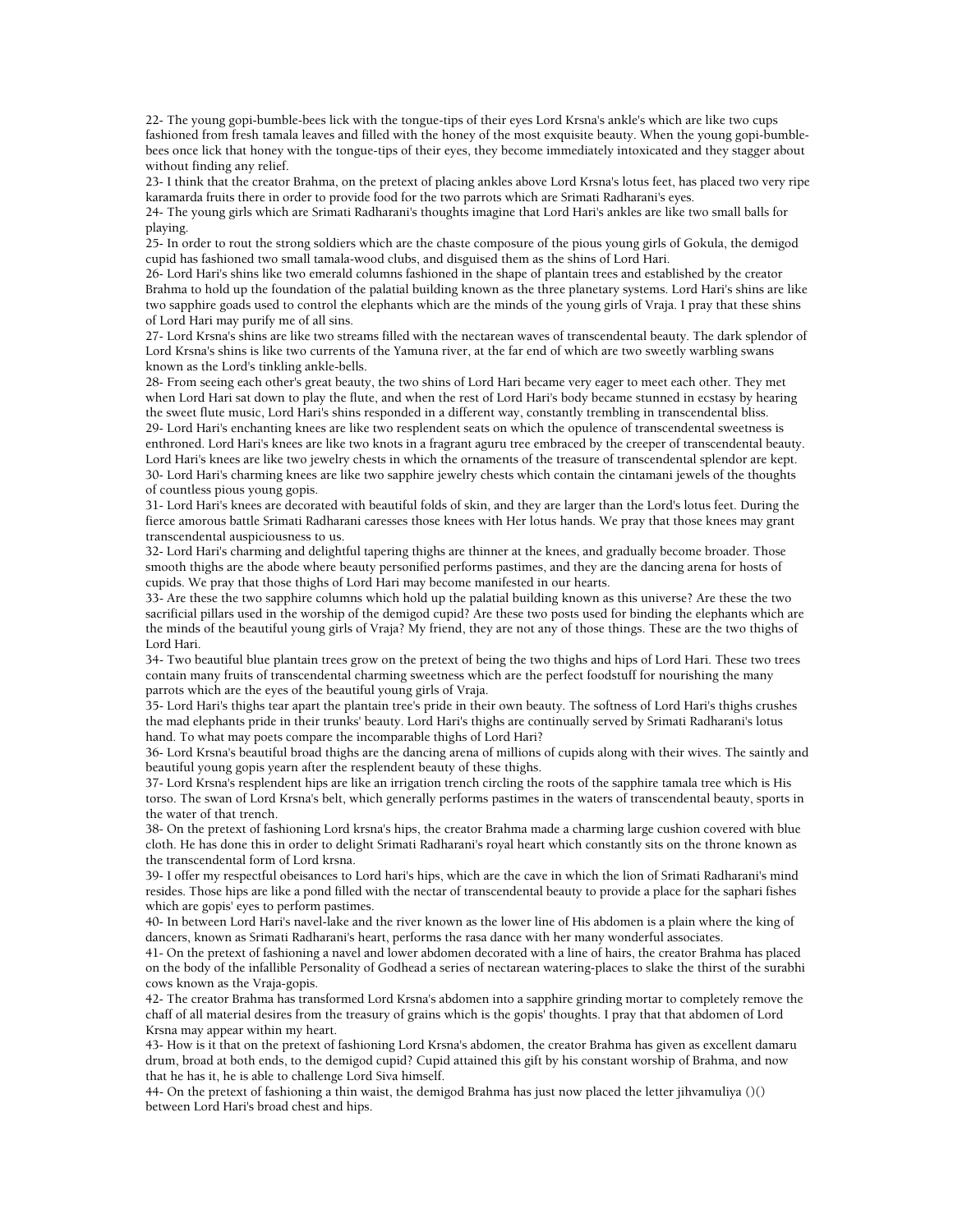22- The young gopi-bumble-bees lick with the tongue-tips of their eyes Lord Krsna's ankle's which are like two cups fashioned from fresh tamala leaves and filled with the honey of the most exquisite beauty. When the young gopi-bumble-bees once lick that honey with the tongue-tips of their eyes, they become immediately intoxicated and they stagger about without finding any relief.

23- I think that the creator Brahma, on the pretext of placing ankles above Lord Krsna's lotus feet, has placed two very ripe karamarda fruits there in order to provide food for the two parrots which are Srimati Radharani's eyes.

24- The young girls which are Srimati Radharani's thoughts imagine that Lord Hari's ankles are like two small balls for playing.

25- In order to rout the strong soldiers which are the chaste composure of the pious young girls of Gokula, the demigod cupid has fashioned two small tamala-wood clubs, and disguised them as the shins of Lord Hari.

26- Lord Hari's shins like two emerald columns fashioned in the shape of plantain trees and established by the creator Brahma to hold up the foundation of the palatial building known as the three planetary systems. Lord Hari's shins are like two sapphire goads used to control the elephants which are the minds of the young girls of Vraja. I pray that these shins of Lord Hari may purify me of all sins.

27- Lord Krsna's shins are like two streams filled with the nectarean waves of transcendental beauty. The dark splendor of Lord Krsna's shins is like two currents of the Yamuna river, at the far end of which are two sweetly warbling swans known as the Lord's tinkling ankle-bells.

28- From seeing each other's great beauty, the two shins of Lord Hari became very eager to meet each other. They met when Lord Hari sat down to play the flute, and when the rest of Lord Hari's body became stunned in ecstasy by hearing the sweet flute music, Lord Hari's shins responded in a different way, constantly trembling in transcendental bliss.

29- Lord Hari's enchanting knees are like two resplendent seats on which the opulence of transcendental sweetness is enthroned. Lord Hari's knees are like two knots in a fragrant aguru tree embraced by the creeper of transcendental beauty. Lord Hari's knees are like two jewelry chests in which the ornaments of the treasure of transcendental splendor are kept.

30- Lord Hari's charming knees are like two sapphire jewelry chests which contain the cintamani jewels of the thoughts of countless pious young gopis.

31- Lord Hari's knees are decorated with beautiful folds of skin, and they are larger than the Lord's lotus feet. During the fierce amorous battle Srimati Radharani caresses those knees with Her lotus hands. We pray that those knees may grant transcendental auspiciousness to us.

32- Lord Hari's charming and delightful tapering thighs are thinner at the knees, and gradually become broader. Those smooth thighs are the abode where beauty personified performs pastimes, and they are the dancing arena for hosts of cupids. We pray that those thighs of Lord Hari may become manifested in our hearts.

33- Are these the two sapphire columns which hold up the palatial building known as this universe? Are these the two sacrificial pillars used in the worship of the demigod cupid? Are these two posts used for binding the elephants which are the minds of the beautiful young girls of Vraja? My friend, they are not any of those things. These are the two thighs of Lord Hari.

34- Two beautiful blue plantain trees grow on the pretext of being the two thighs and hips of Lord Hari. These two trees contain many fruits of transcendental charming sweetness which are the perfect foodstuff for nourishing the many parrots which are the eyes of the beautiful young girls of Vraja.

35- Lord Hari's thighs tear apart the plantain tree's pride in their own beauty. The softness of Lord Hari's thighs crushes the mad elephants pride in their trunks' beauty. Lord Hari's thighs are continually served by Srimati Radharani's lotus hand. To what may poets compare the incomparable thighs of Lord Hari?

36- Lord Krsna's beautiful broad thighs are the dancing arena of millions of cupids along with their wives. The saintly and beautiful young gopis yearn after the resplendent beauty of these thighs.

37- Lord Krsna's resplendent hips are like an irrigation trench circling the roots of the sapphire tamala tree which is His torso. The swan of Lord Krsna's belt, which generally performs pastimes in the waters of transcendental beauty, sports in the water of that trench.

38- On the pretext of fashioning Lord krsna's hips, the creator Brahma made a charming large cushion covered with blue cloth. He has done this in order to delight Srimati Radharani's royal heart which constantly sits on the throne known as the transcendental form of Lord krsna.

39- I offer my respectful obeisances to Lord hari's hips, which are the cave in which the lion of Srimati Radharani's mind resides. Those hips are like a pond filled with the nectar of transcendental beauty to provide a place for the saphari fishes which are gopis' eyes to perform pastimes.

40- In between Lord Hari's navel-lake and the river known as the lower line of His abdomen is a plain where the king of dancers, known as Srimati Radharani's heart, performs the rasa dance with her many wonderful associates.

41- On the pretext of fashioning a navel and lower abdomen decorated with a line of hairs, the creator Brahma has placed on the body of the infallible Personality of Godhead a series of nectarean watering-places to slake the thirst of the surabhi cows known as the Vraja-gopis.

42- The creator Brahma has transformed Lord Krsna's abdomen into a sapphire grinding mortar to completely remove the chaff of all material desires from the treasury of grains which is the gopis' thoughts. I pray that that abdomen of Lord Krsna may appear within my heart.

43- How is it that on the pretext of fashioning Lord Krsna's abdomen, the creator Brahma has given as excellent damaru drum, broad at both ends, to the demigod cupid? Cupid attained this gift by his constant worship of Brahma, and now that he has it, he is able to challenge Lord Siva himself.

44- On the pretext of fashioning a thin waist, the demigod Brahma has just now placed the letter jihvamuliya ()() between Lord Hari's broad chest and hips.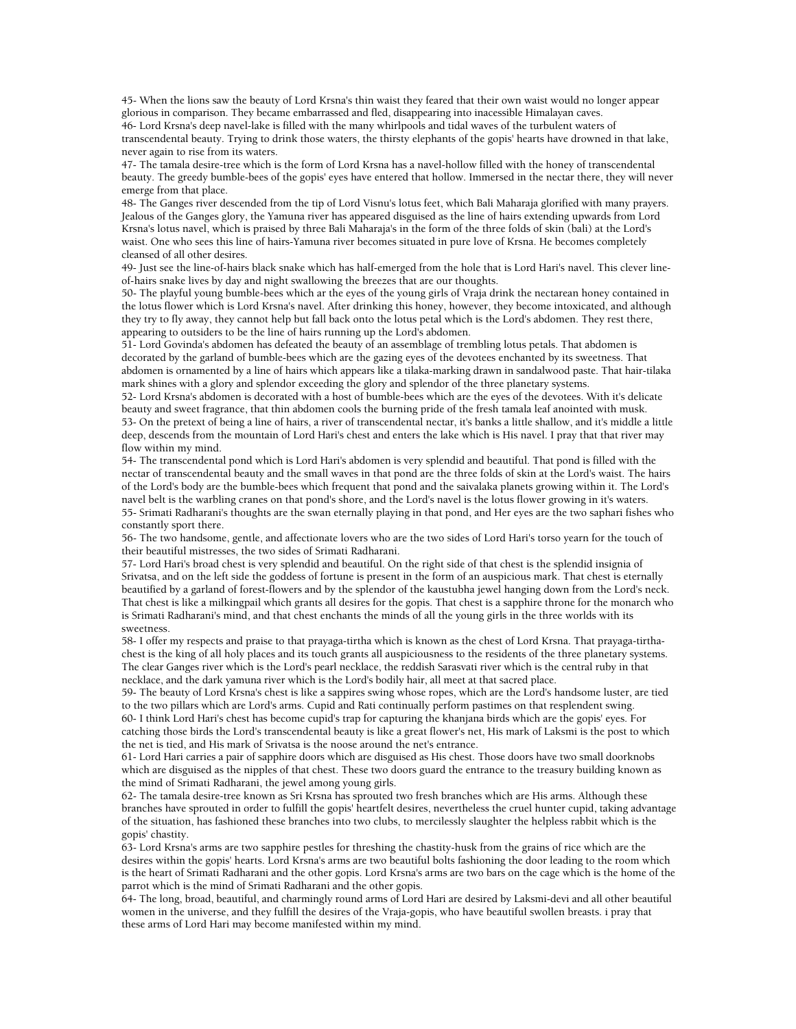45- When the lions saw the beauty of Lord Krsna's thin waist they feared that their own waist would no longer appear glorious in comparison. They became embarrassed and fled, disappearing into inaccessible Himalayan caves.
46- Lord Krsna's deep navel-lake is filled with the many whirlpools and tidal waves of the turbulent waters of transcendental beauty. Trying to drink those waters, the thirsty elephants of the gopis' hearts have drowned in that lake, never again to rise from its waters.
47- The tamala desire-tree which is the form of Lord Krsna has a navel-hollow filled with the honey of transcendental beauty. The greedy bumble-bees of the gopis' eyes have entered that hollow. Immersed in the nectar there, they will never emerge from that place.
48- The Ganges river descended from the tip of Lord Visnu's lotus feet, which Bali Maharaja glorified with many prayers. Jealous of the Ganges glory, the Yamuna river has appeared disguised as the line of hairs extending upwards from Lord Krsna's lotus navel, which is praised by three Bali Maharaja's in the form of the three folds of skin (bali) at the Lord's waist. One who sees this line of hairs-Yamuna river becomes situated in pure love of Krsna. He becomes completely cleansed of all other desires.
49- Just see the line-of-hairs black snake which has half-emerged from the hole that is Lord Hari's navel. This clever line-of-hairs snake lives by day and night swallowing the breezes that are our thoughts.
50- The playful young bumble-bees which ar the eyes of the young girls of Vraja drink the nectarean honey contained in the lotus flower which is Lord Krsna's navel. After drinking this honey, however, they become intoxicated, and although they try to fly away, they cannot help but fall back onto the lotus petal which is the Lord's abdomen. They rest there, appearing to outsiders to be the line of hairs running up the Lord's abdomen.
51- Lord Govinda's abdomen has defeated the beauty of an assemblage of trembling lotus petals. That abdomen is decorated by the garland of bumble-bees which are the gazing eyes of the devotees enchanted by its sweetness. That abdomen is ornamented by a line of hairs which appears like a tilaka-marking drawn in sandalwood paste. That hair-tilaka mark shines with a glory and splendor exceeding the glory and splendor of the three planetary systems.
52- Lord Krsna's abdomen is decorated with a host of bumble-bees which are the eyes of the devotees. With it's delicate beauty and sweet fragrance, that thin abdomen cools the burning pride of the fresh tamala leaf anointed with musk.
53- On the pretext of being a line of hairs, a river of transcendental nectar, it's banks a little shallow, and it's middle a little deep, descends from the mountain of Lord Hari's chest and enters the lake which is His navel. I pray that that river may flow within my mind.
54- The transcendental pond which is Lord Hari's abdomen is very splendid and beautiful. That pond is filled with the nectar of transcendental beauty and the small waves in that pond are the three folds of skin at the Lord's waist. The hairs of the Lord's body are the bumble-bees which frequent that pond and the saivalaka planets growing within it. The Lord's navel belt is the warbling cranes on that pond's shore, and the Lord's navel is the lotus flower growing in it's waters.
55- Srimati Radharani's thoughts are the swan eternally playing in that pond, and Her eyes are the two saphari fishes who constantly sport there.
56- The two handsome, gentle, and affectionate lovers who are the two sides of Lord Hari's torso yearn for the touch of their beautiful mistresses, the two sides of Srimati Radharani.
57- Lord Hari's broad chest is very splendid and beautiful. On the right side of that chest is the splendid insignia of Srivatsa, and on the left side the goddess of fortune is present in the form of an auspicious mark. That chest is eternally beautified by a garland of forest-flowers and by the splendor of the kaustubha jewel hanging down from the Lord's neck. That chest is like a milkingpail which grants all desires for the gopis. That chest is a sapphire throne for the monarch who is Srimati Radharani's mind, and that chest enchants the minds of all the young girls in the three worlds with its sweetness.
58- I offer my respects and praise to that prayaga-tirtha which is known as the chest of Lord Krsna. That prayaga-tirtha-chest is the king of all holy places and its touch grants all auspiciousness to the residents of the three planetary systems. The clear Ganges river which is the Lord's pearl necklace, the reddish Sarasvati river which is the central ruby in that necklace, and the dark yamuna river which is the Lord's bodily hair, all meet at that sacred place.
59- The beauty of Lord Krsna's chest is like a sappires swing whose ropes, which are the Lord's handsome luster, are tied to the two pillars which are Lord's arms. Cupid and Rati continually perform pastimes on that resplendent swing.
60- I think Lord Hari's chest has become cupid's trap for capturing the khanjana birds which are the gopis' eyes. For catching those birds the Lord's transcendental beauty is like a great flower's net, His mark of Laksmi is the post to which the net is tied, and His mark of Srivatsa is the noose around the net's entrance.
61- Lord Hari carries a pair of sapphire doors which are disguised as His chest. Those doors have two small doorknobs which are disguised as the nipples of that chest. These two doors guard the entrance to the treasury building known as the mind of Srimati Radharani, the jewel among young girls.
62- The tamala desire-tree known as Sri Krsna has sprouted two fresh branches which are His arms. Although these branches have sprouted in order to fulfill the gopis' heartfelt desires, nevertheless the cruel hunter cupid, taking advantage of the situation, has fashioned these branches into two clubs, to mercilessly slaughter the helpless rabbit which is the gopis' chastity.
63- Lord Krsna's arms are two sapphire pestles for threshing the chastity-husk from the grains of rice which are the desires within the gopis' hearts. Lord Krsna's arms are two beautiful bolts fashioning the door leading to the room which is the heart of Srimati Radharani and the other gopis. Lord Krsna's arms are two bars on the cage which is the home of the parrot which is the mind of Srimati Radharani and the other gopis.
64- The long, broad, beautiful, and charmingly round arms of Lord Hari are desired by Laksmi-devi and all other beautiful women in the universe, and they fulfill the desires of the Vraja-gopis, who have beautiful swollen breasts. i pray that these arms of Lord Hari may become manifested within my mind.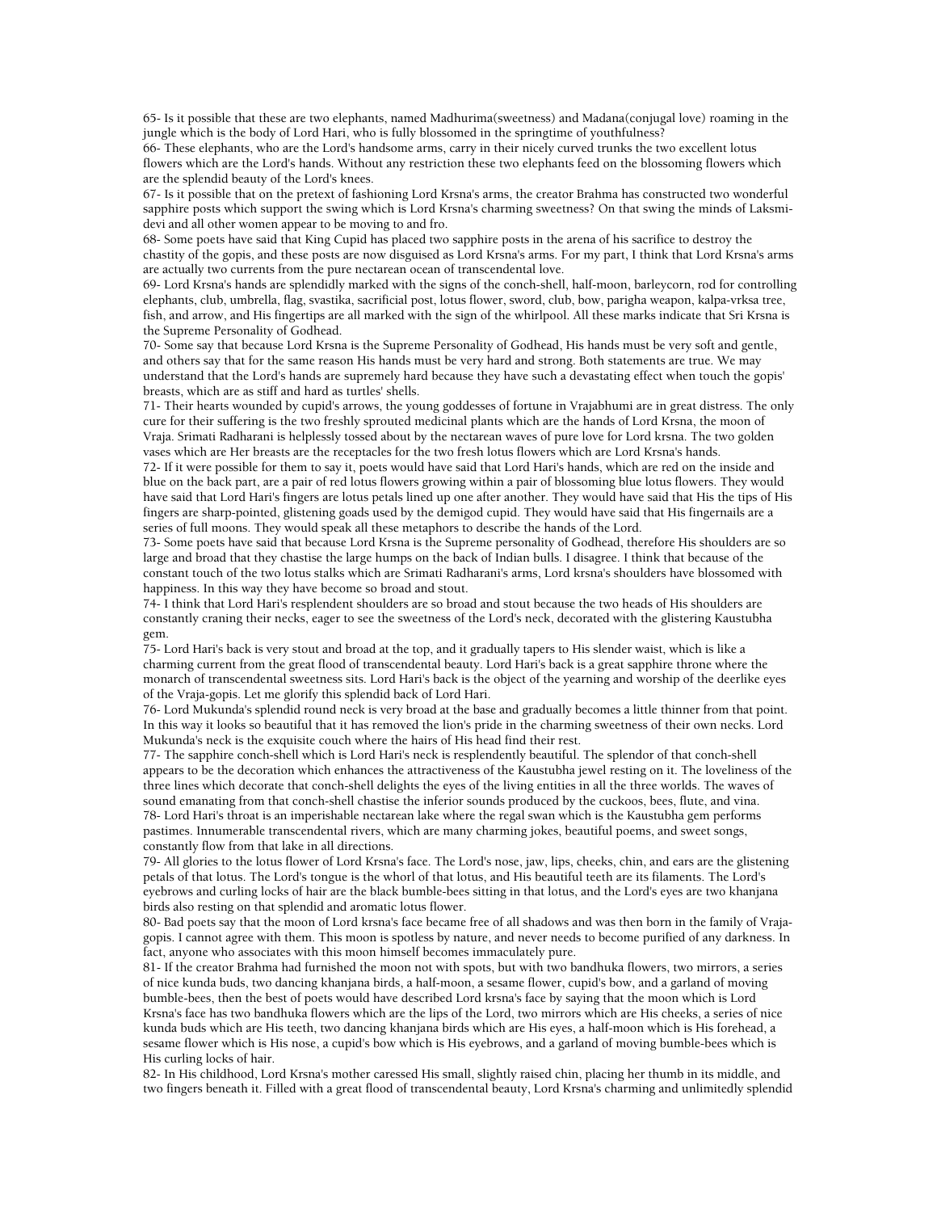65- Is it possible that these are two elephants, named Madhurima(sweetness) and Madana(conjugal love) roaming in the jungle which is the body of Lord Hari, who is fully blossomed in the springtime of youthfulness?

66- These elephants, who are the Lord's handsome arms, carry in their nicely curved trunks the two excellent lotus flowers which are the Lord's hands. Without any restriction these two elephants feed on the blossoming flowers which are the splendid beauty of the Lord's knees.

67- Is it possible that on the pretext of fashioning Lord Krsna's arms, the creator Brahma has constructed two wonderful sapphire posts which support the swing which is Lord Krsna's charming sweetness? On that swing the minds of Laksmi-devi and all other women appear to be moving to and fro.

68- Some poets have said that King Cupid has placed two sapphire posts in the arena of his sacrifice to destroy the chastity of the gopis, and these posts are now disguised as Lord Krsna's arms. For my part, I think that Lord Krsna's arms are actually two currents from the pure nectarean ocean of transcendental love.

69- Lord Krsna's hands are splendidly marked with the signs of the conch-shell, half-moon, barleycorn, rod for controlling elephants, club, umbrella, flag, svastika, sacrificial post, lotus flower, sword, club, bow, parigha weapon, kalpa-vrksa tree, fish, and arrow, and His fingertips are all marked with the sign of the whirlpool. All these marks indicate that Sri Krsna is the Supreme Personality of Godhead.

70- Some say that because Lord Krsna is the Supreme Personality of Godhead, His hands must be very soft and gentle, and others say that for the same reason His hands must be very hard and strong. Both statements are true. We may understand that the Lord's hands are supremely hard because they have such a devastating effect when touch the gopis' breasts, which are as stiff and hard as turtles' shells.

71- Their hearts wounded by cupid's arrows, the young goddesses of fortune in Vrajabhumi are in great distress. The only cure for their suffering is the two freshly sprouted medicinal plants which are the hands of Lord Krsna, the moon of Vraja. Srimati Radharani is helplessly tossed about by the nectarean waves of pure love for Lord krsna. The two golden vases which are Her breasts are the receptacles for the two fresh lotus flowers which are Lord Krsna's hands.

72- If it were possible for them to say it, poets would have said that Lord Hari's hands, which are red on the inside and blue on the back part, are a pair of red lotus flowers growing within a pair of blossoming blue lotus flowers. They would have said that Lord Hari's fingers are lotus petals lined up one after another. They would have said that His the tips of His fingers are sharp-pointed, glistening goads used by the demigod cupid. They would have said that His fingernails are a series of full moons. They would speak all these metaphors to describe the hands of the Lord.

73- Some poets have said that because Lord Krsna is the Supreme personality of Godhead, therefore His shoulders are so large and broad that they chastise the large humps on the back of Indian bulls. I disagree. I think that because of the constant touch of the two lotus stalks which are Srimati Radharani's arms, Lord krsna's shoulders have blossomed with happiness. In this way they have become so broad and stout.

74- I think that Lord Hari's resplendent shoulders are so broad and stout because the two heads of His shoulders are constantly craning their necks, eager to see the sweetness of the Lord's neck, decorated with the glistering Kaustubha gem.

75- Lord Hari's back is very stout and broad at the top, and it gradually tapers to His slender waist, which is like a charming current from the great flood of transcendental beauty. Lord Hari's back is a great sapphire throne where the monarch of transcendental sweetness sits. Lord Hari's back is the object of the yearning and worship of the deerlike eyes of the Vraja-gopis. Let me glorify this splendid back of Lord Hari.

76- Lord Mukunda's splendid round neck is very broad at the base and gradually becomes a little thinner from that point. In this way it looks so beautiful that it has removed the lion's pride in the charming sweetness of their own necks. Lord Mukunda's neck is the exquisite couch where the hairs of His head find their rest.

77- The sapphire conch-shell which is Lord Hari's neck is resplendently beautiful. The splendor of that conch-shell appears to be the decoration which enhances the attractiveness of the Kaustubha jewel resting on it. The loveliness of the three lines which decorate that conch-shell delights the eyes of the living entities in all the three worlds. The waves of sound emanating from that conch-shell chastise the inferior sounds produced by the cuckoos, bees, flute, and vina.

78- Lord Hari's throat is an imperishable nectarean lake where the regal swan which is the Kaustubha gem performs pastimes. Innumerable transcendental rivers, which are many charming jokes, beautiful poems, and sweet songs, constantly flow from that lake in all directions.

79- All glories to the lotus flower of Lord Krsna's face. The Lord's nose, jaw, lips, cheeks, chin, and ears are the glistening petals of that lotus. The Lord's tongue is the whorl of that lotus, and His beautiful teeth are its filaments. The Lord's eyebrows and curling locks of hair are the black bumble-bees sitting in that lotus, and the Lord's eyes are two khanjana birds also resting on that splendid and aromatic lotus flower.

80- Bad poets say that the moon of Lord krsna's face became free of all shadows and was then born in the family of Vraja-gopis. I cannot agree with them. This moon is spotless by nature, and never needs to become purified of any darkness. In fact, anyone who associates with this moon himself becomes immaculately pure.

81- If the creator Brahma had furnished the moon not with spots, but with two bandhuka flowers, two mirrors, a series of nice kunda buds, two dancing khanjana birds, a half-moon, a sesame flower, cupid's bow, and a garland of moving bumble-bees, then the best of poets would have described Lord krsna's face by saying that the moon which is Lord Krsna's face has two bandhuka flowers which are the lips of the Lord, two mirrors which are His cheeks, a series of nice kunda buds which are His teeth, two dancing khanjana birds which are His eyes, a half-moon which is His forehead, a sesame flower which is His nose, a cupid's bow which is His eyebrows, and a garland of moving bumble-bees which is His curling locks of hair.

82- In His childhood, Lord Krsna's mother caressed His small, slightly raised chin, placing her thumb in its middle, and two fingers beneath it. Filled with a great flood of transcendental beauty, Lord Krsna's charming and unlimitedly splendid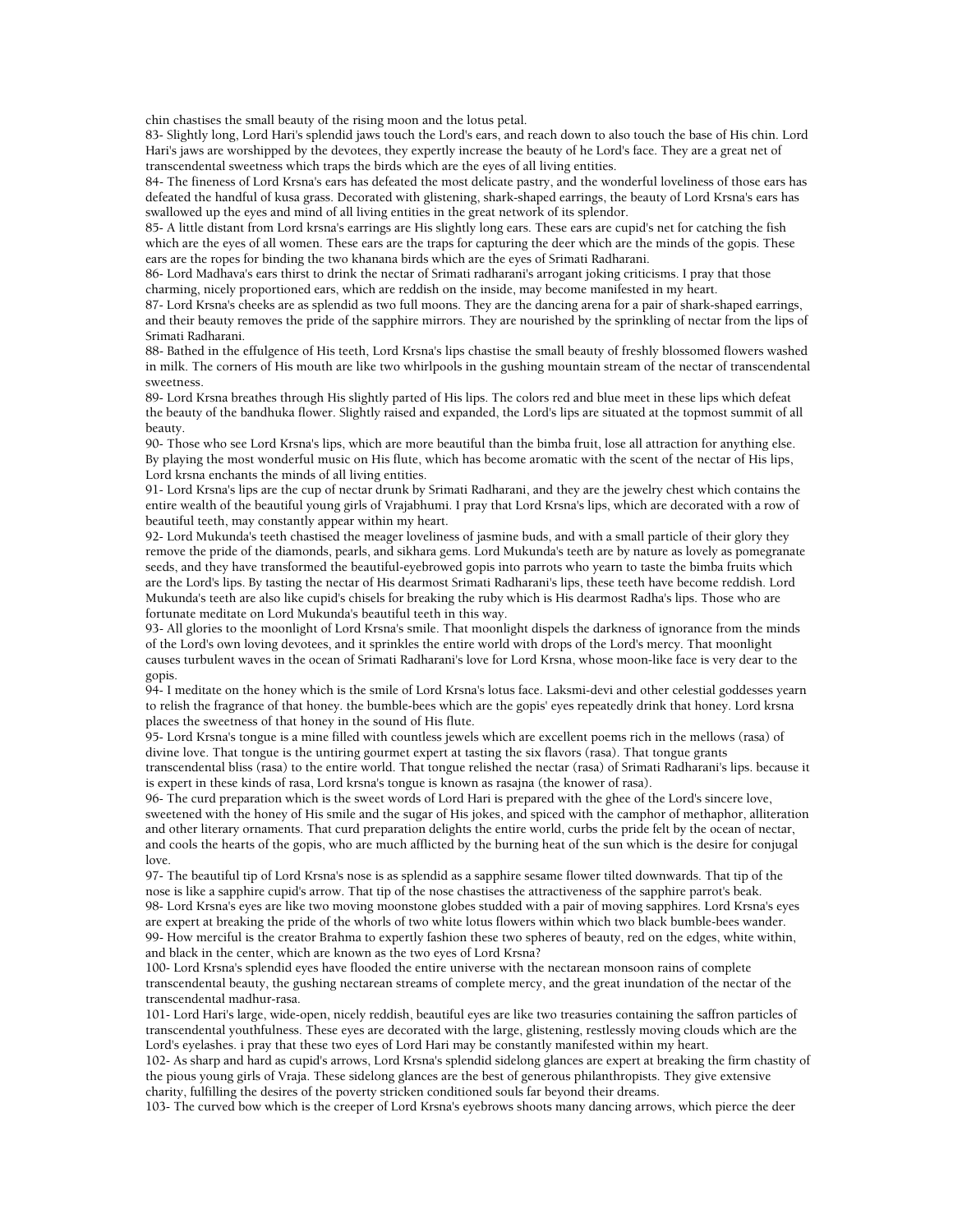chin chastises the small beauty of the rising moon and the lotus petal.

83- Slightly long, Lord Hari's splendid jaws touch the Lord's ears, and reach down to also touch the base of His chin. Lord Hari's jaws are worshipped by the devotees, they expertly increase the beauty of he Lord's face. They are a great net of transcendental sweetness which traps the birds which are the eyes of all living entities.

84- The fineness of Lord Krsna's ears has defeated the most delicate pastry, and the wonderful loveliness of those ears has defeated the handful of kusa grass. Decorated with glistening, shark-shaped earrings, the beauty of Lord Krsna's ears has swallowed up the eyes and mind of all living entities in the great network of its splendor.

85- A little distant from Lord krsna's earrings are His slightly long ears. These ears are cupid's net for catching the fish which are the eyes of all women. These ears are the traps for capturing the deer which are the minds of the gopis. These ears are the ropes for binding the two khanana birds which are the eyes of Srimati Radharani.

86- Lord Madhava's ears thirst to drink the nectar of Srimati radharani's arrogant joking criticisms. I pray that those charming, nicely proportioned ears, which are reddish on the inside, may become manifested in my heart.

87- Lord Krsna's cheeks are as splendid as two full moons. They are the dancing arena for a pair of shark-shaped earrings, and their beauty removes the pride of the sapphire mirrors. They are nourished by the sprinkling of nectar from the lips of Srimati Radharani.

88- Bathed in the effulgence of His teeth, Lord Krsna's lips chastise the small beauty of freshly blossomed flowers washed in milk. The corners of His mouth are like two whirlpools in the gushing mountain stream of the nectar of transcendental sweetness.

89- Lord Krsna breathes through His slightly parted of His lips. The colors red and blue meet in these lips which defeat the beauty of the bandhuka flower. Slightly raised and expanded, the Lord's lips are situated at the topmost summit of all beauty.

90- Those who see Lord Krsna's lips, which are more beautiful than the bimba fruit, lose all attraction for anything else. By playing the most wonderful music on His flute, which has become aromatic with the scent of the nectar of His lips, Lord krsna enchants the minds of all living entities.

91- Lord Krsna's lips are the cup of nectar drunk by Srimati Radharani, and they are the jewelry chest which contains the entire wealth of the beautiful young girls of Vrajabhumi. I pray that Lord Krsna's lips, which are decorated with a row of beautiful teeth, may constantly appear within my heart.

92- Lord Mukunda's teeth chastised the meager loveliness of jasmine buds, and with a small particle of their glory they remove the pride of the diamonds, pearls, and sikhara gems. Lord Mukunda's teeth are by nature as lovely as pomegranate seeds, and they have transformed the beautiful-eyebrowed gopis into parrots who yearn to taste the bimba fruits which are the Lord's lips. By tasting the nectar of His dearmost Srimati Radharani's lips, these teeth have become reddish. Lord Mukunda's teeth are also like cupid's chisels for breaking the ruby which is His dearmost Radha's lips. Those who are fortunate meditate on Lord Mukunda's beautiful teeth in this way.

93- All glories to the moonlight of Lord Krsna's smile. That moonlight dispels the darkness of ignorance from the minds of the Lord's own loving devotees, and it sprinkles the entire world with drops of the Lord's mercy. That moonlight causes turbulent waves in the ocean of Srimati Radharani's love for Lord Krsna, whose moon-like face is very dear to the gopis.

94- I meditate on the honey which is the smile of Lord Krsna's lotus face. Laksmi-devi and other celestial goddesses yearn to relish the fragrance of that honey. the bumble-bees which are the gopis' eyes repeatedly drink that honey. Lord krsna places the sweetness of that honey in the sound of His flute.

95- Lord Krsna's tongue is a mine filled with countless jewels which are excellent poems rich in the mellows (rasa) of divine love. That tongue is the untiring gourmet expert at tasting the six flavors (rasa). That tongue grants transcendental bliss (rasa) to the entire world. That tongue relished the nectar (rasa) of Srimati Radharani's lips. because it is expert in these kinds of rasa, Lord krsna's tongue is known as rasajna (the knower of rasa).

96- The curd preparation which is the sweet words of Lord Hari is prepared with the ghee of the Lord's sincere love, sweetened with the honey of His smile and the sugar of His jokes, and spiced with the camphor of methaphor, alliteration and other literary ornaments. That curd preparation delights the entire world, curbs the pride felt by the ocean of nectar, and cools the hearts of the gopis, who are much afflicted by the burning heat of the sun which is the desire for conjugal love.

97- The beautiful tip of Lord Krsna's nose is as splendid as a sapphire sesame flower tilted downwards. That tip of the nose is like a sapphire cupid's arrow. That tip of the nose chastises the attractiveness of the sapphire parrot's beak.

98- Lord Krsna's eyes are like two moving moonstone globes studded with a pair of moving sapphires. Lord Krsna's eyes are expert at breaking the pride of the whorls of two white lotus flowers within which two black bumble-bees wander.

99- How merciful is the creator Brahma to expertly fashion these two spheres of beauty, red on the edges, white within, and black in the center, which are known as the two eyes of Lord Krsna?

100- Lord Krsna's splendid eyes have flooded the entire universe with the nectarean monsoon rains of complete transcendental beauty, the gushing nectarean streams of complete mercy, and the great inundation of the nectar of the transcendental madhur-rasa.

101- Lord Hari's large, wide-open, nicely reddish, beautiful eyes are like two treasuries containing the saffron particles of transcendental youthfulness. These eyes are decorated with the large, glistening, restlessly moving clouds which are the Lord's eyelashes. i pray that these two eyes of Lord Hari may be constantly manifested within my heart.

102- As sharp and hard as cupid's arrows, Lord Krsna's splendid sidelong glances are expert at breaking the firm chastity of the pious young girls of Vraja. These sidelong glances are the best of generous philanthropists. They give extensive charity, fulfilling the desires of the poverty stricken conditioned souls far beyond their dreams.

103- The curved bow which is the creeper of Lord Krsna's eyebrows shoots many dancing arrows, which pierce the deer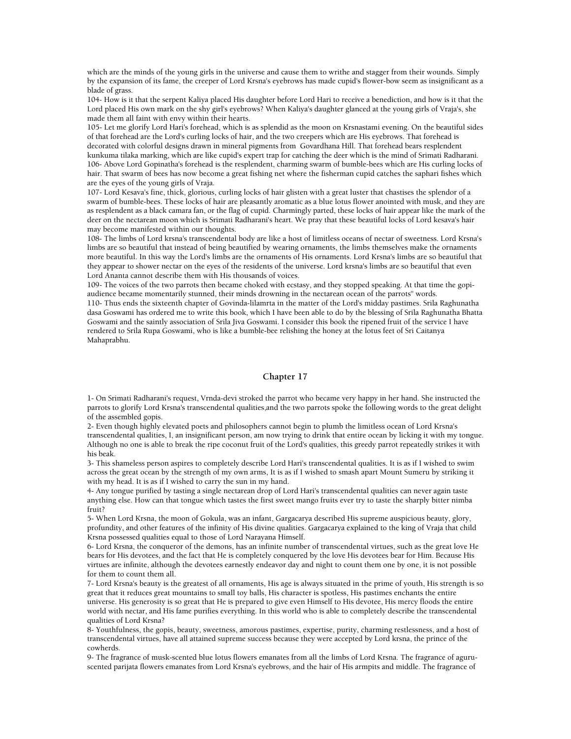which are the minds of the young girls in the universe and cause them to writhe and stagger from their wounds. Simply by the expansion of its fame, the creeper of Lord Krsna's eyebrows has made cupid's flower-bow seem as insignificant as a blade of grass.

104- How is it that the serpent Kaliya placed His daughter before Lord Hari to receive a benediction, and how is it that the Lord placed His own mark on the shy girl's eyebrows? When Kaliya's daughter glanced at the young girls of Vraja's, she made them all faint with envy within their hearts.

105- Let me glorify Lord Hari's forehead, which is as splendid as the moon on Krsnastami evening. On the beautiful sides of that forehead are the Lord's curling locks of hair, and the two creepers which are His eyebrows. That forehead is decorated with colorful designs drawn in mineral pigments from Govardhana Hill. That forehead bears resplendent kunkuma tilaka marking, which are like cupid's expert trap for catching the deer which is the mind of Srimati Radharani.

106- Above Lord Gopinatha's forehead is the resplendent, charming swarm of bumble-bees which are His curling locks of hair. That swarm of bees has now become a great fishing net where the fisherman cupid catches the saphari fishes which are the eyes of the young girls of Vraja.

107- Lord Kesava's fine, thick, glorious, curling locks of hair glisten with a great luster that chastises the splendor of a swarm of bumble-bees. These locks of hair are pleasantly aromatic as a blue lotus flower anointed with musk, and they are as resplendent as a black camara fan, or the flag of cupid. Charmingly parted, these locks of hair appear like the mark of the deer on the nectarean moon which is Srimati Radharani's heart. We pray that these beautiful locks of Lord kesava's hair may become manifested within our thoughts.

108- The limbs of Lord krsna's transcendental body are like a host of limitless oceans of nectar of sweetness. Lord Krsna's limbs are so beautiful that instead of being beautified by wearing ornaments, the limbs themselves make the ornaments more beautiful. In this way the Lord's limbs are the ornaments of His ornaments. Lord Krsna's limbs are so beautiful that they appear to shower nectar on the eyes of the residents of the universe. Lord krsna's limbs are so beautiful that even Lord Ananta cannot describe them with His thousands of voices.

109- The voices of the two parrots then became choked with ecstasy, and they stopped speaking. At that time the gopi-audience became momentarily stunned, their minds drowning in the nectarean ocean of the parrots'' words.

110- Thus ends the sixteenth chapter of Govinda-lilamrta in the matter of the Lord's midday pastimes. Srila Raghunatha dasa Goswami has ordered me to write this book, which I have been able to do by the blessing of Srila Raghunatha Bhatta Goswami and the saintly association of Srila Jiva Goswami. I consider this book the ripened fruit of the service I have rendered to Srila Rupa Goswami, who is like a bumble-bee relishing the honey at the lotus feet of Sri Caitanya Mahaprabhu.

## Chapter 17

1- On Srimati Radharani's request, Vrnda-devi stroked the parrot who became very happy in her hand. She instructed the parrots to glorify Lord Krsna's transcendental qualities,and the two parrots spoke the following words to the great delight of the assembled gopis.

2- Even though highly elevated poets and philosophers cannot begin to plumb the limitless ocean of Lord Krsna's transcendental qualities, I, an insignificant person, am now trying to drink that entire ocean by licking it with my tongue. Although no one is able to break the ripe coconut fruit of the Lord's qualities, this greedy parrot repeatedly strikes it with his beak.

3- This shameless person aspires to completely describe Lord Hari's transcendental qualities. It is as if I wished to swim across the great ocean by the strength of my own arms, It is as if I wished to smash apart Mount Sumeru by striking it with my head. It is as if I wished to carry the sun in my hand.

4- Any tongue purified by tasting a single nectarean drop of Lord Hari's transcendental qualities can never again taste anything else. How can that tongue which tastes the first sweet mango fruits ever try to taste the sharply bitter nimba fruit?

5- When Lord Krsna, the moon of Gokula, was an infant, Gargacarya described His supreme auspicious beauty, glory, profundity, and other features of the infinity of His divine qualities. Gargacarya explained to the king of Vraja that child Krsna possessed qualities equal to those of Lord Narayana Himself.

6- Lord Krsna, the conqueror of the demons, has an infinite number of transcendental virtues, such as the great love He bears for His devotees, and the fact that He is completely conquered by the love His devotees bear for Him. Because His virtues are infinite, although the devotees earnestly endeavor day and night to count them one by one, it is not possible for them to count them all.

7- Lord Krsna's beauty is the greatest of all ornaments, His age is always situated in the prime of youth, His strength is so great that it reduces great mountains to small toy balls, His character is spotless, His pastimes enchants the entire universe. His generosity is so great that He is prepared to give even Himself to His devotee, His mercy floods the entire world with nectar, and His fame purifies everything. In this world who is able to completely describe the transcendental qualities of Lord Krsna?

8- Youthfulness, the gopis, beauty, sweetness, amorous pastimes, expertise, purity, charming restlessness, and a host of transcendental virtues, have all attained supreme success because they were accepted by Lord krsna, the prince of the cowherds.

9- The fragrance of musk-scented blue lotus flowers emanates from all the limbs of Lord Krsna. The fragrance of aguru-scented parijata flowers emanates from Lord Krsna's eyebrows, and the hair of His armpits and middle. The fragrance of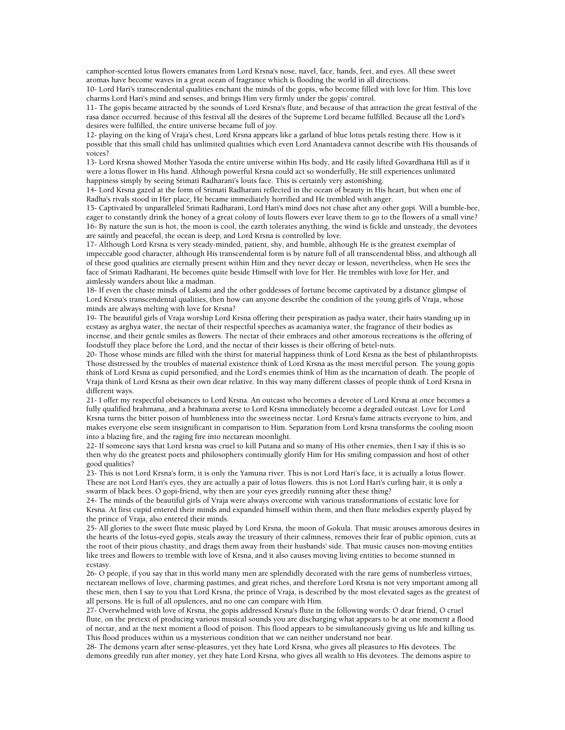camphor-scented lotus flowers emanates from Lord Krsna's nose, navel, face, hands, feet, and eyes. All these sweet aromas have become waves in a great ocean of fragrance which is flooding the world in all directions.

10- Lord Hari's transcendental qualities enchant the minds of the gopis, who become filled with love for Him. This love charms Lord Hari's mind and senses, and brings Him very firmly under the gopis' control.

11- The gopis became attracted by the sounds of Lord Krsna's flute, and because of that attraction the great festival of the rasa dance occurred. because of this festival all the desires of the Supreme Lord became fulfilled. Because all the Lord's desires were fulfilled, the entire universe became full of joy.

12- playing on the king of Vraja's chest, Lord Krsna appears like a garland of blue lotus petals resting there. How is it possible that this small child has unlimited qualities which even Lord Anantadeva cannot describe with His thousands of voices?

13- Lord Krsna showed Mother Yasoda the entire universe within His body, and He easily lifted Govardhana Hill as if it were a lotus flower in His hand. Although powerful Krsna could act so wonderfully, He still experiences unlimited happiness simply by seeing Srimati Radharani's louts face. This is certainly very astonishing.

14- Lord Krsna gazed at the form of Srimati Radharani reflected in the ocean of beauty in His heart, but when one of Radha's rivals stood in Her place, He became immediately horrified and He trembled with anger.

15- Captivated by unparalleled Srimati Radharani, Lord Hari's mind does not chase after any other gopi. Will a bumble-bee, eager to constantly drink the honey of a great colony of louts flowers ever leave them to go to the flowers of a small vine?

16- By nature the sun is hot, the moon is cool, the earth tolerates anything, the wind is fickle and unsteady, the devotees are saintly and peaceful, the ocean is deep, and Lord Krsna is controlled by love.

17- Although Lord Krsna is very steady-minded, patient, shy, and humble, although He is the greatest exemplar of impeccable good character, although His transcendental form is by nature full of all transcendental bliss, and although all of these good qualities are eternally present within Him and they never decay or lesson, nevertheless, when He sees the face of Srimati Radharani, He becomes quite beside Himself with love for Her. He trembles with love for Her, and aimlessly wanders about like a madman.

18- If even the chaste minds of Laksmi and the other goddesses of fortune become captivated by a distance glimpse of Lord Krsna's transcendental qualities, then how can anyone describe the condition of the young girls of Vraja, whose minds are always melting with love for Krsna?

19- The beautiful girls of Vraja worship Lord Krsna offering their perspiration as padya water, their hairs standing up in ecstasy as arghya water, the nectar of their respectful speeches as acamaniya water, the fragrance of their bodies as incense, and their gentle smiles as flowers. The nectar of their embraces and other amorous recreations is the offering of foodstuff they place before the Lord, and the nectar of their kisses is their offering of betel-nuts.

20- Those whose minds are filled with the thirst for material happiness think of Lord Krsna as the best of philanthropists. Those distressed by the troubles of material existence think of Lord Krsna as the most merciful person. The young gopis think of Lord Krsna as cupid personified, and the Lord's enemies think of Him as the incarnation of death. The people of Vraja think of Lord Krsna as their own dear relative. In this way many different classes of people think of Lord Krsna in different ways.

21- I offer my respectful obeisances to Lord Krsna. An outcast who becomes a devotee of Lord Krsna at once becomes a fully qualified brahmana, and a brahmana averse to Lord Krsna immediately become a degraded outcast. Love for Lord Krsna turns the bitter poison of humbleness into the sweetness nectar. Lord Krsna's fame attracts everyone to him, and makes everyone else seem insignificant in comparison to Him. Separation from Lord krsna transforms the cooling moon into a blazing fire, and the raging fire into nectarean moonlight.

22- If someone says that Lord krsna was cruel to kill Putana and so many of His other enemies, then I say if this is so then why do the greatest poets and philosophers continually glorify Him for His smiling compassion and host of other good qualities?

23- This is not Lord Krsna's form, it is only the Yamuna river. This is not Lord Hari's face, it is actually a lotus flower. These are not Lord Hari's eyes, they are actually a pair of lotus flowers. this is not Lord Hari's curling hair, it is only a swarm of black bees. O gopi-friend, why then are your eyes greedily running after these thing?

24- The minds of the beautiful girls of Vraja were always overcome with various transformations of ecstatic love for Krsna. At first cupid entered their minds and expanded himself within them, and then flute melodies expertly played by the prince of Vraja, also entered their minds.

25- All glories to the sweet flute music played by Lord Krsna, the moon of Gokula. That music arouses amorous desires in the hearts of the lotus-eyed gopis, steals away the treasury of their calmness, removes their fear of public opinion, cuts at the root of their pious chastity, and drags them away from their husbands' side. That music causes non-moving entities like trees and flowers to tremble with love of Krsna, and it also causes moving living entities to become stunned in ecstasy.

26- O people, if you say that in this world many men are splendidly decorated with the rare gems of numberless virtues, nectarean mellows of love, charming pastimes, and great riches, and therefore Lord Krsna is not very important among all these men, then I say to you that Lord Krsna, the prince of Vraja, is described by the most elevated sages as the greatest of all persons. He is full of all opulences, and no one can compare with Him.

27- Overwhelmed with love of Krsna, the gopis addressed Krsna's flute in the following words: O dear friend, O cruel flute, on the pretext of producing various musical sounds you are discharging what appears to be at one moment a flood of nectar, and at the next moment a flood of poison. This flood appears to be simultaneously giving us life and killing us. This flood produces within us a mysterious condition that we can neither understand nor bear.

28- The demons yearn after sense-pleasures, yet they hate Lord Krsna, who gives all pleasures to His devotees. The demons greedily run after money, yet they hate Lord Krsna, who gives all wealth to His devotees. The demons aspire to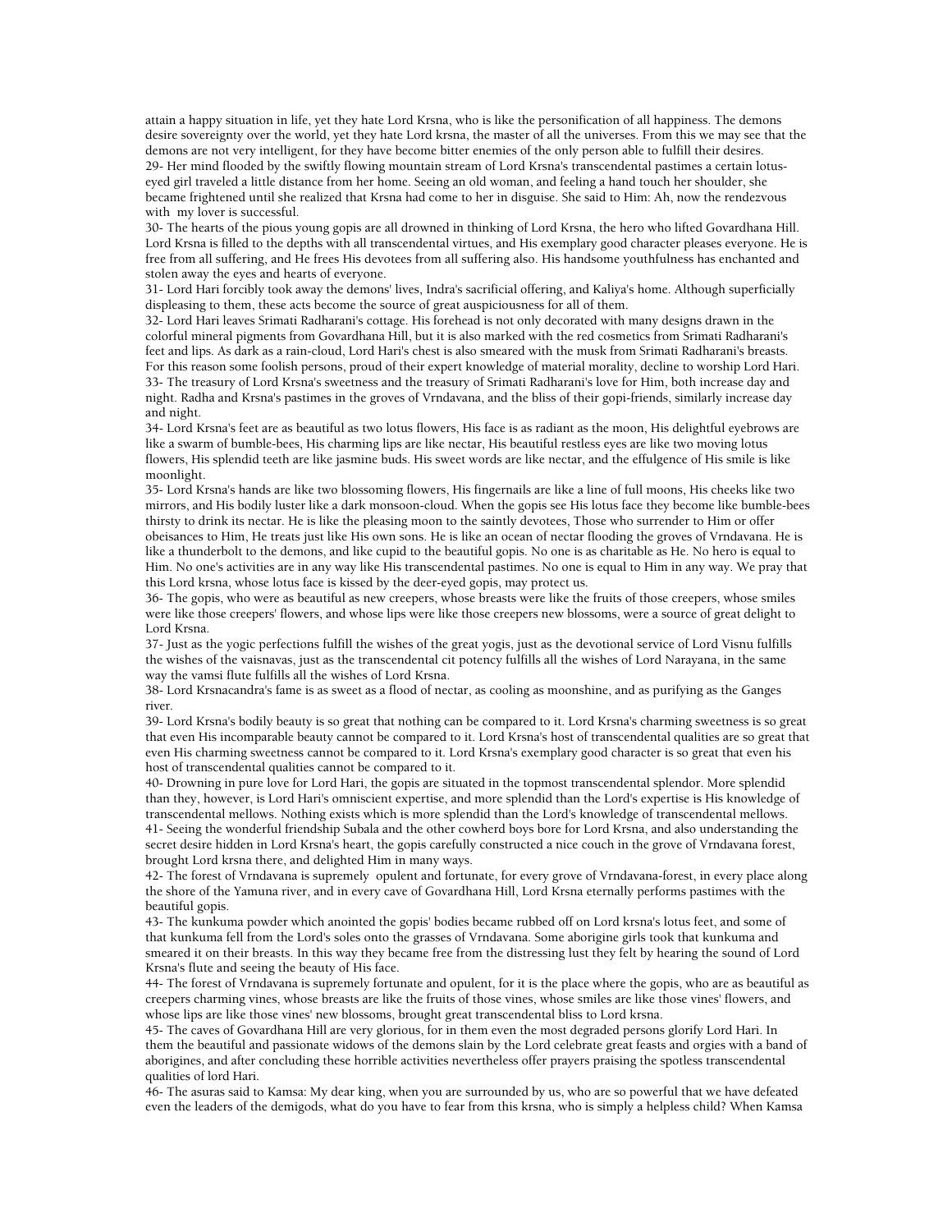attain a happy situation in life, yet they hate Lord Krsna, who is like the personification of all happiness. The demons desire sovereignty over the world, yet they hate Lord krsna, the master of all the universes. From this we may see that the demons are not very intelligent, for they have become bitter enemies of the only person able to fulfill their desires.

29- Her mind flooded by the swiftly flowing mountain stream of Lord Krsna's transcendental pastimes a certain lotus-eyed girl traveled a little distance from her home. Seeing an old woman, and feeling a hand touch her shoulder, she became frightened until she realized that Krsna had come to her in disguise. She said to Him: Ah, now the rendezvous with my lover is successful.

30- The hearts of the pious young gopis are all drowned in thinking of Lord Krsna, the hero who lifted Govardhana Hill. Lord Krsna is filled to the depths with all transcendental virtues, and His exemplary good character pleases everyone. He is free from all suffering, and He frees His devotees from all suffering also. His handsome youthfulness has enchanted and stolen away the eyes and hearts of everyone.

31- Lord Hari forcibly took away the demons' lives, Indra's sacrificial offering, and Kaliya's home. Although superficially displeasing to them, these acts become the source of great auspiciousness for all of them.

32- Lord Hari leaves Srimati Radharani's cottage. His forehead is not only decorated with many designs drawn in the colorful mineral pigments from Govardhana Hill, but it is also marked with the red cosmetics from Srimati Radharani's feet and lips. As dark as a rain-cloud, Lord Hari's chest is also smeared with the musk from Srimati Radharani's breasts. For this reason some foolish persons, proud of their expert knowledge of material morality, decline to worship Lord Hari.

33- The treasury of Lord Krsna's sweetness and the treasury of Srimati Radharani's love for Him, both increase day and night. Radha and Krsna's pastimes in the groves of Vrndavana, and the bliss of their gopi-friends, similarly increase day and night.

34- Lord Krsna's feet are as beautiful as two lotus flowers, His face is as radiant as the moon, His delightful eyebrows are like a swarm of bumble-bees, His charming lips are like nectar, His beautiful restless eyes are like two moving lotus flowers, His splendid teeth are like jasmine buds. His sweet words are like nectar, and the effulgence of His smile is like moonlight.

35- Lord Krsna's hands are like two blossoming flowers, His fingernails are like a line of full moons, His cheeks like two mirrors, and His bodily luster like a dark monsoon-cloud. When the gopis see His lotus face they become like bumble-bees thirsty to drink its nectar. He is like the pleasing moon to the saintly devotees, Those who surrender to Him or offer obeisances to Him, He treats just like His own sons. He is like an ocean of nectar flooding the groves of Vrndavana. He is like a thunderbolt to the demons, and like cupid to the beautiful gopis. No one is as charitable as He. No hero is equal to Him. No one's activities are in any way like His transcendental pastimes. No one is equal to Him in any way. We pray that this Lord krsna, whose lotus face is kissed by the deer-eyed gopis, may protect us.

36- The gopis, who were as beautiful as new creepers, whose breasts were like the fruits of those creepers, whose smiles were like those creepers' flowers, and whose lips were like those creepers new blossoms, were a source of great delight to Lord Krsna.

37- Just as the yogic perfections fulfill the wishes of the great yogis, just as the devotional service of Lord Visnu fulfills the wishes of the vaisnavas, just as the transcendental cit potency fulfills all the wishes of Lord Narayana, in the same way the vamsi flute fulfills all the wishes of Lord Krsna.

38- Lord Krsnacandra's fame is as sweet as a flood of nectar, as cooling as moonshine, and as purifying as the Ganges river.

39- Lord Krsna's bodily beauty is so great that nothing can be compared to it. Lord Krsna's charming sweetness is so great that even His incomparable beauty cannot be compared to it. Lord Krsna's host of transcendental qualities are so great that even His charming sweetness cannot be compared to it. Lord Krsna's exemplary good character is so great that even his host of transcendental qualities cannot be compared to it.

40- Drowning in pure love for Lord Hari, the gopis are situated in the topmost transcendental splendor. More splendid than they, however, is Lord Hari's omniscient expertise, and more splendid than the Lord's expertise is His knowledge of transcendental mellows. Nothing exists which is more splendid than the Lord's knowledge of transcendental mellows.

41- Seeing the wonderful friendship Subala and the other cowherd boys bore for Lord Krsna, and also understanding the secret desire hidden in Lord Krsna's heart, the gopis carefully constructed a nice couch in the grove of Vrndavana forest, brought Lord krsna there, and delighted Him in many ways.

42- The forest of Vrndavana is supremely opulent and fortunate, for every grove of Vrndavana-forest, in every place along the shore of the Yamuna river, and in every cave of Govardhana Hill, Lord Krsna eternally performs pastimes with the beautiful gopis.

43- The kunkuma powder which anointed the gopis' bodies became rubbed off on Lord krsna's lotus feet, and some of that kunkuma fell from the Lord's soles onto the grasses of Vrndavana. Some aborigine girls took that kunkuma and smeared it on their breasts. In this way they became free from the distressing lust they felt by hearing the sound of Lord Krsna's flute and seeing the beauty of His face.

44- The forest of Vrndavana is supremely fortunate and opulent, for it is the place where the gopis, who are as beautiful as creepers charming vines, whose breasts are like the fruits of those vines, whose smiles are like those vines' flowers, and whose lips are like those vines' new blossoms, brought great transcendental bliss to Lord krsna.

45- The caves of Govardhana Hill are very glorious, for in them even the most degraded persons glorify Lord Hari. In them the beautiful and passionate widows of the demons slain by the Lord celebrate great feasts and orgies with a band of aborigines, and after concluding these horrible activities nevertheless offer prayers praising the spotless transcendental qualities of lord Hari.

46- The asuras said to Kamsa: My dear king, when you are surrounded by us, who are so powerful that we have defeated even the leaders of the demigods, what do you have to fear from this krsna, who is simply a helpless child? When Kamsa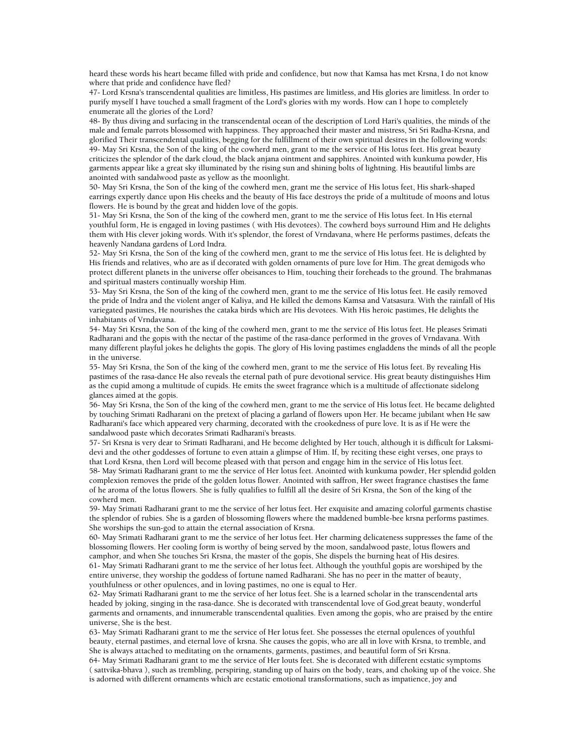heard these words his heart became filled with pride and confidence, but now that Kamsa has met Krsna, I do not know where that pride and confidence have fled?

47- Lord Krsna's transcendental qualities are limitless, His pastimes are limitless, and His glories are limitless. In order to purify myself I have touched a small fragment of the Lord's glories with my words. How can I hope to completely enumerate all the glories of the Lord?

48- By thus diving and surfacing in the transcendental ocean of the description of Lord Hari's qualities, the minds of the male and female parrots blossomed with happiness. They approached their master and mistress, Sri Sri Radha-Krsna, and glorified Their transcendental qualities, begging for the fulfillment of their own spiritual desires in the following words:

49- May Sri Krsna, the Son of the king of the cowherd men, grant to me the service of His lotus feet. His great beauty criticizes the splendor of the dark cloud, the black anjana ointment and sapphires. Anointed with kunkuma powder, His garments appear like a great sky illuminated by the rising sun and shining bolts of lightning. His beautiful limbs are anointed with sandalwood paste as yellow as the moonlight.

50- May Sri Krsna, the Son of the king of the cowherd men, grant me the service of His lotus feet, His shark-shaped earrings expertly dance upon His cheeks and the beauty of His face destroys the pride of a multitude of moons and lotus flowers. He is bound by the great and hidden love of the gopis.

51- May Sri Krsna, the Son of the king of the cowherd men, grant to me the service of His lotus feet. In His eternal youthful form, He is engaged in loving pastimes ( with His devotees). The cowherd boys surround Him and He delights them with His clever joking words. With it's splendor, the forest of Vrndavana, where He performs pastimes, defeats the heavenly Nandana gardens of Lord Indra.

52- May Sri Krsna, the Son of the king of the cowherd men, grant to me the service of His lotus feet. He is delighted by His friends and relatives, who are as if decorated with golden ornaments of pure love for Him. The great demigods who protect different planets in the universe offer obeisances to Him, touching their foreheads to the ground. The brahmanas and spiritual masters continually worship Him.

53- May Sri Krsna, the Son of the king of the cowherd men, grant to me the service of His lotus feet. He easily removed the pride of Indra and the violent anger of Kaliya, and He killed the demons Kamsa and Vatsasura. With the rainfall of His variegated pastimes, He nourishes the cataka birds which are His devotees. With His heroic pastimes, He delights the inhabitants of Vrndavana.

54- May Sri Krsna, the Son of the king of the cowherd men, grant to me the service of His lotus feet. He pleases Srimati Radharani and the gopis with the nectar of the pastime of the rasa-dance performed in the groves of Vrndavana. With many different playful jokes he delights the gopis. The glory of His loving pastimes engladdens the minds of all the people in the universe.

55- May Sri Krsna, the Son of the king of the cowherd men, grant to me the service of His lotus feet. By revealing His pastimes of the rasa-dance He also reveals the eternal path of pure devotional service. His great beauty distinguishes Him as the cupid among a multitude of cupids. He emits the sweet fragrance which is a multitude of affectionate sidelong glances aimed at the gopis.

56- May Sri Krsna, the Son of the king of the cowherd men, grant to me the service of His lotus feet. He became delighted by touching Srimati Radharani on the pretext of placing a garland of flowers upon Her. He became jubilant when He saw Radharani's face which appeared very charming, decorated with the crookedness of pure love. It is as if He were the sandalwood paste which decorates Srimati Radharani's breasts.

57- Sri Krsna is very dear to Srimati Radharani, and He become delighted by Her touch, although it is difficult for Laksmi-devi and the other goddesses of fortune to even attain a glimpse of Him. If, by reciting these eight verses, one prays to that Lord Krsna, then Lord will become pleased with that person and engage him in the service of His lotus feet.

58- May Srimati Radharani grant to me the service of Her lotus feet. Anointed with kunkuma powder, Her splendid golden complexion removes the pride of the golden lotus flower. Anointed with saffron, Her sweet fragrance chastises the fame of he aroma of the lotus flowers. She is fully qualifies to fulfill all the desire of Sri Krsna, the Son of the king of the cowherd men.

59- May Srimati Radharani grant to me the service of her lotus feet. Her exquisite and amazing colorful garments chastise the splendor of rubies. She is a garden of blossoming flowers where the maddened bumble-bee krsna performs pastimes. She worships the sun-god to attain the eternal association of Krsna.

60- May Srimati Radharani grant to me the service of her lotus feet. Her charming delicateness suppresses the fame of the blossoming flowers. Her cooling form is worthy of being served by the moon, sandalwood paste, lotus flowers and camphor, and when She touches Sri Krsna, the master of the gopis, She dispels the burning heat of His desires.

61- May Srimati Radharani grant to me the service of her lotus feet. Although the youthful gopis are worshiped by the entire universe, they worship the goddess of fortune named Radharani. She has no peer in the matter of beauty, youthfulness or other opulences, and in loving pastimes, no one is equal to Her.

62- May Srimati Radharani grant to me the service of her lotus feet. She is a learned scholar in the transcendental arts headed by joking, singing in the rasa-dance. She is decorated with transcendental love of God,great beauty, wonderful garments and ornaments, and innumerable transcendental qualities. Even among the gopis, who are praised by the entire universe, She is the best.

63- May Srimati Radharani grant to me the service of Her lotus feet. She possesses the eternal opulences of youthful beauty, eternal pastimes, and eternal love of krsna. She causes the gopis, who are all in love with Krsna, to tremble, and She is always attached to meditating on the ornaments, garments, pastimes, and beautiful form of Sri Krsna.

64- May Srimati Radharani grant to me the service of Her louts feet. She is decorated with different ecstatic symptoms ( sattvika-bhava ), such as trembling, perspiring, standing up of hairs on the body, tears, and choking up of the voice. She is adorned with different ornaments which are ecstatic emotional transformations, such as impatience, joy and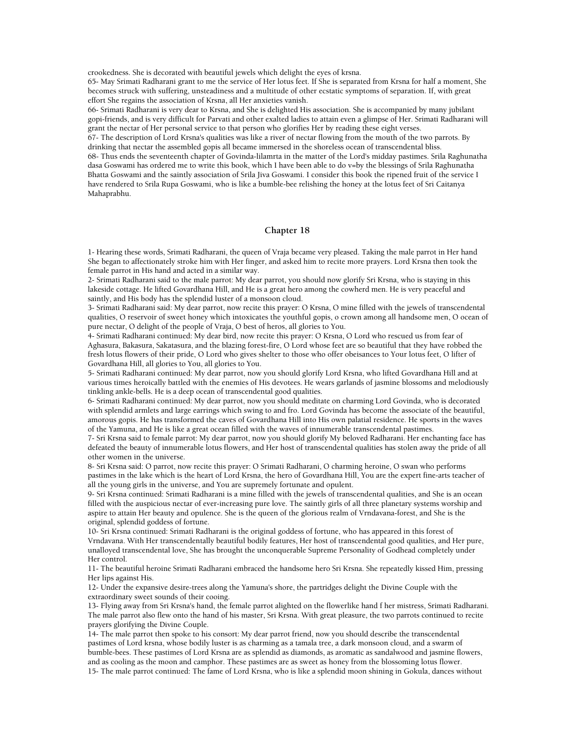crookedness. She is decorated with beautiful jewels which delight the eyes of krsna.

65- May Srimati Radharani grant to me the service of Her lotus feet. If She is separated from Krsna for half a moment, She becomes struck with suffering, unsteadiness and a multitude of other ecstatic symptoms of separation. If, with great effort She regains the association of Krsna, all Her anxieties vanish.

66- Srimati Radharani is very dear to Krsna, and She is delighted His association. She is accompanied by many jubilant gopi-friends, and is very difficult for Parvati and other exalted ladies to attain even a glimpse of Her. Srimati Radharani will grant the nectar of Her personal service to that person who glorifies Her by reading these eight verses.

67- The description of Lord Krsna's qualities was like a river of nectar flowing from the mouth of the two parrots. By drinking that nectar the assembled gopis all became immersed in the shoreless ocean of transcendental bliss.

68- Thus ends the seventeenth chapter of Govinda-lilamrta in the matter of the Lord's midday pastimes. Srila Raghunatha dasa Goswami has ordered me to write this book, which I have been able to do v=by the blessings of Srila Raghunatha Bhatta Goswami and the saintly association of Srila Jiva Goswami. I consider this book the ripened fruit of the service I have rendered to Srila Rupa Goswami, who is like a bumble-bee relishing the honey at the lotus feet of Sri Caitanya Mahaprabhu.

## Chapter 18

1- Hearing these words, Srimati Radharani, the queen of Vraja became very pleased. Taking the male parrot in Her hand She began to affectionately stroke him with Her finger, and asked him to recite more prayers. Lord Krsna then took the female parrot in His hand and acted in a similar way.

2- Srimati Radharani said to the male parrot: My dear parrot, you should now glorify Sri Krsna, who is staying in this lakeside cottage. He lifted Govardhana Hill, and He is a great hero among the cowherd men. He is very peaceful and saintly, and His body has the splendid luster of a monsoon cloud.

3- Srimati Radharani said: My dear parrot, now recite this prayer: O Krsna, O mine filled with the jewels of transcendental qualities, O reservoir of sweet honey which intoxicates the youthful gopis, o crown among all handsome men, O ocean of pure nectar, O delight of the people of Vraja, O best of heros, all glories to You.

4- Srimati Radharani continued: My dear bird, now recite this prayer: O Krsna, O Lord who rescued us from fear of Aghasura, Bakasura, Sakatasura, and the blazing forest-fire, O Lord whose feet are so beautiful that they have robbed the fresh lotus flowers of their pride, O Lord who gives shelter to those who offer obeisances to Your lotus feet, O lifter of Govardhana Hill, all glories to You, all glories to You.

5- Srimati Radharani continued: My dear parrot, now you should glorify Lord Krsna, who lifted Govardhana Hill and at various times heroically battled with the enemies of His devotees. He wears garlands of jasmine blossoms and melodiously tinkling ankle-bells. He is a deep ocean of transcendental good qualities.

6- Srimati Radharani continued: My dear parrot, now you should meditate on charming Lord Govinda, who is decorated with splendid armlets and large earrings which swing to and fro. Lord Govinda has become the associate of the beautiful, amorous gopis. He has transformed the caves of Govardhana Hill into His own palatial residence. He sports in the waves of the Yamuna, and He is like a great ocean filled with the waves of innumerable transcendental pastimes.

7- Sri Krsna said to female parrot: My dear parrot, now you should glorify My beloved Radharani. Her enchanting face has defeated the beauty of innumerable lotus flowers, and Her host of transcendental qualities has stolen away the pride of all other women in the universe.

8- Sri Krsna said: O parrot, now recite this prayer: O Srimati Radharani, O charming heroine, O swan who performs pastimes in the lake which is the heart of Lord Krsna, the hero of Govardhana Hill, You are the expert fine-arts teacher of all the young girls in the universe, and You are supremely fortunate and opulent.

9- Sri Krsna continued: Srimati Radharani is a mine filled with the jewels of transcendental qualities, and She is an ocean filled with the auspicious nectar of ever-increasing pure love. The saintly girls of all three planetary systems worship and aspire to attain Her beauty and opulence. She is the queen of the glorious realm of Vrndavana-forest, and She is the original, splendid goddess of fortune.

10- Sri Krsna continued: Srimati Radharani is the original goddess of fortune, who has appeared in this forest of Vrndavana. With Her transcendentally beautiful bodily features, Her host of transcendental good qualities, and Her pure, unalloyed transcendental love, She has brought the unconquerable Supreme Personality of Godhead completely under Her control.

11- The beautiful heroine Srimati Radharani embraced the handsome hero Sri Krsna. She repeatedly kissed Him, pressing Her lips against His.

12- Under the expansive desire-trees along the Yamuna's shore, the partridges delight the Divine Couple with the extraordinary sweet sounds of their cooing.

13- Flying away from Sri Krsna's hand, the female parrot alighted on the flowerlike hand f her mistress, Srimati Radharani. The male parrot also flew onto the hand of his master, Sri Krsna. With great pleasure, the two parrots continued to recite prayers glorifying the Divine Couple.

14- The male parrot then spoke to his consort: My dear parrot friend, now you should describe the transcendental pastimes of Lord krsna, whose bodily luster is as charming as a tamala tree, a dark monsoon cloud, and a swarm of bumble-bees. These pastimes of Lord Krsna are as splendid as diamonds, as aromatic as sandalwood and jasmine flowers, and as cooling as the moon and camphor. These pastimes are as sweet as honey from the blossoming lotus flower.

15- The male parrot continued: The fame of Lord Krsna, who is like a splendid moon shining in Gokula, dances without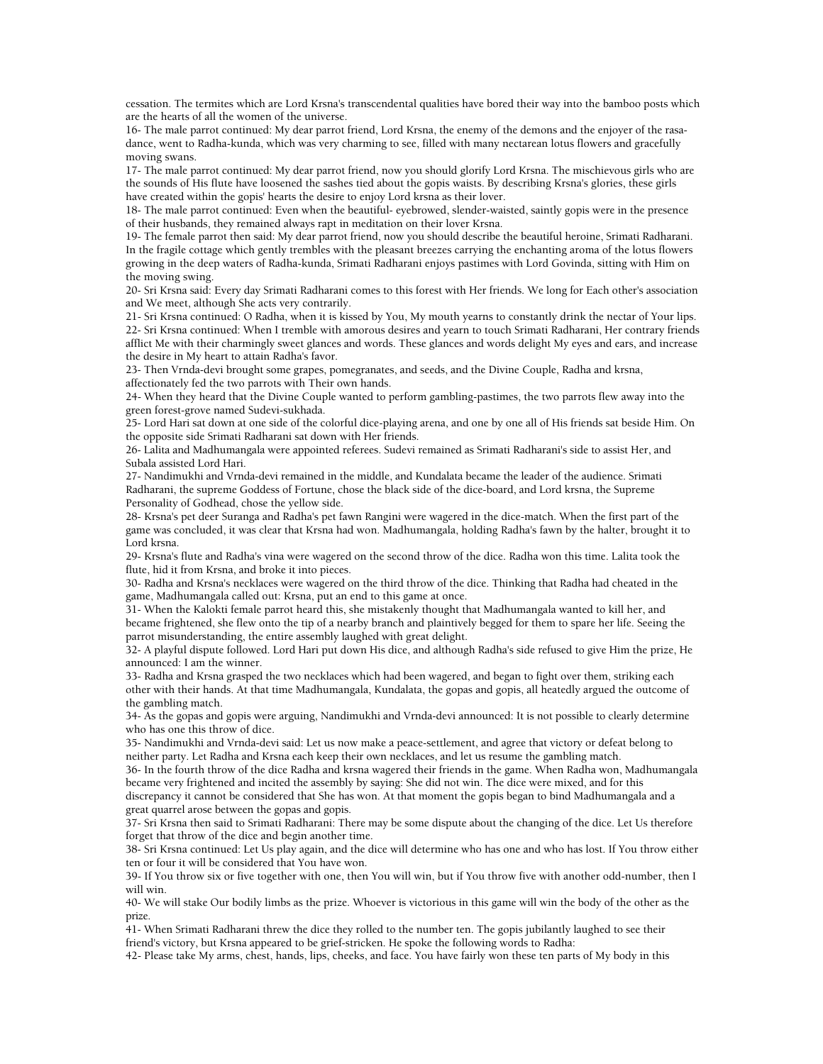cessation. The termites which are Lord Krsna's transcendental qualities have bored their way into the bamboo posts which are the hearts of all the women of the universe.

16- The male parrot continued: My dear parrot friend, Lord Krsna, the enemy of the demons and the enjoyer of the rasa-dance, went to Radha-kunda, which was very charming to see, filled with many nectarean lotus flowers and gracefully moving swans.

17- The male parrot continued: My dear parrot friend, now you should glorify Lord Krsna. The mischievous girls who are the sounds of His flute have loosened the sashes tied about the gopis waists. By describing Krsna's glories, these girls have created within the gopis' hearts the desire to enjoy Lord krsna as their lover.

18- The male parrot continued: Even when the beautiful- eyebrowed, slender-waisted, saintly gopis were in the presence of their husbands, they remained always rapt in meditation on their lover Krsna.

19- The female parrot then said: My dear parrot friend, now you should describe the beautiful heroine, Srimati Radharani. In the fragile cottage which gently trembles with the pleasant breezes carrying the enchanting aroma of the lotus flowers growing in the deep waters of Radha-kunda, Srimati Radharani enjoys pastimes with Lord Govinda, sitting with Him on the moving swing.

20- Sri Krsna said: Every day Srimati Radharani comes to this forest with Her friends. We long for Each other's association and We meet, although She acts very contrarily.

21- Sri Krsna continued: O Radha, when it is kissed by You, My mouth yearns to constantly drink the nectar of Your lips.

22- Sri Krsna continued: When I tremble with amorous desires and yearn to touch Srimati Radharani, Her contrary friends afflict Me with their charmingly sweet glances and words. These glances and words delight My eyes and ears, and increase the desire in My heart to attain Radha's favor.

23- Then Vrnda-devi brought some grapes, pomegranates, and seeds, and the Divine Couple, Radha and krsna, affectionately fed the two parrots with Their own hands.

24- When they heard that the Divine Couple wanted to perform gambling-pastimes, the two parrots flew away into the green forest-grove named Sudevi-sukhada.

25- Lord Hari sat down at one side of the colorful dice-playing arena, and one by one all of His friends sat beside Him. On the opposite side Srimati Radharani sat down with Her friends.

26- Lalita and Madhumangala were appointed referees. Sudevi remained as Srimati Radharani's side to assist Her, and Subala assisted Lord Hari.

27- Nandimukhi and Vrnda-devi remained in the middle, and Kundalata became the leader of the audience. Srimati Radharani, the supreme Goddess of Fortune, chose the black side of the dice-board, and Lord krsna, the Supreme Personality of Godhead, chose the yellow side.

28- Krsna's pet deer Suranga and Radha's pet fawn Rangini were wagered in the dice-match. When the first part of the game was concluded, it was clear that Krsna had won. Madhumangala, holding Radha's fawn by the halter, brought it to Lord krsna.

29- Krsna's flute and Radha's vina were wagered on the second throw of the dice. Radha won this time. Lalita took the flute, hid it from Krsna, and broke it into pieces.

30- Radha and Krsna's necklaces were wagered on the third throw of the dice. Thinking that Radha had cheated in the game, Madhumangala called out: Krsna, put an end to this game at once.

31- When the Kalokti female parrot heard this, she mistakenly thought that Madhumangala wanted to kill her, and became frightened, she flew onto the tip of a nearby branch and plaintively begged for them to spare her life. Seeing the parrot misunderstanding, the entire assembly laughed with great delight.

32- A playful dispute followed. Lord Hari put down His dice, and although Radha's side refused to give Him the prize, He announced: I am the winner.

33- Radha and Krsna grasped the two necklaces which had been wagered, and began to fight over them, striking each other with their hands. At that time Madhumangala, Kundalata, the gopas and gopis, all heatedly argued the outcome of the gambling match.

34- As the gopas and gopis were arguing, Nandimukhi and Vrnda-devi announced: It is not possible to clearly determine who has one this throw of dice.

35- Nandimukhi and Vrnda-devi said: Let us now make a peace-settlement, and agree that victory or defeat belong to neither party. Let Radha and Krsna each keep their own necklaces, and let us resume the gambling match.

36- In the fourth throw of the dice Radha and krsna wagered their friends in the game. When Radha won, Madhumangala became very frightened and incited the assembly by saying: She did not win. The dice were mixed, and for this discrepancy it cannot be considered that She has won. At that moment the gopis began to bind Madhumangala and a great quarrel arose between the gopas and gopis.

37- Sri Krsna then said to Srimati Radharani: There may be some dispute about the changing of the dice. Let Us therefore forget that throw of the dice and begin another time.

38- Sri Krsna continued: Let Us play again, and the dice will determine who has one and who has lost. If You throw either ten or four it will be considered that You have won.

39- If You throw six or five together with one, then You will win, but if You throw five with another odd-number, then I will win.

40- We will stake Our bodily limbs as the prize. Whoever is victorious in this game will win the body of the other as the prize.

41- When Srimati Radharani threw the dice they rolled to the number ten. The gopis jubilantly laughed to see their friend's victory, but Krsna appeared to be grief-stricken. He spoke the following words to Radha:

42- Please take My arms, chest, hands, lips, cheeks, and face. You have fairly won these ten parts of My body in this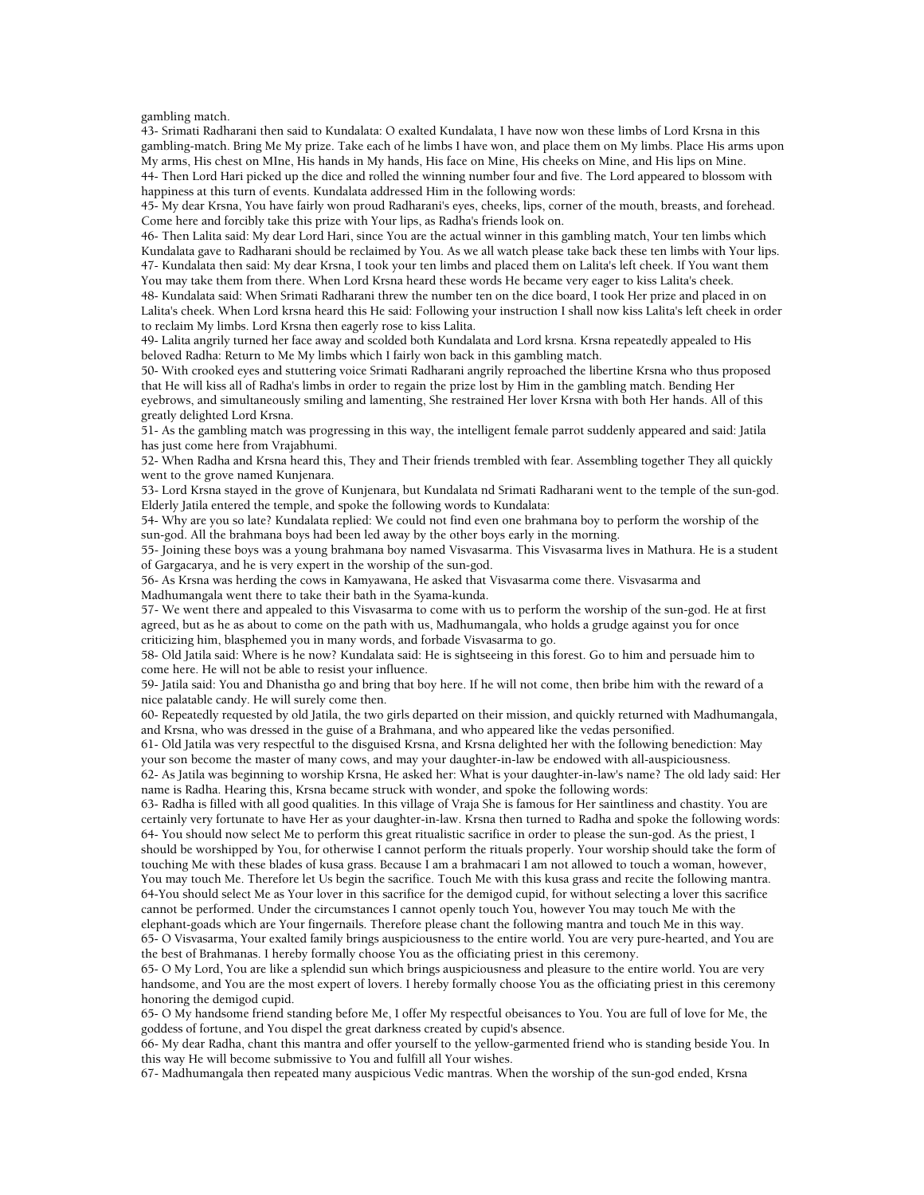gambling match.

43- Srimati Radharani then said to Kundalata: O exalted Kundalata, I have now won these limbs of Lord Krsna in this gambling-match. Bring Me My prize. Take each of he limbs I have won, and place them on My limbs. Place His arms upon My arms, His chest on MIne, His hands in My hands, His face on Mine, His cheeks on Mine, and His lips on Mine.

44- Then Lord Hari picked up the dice and rolled the winning number four and five. The Lord appeared to blossom with happiness at this turn of events. Kundalata addressed Him in the following words:

45- My dear Krsna, You have fairly won proud Radharani's eyes, cheeks, lips, corner of the mouth, breasts, and forehead. Come here and forcibly take this prize with Your lips, as Radha's friends look on.

46- Then Lalita said: My dear Lord Hari, since You are the actual winner in this gambling match, Your ten limbs which Kundalata gave to Radharani should be reclaimed by You. As we all watch please take back these ten limbs with Your lips.

47- Kundalata then said: My dear Krsna, I took your ten limbs and placed them on Lalita's left cheek. If You want them You may take them from there. When Lord Krsna heard these words He became very eager to kiss Lalita's cheek.

48- Kundalata said: When Srimati Radharani threw the number ten on the dice board, I took Her prize and placed in on Lalita's cheek. When Lord krsna heard this He said: Following your instruction I shall now kiss Lalita's left cheek in order to reclaim My limbs. Lord Krsna then eagerly rose to kiss Lalita.

49- Lalita angrily turned her face away and scolded both Kundalata and Lord krsna. Krsna repeatedly appealed to His beloved Radha: Return to Me My limbs which I fairly won back in this gambling match.

50- With crooked eyes and stuttering voice Srimati Radharani angrily reproached the libertine Krsna who thus proposed that He will kiss all of Radha's limbs in order to regain the prize lost by Him in the gambling match. Bending Her eyebrows, and simultaneously smiling and lamenting, She restrained Her lover Krsna with both Her hands. All of this greatly delighted Lord Krsna.

51- As the gambling match was progressing in this way, the intelligent female parrot suddenly appeared and said: Jatila has just come here from Vrajabhumi.

52- When Radha and Krsna heard this, They and Their friends trembled with fear. Assembling together They all quickly went to the grove named Kunjenara.

53- Lord Krsna stayed in the grove of Kunjenara, but Kundalata nd Srimati Radharani went to the temple of the sun-god. Elderly Jatila entered the temple, and spoke the following words to Kundalata:

54- Why are you so late? Kundalata replied: We could not find even one brahmana boy to perform the worship of the sun-god. All the brahmana boys had been led away by the other boys early in the morning.

55- Joining these boys was a young brahmana boy named Visvasarma. This Visvasarma lives in Mathura. He is a student of Gargacarya, and he is very expert in the worship of the sun-god.

56- As Krsna was herding the cows in Kamyawana, He asked that Visvasarma come there. Visvasarma and Madhumangala went there to take their bath in the Syama-kunda.

57- We went there and appealed to this Visvasarma to come with us to perform the worship of the sun-god. He at first agreed, but as he as about to come on the path with us, Madhumangala, who holds a grudge against you for once criticizing him, blasphemed you in many words, and forbade Visvasarma to go.

58- Old Jatila said: Where is he now? Kundalata said: He is sightseeing in this forest. Go to him and persuade him to come here. He will not be able to resist your influence.

59- Jatila said: You and Dhanistha go and bring that boy here. If he will not come, then bribe him with the reward of a nice palatable candy. He will surely come then.

60- Repeatedly requested by old Jatila, the two girls departed on their mission, and quickly returned with Madhumangala, and Krsna, who was dressed in the guise of a Brahmana, and who appeared like the vedas personified.

61- Old Jatila was very respectful to the disguised Krsna, and Krsna delighted her with the following benediction: May your son become the master of many cows, and may your daughter-in-law be endowed with all-auspiciousness.

62- As Jatila was beginning to worship Krsna, He asked her: What is your daughter-in-law's name? The old lady said: Her name is Radha. Hearing this, Krsna became struck with wonder, and spoke the following words:

63- Radha is filled with all good qualities. In this village of Vraja She is famous for Her saintliness and chastity. You are certainly very fortunate to have Her as your daughter-in-law. Krsna then turned to Radha and spoke the following words:

64- You should now select Me to perform this great ritualistic sacrifice in order to please the sun-god. As the priest, I should be worshipped by You, for otherwise I cannot perform the rituals properly. Your worship should take the form of touching Me with these blades of kusa grass. Because I am a brahmacari I am not allowed to touch a woman, however, You may touch Me. Therefore let Us begin the sacrifice. Touch Me with this kusa grass and recite the following mantra.

64-You should select Me as Your lover in this sacrifice for the demigod cupid, for without selecting a lover this sacrifice cannot be performed. Under the circumstances I cannot openly touch You, however You may touch Me with the elephant-goads which are Your fingernails. Therefore please chant the following mantra and touch Me in this way.

65- O Visvasarma, Your exalted family brings auspiciousness to the entire world. You are very pure-hearted, and You are the best of Brahmanas. I hereby formally choose You as the officiating priest in this ceremony.

65- O My Lord, You are like a splendid sun which brings auspiciousness and pleasure to the entire world. You are very handsome, and You are the most expert of lovers. I hereby formally choose You as the officiating priest in this ceremony honoring the demigod cupid.

65- O My handsome friend standing before Me, I offer My respectful obeisances to You. You are full of love for Me, the goddess of fortune, and You dispel the great darkness created by cupid's absence.

66- My dear Radha, chant this mantra and offer yourself to the yellow-garmented friend who is standing beside You. In this way He will become submissive to You and fulfill all Your wishes.

67- Madhumangala then repeated many auspicious Vedic mantras. When the worship of the sun-god ended, Krsna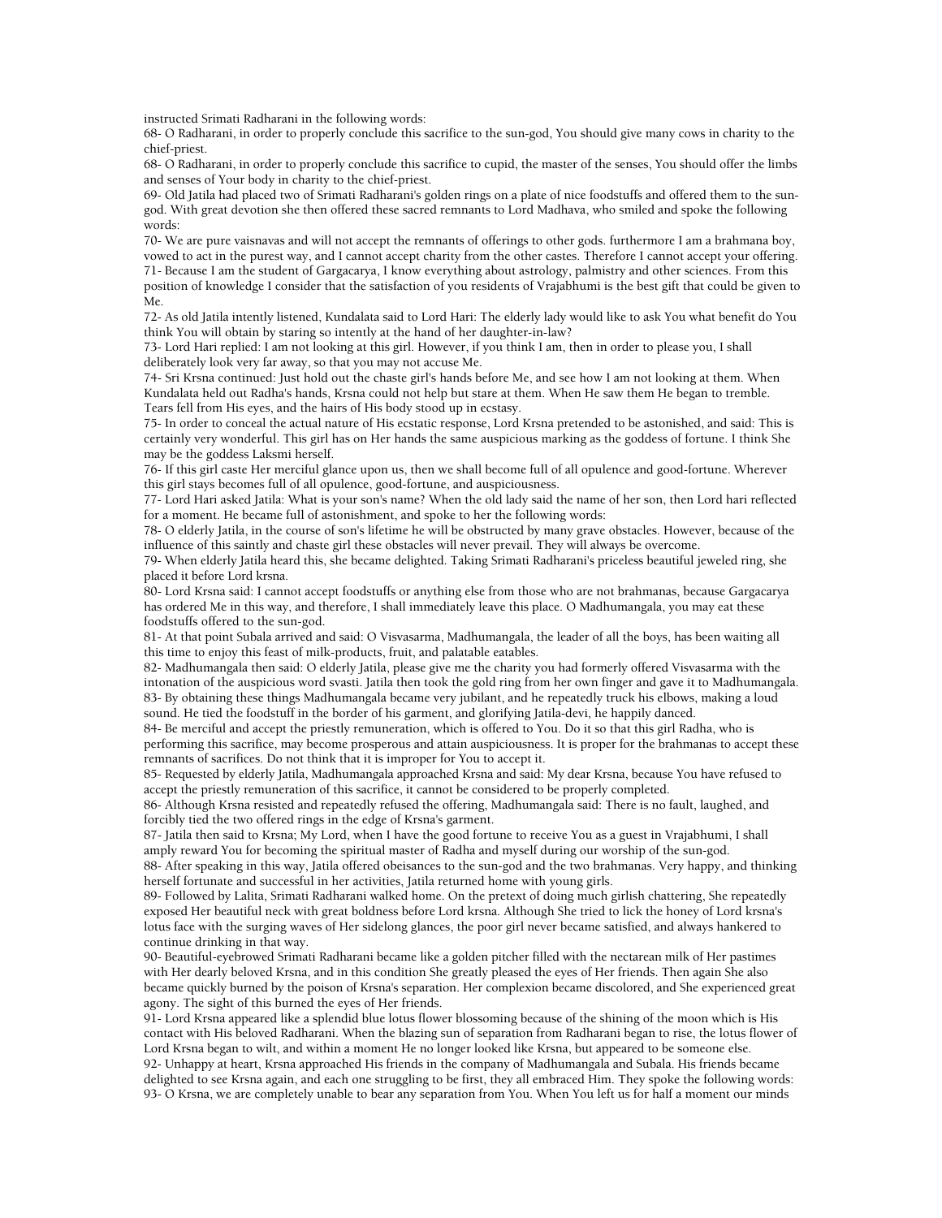instructed Srimati Radharani in the following words:

68- O Radharani, in order to properly conclude this sacrifice to the sun-god, You should give many cows in charity to the chief-priest.

68- O Radharani, in order to properly conclude this sacrifice to cupid, the master of the senses, You should offer the limbs and senses of Your body in charity to the chief-priest.

69- Old Jatila had placed two of Srimati Radharani's golden rings on a plate of nice foodstuffs and offered them to the sun-god. With great devotion she then offered these sacred remnants to Lord Madhava, who smiled and spoke the following words:

70- We are pure vaisnavas and will not accept the remnants of offerings to other gods. furthermore I am a brahmana boy, vowed to act in the purest way, and I cannot accept charity from the other castes. Therefore I cannot accept your offering.

71- Because I am the student of Gargacarya, I know everything about astrology, palmistry and other sciences. From this position of knowledge I consider that the satisfaction of you residents of Vrajabhumi is the best gift that could be given to Me.

72- As old Jatila intently listened, Kundalata said to Lord Hari: The elderly lady would like to ask You what benefit do You think You will obtain by staring so intently at the hand of her daughter-in-law?

73- Lord Hari replied: I am not looking at this girl. However, if you think I am, then in order to please you, I shall deliberately look very far away, so that you may not accuse Me.

74- Sri Krsna continued: Just hold out the chaste girl's hands before Me, and see how I am not looking at them. When Kundalata held out Radha's hands, Krsna could not help but stare at them. When He saw them He began to tremble. Tears fell from His eyes, and the hairs of His body stood up in ecstasy.

75- In order to conceal the actual nature of His ecstatic response, Lord Krsna pretended to be astonished, and said: This is certainly very wonderful. This girl has on Her hands the same auspicious marking as the goddess of fortune. I think She may be the goddess Laksmi herself.

76- If this girl caste Her merciful glance upon us, then we shall become full of all opulence and good-fortune. Wherever this girl stays becomes full of all opulence, good-fortune, and auspiciousness.

77- Lord Hari asked Jatila: What is your son's name? When the old lady said the name of her son, then Lord hari reflected for a moment. He became full of astonishment, and spoke to her the following words:

78- O elderly Jatila, in the course of son's lifetime he will be obstructed by many grave obstacles. However, because of the influence of this saintly and chaste girl these obstacles will never prevail. They will always be overcome.

79- When elderly Jatila heard this, she became delighted. Taking Srimati Radharani's priceless beautiful jeweled ring, she placed it before Lord krsna.

80- Lord Krsna said: I cannot accept foodstuffs or anything else from those who are not brahmanas, because Gargacarya has ordered Me in this way, and therefore, I shall immediately leave this place. O Madhumangala, you may eat these foodstuffs offered to the sun-god.

81- At that point Subala arrived and said: O Visvasarma, Madhumangala, the leader of all the boys, has been waiting all this time to enjoy this feast of milk-products, fruit, and palatable eatables.

82- Madhumangala then said: O elderly Jatila, please give me the charity you had formerly offered Visvasarma with the intonation of the auspicious word svasti. Jatila then took the gold ring from her own finger and gave it to Madhumangala.

83- By obtaining these things Madhumangala became very jubilant, and he repeatedly truck his elbows, making a loud sound. He tied the foodstuff in the border of his garment, and glorifying Jatila-devi, he happily danced.

84- Be merciful and accept the priestly remuneration, which is offered to You. Do it so that this girl Radha, who is performing this sacrifice, may become prosperous and attain auspiciousness. It is proper for the brahmanas to accept these remnants of sacrifices. Do not think that it is improper for You to accept it.

85- Requested by elderly Jatila, Madhumangala approached Krsna and said: My dear Krsna, because You have refused to accept the priestly remuneration of this sacrifice, it cannot be considered to be properly completed.

86- Although Krsna resisted and repeatedly refused the offering, Madhumangala said: There is no fault, laughed, and forcibly tied the two offered rings in the edge of Krsna's garment.

87- Jatila then said to Krsna; My Lord, when I have the good fortune to receive You as a guest in Vrajabhumi, I shall amply reward You for becoming the spiritual master of Radha and myself during our worship of the sun-god.

88- After speaking in this way, Jatila offered obeisances to the sun-god and the two brahmanas. Very happy, and thinking herself fortunate and successful in her activities, Jatila returned home with young girls.

89- Followed by Lalita, Srimati Radharani walked home. On the pretext of doing much girlish chattering, She repeatedly exposed Her beautiful neck with great boldness before Lord krsna. Although She tried to lick the honey of Lord krsna's lotus face with the surging waves of Her sidelong glances, the poor girl never became satisfied, and always hankered to continue drinking in that way.

90- Beautiful-eyebrowed Srimati Radharani became like a golden pitcher filled with the nectarean milk of Her pastimes with Her dearly beloved Krsna, and in this condition She greatly pleased the eyes of Her friends. Then again She also became quickly burned by the poison of Krsna's separation. Her complexion became discolored, and She experienced great agony. The sight of this burned the eyes of Her friends.

91- Lord Krsna appeared like a splendid blue lotus flower blossoming because of the shining of the moon which is His contact with His beloved Radharani. When the blazing sun of separation from Radharani began to rise, the lotus flower of Lord Krsna began to wilt, and within a moment He no longer looked like Krsna, but appeared to be someone else.

92- Unhappy at heart, Krsna approached His friends in the company of Madhumangala and Subala. His friends became delighted to see Krsna again, and each one struggling to be first, they all embraced Him. They spoke the following words:

93- O Krsna, we are completely unable to bear any separation from You. When You left us for half a moment our minds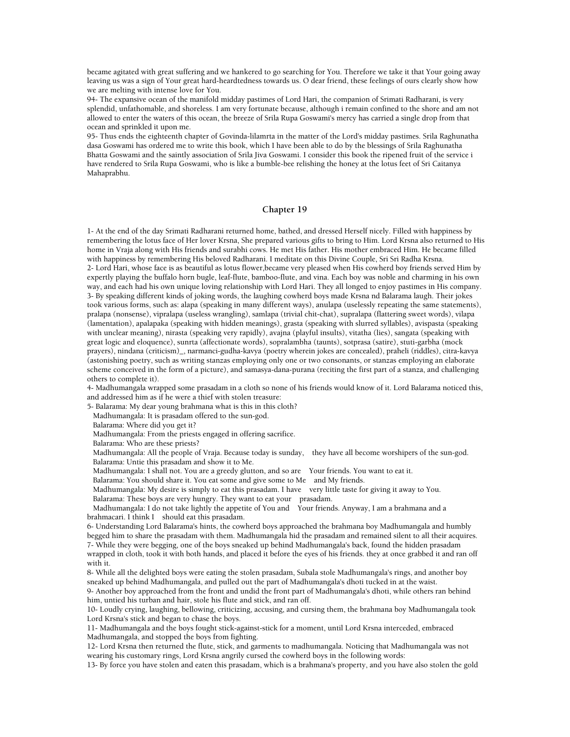became agitated with great suffering and we hankered to go searching for You. Therefore we take it that Your going away leaving us was a sign of Your great hard-heardtedness towards us. O dear friend, these feelings of ours clearly show how we are melting with intense love for You.

94- The expansive ocean of the manifold midday pastimes of Lord Hari, the companion of Srimati Radharani, is very splendid, unfathomable, and shoreless. I am very fortunate because, although i remain confined to the shore and am not allowed to enter the waters of this ocean, the breeze of Srila Rupa Goswami's mercy has carried a single drop from that ocean and sprinkled it upon me.

95- Thus ends the eighteenth chapter of Govinda-lilamrta in the matter of the Lord's midday pastimes. Srila Raghunatha dasa Goswami has ordered me to write this book, which I have been able to do by the blessings of Srila Raghunatha Bhatta Goswami and the saintly association of Srila Jiva Goswami. I consider this book the ripened fruit of the service i have rendered to Srila Rupa Goswami, who is like a bumble-bee relishing the honey at the lotus feet of Sri Caitanya Mahaprabhu.

## Chapter 19

1- At the end of the day Srimati Radharani returned home, bathed, and dressed Herself nicely. Filled with happiness by remembering the lotus face of Her lover Krsna, She prepared various gifts to bring to Him. Lord Krsna also returned to His home in Vraja along with His friends and surabhi cows. He met His father. His mother embraced Him. He became filled with happiness by remembering His beloved Radharani. I meditate on this Divine Couple, Sri Sri Radha Krsna.

2- Lord Hari, whose face is as beautiful as lotus flower,became very pleased when His cowherd boy friends served Him by expertly playing the buffalo horn bugle, leaf-flute, bamboo-flute, and vina. Each boy was noble and charming in his own way, and each had his own unique loving relationship with Lord Hari. They all longed to enjoy pastimes in His company.

3- By speaking different kinds of joking words, the laughing cowherd boys made Krsna nd Balarama laugh. Their jokes took various forms, such as: alapa (speaking in many different ways), anulapa (uselessly repeating the same statements), pralapa (nonsense), vipralapa (useless wrangling), samlapa (trivial chit-chat), supralapa (flattering sweet words), vilapa (lamentation), apalapaka (speaking with hidden meanings), grasta (speaking with slurred syllables), avispasta (speaking with unclear meaning), nirasta (speaking very rapidly), avajna (playful insults), vitatha (lies), sangata (speaking with great logic and eloquence), sunrta (affectionate words), sopralambha (taunts), sotprasa (satire), stuti-garbha (mock prayers), nindana (criticism)_, narmanci-gudha-kavya (poetry wherein jokes are concealed), praheli (riddles), citra-kavya (astonishing poetry, such as writing stanzas employing only one or two consonants, or stanzas employing an elaborate scheme conceived in the form of a picture), and samasya-dana-purana (reciting the first part of a stanza, and challenging others to complete it).

4- Madhumangala wrapped some prasadam in a cloth so none of his friends would know of it. Lord Balarama noticed this, and addressed him as if he were a thief with stolen treasure:

5- Balarama: My dear young brahmana what is this in this cloth?
Madhumangala: It is prasadam offered to the sun-god.
Balarama: Where did you get it?
Madhumangala: From the priests engaged in offering sacrifice.
Balarama: Who are these priests?
Madhumangala: All the people of Vraja. Because today is sunday, they have all become worshipers of the sun-god.
Balarama: Untie this prasadam and show it to Me.
Madhumangala: I shall not. You are a greedy glutton, and so are Your friends. You want to eat it.
Balarama: You should share it. You eat some and give some to Me and My friends.
Madhumangala: My desire is simply to eat this prasadam. I have very little taste for giving it away to You.
Balarama: These boys are very hungry. They want to eat your prasadam.
Madhumangala: I do not take lightly the appetite of You and Your friends. Anyway, I am a brahmana and a brahmacari. I think I should eat this prasadam.

6- Understanding Lord Balarama's hints, the cowherd boys approached the brahmana boy Madhumangala and humbly begged him to share the prasadam with them. Madhumangala hid the prasadam and remained silent to all their acquires.

7- While they were begging, one of the boys sneaked up behind Madhumangala's back, found the hidden prasadam wrapped in cloth, took it with both hands, and placed it before the eyes of his friends. they at once grabbed it and ran off with it.

8- While all the delighted boys were eating the stolen prasadam, Subala stole Madhumangala's rings, and another boy sneaked up behind Madhumangala, and pulled out the part of Madhumangala's dhoti tucked in at the waist.

9- Another boy approached from the front and undid the front part of Madhumangala's dhoti, while others ran behind him, untied his turban and hair, stole his flute and stick, and ran off.

10- Loudly crying, laughing, bellowing, criticizing, accusing, and cursing them, the brahmana boy Madhumangala took Lord Krsna's stick and began to chase the boys.

11- Madhumangala and the boys fought stick-against-stick for a moment, until Lord Krsna interceded, embraced Madhumangala, and stopped the boys from fighting.

12- Lord Krsna then returned the flute, stick, and garments to madhumangala. Noticing that Madhumangala was not wearing his customary rings, Lord Krsna angrily cursed the cowherd boys in the following words:

13- By force you have stolen and eaten this prasadam, which is a brahmana's property, and you have also stolen the gold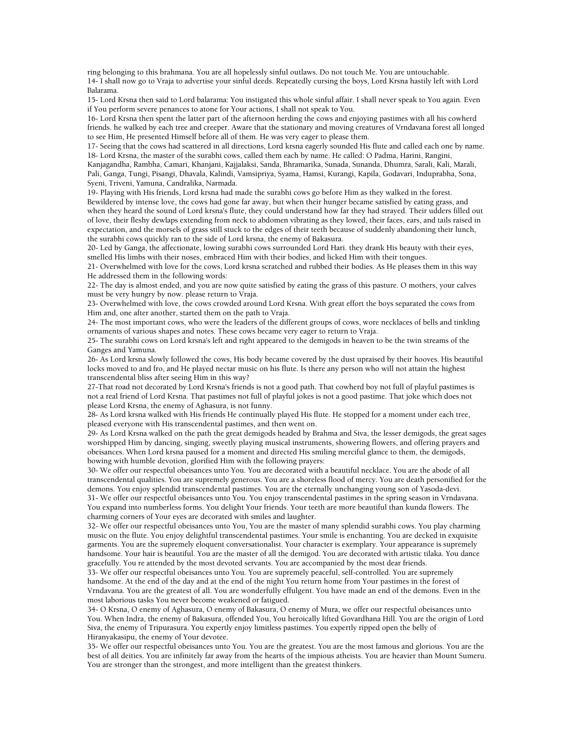ring belonging to this brahmana. You are all hopelessly sinful outlaws. Do not touch Me. You are untouchable.

14- I shall now go to Vraja to advertise your sinful deeds. Repeatedly cursing the boys, Lord Krsna hastily left with Lord Balarama.

15- Lord Krsna then said to Lord balarama: You instigated this whole sinful affair. I shall never speak to You again. Even if You perform severe penances to atone for Your actions, I shall not speak to You.

16- Lord Krsna then spent the latter part of the afternoon herding the cows and enjoying pastimes with all his cowherd friends. he walked by each tree and creeper. Aware that the stationary and moving creatures of Vrndavana forest all longed to see Him, He presented Himself before all of them. He was very eager to please them.

17- Seeing that the cows had scattered in all directions, Lord krsna eagerly sounded His flute and called each one by name.

18- Lord Krsna, the master of the surabhi cows, called them each by name. He called: O Padma, Harini, Rangini, Kanjagandha, Rambha, Camari, Khanjani, Kajjalaksi, Sanda, Bhramarika, Sunada, Sunanda, Dhumra, Sarali, Kali, Marali, Pali, Ganga, Tungi, Pisangi, Dhavala, Kalindi, Vamsipriya, Syama, Hamsi, Kurangi, Kapila, Godavari, Induprabha, Sona, Syeni, Triveni, Yamuna, Candralika, Narmada.

19- Playing with His friends, Lord krsna had made the surabhi cows go before Him as they walked in the forest. Bewildered by intense love, the cows had gone far away, but when their hunger became satisfied by eating grass, and when they heard the sound of Lord krsna's flute, they could understand how far they had strayed. Their udders filled out of love, their fleshy dewlaps extending from neck to abdomen vibrating as they lowed, their faces, ears, and tails raised in expectation, and the morsels of grass still stuck to the edges of their teeth because of suddenly abandoning their lunch, the surabhi cows quickly ran to the side of Lord krsna, the enemy of Bakasura.

20- Led by Ganga, the affectionate, lowing surabhi cows surrounded Lord Hari. they drank His beauty with their eyes, smelled His limbs with their noses, embraced Him with their bodies, and licked Him with their tongues.

21- Overwhelmed with love for the cows, Lord krsna scratched and rubbed their bodies. As He pleases them in this way He addressed them in the following words:

22- The day is almost ended, and you are now quite satisfied by eating the grass of this pasture. O mothers, your calves must be very hungry by now. please return to Vraja.

23- Overwhelmed with love, the cows crowded around Lord Krsna. With great effort the boys separated the cows from Him and, one after another, started them on the path to Vraja.

24- The most important cows, who were the leaders of the different groups of cows, wore necklaces of bells and tinkling ornaments of various shapes and notes. These cows became very eager to return to Vraja.

25- The surabhi cows on Lord krsna's left and right appeared to the demigods in heaven to be the twin streams of the Ganges and Yamuna.

26- As Lord krsna slowly followed the cows, His body became covered by the dust upraised by their hooves. His beautiful locks moved to and fro, and He played nectar music on his flute. Is there any person who will not attain the highest transcendental bliss after seeing Him in this way?

27-That road not decorated by Lord Krsna's friends is not a good path. That cowherd boy not full of playful pastimes is not a real friend of Lord Krsna. That pastimes not full of playful jokes is not a good pastime. That joke which does not please Lord Krsna, the enemy of Aghasura, is not funny.

28- As Lord krsna walked with His friends He continually played His flute. He stopped for a moment under each tree, pleased everyone with His transcendental pastimes, and then went on.

29- As Lord Krsna walked on the path the great demigods headed by Brahma and Siva, the lesser demigods, the great sages worshipped Him by dancing, singing, sweetly playing musical instruments, showering flowers, and offering prayers and obeisances. When Lord krsna paused for a moment and directed His smiling merciful glance to them, the demigods, bowing with humble devotion, glorified Him with the following prayers:

30- We offer our respectful obeisances unto You. You are decorated with a beautiful necklace. You are the abode of all transcendental qualities. You are supremely generous. You are a shoreless flood of mercy. You are death personified for the demons. You enjoy splendid transcendental pastimes. You are the eternally unchanging young son of Yasoda-devi.

31- We offer our respectful obeisances unto You. You enjoy transcendental pastimes in the spring season in Vrndavana. You expand into numberless forms. You delight Your friends. Your teeth are more beautiful than kunda flowers. The charming corners of Your eyes are decorated with smiles and laughter.

32- We offer our respectful obeisances unto You, You are the master of many splendid surabhi cows. You play charming music on the flute. You enjoy delightful transcendental pastimes. Your smile is enchanting. You are decked in exquisite garments. You are the supremely eloquent conversationalist. Your character is exemplary. Your appearance is supremely handsome. Your hair is beautiful. You are the master of all the demigod. You are decorated with artistic tilaka. You dance gracefully. You re attended by the most devoted servants. You are accompanied by the most dear friends.

33- We offer our respectful obeisances unto You. You are supremely peaceful, self-controlled. You are supremely handsome. At the end of the day and at the end of the night You return home from Your pastimes in the forest of Vrndavana. You are the greatest of all. You are wonderfully effulgent. You have made an end of the demons. Even in the most laborious tasks You never become weakened or fatigued.

34- O Krsna, O enemy of Aghasura, O enemy of Bakasura, O enemy of Mura, we offer our respectful obeisances unto You. When Indra, the enemy of Bakasura, offended You, You heroically lifted Govardhana Hill. You are the origin of Lord Siva, the enemy of Tripurasura. You expertly enjoy limitless pastimes. You expertly ripped open the belly of Hiranyakasipu, the enemy of Your devotee.

35- We offer our respectful obeisances unto You. You are the greatest. You are the most famous and glorious. You are the best of all deities. You are infinitely far away from the hearts of the impious atheists. You are heavier than Mount Sumeru. You are stronger than the strongest, and more intelligent than the greatest thinkers.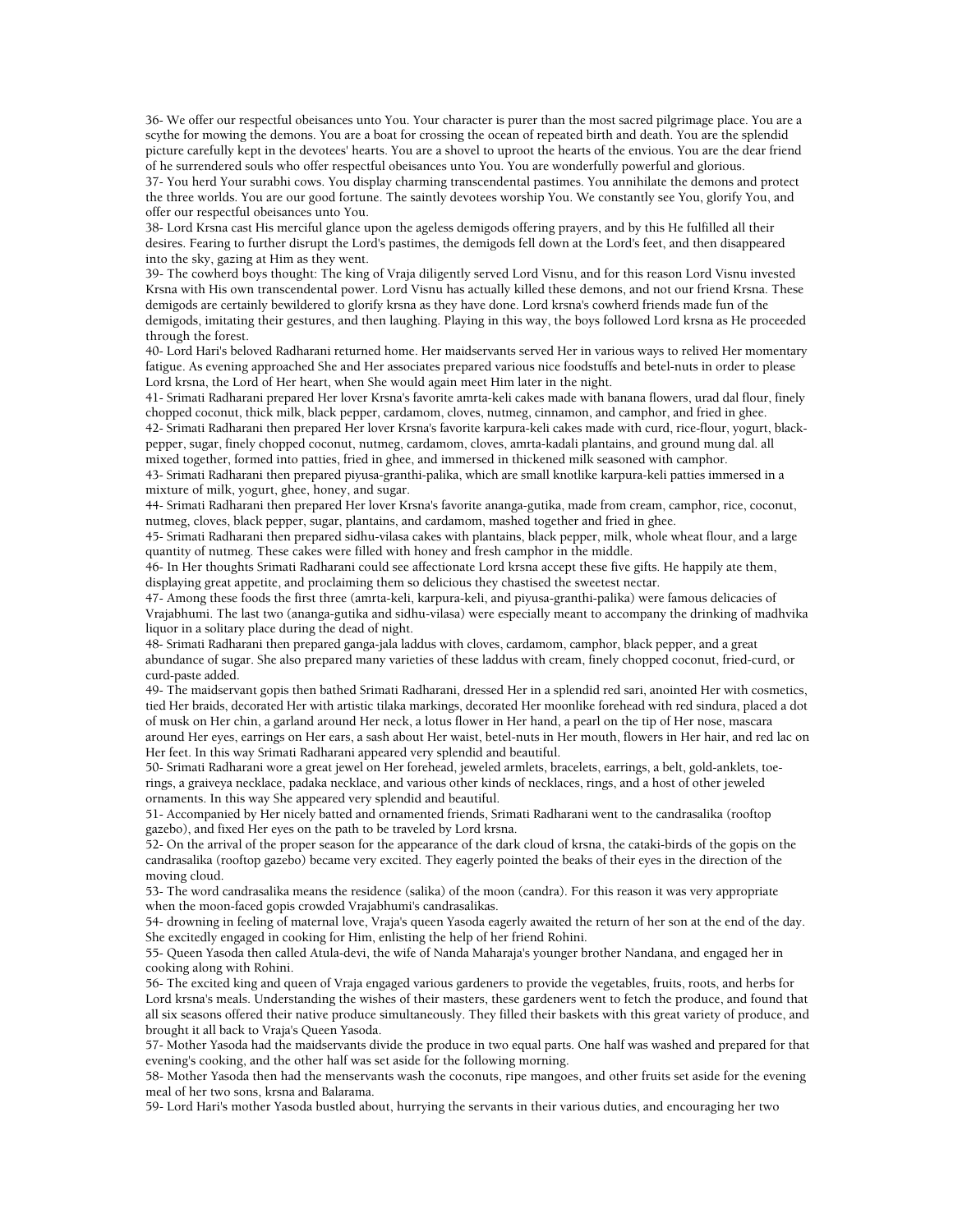36- We offer our respectful obeisances unto You. Your character is purer than the most sacred pilgrimage place. You are a scythe for mowing the demons. You are a boat for crossing the ocean of repeated birth and death. You are the splendid picture carefully kept in the devotees' hearts. You are a shovel to uproot the hearts of the envious. You are the dear friend of he surrendered souls who offer respectful obeisances unto You. You are wonderfully powerful and glorious.

37- You herd Your surabhi cows. You display charming transcendental pastimes. You annihilate the demons and protect the three worlds. You are our good fortune. The saintly devotees worship You. We constantly see You, glorify You, and offer our respectful obeisances unto You.

38- Lord Krsna cast His merciful glance upon the ageless demigods offering prayers, and by this He fulfilled all their desires. Fearing to further disrupt the Lord's pastimes, the demigods fell down at the Lord's feet, and then disappeared into the sky, gazing at Him as they went.

39- The cowherd boys thought: The king of Vraja diligently served Lord Visnu, and for this reason Lord Visnu invested Krsna with His own transcendental power. Lord Visnu has actually killed these demons, and not our friend Krsna. These demigods are certainly bewildered to glorify krsna as they have done. Lord krsna's cowherd friends made fun of the demigods, imitating their gestures, and then laughing. Playing in this way, the boys followed Lord krsna as He proceeded through the forest.

40- Lord Hari's beloved Radharani returned home. Her maidservants served Her in various ways to relived Her momentary fatigue. As evening approached She and Her associates prepared various nice foodstuffs and betel-nuts in order to please Lord krsna, the Lord of Her heart, when She would again meet Him later in the night.

41- Srimati Radharani prepared Her lover Krsna's favorite amrta-keli cakes made with banana flowers, urad dal flour, finely chopped coconut, thick milk, black pepper, cardamom, cloves, nutmeg, cinnamon, and camphor, and fried in ghee.

42- Srimati Radharani then prepared Her lover Krsna's favorite karpura-keli cakes made with curd, rice-flour, yogurt, black-pepper, sugar, finely chopped coconut, nutmeg, cardamom, cloves, amrta-kadali plantains, and ground mung dal. all mixed together, formed into patties, fried in ghee, and immersed in thickened milk seasoned with camphor.

43- Srimati Radharani then prepared piyusa-granthi-palika, which are small knotlike karpura-keli patties immersed in a mixture of milk, yogurt, ghee, honey, and sugar.

44- Srimati Radharani then prepared Her lover Krsna's favorite ananga-gutika, made from cream, camphor, rice, coconut, nutmeg, cloves, black pepper, sugar, plantains, and cardamom, mashed together and fried in ghee.

45- Srimati Radharani then prepared sidhu-vilasa cakes with plantains, black pepper, milk, whole wheat flour, and a large quantity of nutmeg. These cakes were filled with honey and fresh camphor in the middle.

46- In Her thoughts Srimati Radharani could see affectionate Lord krsna accept these five gifts. He happily ate them, displaying great appetite, and proclaiming them so delicious they chastised the sweetest nectar.

47- Among these foods the first three (amrta-keli, karpura-keli, and piyusa-granthi-palika) were famous delicacies of Vrajabhumi. The last two (ananga-gutika and sidhu-vilasa) were especially meant to accompany the drinking of madhvika liquor in a solitary place during the dead of night.

48- Srimati Radharani then prepared ganga-jala laddus with cloves, cardamom, camphor, black pepper, and a great abundance of sugar. She also prepared many varieties of these laddus with cream, finely chopped coconut, fried-curd, or curd-paste added.

49- The maidservant gopis then bathed Srimati Radharani, dressed Her in a splendid red sari, anointed Her with cosmetics, tied Her braids, decorated Her with artistic tilaka markings, decorated Her moonlike forehead with red sindura, placed a dot of musk on Her chin, a garland around Her neck, a lotus flower in Her hand, a pearl on the tip of Her nose, mascara around Her eyes, earrings on Her ears, a sash about Her waist, betel-nuts in Her mouth, flowers in Her hair, and red lac on Her feet. In this way Srimati Radharani appeared very splendid and beautiful.

50- Srimati Radharani wore a great jewel on Her forehead, jeweled armlets, bracelets, earrings, a belt, gold-anklets, toe-rings, a graiveya necklace, padaka necklace, and various other kinds of necklaces, rings, and a host of other jeweled ornaments. In this way She appeared very splendid and beautiful.

51- Accompanied by Her nicely batted and ornamented friends, Srimati Radharani went to the candrasalika (rooftop gazebo), and fixed Her eyes on the path to be traveled by Lord krsna.

52- On the arrival of the proper season for the appearance of the dark cloud of krsna, the cataki-birds of the gopis on the candrasalika (rooftop gazebo) became very excited. They eagerly pointed the beaks of their eyes in the direction of the moving cloud.

53- The word candrasalika means the residence (salika) of the moon (candra). For this reason it was very appropriate when the moon-faced gopis crowded Vrajabhumi's candrasalikas.

54- drowning in feeling of maternal love, Vraja's queen Yasoda eagerly awaited the return of her son at the end of the day. She excitedly engaged in cooking for Him, enlisting the help of her friend Rohini.

55- Queen Yasoda then called Atula-devi, the wife of Nanda Maharaja's younger brother Nandana, and engaged her in cooking along with Rohini.

56- The excited king and queen of Vraja engaged various gardeners to provide the vegetables, fruits, roots, and herbs for Lord krsna's meals. Understanding the wishes of their masters, these gardeners went to fetch the produce, and found that all six seasons offered their native produce simultaneously. They filled their baskets with this great variety of produce, and brought it all back to Vraja's Queen Yasoda.

57- Mother Yasoda had the maidservants divide the produce in two equal parts. One half was washed and prepared for that evening's cooking, and the other half was set aside for the following morning.

58- Mother Yasoda then had the menservants wash the coconuts, ripe mangoes, and other fruits set aside for the evening meal of her two sons, krsna and Balarama.

59- Lord Hari's mother Yasoda bustled about, hurrying the servants in their various duties, and encouraging her two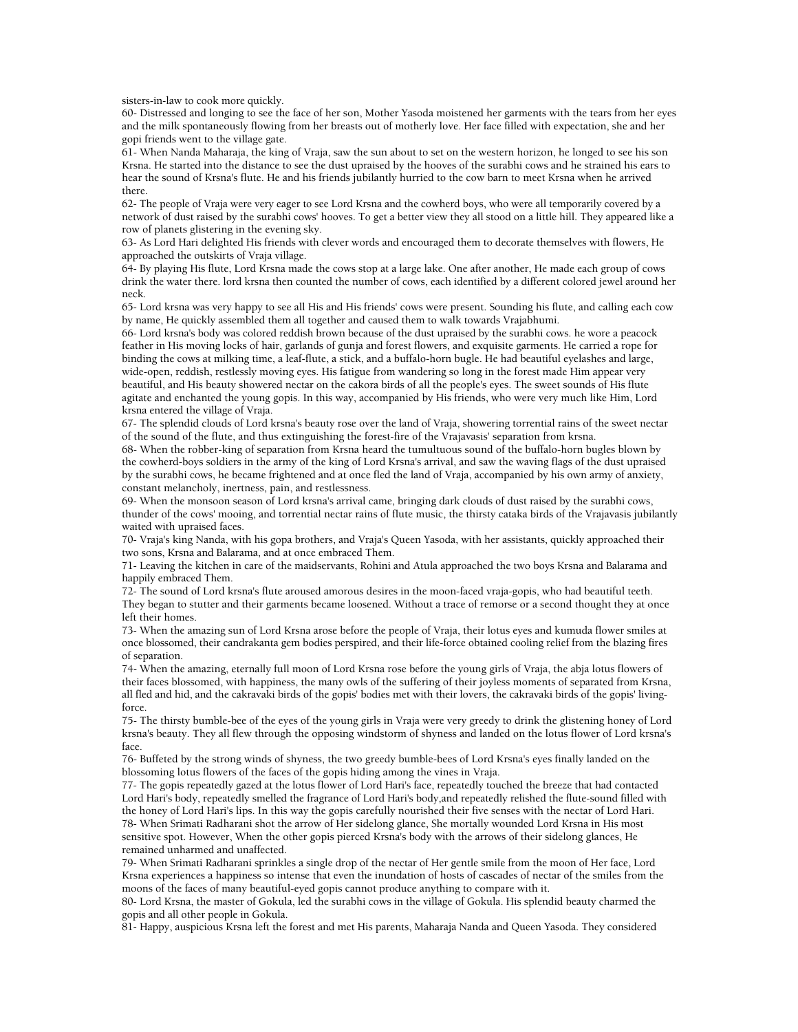sisters-in-law to cook more quickly.

60- Distressed and longing to see the face of her son, Mother Yasoda moistened her garments with the tears from her eyes and the milk spontaneously flowing from her breasts out of motherly love. Her face filled with expectation, she and her gopi friends went to the village gate.

61- When Nanda Maharaja, the king of Vraja, saw the sun about to set on the western horizon, he longed to see his son Krsna. He started into the distance to see the dust upraised by the hooves of the surabhi cows and he strained his ears to hear the sound of Krsna's flute. He and his friends jubilantly hurried to the cow barn to meet Krsna when he arrived there.

62- The people of Vraja were very eager to see Lord Krsna and the cowherd boys, who were all temporarily covered by a network of dust raised by the surabhi cows' hooves. To get a better view they all stood on a little hill. They appeared like a row of planets glistering in the evening sky.

63- As Lord Hari delighted His friends with clever words and encouraged them to decorate themselves with flowers, He approached the outskirts of Vraja village.

64- By playing His flute, Lord Krsna made the cows stop at a large lake. One after another, He made each group of cows drink the water there. lord krsna then counted the number of cows, each identified by a different colored jewel around her neck.

65- Lord krsna was very happy to see all His and His friends' cows were present. Sounding his flute, and calling each cow by name, He quickly assembled them all together and caused them to walk towards Vrajabhumi.

66- Lord krsna's body was colored reddish brown because of the dust upraised by the surabhi cows. he wore a peacock feather in His moving locks of hair, garlands of gunja and forest flowers, and exquisite garments. He carried a rope for binding the cows at milking time, a leaf-flute, a stick, and a buffalo-horn bugle. He had beautiful eyelashes and large, wide-open, reddish, restlessly moving eyes. His fatigue from wandering so long in the forest made Him appear very beautiful, and His beauty showered nectar on the cakora birds of all the people's eyes. The sweet sounds of His flute agitate and enchanted the young gopis. In this way, accompanied by His friends, who were very much like Him, Lord krsna entered the village of Vraja.

67- The splendid clouds of Lord krsna's beauty rose over the land of Vraja, showering torrential rains of the sweet nectar of the sound of the flute, and thus extinguishing the forest-fire of the Vrajavasis' separation from krsna.

68- When the robber-king of separation from Krsna heard the tumultuous sound of the buffalo-horn bugles blown by the cowherd-boys soldiers in the army of the king of Lord Krsna's arrival, and saw the waving flags of the dust upraised by the surabhi cows, he became frightened and at once fled the land of Vraja, accompanied by his own army of anxiety, constant melancholy, inertness, pain, and restlessness.

69- When the monsoon season of Lord krsna's arrival came, bringing dark clouds of dust raised by the surabhi cows, thunder of the cows' mooing, and torrential nectar rains of flute music, the thirsty cataka birds of the Vrajavasis jubilantly waited with upraised faces.

70- Vraja's king Nanda, with his gopa brothers, and Vraja's Queen Yasoda, with her assistants, quickly approached their two sons, Krsna and Balarama, and at once embraced Them.

71- Leaving the kitchen in care of the maidservants, Rohini and Atula approached the two boys Krsna and Balarama and happily embraced Them.

72- The sound of Lord krsna's flute aroused amorous desires in the moon-faced vraja-gopis, who had beautiful teeth. They began to stutter and their garments became loosened. Without a trace of remorse or a second thought they at once left their homes.

73- When the amazing sun of Lord Krsna arose before the people of Vraja, their lotus eyes and kumuda flower smiles at once blossomed, their candrakanta gem bodies perspired, and their life-force obtained cooling relief from the blazing fires of separation.

74- When the amazing, eternally full moon of Lord Krsna rose before the young girls of Vraja, the abja lotus flowers of their faces blossomed, with happiness, the many owls of the suffering of their joyless moments of separated from Krsna, all fled and hid, and the cakravaki birds of the gopis' bodies met with their lovers, the cakravaki birds of the gopis' living-force.

75- The thirsty bumble-bee of the eyes of the young girls in Vraja were very greedy to drink the glistening honey of Lord krsna's beauty. They all flew through the opposing windstorm of shyness and landed on the lotus flower of Lord krsna's face.

76- Buffeted by the strong winds of shyness, the two greedy bumble-bees of Lord Krsna's eyes finally landed on the blossoming lotus flowers of the faces of the gopis hiding among the vines in Vraja.

77- The gopis repeatedly gazed at the lotus flower of Lord Hari's face, repeatedly touched the breeze that had contacted Lord Hari's body, repeatedly smelled the fragrance of Lord Hari's body,and repeatedly relished the flute-sound filled with the honey of Lord Hari's lips. In this way the gopis carefully nourished their five senses with the nectar of Lord Hari.

78- When Srimati Radharani shot the arrow of Her sidelong glance, She mortally wounded Lord Krsna in His most sensitive spot. However, When the other gopis pierced Krsna's body with the arrows of their sidelong glances, He remained unharmed and unaffected.

79- When Srimati Radharani sprinkles a single drop of the nectar of Her gentle smile from the moon of Her face, Lord Krsna experiences a happiness so intense that even the inundation of hosts of cascades of nectar of the smiles from the moons of the faces of many beautiful-eyed gopis cannot produce anything to compare with it.

80- Lord Krsna, the master of Gokula, led the surabhi cows in the village of Gokula. His splendid beauty charmed the gopis and all other people in Gokula.

81- Happy, auspicious Krsna left the forest and met His parents, Maharaja Nanda and Queen Yasoda. They considered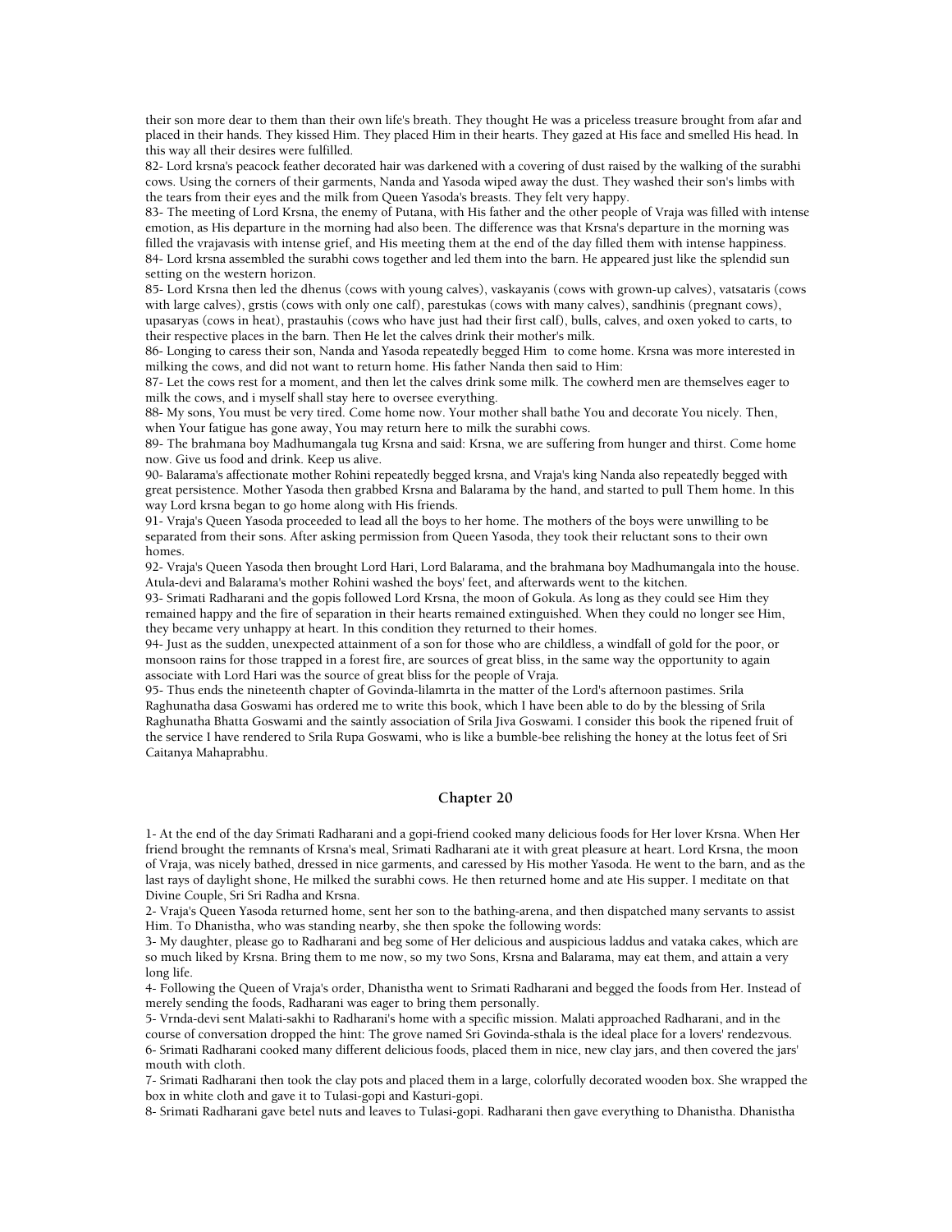their son more dear to them than their own life's breath. They thought He was a priceless treasure brought from afar and placed in their hands. They kissed Him. They placed Him in their hearts. They gazed at His face and smelled His head. In this way all their desires were fulfilled.

82- Lord krsna's peacock feather decorated hair was darkened with a covering of dust raised by the walking of the surabhi cows. Using the corners of their garments, Nanda and Yasoda wiped away the dust. They washed their son's limbs with the tears from their eyes and the milk from Queen Yasoda's breasts. They felt very happy.

83- The meeting of Lord Krsna, the enemy of Putana, with His father and the other people of Vraja was filled with intense emotion, as His departure in the morning had also been. The difference was that Krsna's departure in the morning was filled the vrajavasis with intense grief, and His meeting them at the end of the day filled them with intense happiness.

84- Lord krsna assembled the surabhi cows together and led them into the barn. He appeared just like the splendid sun setting on the western horizon.

85- Lord Krsna then led the dhenus (cows with young calves), vaskayanis (cows with grown-up calves), vatsataris (cows with large calves), grstis (cows with only one calf), parestukas (cows with many calves), sandhinis (pregnant cows), upasaryas (cows in heat), prastauhis (cows who have just had their first calf), bulls, calves, and oxen yoked to carts, to their respective places in the barn. Then He let the calves drink their mother's milk.

86- Longing to caress their son, Nanda and Yasoda repeatedly begged Him  to come home. Krsna was more interested in milking the cows, and did not want to return home. His father Nanda then said to Him:

87- Let the cows rest for a moment, and then let the calves drink some milk. The cowherd men are themselves eager to milk the cows, and i myself shall stay here to oversee everything.

88- My sons, You must be very tired. Come home now. Your mother shall bathe You and decorate You nicely. Then, when Your fatigue has gone away, You may return here to milk the surabhi cows.

89- The brahmana boy Madhumangala tug Krsna and said: Krsna, we are suffering from hunger and thirst. Come home now. Give us food and drink. Keep us alive.

90- Balarama's affectionate mother Rohini repeatedly begged krsna, and Vraja's king Nanda also repeatedly begged with great persistence. Mother Yasoda then grabbed Krsna and Balarama by the hand, and started to pull Them home. In this way Lord krsna began to go home along with His friends.

91- Vraja's Queen Yasoda proceeded to lead all the boys to her home. The mothers of the boys were unwilling to be separated from their sons. After asking permission from Queen Yasoda, they took their reluctant sons to their own homes.

92- Vraja's Queen Yasoda then brought Lord Hari, Lord Balarama, and the brahmana boy Madhumangala into the house. Atula-devi and Balarama's mother Rohini washed the boys' feet, and afterwards went to the kitchen.

93- Srimati Radharani and the gopis followed Lord Krsna, the moon of Gokula. As long as they could see Him they remained happy and the fire of separation in their hearts remained extinguished. When they could no longer see Him, they became very unhappy at heart. In this condition they returned to their homes.

94- Just as the sudden, unexpected attainment of a son for those who are childless, a windfall of gold for the poor, or monsoon rains for those trapped in a forest fire, are sources of great bliss, in the same way the opportunity to again associate with Lord Hari was the source of great bliss for the people of Vraja.

95- Thus ends the nineteenth chapter of Govinda-lilamrta in the matter of the Lord's afternoon pastimes. Srila Raghunatha dasa Goswami has ordered me to write this book, which I have been able to do by the blessing of Srila Raghunatha Bhatta Goswami and the saintly association of Srila Jiva Goswami. I consider this book the ripened fruit of the service I have rendered to Srila Rupa Goswami, who is like a bumble-bee relishing the honey at the lotus feet of Sri Caitanya Mahaprabhu.

## Chapter 20

1- At the end of the day Srimati Radharani and a gopi-friend cooked many delicious foods for Her lover Krsna. When Her friend brought the remnants of Krsna's meal, Srimati Radharani ate it with great pleasure at heart. Lord Krsna, the moon of Vraja, was nicely bathed, dressed in nice garments, and caressed by His mother Yasoda. He went to the barn, and as the last rays of daylight shone, He milked the surabhi cows. He then returned home and ate His supper. I meditate on that Divine Couple, Sri Sri Radha and Krsna.

2- Vraja's Queen Yasoda returned home, sent her son to the bathing-arena, and then dispatched many servants to assist Him. To Dhanistha, who was standing nearby, she then spoke the following words:

3- My daughter, please go to Radharani and beg some of Her delicious and auspicious laddus and vataka cakes, which are so much liked by Krsna. Bring them to me now, so my two Sons, Krsna and Balarama, may eat them, and attain a very long life.

4- Following the Queen of Vraja's order, Dhanistha went to Srimati Radharani and begged the foods from Her. Instead of merely sending the foods, Radharani was eager to bring them personally.

5- Vrnda-devi sent Malati-sakhi to Radharani's home with a specific mission. Malati approached Radharani, and in the course of conversation dropped the hint: The grove named Sri Govinda-sthala is the ideal place for a lovers' rendezvous.

6- Srimati Radharani cooked many different delicious foods, placed them in nice, new clay jars, and then covered the jars' mouth with cloth.

7- Srimati Radharani then took the clay pots and placed them in a large, colorfully decorated wooden box. She wrapped the box in white cloth and gave it to Tulasi-gopi and Kasturi-gopi.

8- Srimati Radharani gave betel nuts and leaves to Tulasi-gopi. Radharani then gave everything to Dhanistha. Dhanistha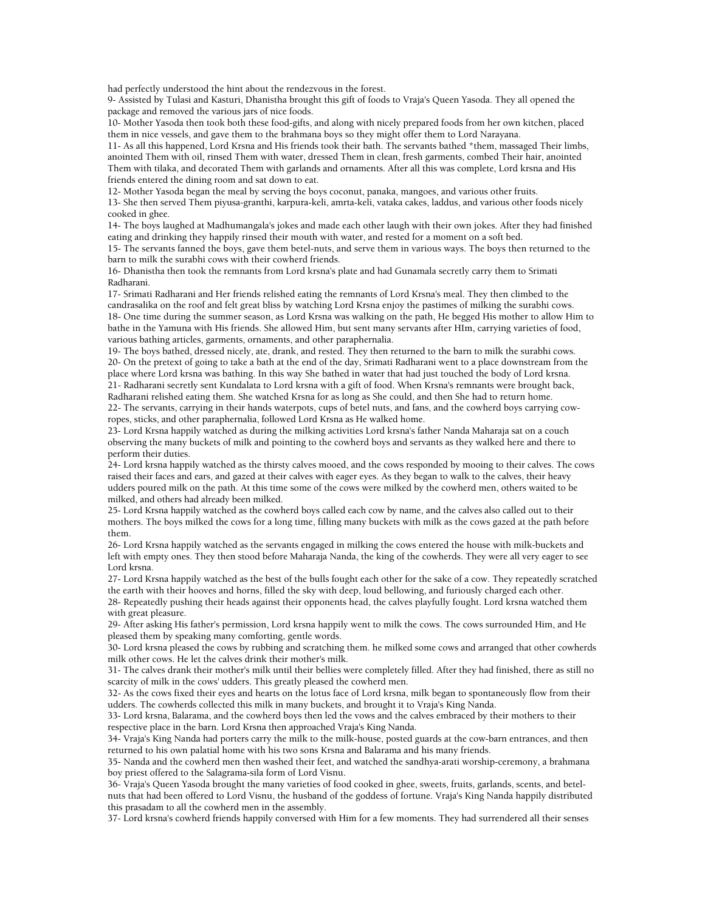had perfectly understood the hint about the rendezvous in the forest.

9- Assisted by Tulasi and Kasturi, Dhanistha brought this gift of foods to Vraja's Queen Yasoda. They all opened the package and removed the various jars of nice foods.

10- Mother Yasoda then took both these food-gifts, and along with nicely prepared foods from her own kitchen, placed them in nice vessels, and gave them to the brahmana boys so they might offer them to Lord Narayana.

11- As all this happened, Lord Krsna and His friends took their bath. The servants bathed *them, massaged Their limbs, anointed Them with oil, rinsed Them with water, dressed Them in clean, fresh garments, combed Their hair, anointed Them with tilaka, and decorated Them with garlands and ornaments. After all this was complete, Lord krsna and His friends entered the dining room and sat down to eat.

12- Mother Yasoda began the meal by serving the boys coconut, panaka, mangoes, and various other fruits.

13- She then served Them piyusa-granthi, karpura-keli, amrta-keli, vataka cakes, laddus, and various other foods nicely cooked in ghee.

14- The boys laughed at Madhumangala's jokes and made each other laugh with their own jokes. After they had finished eating and drinking they happily rinsed their mouth with water, and rested for a moment on a soft bed.

15- The servants fanned the boys, gave them betel-nuts, and serve them in various ways. The boys then returned to the barn to milk the surabhi cows with their cowherd friends.

16- Dhanistha then took the remnants from Lord krsna's plate and had Gunamala secretly carry them to Srimati Radharani.

17- Srimati Radharani and Her friends relished eating the remnants of Lord Krsna's meal. They then climbed to the candrasalika on the roof and felt great bliss by watching Lord Krsna enjoy the pastimes of milking the surabhi cows.

18- One time during the summer season, as Lord Krsna was walking on the path, He begged His mother to allow Him to bathe in the Yamuna with His friends. She allowed Him, but sent many servants after HIm, carrying varieties of food, various bathing articles, garments, ornaments, and other paraphernalia.

19- The boys bathed, dressed nicely, ate, drank, and rested. They then returned to the barn to milk the surabhi cows.

20- On the pretext of going to take a bath at the end of the day, Srimati Radharani went to a place downstream from the place where Lord krsna was bathing. In this way She bathed in water that had just touched the body of Lord krsna.

21- Radharani secretly sent Kundalata to Lord krsna with a gift of food. When Krsna's remnants were brought back, Radharani relished eating them. She watched Krsna for as long as She could, and then She had to return home.

22- The servants, carrying in their hands waterpots, cups of betel nuts, and fans, and the cowherd boys carrying cow-ropes, sticks, and other paraphernalia, followed Lord Krsna as He walked home.

23- Lord Krsna happily watched as during the milking activities Lord krsna's father Nanda Maharaja sat on a couch observing the many buckets of milk and pointing to the cowherd boys and servants as they walked here and there to perform their duties.

24- Lord krsna happily watched as the thirsty calves mooed, and the cows responded by mooing to their calves. The cows raised their faces and ears, and gazed at their calves with eager eyes. As they began to walk to the calves, their heavy udders poured milk on the path. At this time some of the cows were milked by the cowherd men, others waited to be milked, and others had already been milked.

25- Lord Krsna happily watched as the cowherd boys called each cow by name, and the calves also called out to their mothers. The boys milked the cows for a long time, filling many buckets with milk as the cows gazed at the path before them.

26- Lord Krsna happily watched as the servants engaged in milking the cows entered the house with milk-buckets and left with empty ones. They then stood before Maharaja Nanda, the king of the cowherds. They were all very eager to see Lord krsna.

27- Lord Krsna happily watched as the best of the bulls fought each other for the sake of a cow. They repeatedly scratched the earth with their hooves and horns, filled the sky with deep, loud bellowing, and furiously charged each other.

28- Repeatedly pushing their heads against their opponents head, the calves playfully fought. Lord krsna watched them with great pleasure.

29- After asking His father's permission, Lord krsna happily went to milk the cows. The cows surrounded Him, and He pleased them by speaking many comforting, gentle words.

30- Lord krsna pleased the cows by rubbing and scratching them. he milked some cows and arranged that other cowherds milk other cows. He let the calves drink their mother's milk.

31- The calves drank their mother's milk until their bellies were completely filled. After they had finished, there as still no scarcity of milk in the cows' udders. This greatly pleased the cowherd men.

32- As the cows fixed their eyes and hearts on the lotus face of Lord krsna, milk began to spontaneously flow from their udders. The cowherds collected this milk in many buckets, and brought it to Vraja's King Nanda.

33- Lord krsna, Balarama, and the cowherd boys then led the vows and the calves embraced by their mothers to their respective place in the barn. Lord Krsna then approached Vraja's King Nanda.

34- Vraja's King Nanda had porters carry the milk to the milk-house, posted guards at the cow-barn entrances, and then returned to his own palatial home with his two sons Krsna and Balarama and his many friends.

35- Nanda and the cowherd men then washed their feet, and watched the sandhya-arati worship-ceremony, a brahmana boy priest offered to the Salagrama-sila form of Lord Visnu.

36- Vraja's Queen Yasoda brought the many varieties of food cooked in ghee, sweets, fruits, garlands, scents, and betel-nuts that had been offered to Lord Visnu, the husband of the goddess of fortune. Vraja's King Nanda happily distributed this prasadam to all the cowherd men in the assembly.

37- Lord krsna's cowherd friends happily conversed with Him for a few moments. They had surrendered all their senses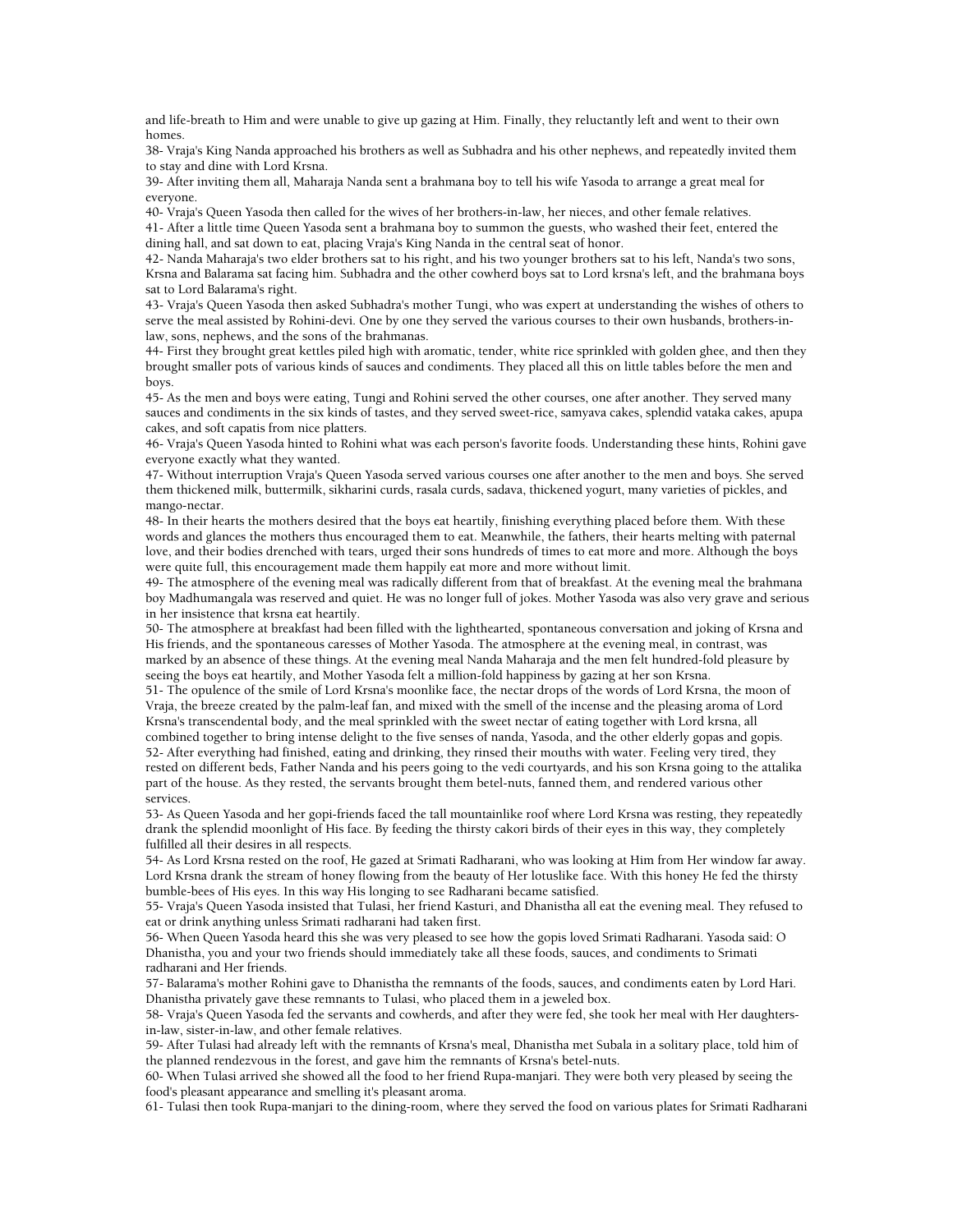and life-breath to Him and were unable to give up gazing at Him. Finally, they reluctantly left and went to their own homes.

38- Vraja's King Nanda approached his brothers as well as Subhadra and his other nephews, and repeatedly invited them to stay and dine with Lord Krsna.

39- After inviting them all, Maharaja Nanda sent a brahmana boy to tell his wife Yasoda to arrange a great meal for everyone.

40- Vraja's Queen Yasoda then called for the wives of her brothers-in-law, her nieces, and other female relatives.

41- After a little time Queen Yasoda sent a brahmana boy to summon the guests, who washed their feet, entered the dining hall, and sat down to eat, placing Vraja's King Nanda in the central seat of honor.

42- Nanda Maharaja's two elder brothers sat to his right, and his two younger brothers sat to his left, Nanda's two sons, Krsna and Balarama sat facing him. Subhadra and the other cowherd boys sat to Lord krsna's left, and the brahmana boys sat to Lord Balarama's right.

43- Vraja's Queen Yasoda then asked Subhadra's mother Tungi, who was expert at understanding the wishes of others to serve the meal assisted by Rohini-devi. One by one they served the various courses to their own husbands, brothers-in-law, sons, nephews, and the sons of the brahmanas.

44- First they brought great kettles piled high with aromatic, tender, white rice sprinkled with golden ghee, and then they brought smaller pots of various kinds of sauces and condiments. They placed all this on little tables before the men and boys.

45- As the men and boys were eating, Tungi and Rohini served the other courses, one after another. They served many sauces and condiments in the six kinds of tastes, and they served sweet-rice, samyava cakes, splendid vataka cakes, apupa cakes, and soft capatis from nice platters.

46- Vraja's Queen Yasoda hinted to Rohini what was each person's favorite foods. Understanding these hints, Rohini gave everyone exactly what they wanted.

47- Without interruption Vraja's Queen Yasoda served various courses one after another to the men and boys. She served them thickened milk, buttermilk, sikharini curds, rasala curds, sadava, thickened yogurt, many varieties of pickles, and mango-nectar.

48- In their hearts the mothers desired that the boys eat heartily, finishing everything placed before them. With these words and glances the mothers thus encouraged them to eat. Meanwhile, the fathers, their hearts melting with paternal love, and their bodies drenched with tears, urged their sons hundreds of times to eat more and more. Although the boys were quite full, this encouragement made them happily eat more and more without limit.

49- The atmosphere of the evening meal was radically different from that of breakfast. At the evening meal the brahmana boy Madhumangala was reserved and quiet. He was no longer full of jokes. Mother Yasoda was also very grave and serious in her insistence that krsna eat heartily.

50- The atmosphere at breakfast had been filled with the lighthearted, spontaneous conversation and joking of Krsna and His friends, and the spontaneous caresses of Mother Yasoda. The atmosphere at the evening meal, in contrast, was marked by an absence of these things. At the evening meal Nanda Maharaja and the men felt hundred-fold pleasure by seeing the boys eat heartily, and Mother Yasoda felt a million-fold happiness by gazing at her son Krsna.

51- The opulence of the smile of Lord Krsna's moonlike face, the nectar drops of the words of Lord Krsna, the moon of Vraja, the breeze created by the palm-leaf fan, and mixed with the smell of the incense and the pleasing aroma of Lord Krsna's transcendental body, and the meal sprinkled with the sweet nectar of eating together with Lord krsna, all combined together to bring intense delight to the five senses of nanda, Yasoda, and the other elderly gopas and gopis.

52- After everything had finished, eating and drinking, they rinsed their mouths with water. Feeling very tired, they rested on different beds, Father Nanda and his peers going to the vedi courtyards, and his son Krsna going to the attalika part of the house. As they rested, the servants brought them betel-nuts, fanned them, and rendered various other services.

53- As Queen Yasoda and her gopi-friends faced the tall mountainlike roof where Lord Krsna was resting, they repeatedly drank the splendid moonlight of His face. By feeding the thirsty cakori birds of their eyes in this way, they completely fulfilled all their desires in all respects.

54- As Lord Krsna rested on the roof, He gazed at Srimati Radharani, who was looking at Him from Her window far away. Lord Krsna drank the stream of honey flowing from the beauty of Her lotuslike face. With this honey He fed the thirsty bumble-bees of His eyes. In this way His longing to see Radharani became satisfied.

55- Vraja's Queen Yasoda insisted that Tulasi, her friend Kasturi, and Dhanistha all eat the evening meal. They refused to eat or drink anything unless Srimati radharani had taken first.

56- When Queen Yasoda heard this she was very pleased to see how the gopis loved Srimati Radharani. Yasoda said: O Dhanistha, you and your two friends should immediately take all these foods, sauces, and condiments to Srimati radharani and Her friends.

57- Balarama's mother Rohini gave to Dhanistha the remnants of the foods, sauces, and condiments eaten by Lord Hari. Dhanistha privately gave these remnants to Tulasi, who placed them in a jeweled box.

58- Vraja's Queen Yasoda fed the servants and cowherds, and after they were fed, she took her meal with Her daughters-in-law, sister-in-law, and other female relatives.

59- After Tulasi had already left with the remnants of Krsna's meal, Dhanistha met Subala in a solitary place, told him of the planned rendezvous in the forest, and gave him the remnants of Krsna's betel-nuts.

60- When Tulasi arrived she showed all the food to her friend Rupa-manjari. They were both very pleased by seeing the food's pleasant appearance and smelling it's pleasant aroma.

61- Tulasi then took Rupa-manjari to the dining-room, where they served the food on various plates for Srimati Radharani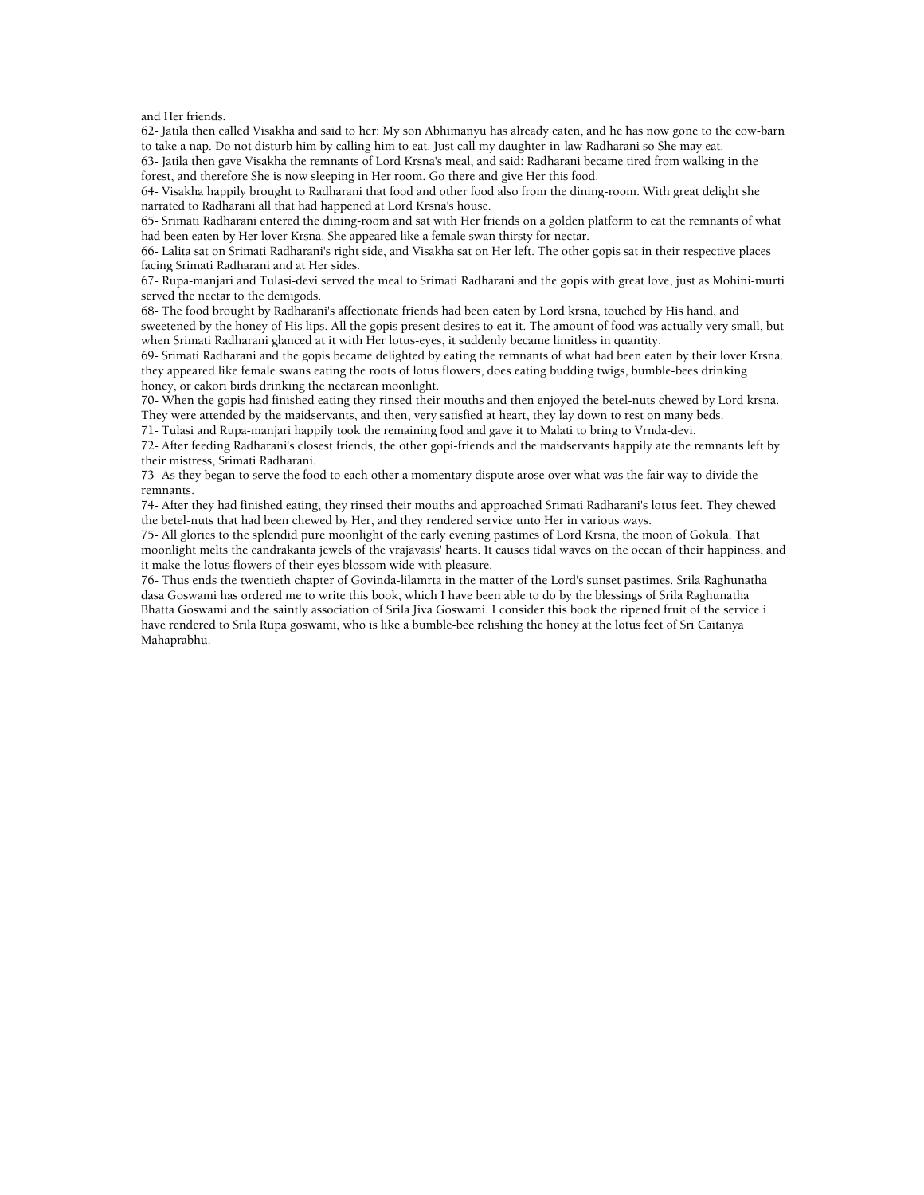and Her friends.

62- Jatila then called Visakha and said to her: My son Abhimanyu has already eaten, and he has now gone to the cow-barn to take a nap. Do not disturb him by calling him to eat. Just call my daughter-in-law Radharani so She may eat.

63- Jatila then gave Visakha the remnants of Lord Krsna's meal, and said: Radharani became tired from walking in the forest, and therefore She is now sleeping in Her room. Go there and give Her this food.

64- Visakha happily brought to Radharani that food and other food also from the dining-room. With great delight she narrated to Radharani all that had happened at Lord Krsna's house.

65- Srimati Radharani entered the dining-room and sat with Her friends on a golden platform to eat the remnants of what had been eaten by Her lover Krsna. She appeared like a female swan thirsty for nectar.

66- Lalita sat on Srimati Radharani's right side, and Visakha sat on Her left. The other gopis sat in their respective places facing Srimati Radharani and at Her sides.

67- Rupa-manjari and Tulasi-devi served the meal to Srimati Radharani and the gopis with great love, just as Mohini-murti served the nectar to the demigods.

68- The food brought by Radharani's affectionate friends had been eaten by Lord krsna, touched by His hand, and sweetened by the honey of His lips. All the gopis present desires to eat it. The amount of food was actually very small, but when Srimati Radharani glanced at it with Her lotus-eyes, it suddenly became limitless in quantity.

69- Srimati Radharani and the gopis became delighted by eating the remnants of what had been eaten by their lover Krsna. they appeared like female swans eating the roots of lotus flowers, does eating budding twigs, bumble-bees drinking honey, or cakori birds drinking the nectarean moonlight.

70- When the gopis had finished eating they rinsed their mouths and then enjoyed the betel-nuts chewed by Lord krsna. They were attended by the maidservants, and then, very satisfied at heart, they lay down to rest on many beds.

71- Tulasi and Rupa-manjari happily took the remaining food and gave it to Malati to bring to Vrnda-devi.

72- After feeding Radharani's closest friends, the other gopi-friends and the maidservants happily ate the remnants left by their mistress, Srimati Radharani.

73- As they began to serve the food to each other a momentary dispute arose over what was the fair way to divide the remnants.

74- After they had finished eating, they rinsed their mouths and approached Srimati Radharani's lotus feet. They chewed the betel-nuts that had been chewed by Her, and they rendered service unto Her in various ways.

75- All glories to the splendid pure moonlight of the early evening pastimes of Lord Krsna, the moon of Gokula. That moonlight melts the candrakanta jewels of the vrajavasis' hearts. It causes tidal waves on the ocean of their happiness, and it make the lotus flowers of their eyes blossom wide with pleasure.

76- Thus ends the twentieth chapter of Govinda-lilamrta in the matter of the Lord's sunset pastimes. Srila Raghunatha dasa Goswami has ordered me to write this book, which I have been able to do by the blessings of Srila Raghunatha Bhatta Goswami and the saintly association of Srila Jiva Goswami. I consider this book the ripened fruit of the service i have rendered to Srila Rupa goswami, who is like a bumble-bee relishing the honey at the lotus feet of Sri Caitanya Mahaprabhu.